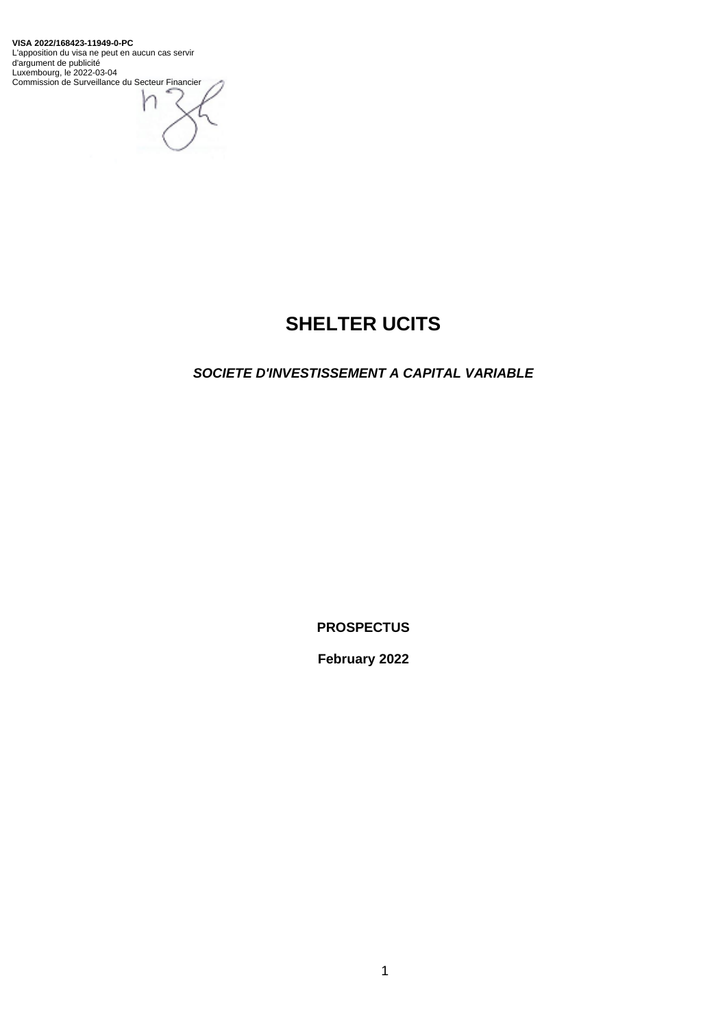**VISA 2022/168423-11949-0-PC**
L'apposition du visa ne peut en aucun cas servir d'argument de publicité
Luxembourg, le 2022-03-04
Commission de Surveillance du Secteur Financier

# SHELTER UCITS

***SOCIETE D'INVESTISSEMENT A CAPITAL VARIABLE***

**PROSPECTUS**

**February 2022**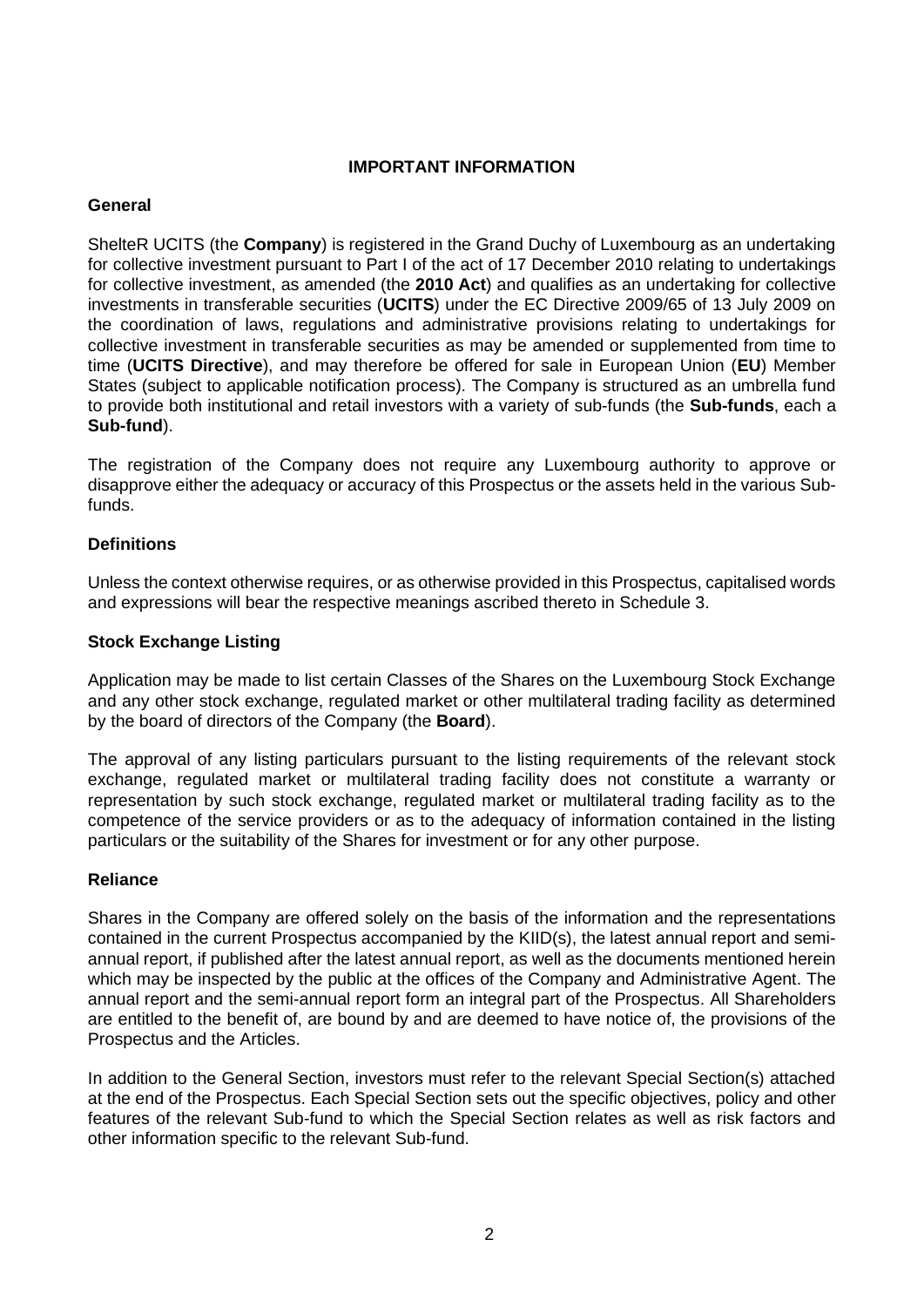## IMPORTANT INFORMATION

### General

ShelteR UCITS (the **Company**) is registered in the Grand Duchy of Luxembourg as an undertaking for collective investment pursuant to Part I of the act of 17 December 2010 relating to undertakings for collective investment, as amended (the **2010 Act**) and qualifies as an undertaking for collective investments in transferable securities (**UCITS**) under the EC Directive 2009/65 of 13 July 2009 on the coordination of laws, regulations and administrative provisions relating to undertakings for collective investment in transferable securities as may be amended or supplemented from time to time (**UCITS Directive**), and may therefore be offered for sale in European Union (**EU**) Member States (subject to applicable notification process). The Company is structured as an umbrella fund to provide both institutional and retail investors with a variety of sub-funds (the **Sub-funds**, each a **Sub-fund**).

The registration of the Company does not require any Luxembourg authority to approve or disapprove either the adequacy or accuracy of this Prospectus or the assets held in the various Sub-funds.

### Definitions

Unless the context otherwise requires, or as otherwise provided in this Prospectus, capitalised words and expressions will bear the respective meanings ascribed thereto in Schedule 3.

### Stock Exchange Listing

Application may be made to list certain Classes of the Shares on the Luxembourg Stock Exchange and any other stock exchange, regulated market or other multilateral trading facility as determined by the board of directors of the Company (the **Board**).

The approval of any listing particulars pursuant to the listing requirements of the relevant stock exchange, regulated market or multilateral trading facility does not constitute a warranty or representation by such stock exchange, regulated market or multilateral trading facility as to the competence of the service providers or as to the adequacy of information contained in the listing particulars or the suitability of the Shares for investment or for any other purpose.

### Reliance

Shares in the Company are offered solely on the basis of the information and the representations contained in the current Prospectus accompanied by the KIID(s), the latest annual report and semi-annual report, if published after the latest annual report, as well as the documents mentioned herein which may be inspected by the public at the offices of the Company and Administrative Agent. The annual report and the semi-annual report form an integral part of the Prospectus. All Shareholders are entitled to the benefit of, are bound by and are deemed to have notice of, the provisions of the Prospectus and the Articles.

In addition to the General Section, investors must refer to the relevant Special Section(s) attached at the end of the Prospectus. Each Special Section sets out the specific objectives, policy and other features of the relevant Sub-fund to which the Special Section relates as well as risk factors and other information specific to the relevant Sub-fund.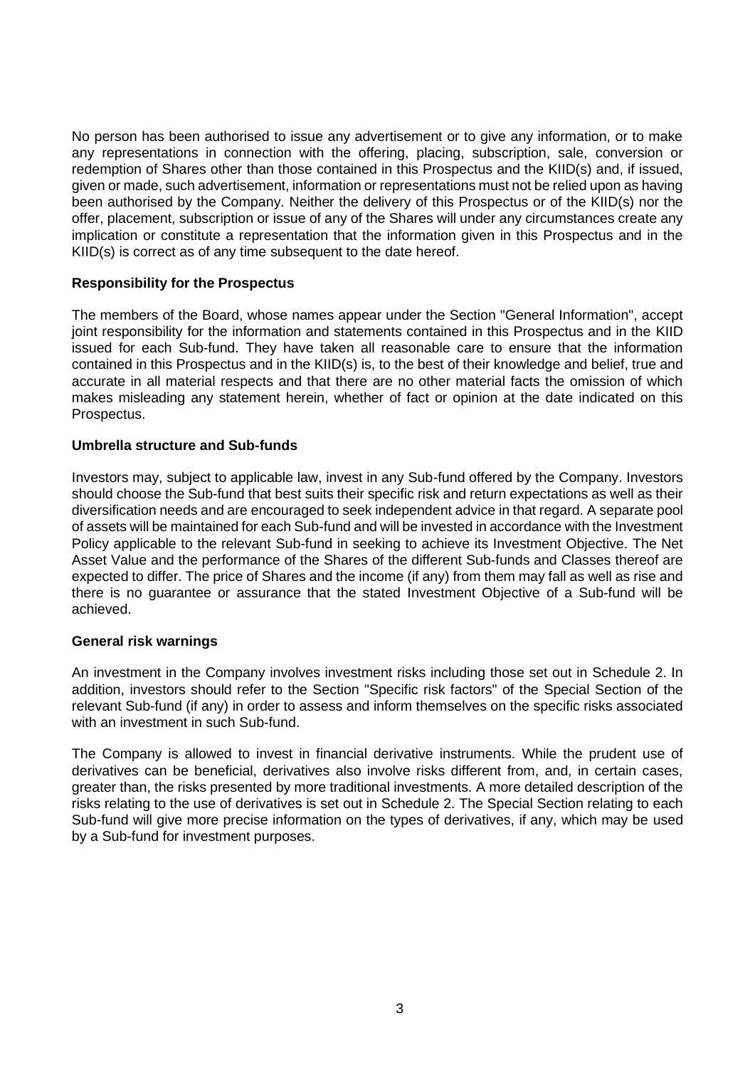No person has been authorised to issue any advertisement or to give any information, or to make any representations in connection with the offering, placing, subscription, sale, conversion or redemption of Shares other than those contained in this Prospectus and the KIID(s) and, if issued, given or made, such advertisement, information or representations must not be relied upon as having been authorised by the Company. Neither the delivery of this Prospectus or of the KIID(s) nor the offer, placement, subscription or issue of any of the Shares will under any circumstances create any implication or constitute a representation that the information given in this Prospectus and in the KIID(s) is correct as of any time subsequent to the date hereof.

**Responsibility for the Prospectus**

The members of the Board, whose names appear under the Section "General Information", accept joint responsibility for the information and statements contained in this Prospectus and in the KIID issued for each Sub-fund. They have taken all reasonable care to ensure that the information contained in this Prospectus and in the KIID(s) is, to the best of their knowledge and belief, true and accurate in all material respects and that there are no other material facts the omission of which makes misleading any statement herein, whether of fact or opinion at the date indicated on this Prospectus.

**Umbrella structure and Sub-funds**

Investors may, subject to applicable law, invest in any Sub-fund offered by the Company. Investors should choose the Sub-fund that best suits their specific risk and return expectations as well as their diversification needs and are encouraged to seek independent advice in that regard. A separate pool of assets will be maintained for each Sub-fund and will be invested in accordance with the Investment Policy applicable to the relevant Sub-fund in seeking to achieve its Investment Objective. The Net Asset Value and the performance of the Shares of the different Sub-funds and Classes thereof are expected to differ. The price of Shares and the income (if any) from them may fall as well as rise and there is no guarantee or assurance that the stated Investment Objective of a Sub-fund will be achieved.

**General risk warnings**

An investment in the Company involves investment risks including those set out in Schedule 2. In addition, investors should refer to the Section "Specific risk factors" of the Special Section of the relevant Sub-fund (if any) in order to assess and inform themselves on the specific risks associated with an investment in such Sub-fund.

The Company is allowed to invest in financial derivative instruments. While the prudent use of derivatives can be beneficial, derivatives also involve risks different from, and, in certain cases, greater than, the risks presented by more traditional investments. A more detailed description of the risks relating to the use of derivatives is set out in Schedule 2. The Special Section relating to each Sub-fund will give more precise information on the types of derivatives, if any, which may be used by a Sub-fund for investment purposes.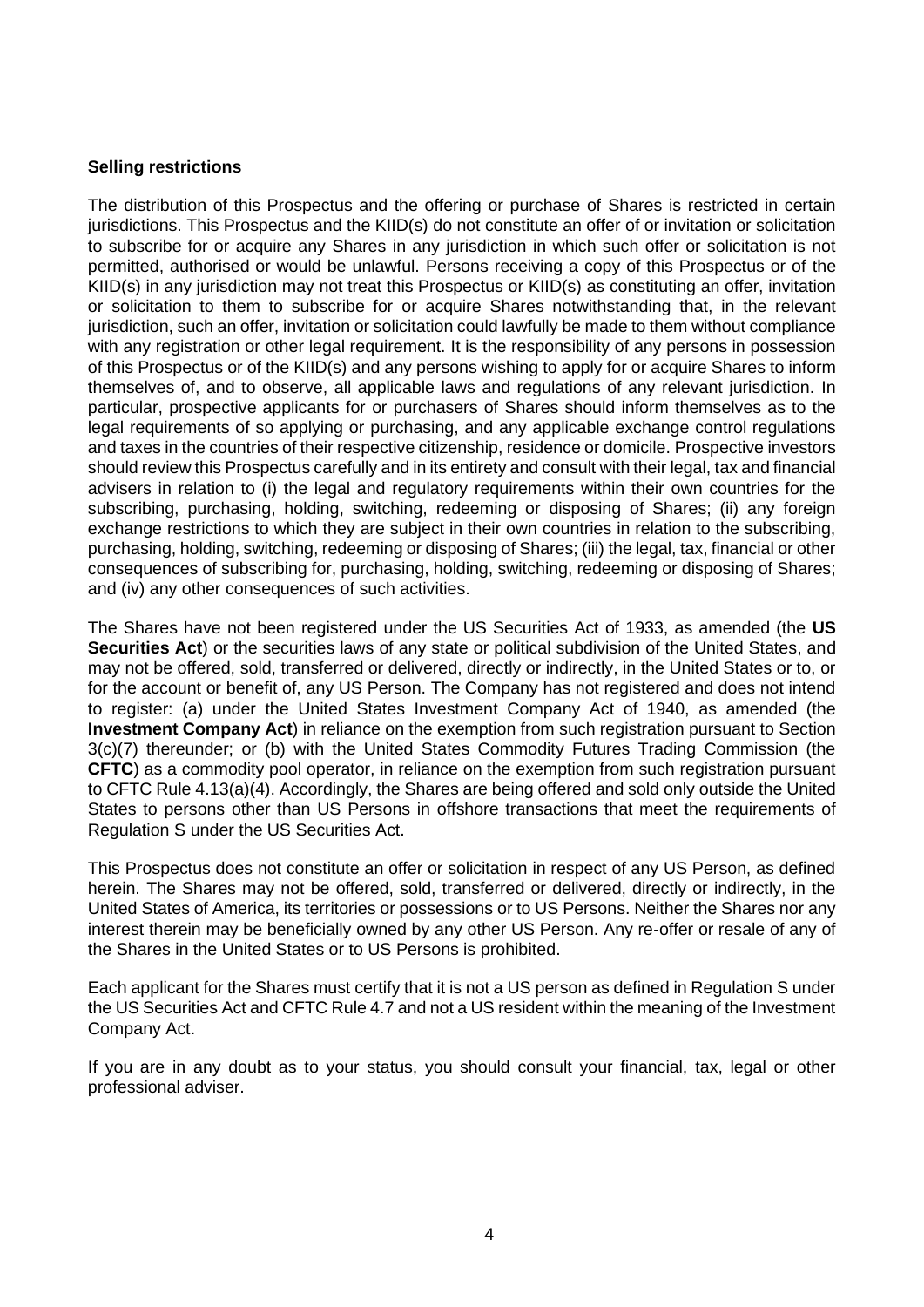**Selling restrictions**

The distribution of this Prospectus and the offering or purchase of Shares is restricted in certain jurisdictions. This Prospectus and the KIID(s) do not constitute an offer of or invitation or solicitation to subscribe for or acquire any Shares in any jurisdiction in which such offer or solicitation is not permitted, authorised or would be unlawful. Persons receiving a copy of this Prospectus or of the KIID(s) in any jurisdiction may not treat this Prospectus or KIID(s) as constituting an offer, invitation or solicitation to them to subscribe for or acquire Shares notwithstanding that, in the relevant jurisdiction, such an offer, invitation or solicitation could lawfully be made to them without compliance with any registration or other legal requirement. It is the responsibility of any persons in possession of this Prospectus or of the KIID(s) and any persons wishing to apply for or acquire Shares to inform themselves of, and to observe, all applicable laws and regulations of any relevant jurisdiction. In particular, prospective applicants for or purchasers of Shares should inform themselves as to the legal requirements of so applying or purchasing, and any applicable exchange control regulations and taxes in the countries of their respective citizenship, residence or domicile. Prospective investors should review this Prospectus carefully and in its entirety and consult with their legal, tax and financial advisers in relation to (i) the legal and regulatory requirements within their own countries for the subscribing, purchasing, holding, switching, redeeming or disposing of Shares; (ii) any foreign exchange restrictions to which they are subject in their own countries in relation to the subscribing, purchasing, holding, switching, redeeming or disposing of Shares; (iii) the legal, tax, financial or other consequences of subscribing for, purchasing, holding, switching, redeeming or disposing of Shares; and (iv) any other consequences of such activities.

The Shares have not been registered under the US Securities Act of 1933, as amended (the **US Securities Act**) or the securities laws of any state or political subdivision of the United States, and may not be offered, sold, transferred or delivered, directly or indirectly, in the United States or to, or for the account or benefit of, any US Person. The Company has not registered and does not intend to register: (a) under the United States Investment Company Act of 1940, as amended (the **Investment Company Act**) in reliance on the exemption from such registration pursuant to Section 3(c)(7) thereunder; or (b) with the United States Commodity Futures Trading Commission (the **CFTC**) as a commodity pool operator, in reliance on the exemption from such registration pursuant to CFTC Rule 4.13(a)(4). Accordingly, the Shares are being offered and sold only outside the United States to persons other than US Persons in offshore transactions that meet the requirements of Regulation S under the US Securities Act.

This Prospectus does not constitute an offer or solicitation in respect of any US Person, as defined herein. The Shares may not be offered, sold, transferred or delivered, directly or indirectly, in the United States of America, its territories or possessions or to US Persons. Neither the Shares nor any interest therein may be beneficially owned by any other US Person. Any re-offer or resale of any of the Shares in the United States or to US Persons is prohibited.

Each applicant for the Shares must certify that it is not a US person as defined in Regulation S under the US Securities Act and CFTC Rule 4.7 and not a US resident within the meaning of the Investment Company Act.

If you are in any doubt as to your status, you should consult your financial, tax, legal or other professional adviser.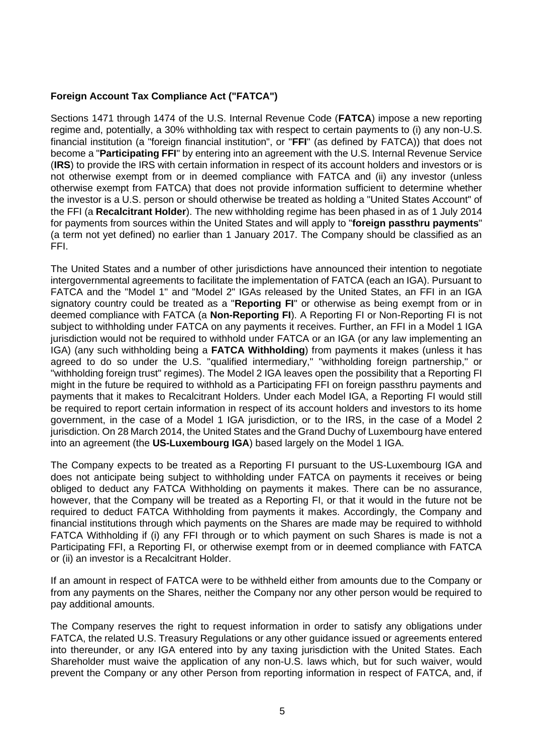**Foreign Account Tax Compliance Act ("FATCA")**

Sections 1471 through 1474 of the U.S. Internal Revenue Code (**FATCA**) impose a new reporting regime and, potentially, a 30% withholding tax with respect to certain payments to (i) any non-U.S. financial institution (a "foreign financial institution", or "**FFI**" (as defined by FATCA)) that does not become a "**Participating FFI**" by entering into an agreement with the U.S. Internal Revenue Service (**IRS**) to provide the IRS with certain information in respect of its account holders and investors or is not otherwise exempt from or in deemed compliance with FATCA and (ii) any investor (unless otherwise exempt from FATCA) that does not provide information sufficient to determine whether the investor is a U.S. person or should otherwise be treated as holding a "United States Account" of the FFI (a **Recalcitrant Holder**). The new withholding regime has been phased in as of 1 July 2014 for payments from sources within the United States and will apply to "**foreign passthru payments**" (a term not yet defined) no earlier than 1 January 2017. The Company should be classified as an FFI.

The United States and a number of other jurisdictions have announced their intention to negotiate intergovernmental agreements to facilitate the implementation of FATCA (each an IGA). Pursuant to FATCA and the "Model 1" and "Model 2" IGAs released by the United States, an FFI in an IGA signatory country could be treated as a "**Reporting FI**" or otherwise as being exempt from or in deemed compliance with FATCA (a **Non-Reporting FI**). A Reporting FI or Non-Reporting FI is not subject to withholding under FATCA on any payments it receives. Further, an FFI in a Model 1 IGA jurisdiction would not be required to withhold under FATCA or an IGA (or any law implementing an IGA) (any such withholding being a **FATCA Withholding**) from payments it makes (unless it has agreed to do so under the U.S. "qualified intermediary," "withholding foreign partnership," or "withholding foreign trust" regimes). The Model 2 IGA leaves open the possibility that a Reporting FI might in the future be required to withhold as a Participating FFI on foreign passthru payments and payments that it makes to Recalcitrant Holders. Under each Model IGA, a Reporting FI would still be required to report certain information in respect of its account holders and investors to its home government, in the case of a Model 1 IGA jurisdiction, or to the IRS, in the case of a Model 2 jurisdiction. On 28 March 2014, the United States and the Grand Duchy of Luxembourg have entered into an agreement (the **US-Luxembourg IGA**) based largely on the Model 1 IGA.

The Company expects to be treated as a Reporting FI pursuant to the US-Luxembourg IGA and does not anticipate being subject to withholding under FATCA on payments it receives or being obliged to deduct any FATCA Withholding on payments it makes. There can be no assurance, however, that the Company will be treated as a Reporting FI, or that it would in the future not be required to deduct FATCA Withholding from payments it makes. Accordingly, the Company and financial institutions through which payments on the Shares are made may be required to withhold FATCA Withholding if (i) any FFI through or to which payment on such Shares is made is not a Participating FFI, a Reporting FI, or otherwise exempt from or in deemed compliance with FATCA or (ii) an investor is a Recalcitrant Holder.

If an amount in respect of FATCA were to be withheld either from amounts due to the Company or from any payments on the Shares, neither the Company nor any other person would be required to pay additional amounts.

The Company reserves the right to request information in order to satisfy any obligations under FATCA, the related U.S. Treasury Regulations or any other guidance issued or agreements entered into thereunder, or any IGA entered into by any taxing jurisdiction with the United States. Each Shareholder must waive the application of any non-U.S. laws which, but for such waiver, would prevent the Company or any other Person from reporting information in respect of FATCA, and, if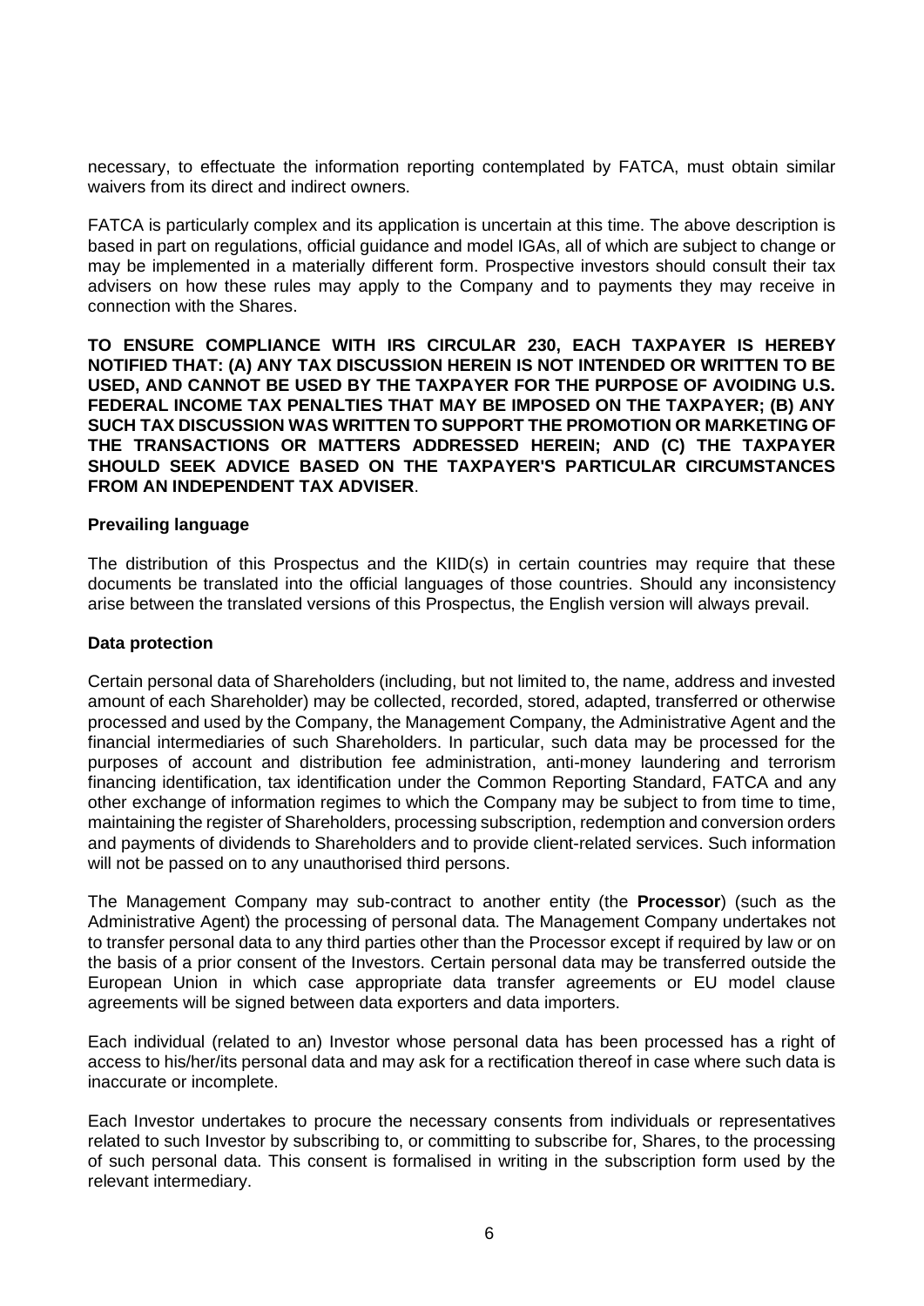necessary, to effectuate the information reporting contemplated by FATCA, must obtain similar waivers from its direct and indirect owners.

FATCA is particularly complex and its application is uncertain at this time. The above description is based in part on regulations, official guidance and model IGAs, all of which are subject to change or may be implemented in a materially different form. Prospective investors should consult their tax advisers on how these rules may apply to the Company and to payments they may receive in connection with the Shares.

**TO ENSURE COMPLIANCE WITH IRS CIRCULAR 230, EACH TAXPAYER IS HEREBY NOTIFIED THAT: (A) ANY TAX DISCUSSION HEREIN IS NOT INTENDED OR WRITTEN TO BE USED, AND CANNOT BE USED BY THE TAXPAYER FOR THE PURPOSE OF AVOIDING U.S. FEDERAL INCOME TAX PENALTIES THAT MAY BE IMPOSED ON THE TAXPAYER; (B) ANY SUCH TAX DISCUSSION WAS WRITTEN TO SUPPORT THE PROMOTION OR MARKETING OF THE TRANSACTIONS OR MATTERS ADDRESSED HEREIN; AND (C) THE TAXPAYER SHOULD SEEK ADVICE BASED ON THE TAXPAYER'S PARTICULAR CIRCUMSTANCES FROM AN INDEPENDENT TAX ADVISER**.

**Prevailing language**

The distribution of this Prospectus and the KIID(s) in certain countries may require that these documents be translated into the official languages of those countries. Should any inconsistency arise between the translated versions of this Prospectus, the English version will always prevail.

**Data protection**

Certain personal data of Shareholders (including, but not limited to, the name, address and invested amount of each Shareholder) may be collected, recorded, stored, adapted, transferred or otherwise processed and used by the Company, the Management Company, the Administrative Agent and the financial intermediaries of such Shareholders. In particular, such data may be processed for the purposes of account and distribution fee administration, anti-money laundering and terrorism financing identification, tax identification under the Common Reporting Standard, FATCA and any other exchange of information regimes to which the Company may be subject to from time to time, maintaining the register of Shareholders, processing subscription, redemption and conversion orders and payments of dividends to Shareholders and to provide client-related services. Such information will not be passed on to any unauthorised third persons.

The Management Company may sub-contract to another entity (the **Processor**) (such as the Administrative Agent) the processing of personal data. The Management Company undertakes not to transfer personal data to any third parties other than the Processor except if required by law or on the basis of a prior consent of the Investors. Certain personal data may be transferred outside the European Union in which case appropriate data transfer agreements or EU model clause agreements will be signed between data exporters and data importers.

Each individual (related to an) Investor whose personal data has been processed has a right of access to his/her/its personal data and may ask for a rectification thereof in case where such data is inaccurate or incomplete.

Each Investor undertakes to procure the necessary consents from individuals or representatives related to such Investor by subscribing to, or committing to subscribe for, Shares, to the processing of such personal data. This consent is formalised in writing in the subscription form used by the relevant intermediary.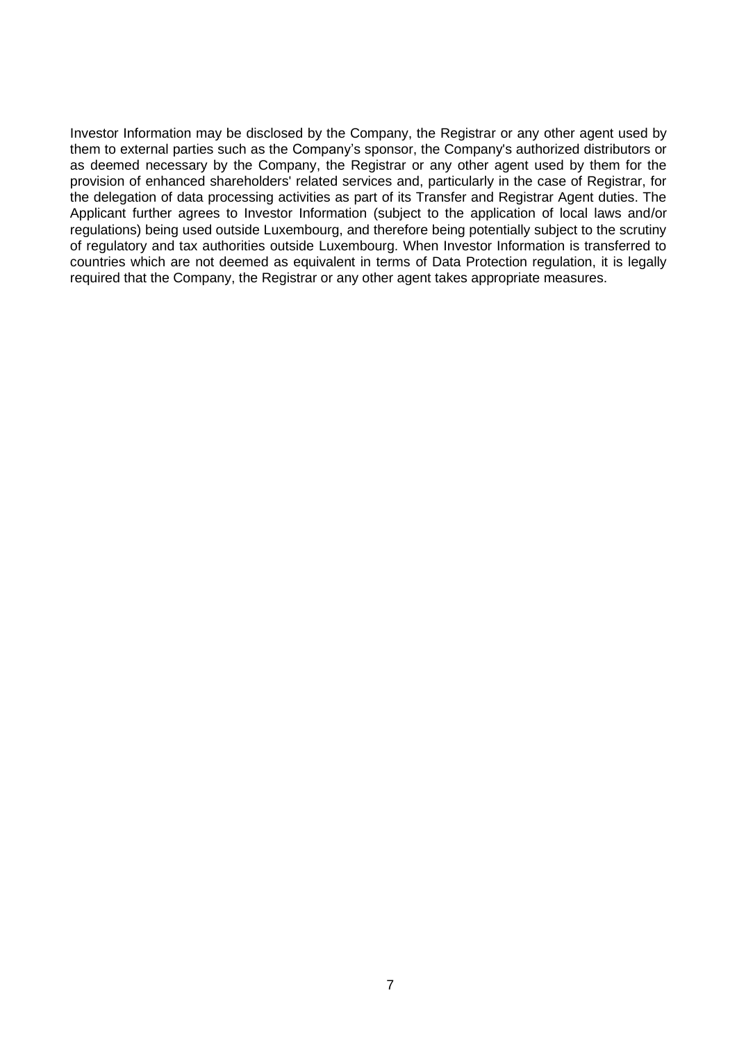Investor Information may be disclosed by the Company, the Registrar or any other agent used by them to external parties such as the Company's sponsor, the Company's authorized distributors or as deemed necessary by the Company, the Registrar or any other agent used by them for the provision of enhanced shareholders' related services and, particularly in the case of Registrar, for the delegation of data processing activities as part of its Transfer and Registrar Agent duties. The Applicant further agrees to Investor Information (subject to the application of local laws and/or regulations) being used outside Luxembourg, and therefore being potentially subject to the scrutiny of regulatory and tax authorities outside Luxembourg. When Investor Information is transferred to countries which are not deemed as equivalent in terms of Data Protection regulation, it is legally required that the Company, the Registrar or any other agent takes appropriate measures.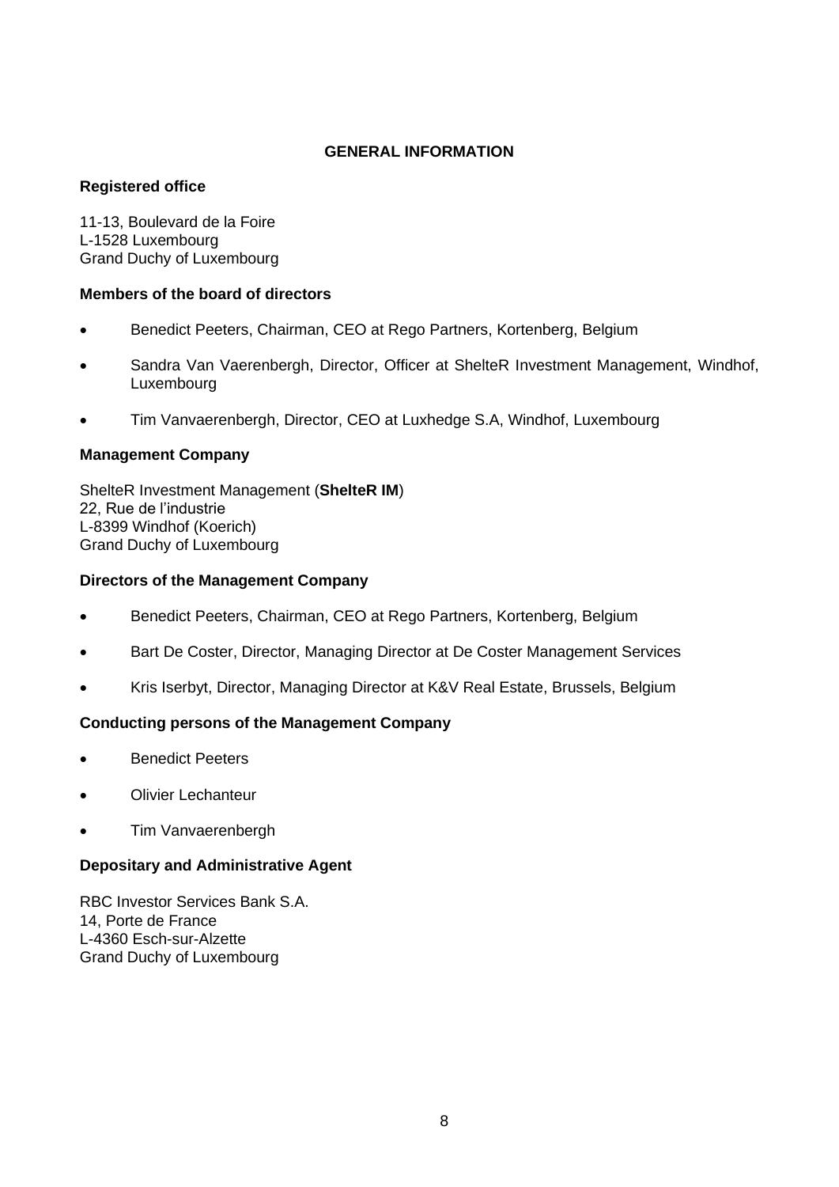# GENERAL INFORMATION

**Registered office**

11-13, Boulevard de la Foire
L-1528 Luxembourg
Grand Duchy of Luxembourg

**Members of the board of directors**

- Benedict Peeters, Chairman, CEO at Rego Partners, Kortenberg, Belgium
- Sandra Van Vaerenbergh, Director, Officer at ShelteR Investment Management, Windhof, Luxembourg
- Tim Vanvaerenbergh, Director, CEO at Luxhedge S.A, Windhof, Luxembourg

**Management Company**

ShelteR Investment Management (**ShelteR IM**)
22, Rue de l'industrie
L-8399 Windhof (Koerich)
Grand Duchy of Luxembourg

**Directors of the Management Company**

- Benedict Peeters, Chairman, CEO at Rego Partners, Kortenberg, Belgium
- Bart De Coster, Director, Managing Director at De Coster Management Services
- Kris Iserbyt, Director, Managing Director at K&V Real Estate, Brussels, Belgium

**Conducting persons of the Management Company**

- Benedict Peeters
- Olivier Lechanteur
- Tim Vanvaerenbergh

**Depositary and Administrative Agent**

RBC Investor Services Bank S.A.
14, Porte de France
L-4360 Esch-sur-Alzette
Grand Duchy of Luxembourg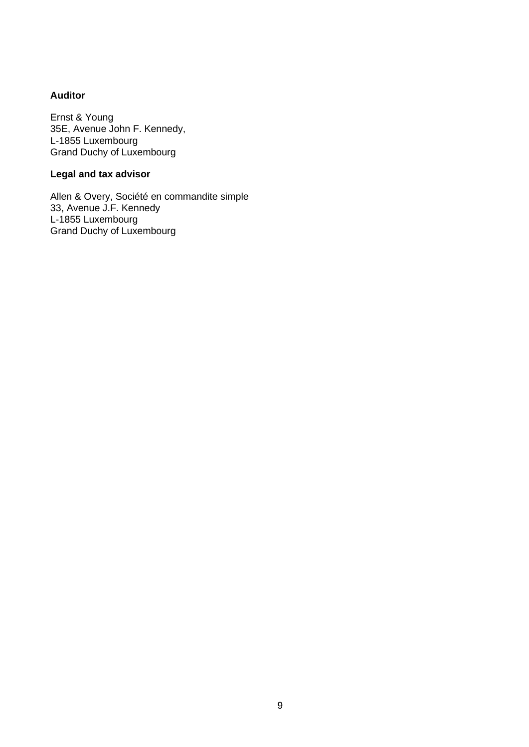**Auditor**

Ernst & Young  
35E, Avenue John F. Kennedy,  
L-1855 Luxembourg  
Grand Duchy of Luxembourg

**Legal and tax advisor**

Allen & Overy, Société en commandite simple  
33, Avenue J.F. Kennedy  
L-1855 Luxembourg  
Grand Duchy of Luxembourg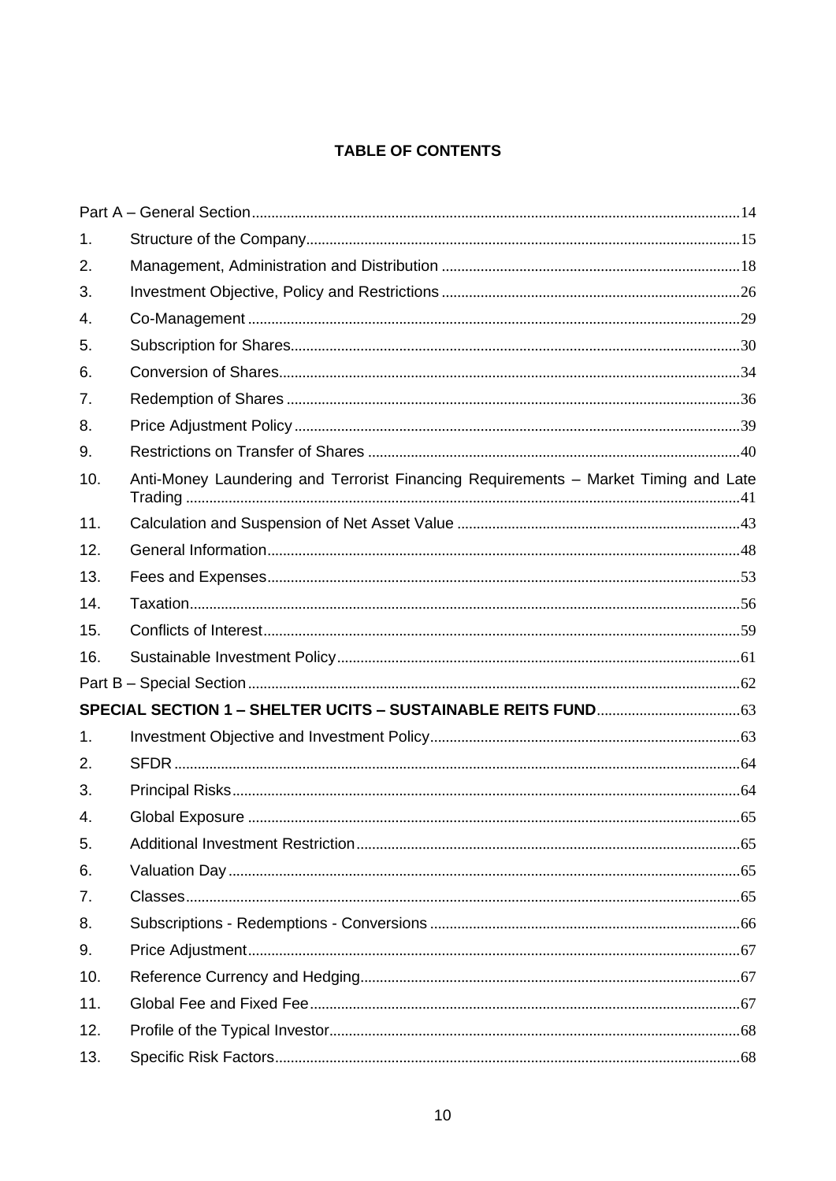## TABLE OF CONTENTS

| | | |
|---|---|---|
| Part A – General Section | | 14 |
| 1. | Structure of the Company | 15 |
| 2. | Management, Administration and Distribution | 18 |
| 3. | Investment Objective, Policy and Restrictions | 26 |
| 4. | Co-Management | 29 |
| 5. | Subscription for Shares | 30 |
| 6. | Conversion of Shares | 34 |
| 7. | Redemption of Shares | 36 |
| 8. | Price Adjustment Policy | 39 |
| 9. | Restrictions on Transfer of Shares | 40 |
| 10. | Anti-Money Laundering and Terrorist Financing Requirements – Market Timing and Late Trading | 41 |
| 11. | Calculation and Suspension of Net Asset Value | 43 |
| 12. | General Information | 48 |
| 13. | Fees and Expenses | 53 |
| 14. | Taxation | 56 |
| 15. | Conflicts of Interest | 59 |
| 16. | Sustainable Investment Policy | 61 |
| Part B – Special Section | | 62 |
| **SPECIAL SECTION 1 – SHELTER UCITS – SUSTAINABLE REITS FUND** | | 63 |
| 1. | Investment Objective and Investment Policy | 63 |
| 2. | SFDR | 64 |
| 3. | Principal Risks | 64 |
| 4. | Global Exposure | 65 |
| 5. | Additional Investment Restriction | 65 |
| 6. | Valuation Day | 65 |
| 7. | Classes | 65 |
| 8. | Subscriptions - Redemptions - Conversions | 66 |
| 9. | Price Adjustment | 67 |
| 10. | Reference Currency and Hedging | 67 |
| 11. | Global Fee and Fixed Fee | 67 |
| 12. | Profile of the Typical Investor | 68 |
| 13. | Specific Risk Factors | 68 |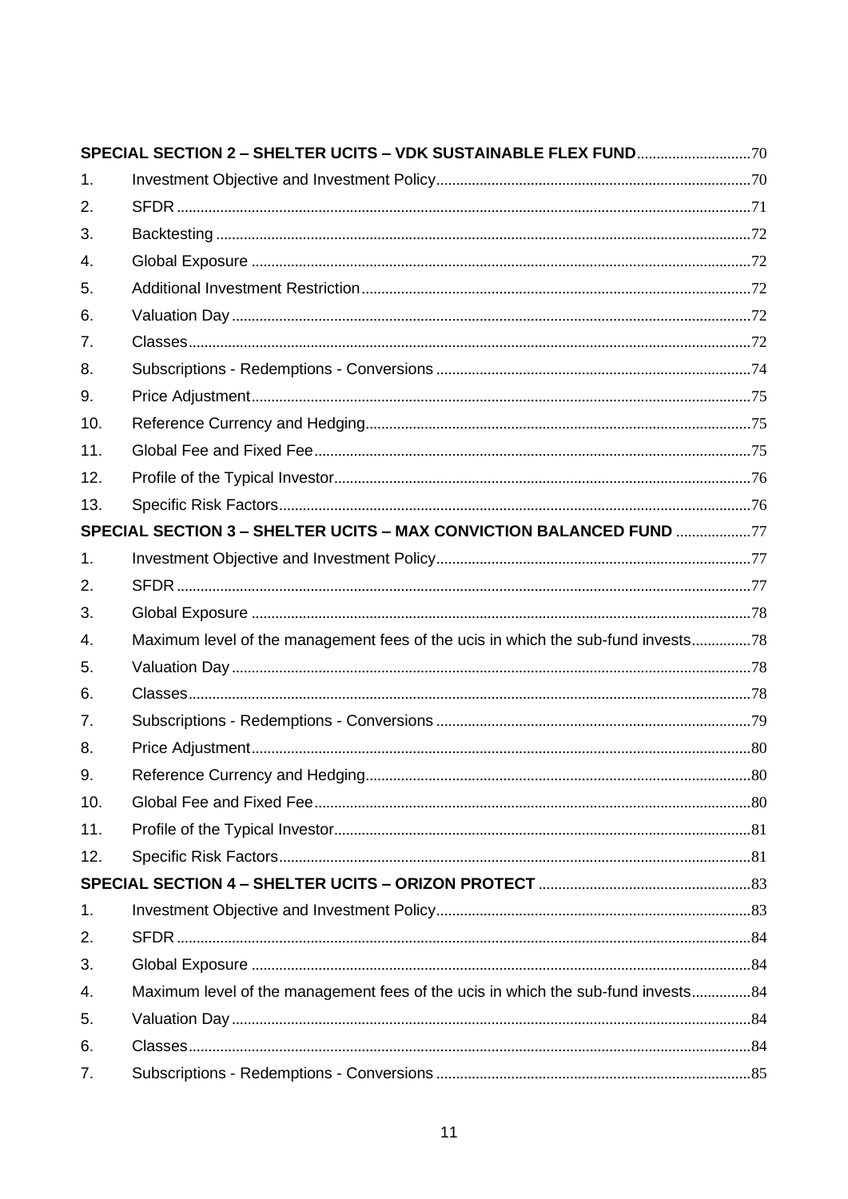| | | |
|---|---|---|
| **SPECIAL SECTION 2 – SHELTER UCITS – VDK SUSTAINABLE FLEX FUND** | | 70 |
| 1. | Investment Objective and Investment Policy | 70 |
| 2. | SFDR | 71 |
| 3. | Backtesting | 72 |
| 4. | Global Exposure | 72 |
| 5. | Additional Investment Restriction | 72 |
| 6. | Valuation Day | 72 |
| 7. | Classes | 72 |
| 8. | Subscriptions - Redemptions - Conversions | 74 |
| 9. | Price Adjustment | 75 |
| 10. | Reference Currency and Hedging | 75 |
| 11. | Global Fee and Fixed Fee | 75 |
| 12. | Profile of the Typical Investor | 76 |
| 13. | Specific Risk Factors | 76 |
| **SPECIAL SECTION 3 – SHELTER UCITS – MAX CONVICTION BALANCED FUND** | | 77 |
| 1. | Investment Objective and Investment Policy | 77 |
| 2. | SFDR | 77 |
| 3. | Global Exposure | 78 |
| 4. | Maximum level of the management fees of the ucis in which the sub-fund invests | 78 |
| 5. | Valuation Day | 78 |
| 6. | Classes | 78 |
| 7. | Subscriptions - Redemptions - Conversions | 79 |
| 8. | Price Adjustment | 80 |
| 9. | Reference Currency and Hedging | 80 |
| 10. | Global Fee and Fixed Fee | 80 |
| 11. | Profile of the Typical Investor | 81 |
| 12. | Specific Risk Factors | 81 |
| **SPECIAL SECTION 4 – SHELTER UCITS – ORIZON PROTECT** | | 83 |
| 1. | Investment Objective and Investment Policy | 83 |
| 2. | SFDR | 84 |
| 3. | Global Exposure | 84 |
| 4. | Maximum level of the management fees of the ucis in which the sub-fund invests | 84 |
| 5. | Valuation Day | 84 |
| 6. | Classes | 84 |
| 7. | Subscriptions - Redemptions - Conversions | 85 |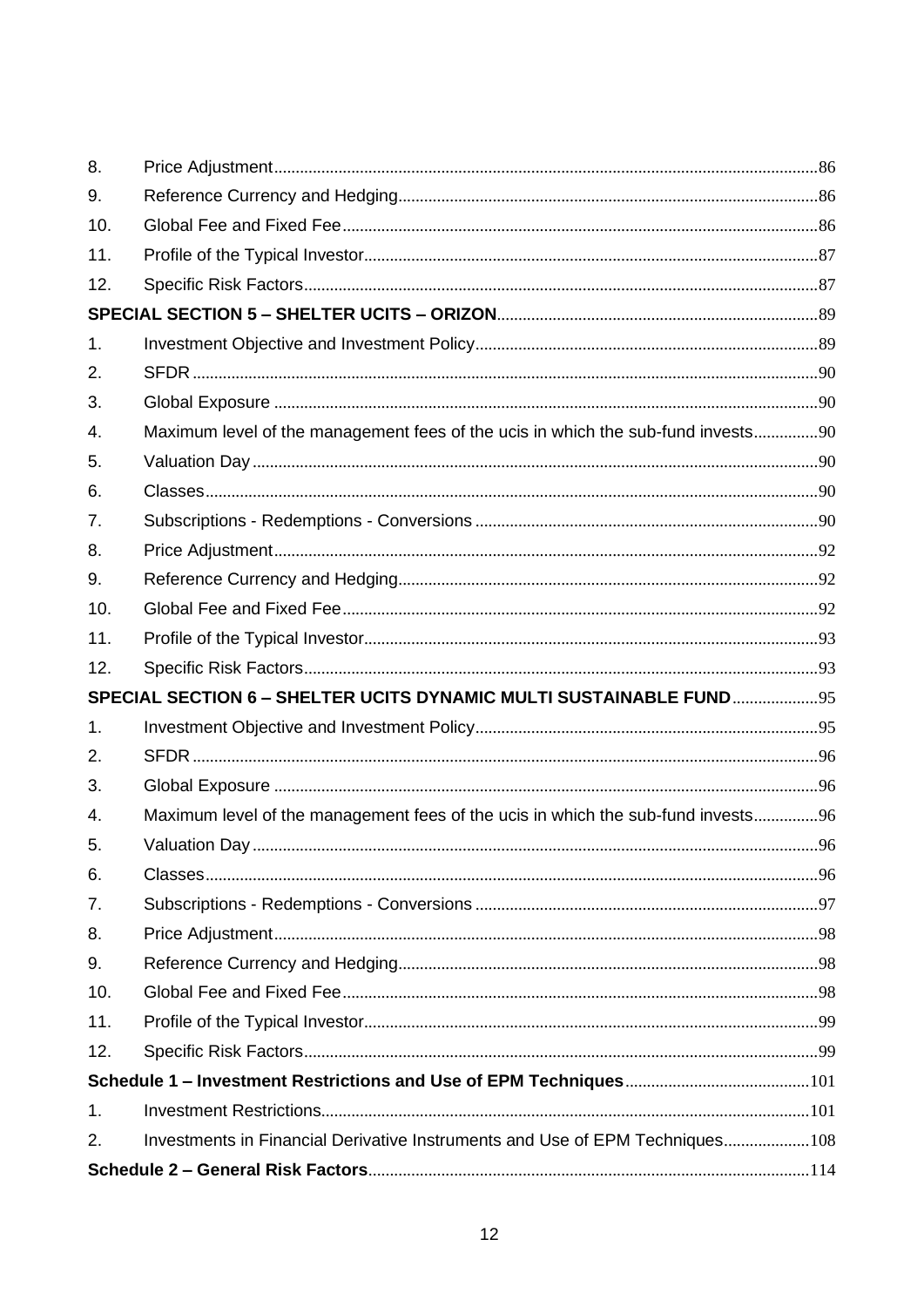| | | |
|---|---|---|
| 8. | Price Adjustment | 86 |
| 9. | Reference Currency and Hedging | 86 |
| 10. | Global Fee and Fixed Fee | 86 |
| 11. | Profile of the Typical Investor | 87 |
| 12. | Specific Risk Factors | 87 |
| **SPECIAL SECTION 5 – SHELTER UCITS – ORIZON** | | 89 |
| 1. | Investment Objective and Investment Policy | 89 |
| 2. | SFDR | 90 |
| 3. | Global Exposure | 90 |
| 4. | Maximum level of the management fees of the ucis in which the sub-fund invests | 90 |
| 5. | Valuation Day | 90 |
| 6. | Classes | 90 |
| 7. | Subscriptions - Redemptions - Conversions | 90 |
| 8. | Price Adjustment | 92 |
| 9. | Reference Currency and Hedging | 92 |
| 10. | Global Fee and Fixed Fee | 92 |
| 11. | Profile of the Typical Investor | 93 |
| 12. | Specific Risk Factors | 93 |
| **SPECIAL SECTION 6 – SHELTER UCITS DYNAMIC MULTI SUSTAINABLE FUND** | | 95 |
| 1. | Investment Objective and Investment Policy | 95 |
| 2. | SFDR | 96 |
| 3. | Global Exposure | 96 |
| 4. | Maximum level of the management fees of the ucis in which the sub-fund invests | 96 |
| 5. | Valuation Day | 96 |
| 6. | Classes | 96 |
| 7. | Subscriptions - Redemptions - Conversions | 97 |
| 8. | Price Adjustment | 98 |
| 9. | Reference Currency and Hedging | 98 |
| 10. | Global Fee and Fixed Fee | 98 |
| 11. | Profile of the Typical Investor | 99 |
| 12. | Specific Risk Factors | 99 |
| **Schedule 1 – Investment Restrictions and Use of EPM Techniques** | | 101 |
| 1. | Investment Restrictions | 101 |
| 2. | Investments in Financial Derivative Instruments and Use of EPM Techniques | 108 |
| **Schedule 2 – General Risk Factors** | | 114 |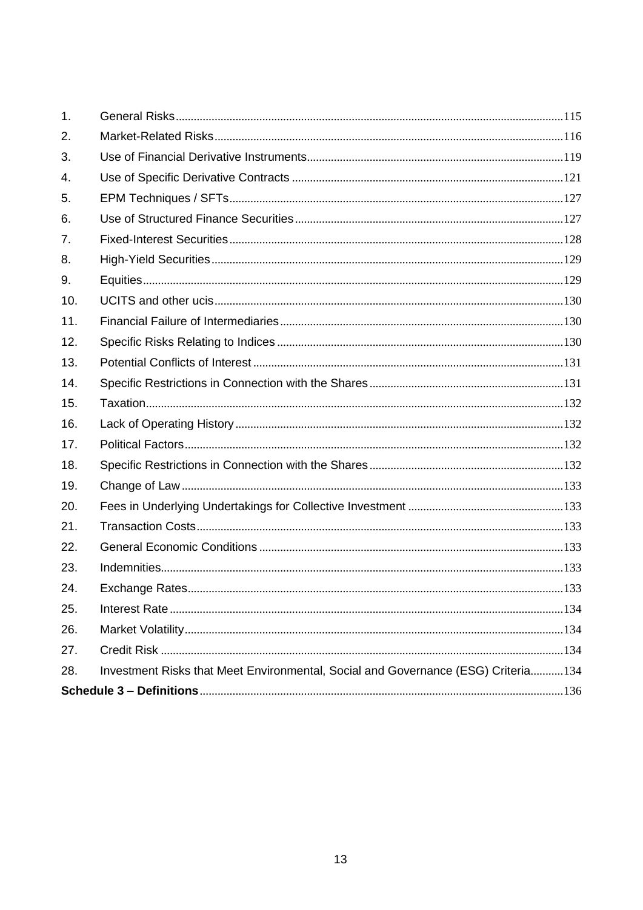1. General Risks ........ 115
2. Market-Related Risks ........ 116
3. Use of Financial Derivative Instruments ........ 119
4. Use of Specific Derivative Contracts ........ 121
5. EPM Techniques / SFTs ........ 127
6. Use of Structured Finance Securities ........ 127
7. Fixed-Interest Securities ........ 128
8. High-Yield Securities ........ 129
9. Equities ........ 129
10. UCITS and other ucis ........ 130
11. Financial Failure of Intermediaries ........ 130
12. Specific Risks Relating to Indices ........ 130
13. Potential Conflicts of Interest ........ 131
14. Specific Restrictions in Connection with the Shares ........ 131
15. Taxation ........ 132
16. Lack of Operating History ........ 132
17. Political Factors ........ 132
18. Specific Restrictions in Connection with the Shares ........ 132
19. Change of Law ........ 133
20. Fees in Underlying Undertakings for Collective Investment ........ 133
21. Transaction Costs ........ 133
22. General Economic Conditions ........ 133
23. Indemnities ........ 133
24. Exchange Rates ........ 133
25. Interest Rate ........ 134
26. Market Volatility ........ 134
27. Credit Risk ........ 134
28. Investment Risks that Meet Environmental, Social and Governance (ESG) Criteria ........ 134

**Schedule 3 – Definitions** ........ 136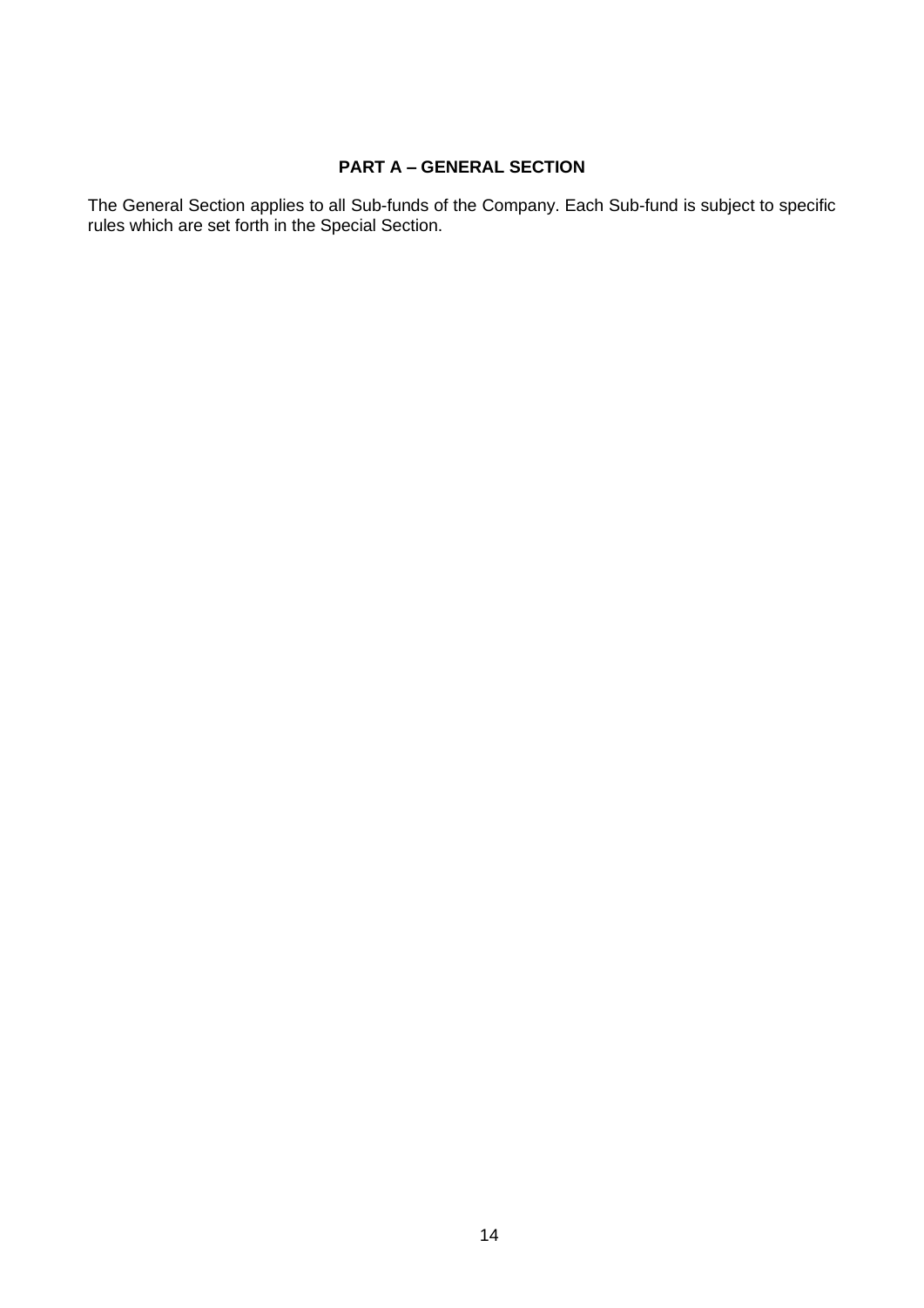# PART A – GENERAL SECTION

The General Section applies to all Sub-funds of the Company. Each Sub-fund is subject to specific rules which are set forth in the Special Section.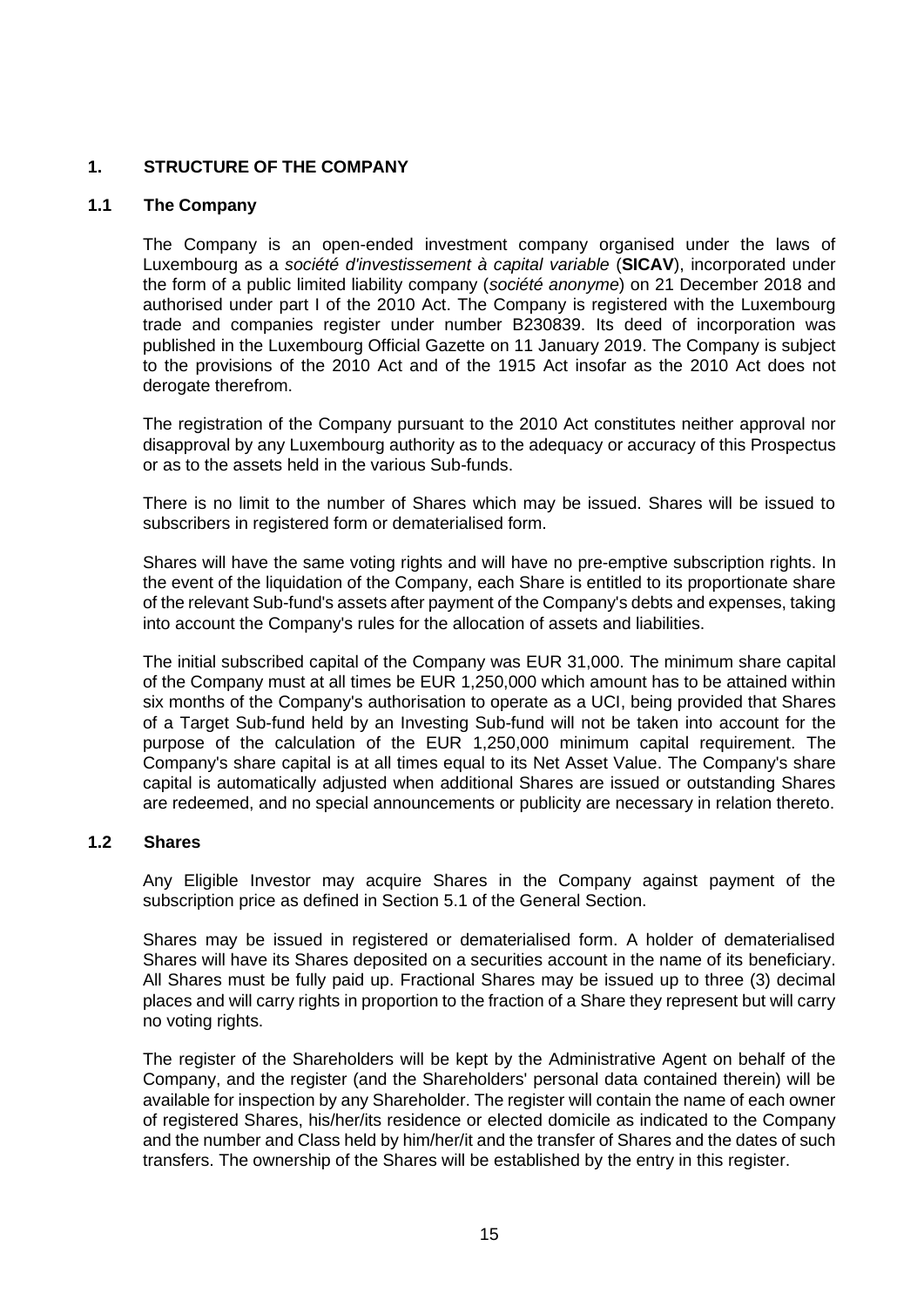# 1. STRUCTURE OF THE COMPANY

## 1.1 The Company

The Company is an open-ended investment company organised under the laws of Luxembourg as a *société d'investissement à capital variable* (**SICAV**), incorporated under the form of a public limited liability company (*société anonyme*) on 21 December 2018 and authorised under part I of the 2010 Act. The Company is registered with the Luxembourg trade and companies register under number B230839. Its deed of incorporation was published in the Luxembourg Official Gazette on 11 January 2019. The Company is subject to the provisions of the 2010 Act and of the 1915 Act insofar as the 2010 Act does not derogate therefrom.

The registration of the Company pursuant to the 2010 Act constitutes neither approval nor disapproval by any Luxembourg authority as to the adequacy or accuracy of this Prospectus or as to the assets held in the various Sub-funds.

There is no limit to the number of Shares which may be issued. Shares will be issued to subscribers in registered form or dematerialised form.

Shares will have the same voting rights and will have no pre-emptive subscription rights. In the event of the liquidation of the Company, each Share is entitled to its proportionate share of the relevant Sub-fund's assets after payment of the Company's debts and expenses, taking into account the Company's rules for the allocation of assets and liabilities.

The initial subscribed capital of the Company was EUR 31,000. The minimum share capital of the Company must at all times be EUR 1,250,000 which amount has to be attained within six months of the Company's authorisation to operate as a UCI, being provided that Shares of a Target Sub-fund held by an Investing Sub-fund will not be taken into account for the purpose of the calculation of the EUR 1,250,000 minimum capital requirement. The Company's share capital is at all times equal to its Net Asset Value. The Company's share capital is automatically adjusted when additional Shares are issued or outstanding Shares are redeemed, and no special announcements or publicity are necessary in relation thereto.

## 1.2 Shares

Any Eligible Investor may acquire Shares in the Company against payment of the subscription price as defined in Section 5.1 of the General Section.

Shares may be issued in registered or dematerialised form. A holder of dematerialised Shares will have its Shares deposited on a securities account in the name of its beneficiary. All Shares must be fully paid up. Fractional Shares may be issued up to three (3) decimal places and will carry rights in proportion to the fraction of a Share they represent but will carry no voting rights.

The register of the Shareholders will be kept by the Administrative Agent on behalf of the Company, and the register (and the Shareholders' personal data contained therein) will be available for inspection by any Shareholder. The register will contain the name of each owner of registered Shares, his/her/its residence or elected domicile as indicated to the Company and the number and Class held by him/her/it and the transfer of Shares and the dates of such transfers. The ownership of the Shares will be established by the entry in this register.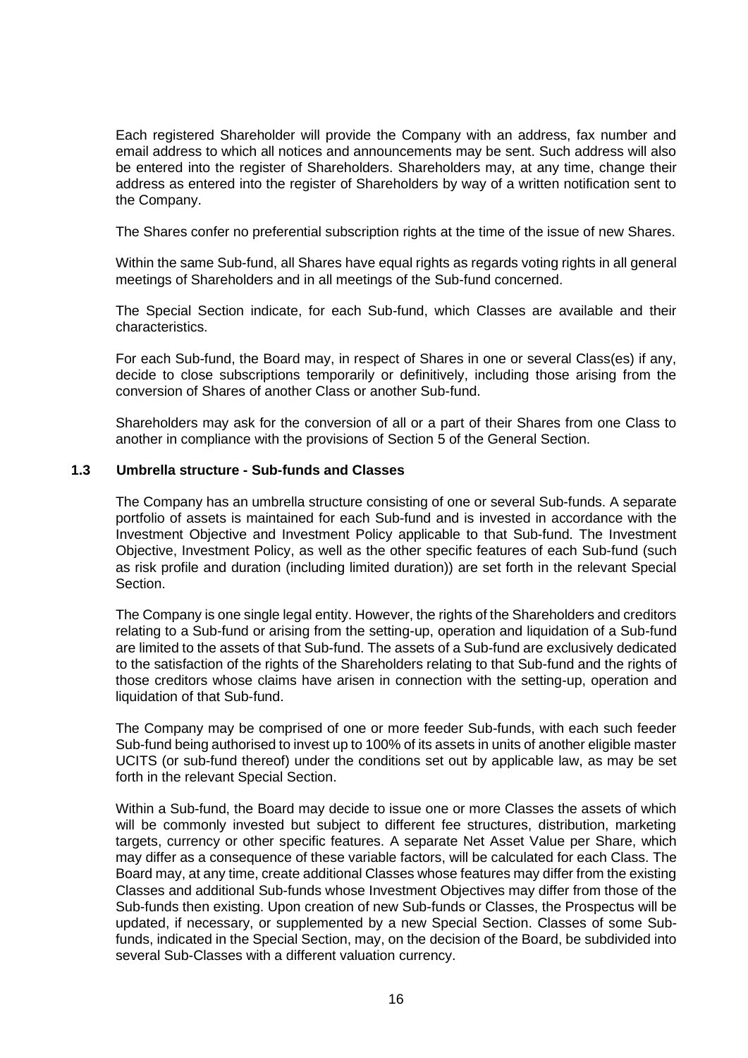Each registered Shareholder will provide the Company with an address, fax number and email address to which all notices and announcements may be sent. Such address will also be entered into the register of Shareholders. Shareholders may, at any time, change their address as entered into the register of Shareholders by way of a written notification sent to the Company.

The Shares confer no preferential subscription rights at the time of the issue of new Shares.

Within the same Sub-fund, all Shares have equal rights as regards voting rights in all general meetings of Shareholders and in all meetings of the Sub-fund concerned.

The Special Section indicate, for each Sub-fund, which Classes are available and their characteristics.

For each Sub-fund, the Board may, in respect of Shares in one or several Class(es) if any, decide to close subscriptions temporarily or definitively, including those arising from the conversion of Shares of another Class or another Sub-fund.

Shareholders may ask for the conversion of all or a part of their Shares from one Class to another in compliance with the provisions of Section 5 of the General Section.

### 1.3 Umbrella structure - Sub-funds and Classes

The Company has an umbrella structure consisting of one or several Sub-funds. A separate portfolio of assets is maintained for each Sub-fund and is invested in accordance with the Investment Objective and Investment Policy applicable to that Sub-fund. The Investment Objective, Investment Policy, as well as the other specific features of each Sub-fund (such as risk profile and duration (including limited duration)) are set forth in the relevant Special Section.

The Company is one single legal entity. However, the rights of the Shareholders and creditors relating to a Sub-fund or arising from the setting-up, operation and liquidation of a Sub-fund are limited to the assets of that Sub-fund. The assets of a Sub-fund are exclusively dedicated to the satisfaction of the rights of the Shareholders relating to that Sub-fund and the rights of those creditors whose claims have arisen in connection with the setting-up, operation and liquidation of that Sub-fund.

The Company may be comprised of one or more feeder Sub-funds, with each such feeder Sub-fund being authorised to invest up to 100% of its assets in units of another eligible master UCITS (or sub-fund thereof) under the conditions set out by applicable law, as may be set forth in the relevant Special Section.

Within a Sub-fund, the Board may decide to issue one or more Classes the assets of which will be commonly invested but subject to different fee structures, distribution, marketing targets, currency or other specific features. A separate Net Asset Value per Share, which may differ as a consequence of these variable factors, will be calculated for each Class. The Board may, at any time, create additional Classes whose features may differ from the existing Classes and additional Sub-funds whose Investment Objectives may differ from those of the Sub-funds then existing. Upon creation of new Sub-funds or Classes, the Prospectus will be updated, if necessary, or supplemented by a new Special Section. Classes of some Sub-funds, indicated in the Special Section, may, on the decision of the Board, be subdivided into several Sub-Classes with a different valuation currency.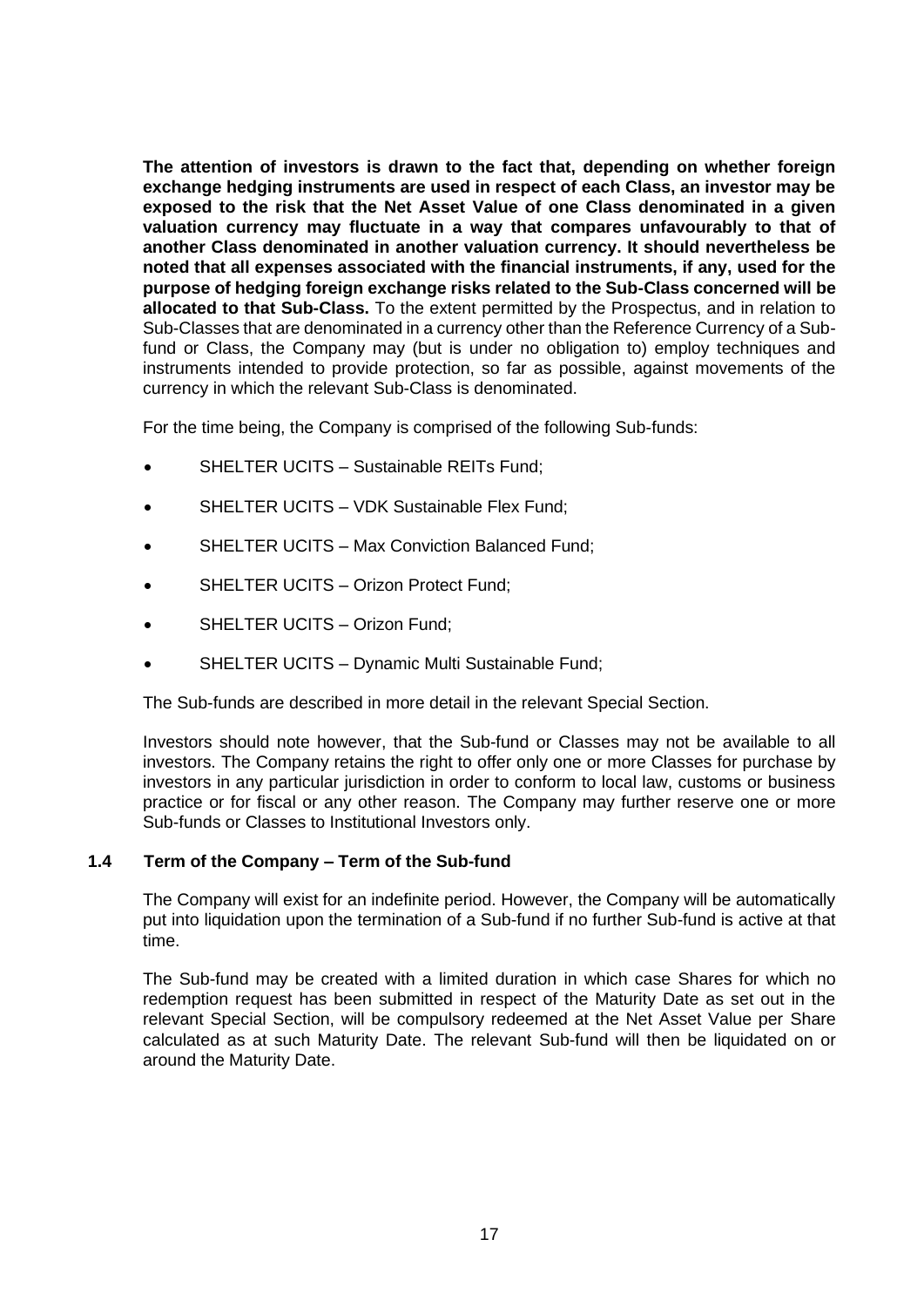**The attention of investors is drawn to the fact that, depending on whether foreign exchange hedging instruments are used in respect of each Class, an investor may be exposed to the risk that the Net Asset Value of one Class denominated in a given valuation currency may fluctuate in a way that compares unfavourably to that of another Class denominated in another valuation currency. It should nevertheless be noted that all expenses associated with the financial instruments, if any, used for the purpose of hedging foreign exchange risks related to the Sub-Class concerned will be allocated to that Sub-Class.** To the extent permitted by the Prospectus, and in relation to Sub-Classes that are denominated in a currency other than the Reference Currency of a Sub-fund or Class, the Company may (but is under no obligation to) employ techniques and instruments intended to provide protection, so far as possible, against movements of the currency in which the relevant Sub-Class is denominated.

For the time being, the Company is comprised of the following Sub-funds:

- SHELTER UCITS – Sustainable REITs Fund;
- SHELTER UCITS – VDK Sustainable Flex Fund;
- SHELTER UCITS – Max Conviction Balanced Fund;
- SHELTER UCITS – Orizon Protect Fund;
- SHELTER UCITS – Orizon Fund;
- SHELTER UCITS – Dynamic Multi Sustainable Fund;

The Sub-funds are described in more detail in the relevant Special Section.

Investors should note however, that the Sub-fund or Classes may not be available to all investors. The Company retains the right to offer only one or more Classes for purchase by investors in any particular jurisdiction in order to conform to local law, customs or business practice or for fiscal or any other reason. The Company may further reserve one or more Sub-funds or Classes to Institutional Investors only.

### 1.4 Term of the Company – Term of the Sub-fund

The Company will exist for an indefinite period. However, the Company will be automatically put into liquidation upon the termination of a Sub-fund if no further Sub-fund is active at that time.

The Sub-fund may be created with a limited duration in which case Shares for which no redemption request has been submitted in respect of the Maturity Date as set out in the relevant Special Section, will be compulsory redeemed at the Net Asset Value per Share calculated as at such Maturity Date. The relevant Sub-fund will then be liquidated on or around the Maturity Date.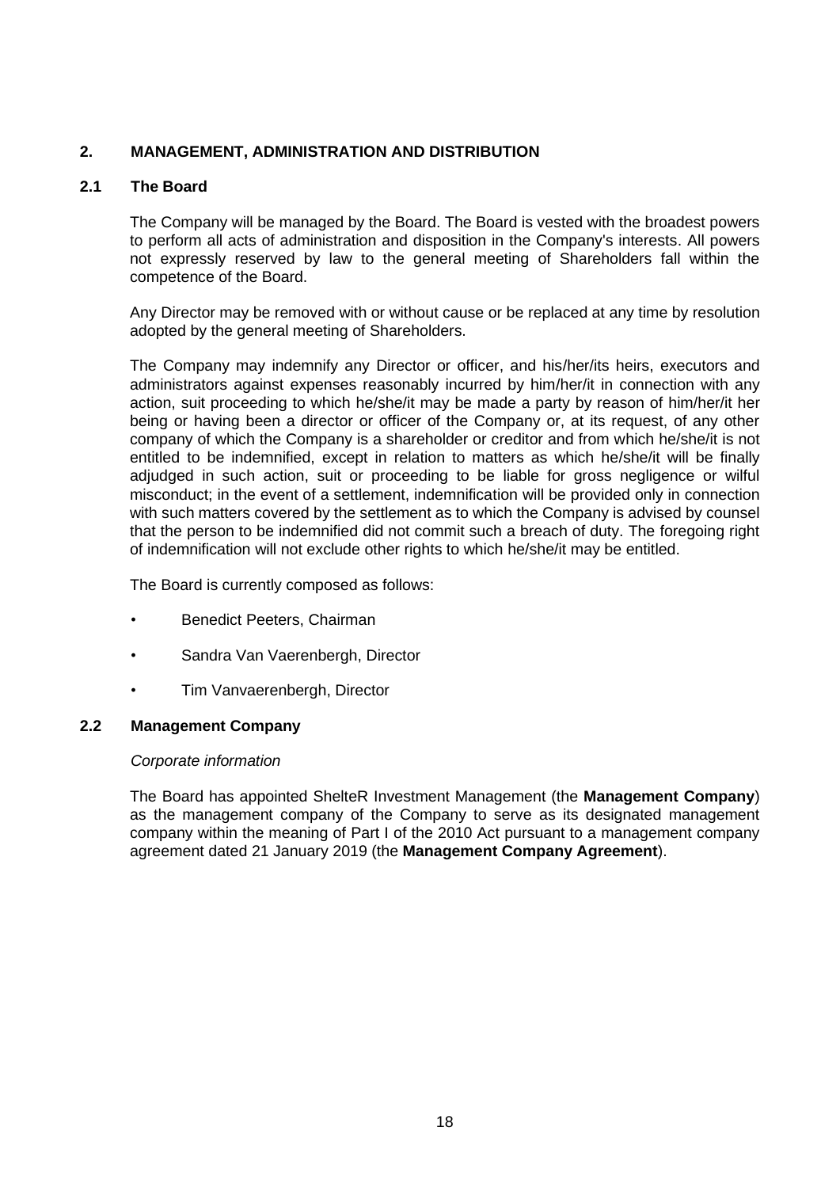## 2. MANAGEMENT, ADMINISTRATION AND DISTRIBUTION

### 2.1 The Board

The Company will be managed by the Board. The Board is vested with the broadest powers to perform all acts of administration and disposition in the Company's interests. All powers not expressly reserved by law to the general meeting of Shareholders fall within the competence of the Board.

Any Director may be removed with or without cause or be replaced at any time by resolution adopted by the general meeting of Shareholders.

The Company may indemnify any Director or officer, and his/her/its heirs, executors and administrators against expenses reasonably incurred by him/her/it in connection with any action, suit proceeding to which he/she/it may be made a party by reason of him/her/it her being or having been a director or officer of the Company or, at its request, of any other company of which the Company is a shareholder or creditor and from which he/she/it is not entitled to be indemnified, except in relation to matters as which he/she/it will be finally adjudged in such action, suit or proceeding to be liable for gross negligence or wilful misconduct; in the event of a settlement, indemnification will be provided only in connection with such matters covered by the settlement as to which the Company is advised by counsel that the person to be indemnified did not commit such a breach of duty. The foregoing right of indemnification will not exclude other rights to which he/she/it may be entitled.

The Board is currently composed as follows:

- Benedict Peeters, Chairman
- Sandra Van Vaerenbergh, Director
- Tim Vanvaerenbergh, Director

### 2.2 Management Company

*Corporate information*

The Board has appointed ShelteR Investment Management (the **Management Company**) as the management company of the Company to serve as its designated management company within the meaning of Part I of the 2010 Act pursuant to a management company agreement dated 21 January 2019 (the **Management Company Agreement**).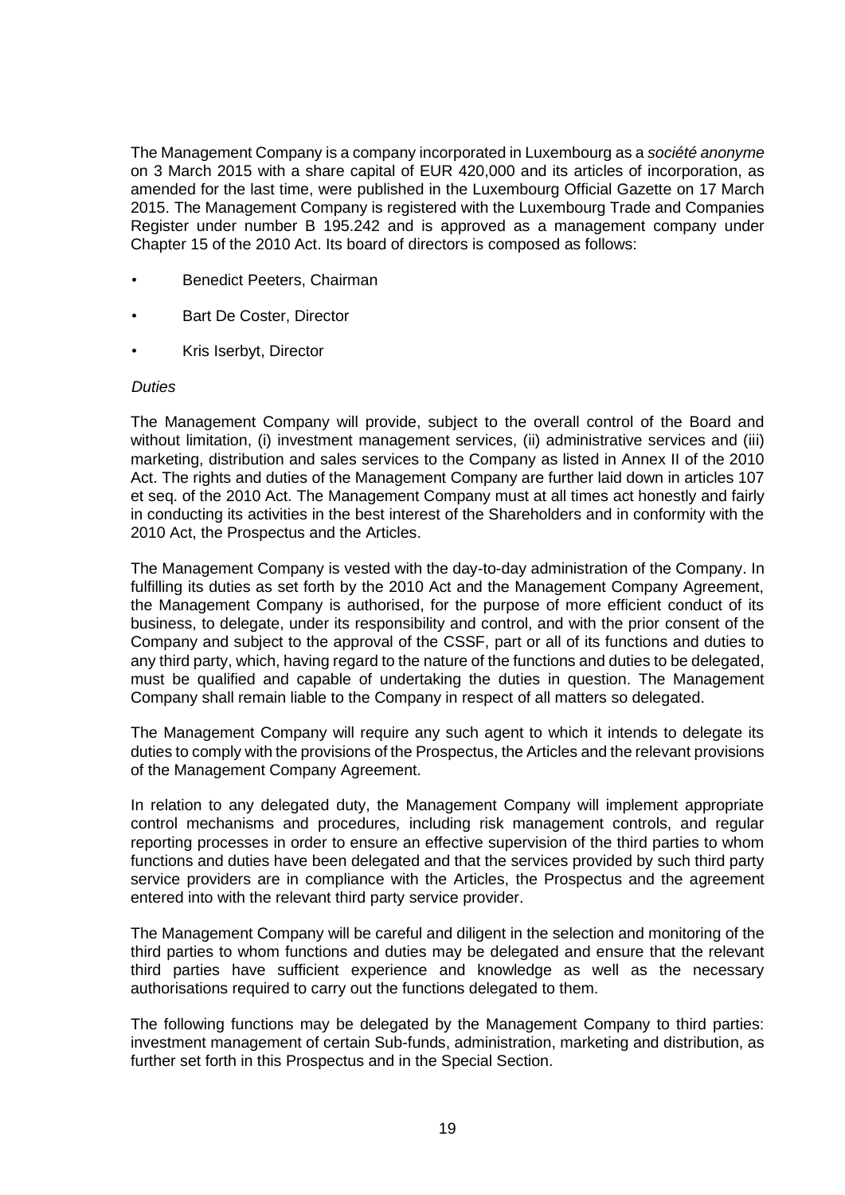The Management Company is a company incorporated in Luxembourg as a *société anonyme* on 3 March 2015 with a share capital of EUR 420,000 and its articles of incorporation, as amended for the last time, were published in the Luxembourg Official Gazette on 17 March 2015. The Management Company is registered with the Luxembourg Trade and Companies Register under number B 195.242 and is approved as a management company under Chapter 15 of the 2010 Act. Its board of directors is composed as follows:

- Benedict Peeters, Chairman
- Bart De Coster, Director
- Kris Iserbyt, Director

*Duties*

The Management Company will provide, subject to the overall control of the Board and without limitation, (i) investment management services, (ii) administrative services and (iii) marketing, distribution and sales services to the Company as listed in Annex II of the 2010 Act. The rights and duties of the Management Company are further laid down in articles 107 et seq. of the 2010 Act. The Management Company must at all times act honestly and fairly in conducting its activities in the best interest of the Shareholders and in conformity with the 2010 Act, the Prospectus and the Articles.

The Management Company is vested with the day-to-day administration of the Company. In fulfilling its duties as set forth by the 2010 Act and the Management Company Agreement, the Management Company is authorised, for the purpose of more efficient conduct of its business, to delegate, under its responsibility and control, and with the prior consent of the Company and subject to the approval of the CSSF, part or all of its functions and duties to any third party, which, having regard to the nature of the functions and duties to be delegated, must be qualified and capable of undertaking the duties in question. The Management Company shall remain liable to the Company in respect of all matters so delegated.

The Management Company will require any such agent to which it intends to delegate its duties to comply with the provisions of the Prospectus, the Articles and the relevant provisions of the Management Company Agreement.

In relation to any delegated duty, the Management Company will implement appropriate control mechanisms and procedures, including risk management controls, and regular reporting processes in order to ensure an effective supervision of the third parties to whom functions and duties have been delegated and that the services provided by such third party service providers are in compliance with the Articles, the Prospectus and the agreement entered into with the relevant third party service provider.

The Management Company will be careful and diligent in the selection and monitoring of the third parties to whom functions and duties may be delegated and ensure that the relevant third parties have sufficient experience and knowledge as well as the necessary authorisations required to carry out the functions delegated to them.

The following functions may be delegated by the Management Company to third parties: investment management of certain Sub-funds, administration, marketing and distribution, as further set forth in this Prospectus and in the Special Section.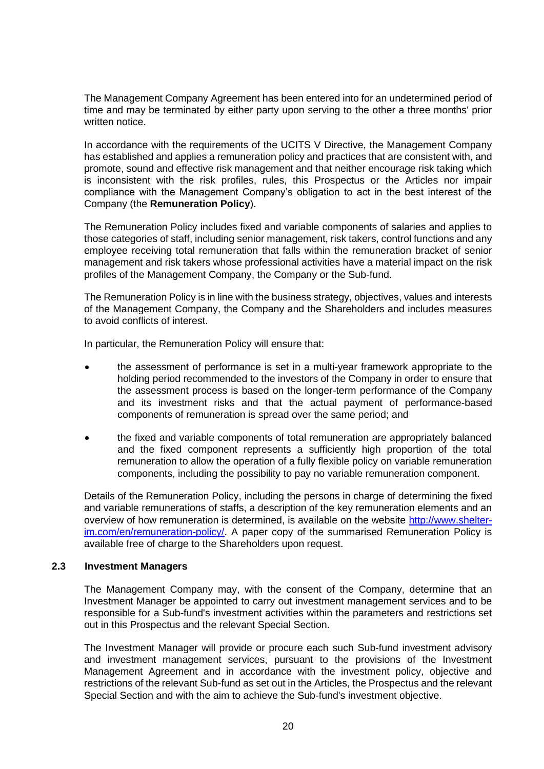The Management Company Agreement has been entered into for an undetermined period of time and may be terminated by either party upon serving to the other a three months' prior written notice.

In accordance with the requirements of the UCITS V Directive, the Management Company has established and applies a remuneration policy and practices that are consistent with, and promote, sound and effective risk management and that neither encourage risk taking which is inconsistent with the risk profiles, rules, this Prospectus or the Articles nor impair compliance with the Management Company's obligation to act in the best interest of the Company (the **Remuneration Policy**).

The Remuneration Policy includes fixed and variable components of salaries and applies to those categories of staff, including senior management, risk takers, control functions and any employee receiving total remuneration that falls within the remuneration bracket of senior management and risk takers whose professional activities have a material impact on the risk profiles of the Management Company, the Company or the Sub-fund.

The Remuneration Policy is in line with the business strategy, objectives, values and interests of the Management Company, the Company and the Shareholders and includes measures to avoid conflicts of interest.

In particular, the Remuneration Policy will ensure that:

- the assessment of performance is set in a multi-year framework appropriate to the holding period recommended to the investors of the Company in order to ensure that the assessment process is based on the longer-term performance of the Company and its investment risks and that the actual payment of performance-based components of remuneration is spread over the same period; and
- the fixed and variable components of total remuneration are appropriately balanced and the fixed component represents a sufficiently high proportion of the total remuneration to allow the operation of a fully flexible policy on variable remuneration components, including the possibility to pay no variable remuneration component.

Details of the Remuneration Policy, including the persons in charge of determining the fixed and variable remunerations of staffs, a description of the key remuneration elements and an overview of how remuneration is determined, is available on the website [http://www.shelter-im.com/en/remuneration-policy/](http://www.shelter-im.com/en/remuneration-policy/). A paper copy of the summarised Remuneration Policy is available free of charge to the Shareholders upon request.

### 2.3 Investment Managers

The Management Company may, with the consent of the Company, determine that an Investment Manager be appointed to carry out investment management services and to be responsible for a Sub-fund's investment activities within the parameters and restrictions set out in this Prospectus and the relevant Special Section.

The Investment Manager will provide or procure each such Sub-fund investment advisory and investment management services, pursuant to the provisions of the Investment Management Agreement and in accordance with the investment policy, objective and restrictions of the relevant Sub-fund as set out in the Articles, the Prospectus and the relevant Special Section and with the aim to achieve the Sub-fund's investment objective.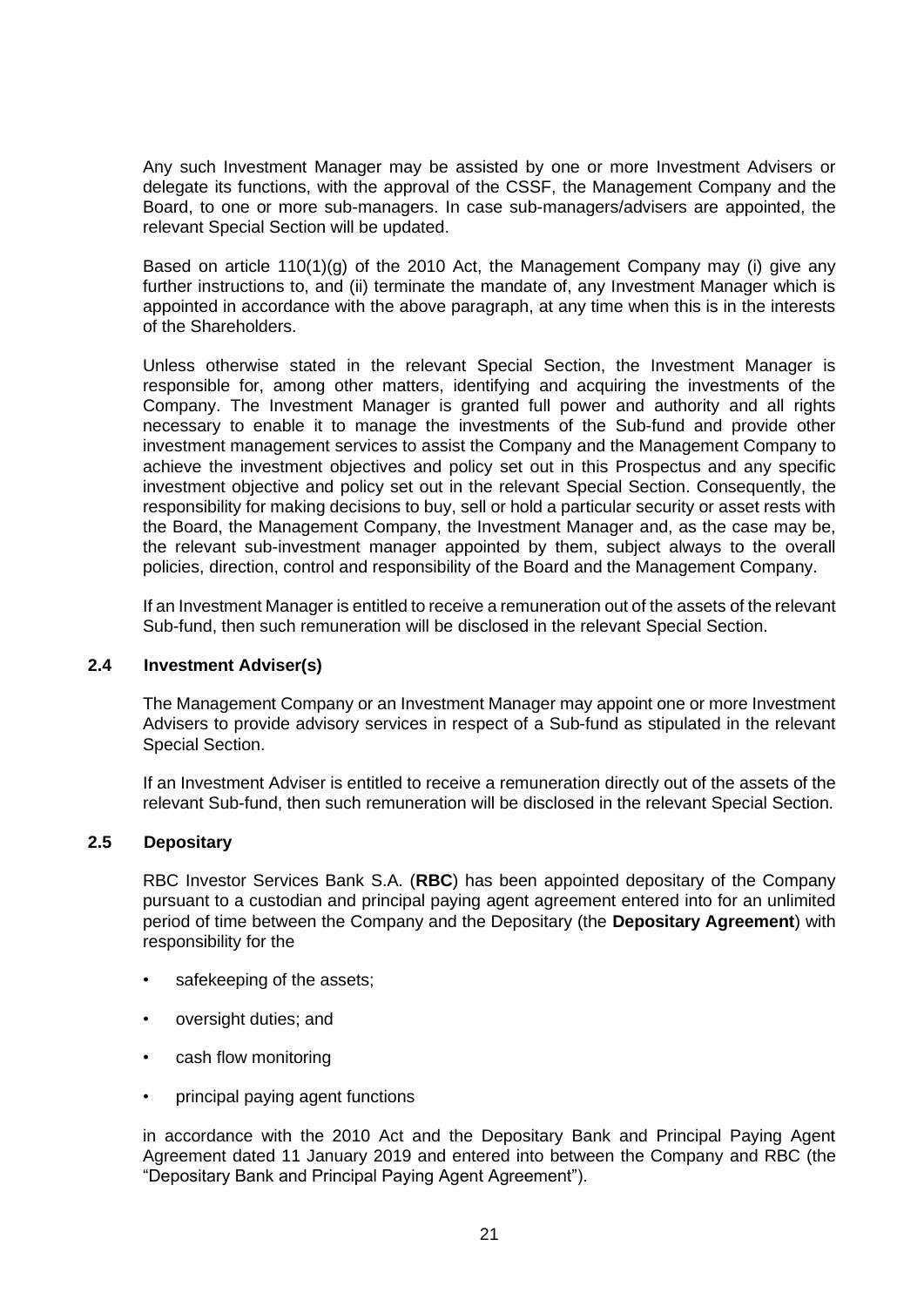Any such Investment Manager may be assisted by one or more Investment Advisers or delegate its functions, with the approval of the CSSF, the Management Company and the Board, to one or more sub-managers. In case sub-managers/advisers are appointed, the relevant Special Section will be updated.

Based on article 110(1)(g) of the 2010 Act, the Management Company may (i) give any further instructions to, and (ii) terminate the mandate of, any Investment Manager which is appointed in accordance with the above paragraph, at any time when this is in the interests of the Shareholders.

Unless otherwise stated in the relevant Special Section, the Investment Manager is responsible for, among other matters, identifying and acquiring the investments of the Company. The Investment Manager is granted full power and authority and all rights necessary to enable it to manage the investments of the Sub-fund and provide other investment management services to assist the Company and the Management Company to achieve the investment objectives and policy set out in this Prospectus and any specific investment objective and policy set out in the relevant Special Section. Consequently, the responsibility for making decisions to buy, sell or hold a particular security or asset rests with the Board, the Management Company, the Investment Manager and, as the case may be, the relevant sub-investment manager appointed by them, subject always to the overall policies, direction, control and responsibility of the Board and the Management Company.

If an Investment Manager is entitled to receive a remuneration out of the assets of the relevant Sub-fund, then such remuneration will be disclosed in the relevant Special Section.

### 2.4 Investment Adviser(s)

The Management Company or an Investment Manager may appoint one or more Investment Advisers to provide advisory services in respect of a Sub-fund as stipulated in the relevant Special Section.

If an Investment Adviser is entitled to receive a remuneration directly out of the assets of the relevant Sub-fund, then such remuneration will be disclosed in the relevant Special Section.

### 2.5 Depositary

RBC Investor Services Bank S.A. (**RBC**) has been appointed depositary of the Company pursuant to a custodian and principal paying agent agreement entered into for an unlimited period of time between the Company and the Depositary (the **Depositary Agreement**) with responsibility for the

- safekeeping of the assets;
- oversight duties; and
- cash flow monitoring
- principal paying agent functions

in accordance with the 2010 Act and the Depositary Bank and Principal Paying Agent Agreement dated 11 January 2019 and entered into between the Company and RBC (the "Depositary Bank and Principal Paying Agent Agreement").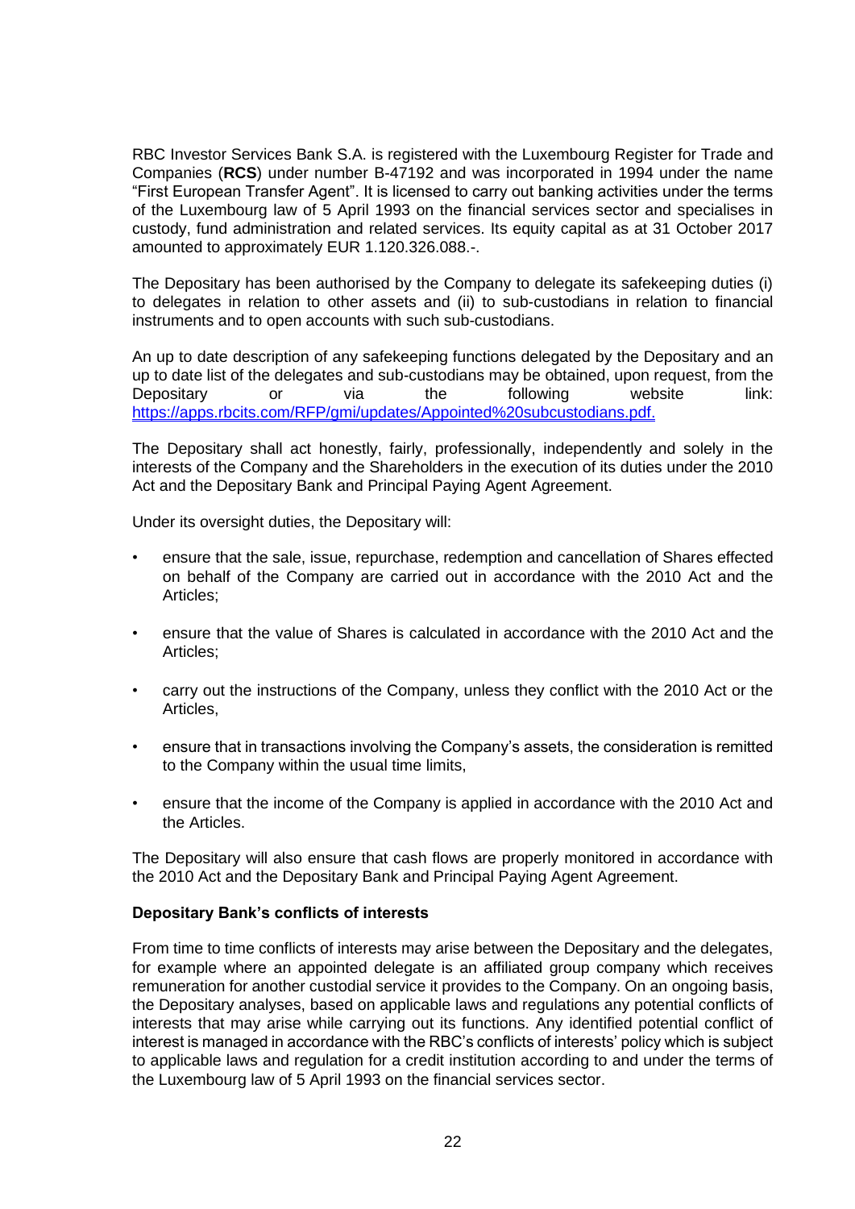RBC Investor Services Bank S.A. is registered with the Luxembourg Register for Trade and Companies (**RCS**) under number B-47192 and was incorporated in 1994 under the name "First European Transfer Agent". It is licensed to carry out banking activities under the terms of the Luxembourg law of 5 April 1993 on the financial services sector and specialises in custody, fund administration and related services. Its equity capital as at 31 October 2017 amounted to approximately EUR 1.120.326.088.-.

The Depositary has been authorised by the Company to delegate its safekeeping duties (i) to delegates in relation to other assets and (ii) to sub-custodians in relation to financial instruments and to open accounts with such sub-custodians.

An up to date description of any safekeeping functions delegated by the Depositary and an up to date list of the delegates and sub-custodians may be obtained, upon request, from the Depositary or via the following website link: https://apps.rbcits.com/RFP/gmi/updates/Appointed%20subcustodians.pdf.

The Depositary shall act honestly, fairly, professionally, independently and solely in the interests of the Company and the Shareholders in the execution of its duties under the 2010 Act and the Depositary Bank and Principal Paying Agent Agreement.

Under its oversight duties, the Depositary will:

- ensure that the sale, issue, repurchase, redemption and cancellation of Shares effected on behalf of the Company are carried out in accordance with the 2010 Act and the Articles;
- ensure that the value of Shares is calculated in accordance with the 2010 Act and the Articles;
- carry out the instructions of the Company, unless they conflict with the 2010 Act or the Articles,
- ensure that in transactions involving the Company's assets, the consideration is remitted to the Company within the usual time limits,
- ensure that the income of the Company is applied in accordance with the 2010 Act and the Articles.

The Depositary will also ensure that cash flows are properly monitored in accordance with the 2010 Act and the Depositary Bank and Principal Paying Agent Agreement.

**Depositary Bank's conflicts of interests**

From time to time conflicts of interests may arise between the Depositary and the delegates, for example where an appointed delegate is an affiliated group company which receives remuneration for another custodial service it provides to the Company. On an ongoing basis, the Depositary analyses, based on applicable laws and regulations any potential conflicts of interests that may arise while carrying out its functions. Any identified potential conflict of interest is managed in accordance with the RBC's conflicts of interests' policy which is subject to applicable laws and regulation for a credit institution according to and under the terms of the Luxembourg law of 5 April 1993 on the financial services sector.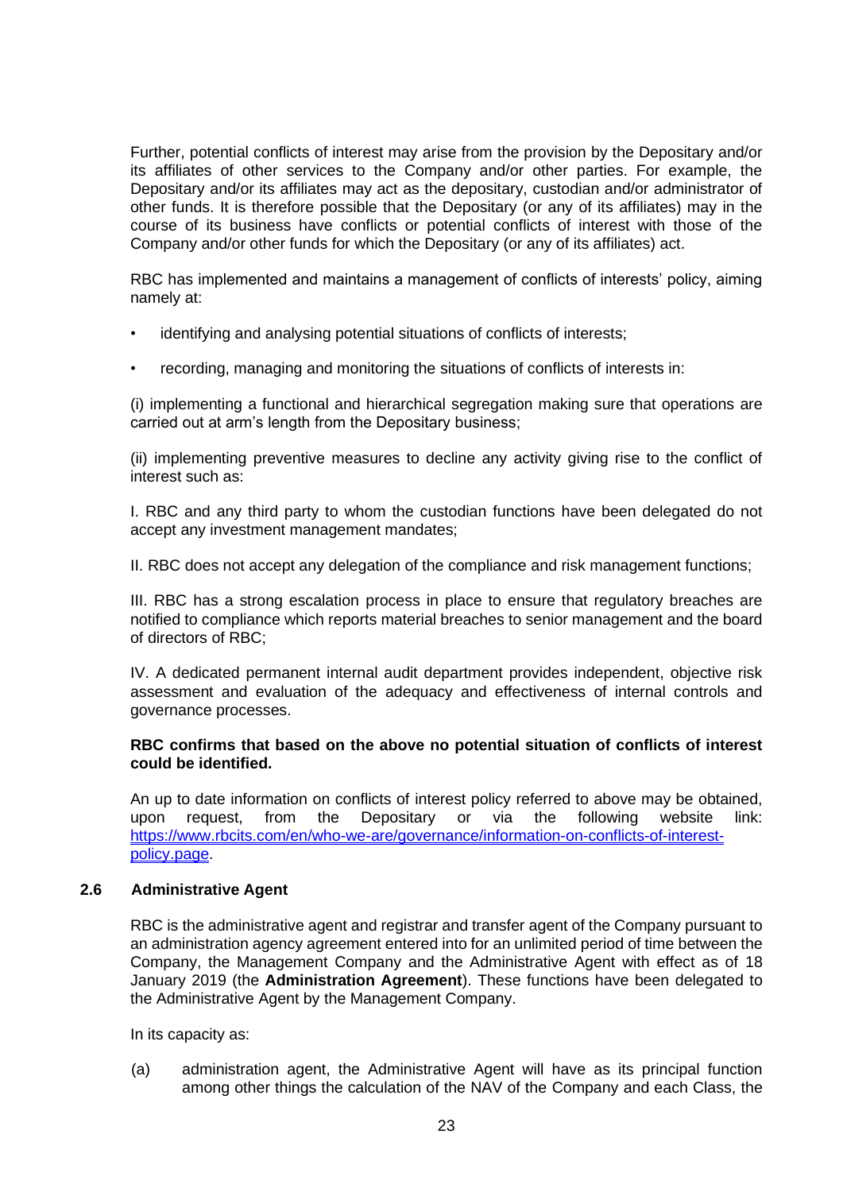Further, potential conflicts of interest may arise from the provision by the Depositary and/or its affiliates of other services to the Company and/or other parties. For example, the Depositary and/or its affiliates may act as the depositary, custodian and/or administrator of other funds. It is therefore possible that the Depositary (or any of its affiliates) may in the course of its business have conflicts or potential conflicts of interest with those of the Company and/or other funds for which the Depositary (or any of its affiliates) act.

RBC has implemented and maintains a management of conflicts of interests' policy, aiming namely at:

- identifying and analysing potential situations of conflicts of interests;
- recording, managing and monitoring the situations of conflicts of interests in:

(i) implementing a functional and hierarchical segregation making sure that operations are carried out at arm's length from the Depositary business;

(ii) implementing preventive measures to decline any activity giving rise to the conflict of interest such as:

I. RBC and any third party to whom the custodian functions have been delegated do not accept any investment management mandates;

II. RBC does not accept any delegation of the compliance and risk management functions;

III. RBC has a strong escalation process in place to ensure that regulatory breaches are notified to compliance which reports material breaches to senior management and the board of directors of RBC;

IV. A dedicated permanent internal audit department provides independent, objective risk assessment and evaluation of the adequacy and effectiveness of internal controls and governance processes.

**RBC confirms that based on the above no potential situation of conflicts of interest could be identified.**

An up to date information on conflicts of interest policy referred to above may be obtained, upon request, from the Depositary or via the following website link: [https://www.rbcits.com/en/who-we-are/governance/information-on-conflicts-of-interest-policy.page](https://www.rbcits.com/en/who-we-are/governance/information-on-conflicts-of-interest-policy.page).

### 2.6 Administrative Agent

RBC is the administrative agent and registrar and transfer agent of the Company pursuant to an administration agency agreement entered into for an unlimited period of time between the Company, the Management Company and the Administrative Agent with effect as of 18 January 2019 (the **Administration Agreement**). These functions have been delegated to the Administrative Agent by the Management Company.

In its capacity as:

(a) administration agent, the Administrative Agent will have as its principal function among other things the calculation of the NAV of the Company and each Class, the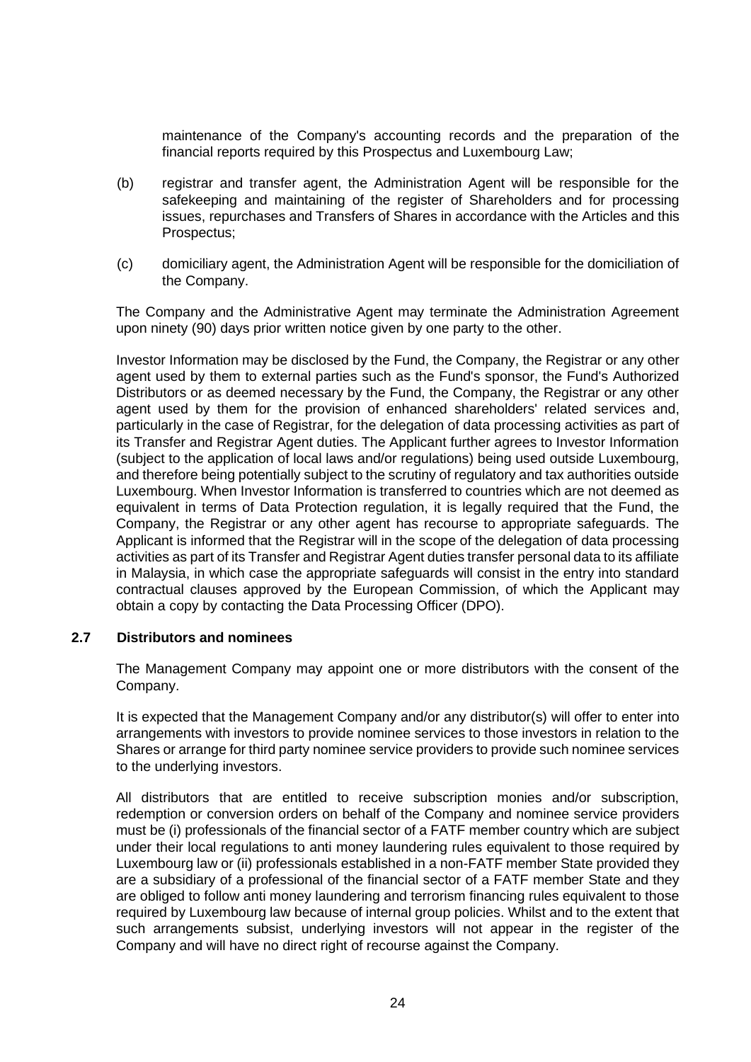maintenance of the Company's accounting records and the preparation of the financial reports required by this Prospectus and Luxembourg Law;

(b) registrar and transfer agent, the Administration Agent will be responsible for the safekeeping and maintaining of the register of Shareholders and for processing issues, repurchases and Transfers of Shares in accordance with the Articles and this Prospectus;

(c) domiciliary agent, the Administration Agent will be responsible for the domiciliation of the Company.

The Company and the Administrative Agent may terminate the Administration Agreement upon ninety (90) days prior written notice given by one party to the other.

Investor Information may be disclosed by the Fund, the Company, the Registrar or any other agent used by them to external parties such as the Fund's sponsor, the Fund's Authorized Distributors or as deemed necessary by the Fund, the Company, the Registrar or any other agent used by them for the provision of enhanced shareholders' related services and, particularly in the case of Registrar, for the delegation of data processing activities as part of its Transfer and Registrar Agent duties. The Applicant further agrees to Investor Information (subject to the application of local laws and/or regulations) being used outside Luxembourg, and therefore being potentially subject to the scrutiny of regulatory and tax authorities outside Luxembourg. When Investor Information is transferred to countries which are not deemed as equivalent in terms of Data Protection regulation, it is legally required that the Fund, the Company, the Registrar or any other agent has recourse to appropriate safeguards. The Applicant is informed that the Registrar will in the scope of the delegation of data processing activities as part of its Transfer and Registrar Agent duties transfer personal data to its affiliate in Malaysia, in which case the appropriate safeguards will consist in the entry into standard contractual clauses approved by the European Commission, of which the Applicant may obtain a copy by contacting the Data Processing Officer (DPO).

## 2.7 Distributors and nominees

The Management Company may appoint one or more distributors with the consent of the Company.

It is expected that the Management Company and/or any distributor(s) will offer to enter into arrangements with investors to provide nominee services to those investors in relation to the Shares or arrange for third party nominee service providers to provide such nominee services to the underlying investors.

All distributors that are entitled to receive subscription monies and/or subscription, redemption or conversion orders on behalf of the Company and nominee service providers must be (i) professionals of the financial sector of a FATF member country which are subject under their local regulations to anti money laundering rules equivalent to those required by Luxembourg law or (ii) professionals established in a non-FATF member State provided they are a subsidiary of a professional of the financial sector of a FATF member State and they are obliged to follow anti money laundering and terrorism financing rules equivalent to those required by Luxembourg law because of internal group policies. Whilst and to the extent that such arrangements subsist, underlying investors will not appear in the register of the Company and will have no direct right of recourse against the Company.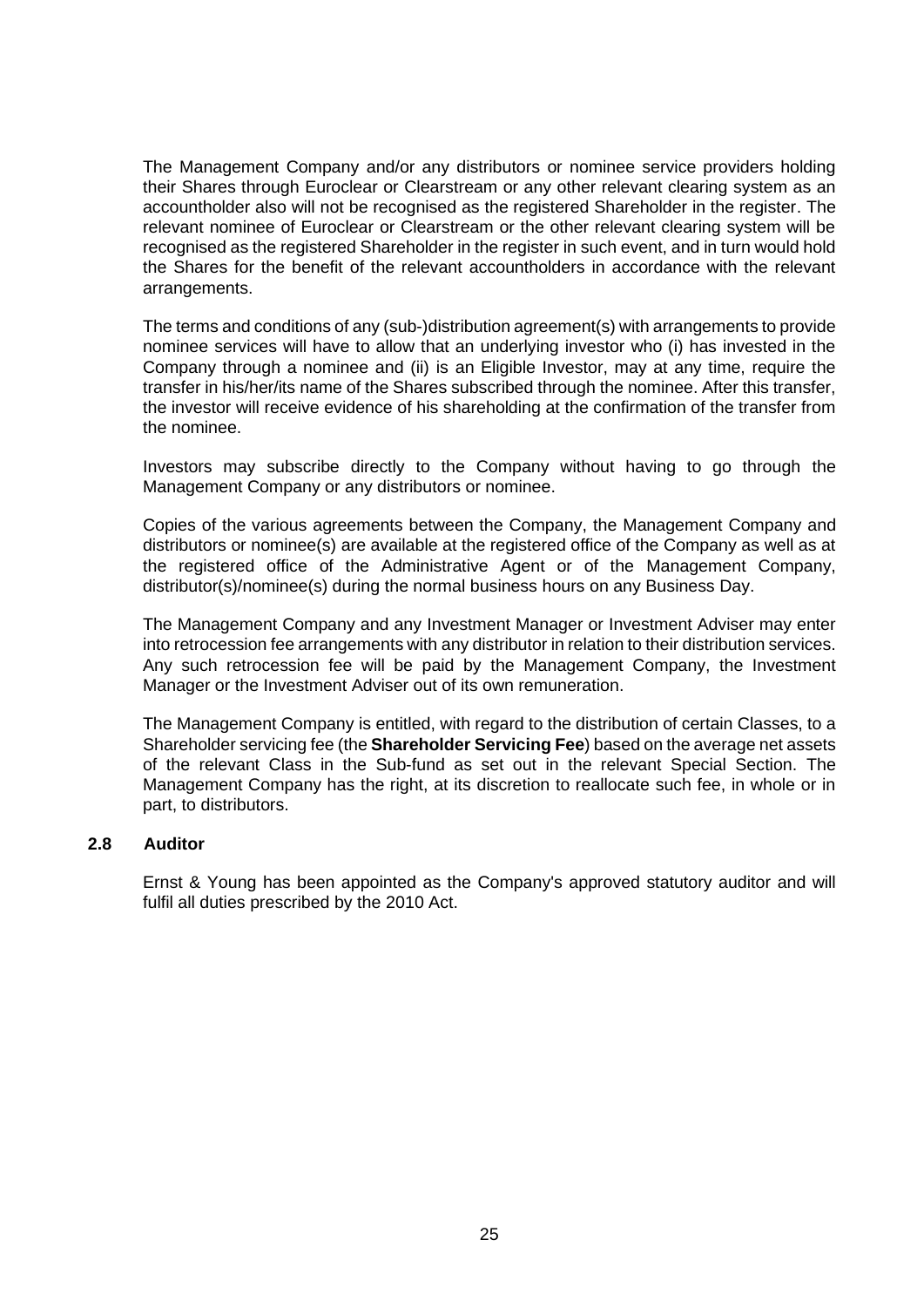The Management Company and/or any distributors or nominee service providers holding their Shares through Euroclear or Clearstream or any other relevant clearing system as an accountholder also will not be recognised as the registered Shareholder in the register. The relevant nominee of Euroclear or Clearstream or the other relevant clearing system will be recognised as the registered Shareholder in the register in such event, and in turn would hold the Shares for the benefit of the relevant accountholders in accordance with the relevant arrangements.

The terms and conditions of any (sub-)distribution agreement(s) with arrangements to provide nominee services will have to allow that an underlying investor who (i) has invested in the Company through a nominee and (ii) is an Eligible Investor, may at any time, require the transfer in his/her/its name of the Shares subscribed through the nominee. After this transfer, the investor will receive evidence of his shareholding at the confirmation of the transfer from the nominee.

Investors may subscribe directly to the Company without having to go through the Management Company or any distributors or nominee.

Copies of the various agreements between the Company, the Management Company and distributors or nominee(s) are available at the registered office of the Company as well as at the registered office of the Administrative Agent or of the Management Company, distributor(s)/nominee(s) during the normal business hours on any Business Day.

The Management Company and any Investment Manager or Investment Adviser may enter into retrocession fee arrangements with any distributor in relation to their distribution services. Any such retrocession fee will be paid by the Management Company, the Investment Manager or the Investment Adviser out of its own remuneration.

The Management Company is entitled, with regard to the distribution of certain Classes, to a Shareholder servicing fee (the **Shareholder Servicing Fee**) based on the average net assets of the relevant Class in the Sub-fund as set out in the relevant Special Section. The Management Company has the right, at its discretion to reallocate such fee, in whole or in part, to distributors.

### 2.8 Auditor

Ernst & Young has been appointed as the Company's approved statutory auditor and will fulfil all duties prescribed by the 2010 Act.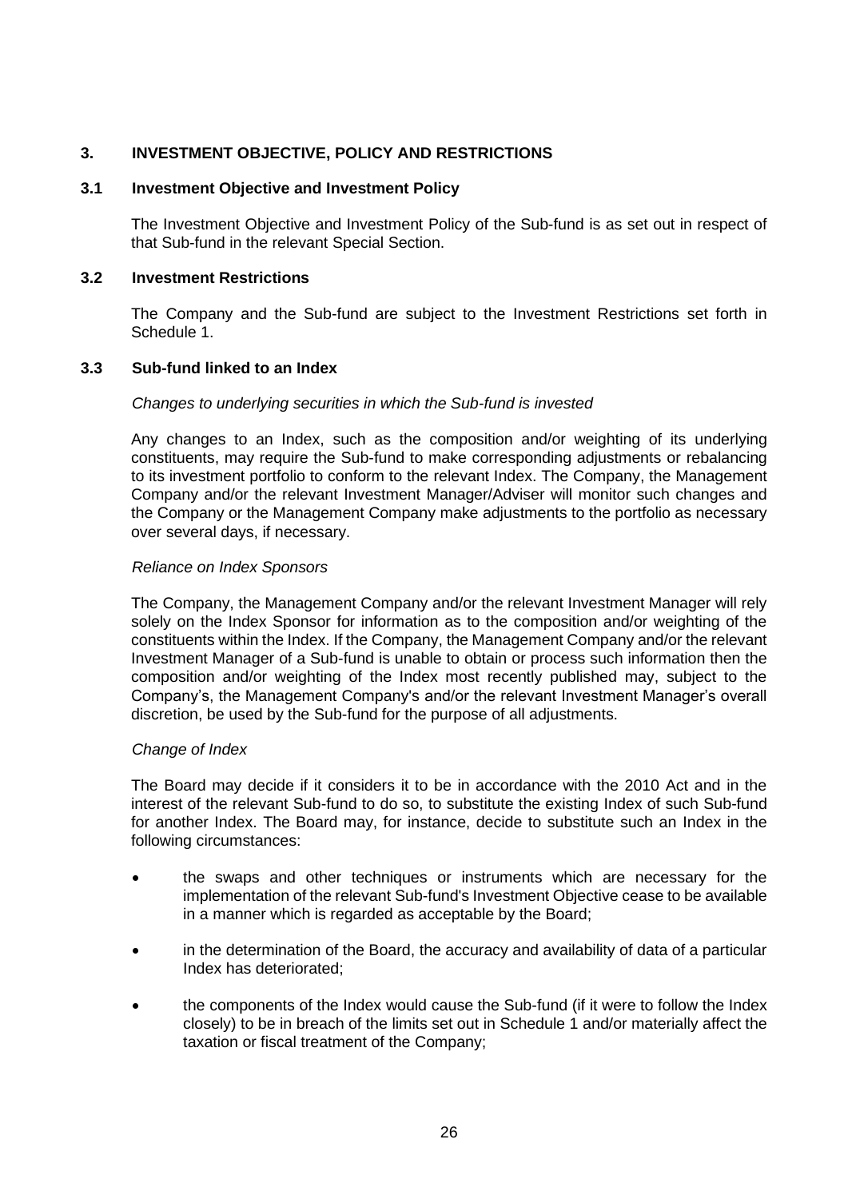## 3. INVESTMENT OBJECTIVE, POLICY AND RESTRICTIONS

### 3.1 Investment Objective and Investment Policy

The Investment Objective and Investment Policy of the Sub-fund is as set out in respect of that Sub-fund in the relevant Special Section.

### 3.2 Investment Restrictions

The Company and the Sub-fund are subject to the Investment Restrictions set forth in Schedule 1.

### 3.3 Sub-fund linked to an Index

*Changes to underlying securities in which the Sub-fund is invested*

Any changes to an Index, such as the composition and/or weighting of its underlying constituents, may require the Sub-fund to make corresponding adjustments or rebalancing to its investment portfolio to conform to the relevant Index. The Company, the Management Company and/or the relevant Investment Manager/Adviser will monitor such changes and the Company or the Management Company make adjustments to the portfolio as necessary over several days, if necessary.

*Reliance on Index Sponsors*

The Company, the Management Company and/or the relevant Investment Manager will rely solely on the Index Sponsor for information as to the composition and/or weighting of the constituents within the Index. If the Company, the Management Company and/or the relevant Investment Manager of a Sub-fund is unable to obtain or process such information then the composition and/or weighting of the Index most recently published may, subject to the Company's, the Management Company's and/or the relevant Investment Manager's overall discretion, be used by the Sub-fund for the purpose of all adjustments.

*Change of Index*

The Board may decide if it considers it to be in accordance with the 2010 Act and in the interest of the relevant Sub-fund to do so, to substitute the existing Index of such Sub-fund for another Index. The Board may, for instance, decide to substitute such an Index in the following circumstances:

- the swaps and other techniques or instruments which are necessary for the implementation of the relevant Sub-fund's Investment Objective cease to be available in a manner which is regarded as acceptable by the Board;
- in the determination of the Board, the accuracy and availability of data of a particular Index has deteriorated;
- the components of the Index would cause the Sub-fund (if it were to follow the Index closely) to be in breach of the limits set out in Schedule 1 and/or materially affect the taxation or fiscal treatment of the Company;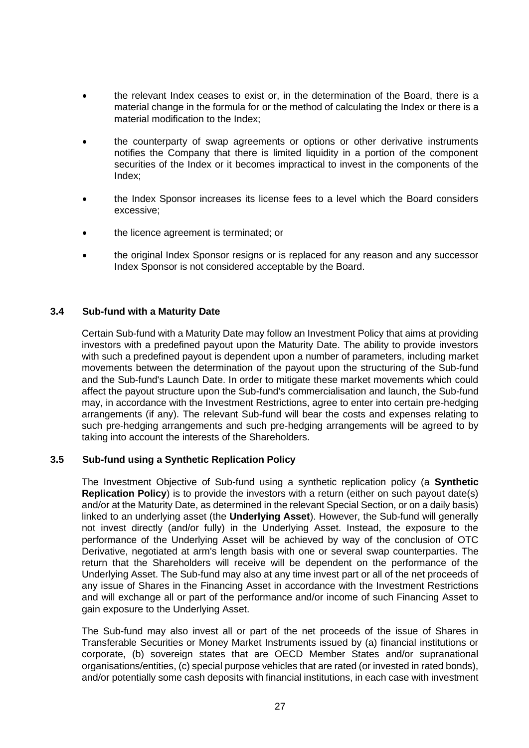- the relevant Index ceases to exist or, in the determination of the Board, there is a material change in the formula for or the method of calculating the Index or there is a material modification to the Index;
- the counterparty of swap agreements or options or other derivative instruments notifies the Company that there is limited liquidity in a portion of the component securities of the Index or it becomes impractical to invest in the components of the Index;
- the Index Sponsor increases its license fees to a level which the Board considers excessive;
- the licence agreement is terminated; or
- the original Index Sponsor resigns or is replaced for any reason and any successor Index Sponsor is not considered acceptable by the Board.

### 3.4 Sub-fund with a Maturity Date

Certain Sub-fund with a Maturity Date may follow an Investment Policy that aims at providing investors with a predefined payout upon the Maturity Date. The ability to provide investors with such a predefined payout is dependent upon a number of parameters, including market movements between the determination of the payout upon the structuring of the Sub-fund and the Sub-fund's Launch Date. In order to mitigate these market movements which could affect the payout structure upon the Sub-fund's commercialisation and launch, the Sub-fund may, in accordance with the Investment Restrictions, agree to enter into certain pre-hedging arrangements (if any). The relevant Sub-fund will bear the costs and expenses relating to such pre-hedging arrangements and such pre-hedging arrangements will be agreed to by taking into account the interests of the Shareholders.

### 3.5 Sub-fund using a Synthetic Replication Policy

The Investment Objective of Sub-fund using a synthetic replication policy (a **Synthetic Replication Policy**) is to provide the investors with a return (either on such payout date(s) and/or at the Maturity Date, as determined in the relevant Special Section, or on a daily basis) linked to an underlying asset (the **Underlying Asset**). However, the Sub-fund will generally not invest directly (and/or fully) in the Underlying Asset. Instead, the exposure to the performance of the Underlying Asset will be achieved by way of the conclusion of OTC Derivative, negotiated at arm's length basis with one or several swap counterparties. The return that the Shareholders will receive will be dependent on the performance of the Underlying Asset. The Sub-fund may also at any time invest part or all of the net proceeds of any issue of Shares in the Financing Asset in accordance with the Investment Restrictions and will exchange all or part of the performance and/or income of such Financing Asset to gain exposure to the Underlying Asset.

The Sub-fund may also invest all or part of the net proceeds of the issue of Shares in Transferable Securities or Money Market Instruments issued by (a) financial institutions or corporate, (b) sovereign states that are OECD Member States and/or supranational organisations/entities, (c) special purpose vehicles that are rated (or invested in rated bonds), and/or potentially some cash deposits with financial institutions, in each case with investment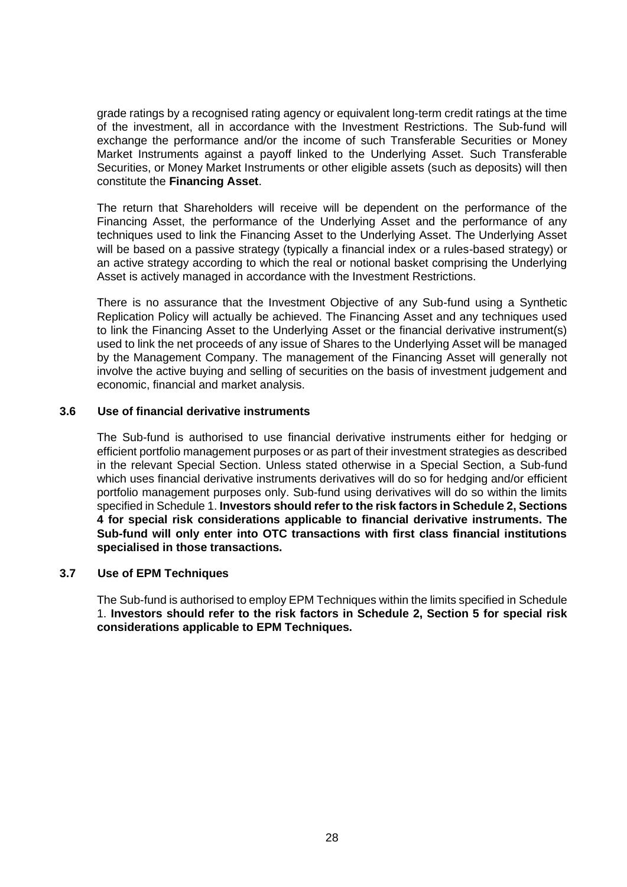grade ratings by a recognised rating agency or equivalent long-term credit ratings at the time of the investment, all in accordance with the Investment Restrictions. The Sub-fund will exchange the performance and/or the income of such Transferable Securities or Money Market Instruments against a payoff linked to the Underlying Asset. Such Transferable Securities, or Money Market Instruments or other eligible assets (such as deposits) will then constitute the **Financing Asset**.

The return that Shareholders will receive will be dependent on the performance of the Financing Asset, the performance of the Underlying Asset and the performance of any techniques used to link the Financing Asset to the Underlying Asset. The Underlying Asset will be based on a passive strategy (typically a financial index or a rules-based strategy) or an active strategy according to which the real or notional basket comprising the Underlying Asset is actively managed in accordance with the Investment Restrictions.

There is no assurance that the Investment Objective of any Sub-fund using a Synthetic Replication Policy will actually be achieved. The Financing Asset and any techniques used to link the Financing Asset to the Underlying Asset or the financial derivative instrument(s) used to link the net proceeds of any issue of Shares to the Underlying Asset will be managed by the Management Company. The management of the Financing Asset will generally not involve the active buying and selling of securities on the basis of investment judgement and economic, financial and market analysis.

### 3.6 Use of financial derivative instruments

The Sub-fund is authorised to use financial derivative instruments either for hedging or efficient portfolio management purposes or as part of their investment strategies as described in the relevant Special Section. Unless stated otherwise in a Special Section, a Sub-fund which uses financial derivative instruments derivatives will do so for hedging and/or efficient portfolio management purposes only. Sub-fund using derivatives will do so within the limits specified in Schedule 1. **Investors should refer to the risk factors in Schedule 2, Sections 4 for special risk considerations applicable to financial derivative instruments. The Sub-fund will only enter into OTC transactions with first class financial institutions specialised in those transactions.**

### 3.7 Use of EPM Techniques

The Sub-fund is authorised to employ EPM Techniques within the limits specified in Schedule 1. **Investors should refer to the risk factors in Schedule 2, Section 5 for special risk considerations applicable to EPM Techniques.**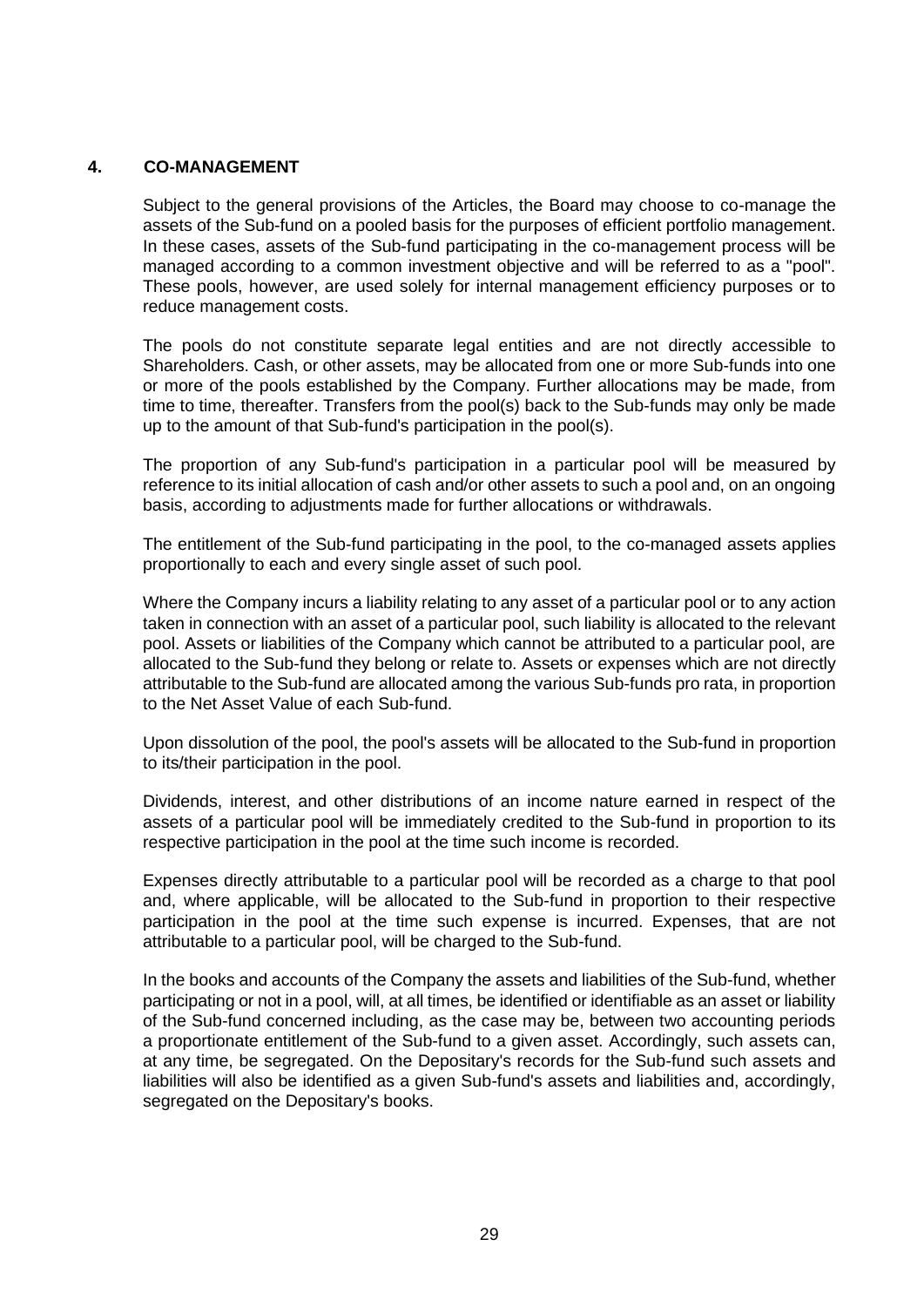## 4. CO-MANAGEMENT

Subject to the general provisions of the Articles, the Board may choose to co-manage the assets of the Sub-fund on a pooled basis for the purposes of efficient portfolio management. In these cases, assets of the Sub-fund participating in the co-management process will be managed according to a common investment objective and will be referred to as a "pool". These pools, however, are used solely for internal management efficiency purposes or to reduce management costs.

The pools do not constitute separate legal entities and are not directly accessible to Shareholders. Cash, or other assets, may be allocated from one or more Sub-funds into one or more of the pools established by the Company. Further allocations may be made, from time to time, thereafter. Transfers from the pool(s) back to the Sub-funds may only be made up to the amount of that Sub-fund's participation in the pool(s).

The proportion of any Sub-fund's participation in a particular pool will be measured by reference to its initial allocation of cash and/or other assets to such a pool and, on an ongoing basis, according to adjustments made for further allocations or withdrawals.

The entitlement of the Sub-fund participating in the pool, to the co-managed assets applies proportionally to each and every single asset of such pool.

Where the Company incurs a liability relating to any asset of a particular pool or to any action taken in connection with an asset of a particular pool, such liability is allocated to the relevant pool. Assets or liabilities of the Company which cannot be attributed to a particular pool, are allocated to the Sub-fund they belong or relate to. Assets or expenses which are not directly attributable to the Sub-fund are allocated among the various Sub-funds pro rata, in proportion to the Net Asset Value of each Sub-fund.

Upon dissolution of the pool, the pool's assets will be allocated to the Sub-fund in proportion to its/their participation in the pool.

Dividends, interest, and other distributions of an income nature earned in respect of the assets of a particular pool will be immediately credited to the Sub-fund in proportion to its respective participation in the pool at the time such income is recorded.

Expenses directly attributable to a particular pool will be recorded as a charge to that pool and, where applicable, will be allocated to the Sub-fund in proportion to their respective participation in the pool at the time such expense is incurred. Expenses, that are not attributable to a particular pool, will be charged to the Sub-fund.

In the books and accounts of the Company the assets and liabilities of the Sub-fund, whether participating or not in a pool, will, at all times, be identified or identifiable as an asset or liability of the Sub-fund concerned including, as the case may be, between two accounting periods a proportionate entitlement of the Sub-fund to a given asset. Accordingly, such assets can, at any time, be segregated. On the Depositary's records for the Sub-fund such assets and liabilities will also be identified as a given Sub-fund's assets and liabilities and, accordingly, segregated on the Depositary's books.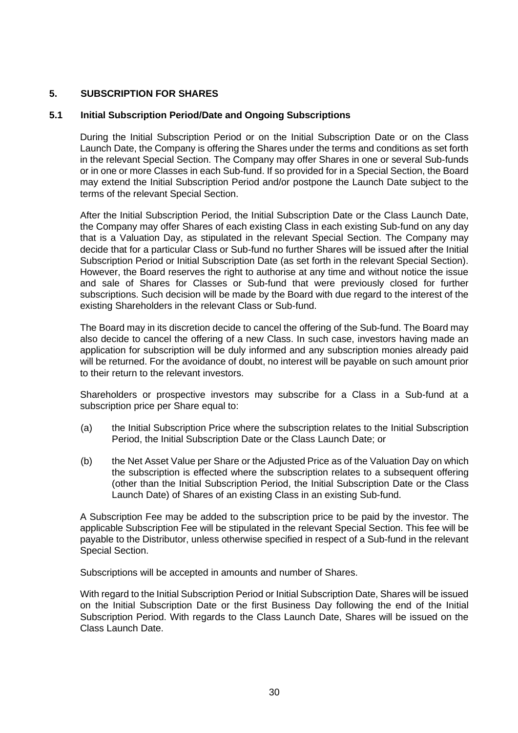## 5. SUBSCRIPTION FOR SHARES

### 5.1 Initial Subscription Period/Date and Ongoing Subscriptions

During the Initial Subscription Period or on the Initial Subscription Date or on the Class Launch Date, the Company is offering the Shares under the terms and conditions as set forth in the relevant Special Section. The Company may offer Shares in one or several Sub-funds or in one or more Classes in each Sub-fund. If so provided for in a Special Section, the Board may extend the Initial Subscription Period and/or postpone the Launch Date subject to the terms of the relevant Special Section.

After the Initial Subscription Period, the Initial Subscription Date or the Class Launch Date, the Company may offer Shares of each existing Class in each existing Sub-fund on any day that is a Valuation Day, as stipulated in the relevant Special Section. The Company may decide that for a particular Class or Sub-fund no further Shares will be issued after the Initial Subscription Period or Initial Subscription Date (as set forth in the relevant Special Section). However, the Board reserves the right to authorise at any time and without notice the issue and sale of Shares for Classes or Sub-fund that were previously closed for further subscriptions. Such decision will be made by the Board with due regard to the interest of the existing Shareholders in the relevant Class or Sub-fund.

The Board may in its discretion decide to cancel the offering of the Sub-fund. The Board may also decide to cancel the offering of a new Class. In such case, investors having made an application for subscription will be duly informed and any subscription monies already paid will be returned. For the avoidance of doubt, no interest will be payable on such amount prior to their return to the relevant investors.

Shareholders or prospective investors may subscribe for a Class in a Sub-fund at a subscription price per Share equal to:

(a) the Initial Subscription Price where the subscription relates to the Initial Subscription Period, the Initial Subscription Date or the Class Launch Date; or

(b) the Net Asset Value per Share or the Adjusted Price as of the Valuation Day on which the subscription is effected where the subscription relates to a subsequent offering (other than the Initial Subscription Period, the Initial Subscription Date or the Class Launch Date) of Shares of an existing Class in an existing Sub-fund.

A Subscription Fee may be added to the subscription price to be paid by the investor. The applicable Subscription Fee will be stipulated in the relevant Special Section. This fee will be payable to the Distributor, unless otherwise specified in respect of a Sub-fund in the relevant Special Section.

Subscriptions will be accepted in amounts and number of Shares.

With regard to the Initial Subscription Period or Initial Subscription Date, Shares will be issued on the Initial Subscription Date or the first Business Day following the end of the Initial Subscription Period. With regards to the Class Launch Date, Shares will be issued on the Class Launch Date.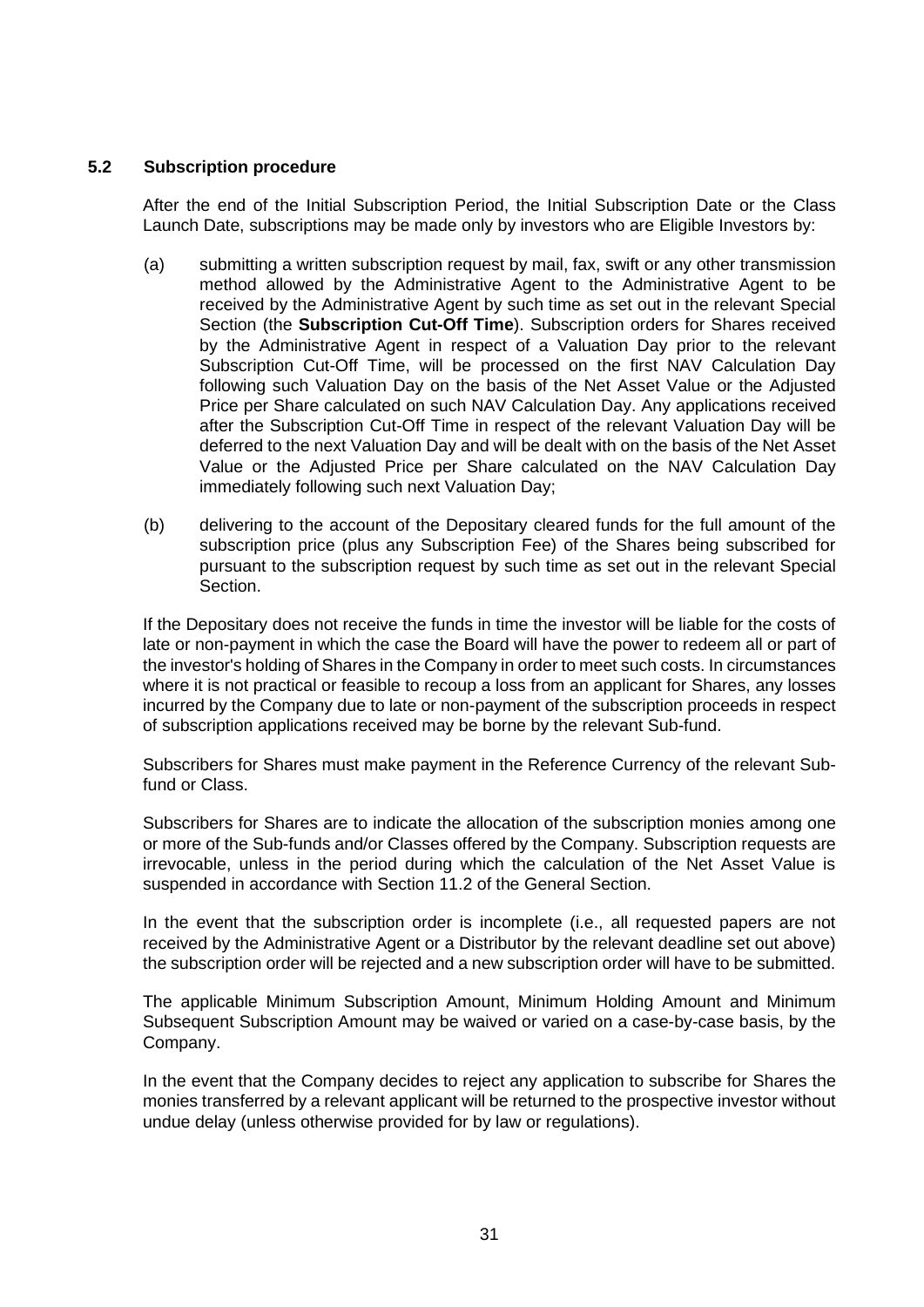### 5.2 Subscription procedure

After the end of the Initial Subscription Period, the Initial Subscription Date or the Class Launch Date, subscriptions may be made only by investors who are Eligible Investors by:

(a) submitting a written subscription request by mail, fax, swift or any other transmission method allowed by the Administrative Agent to the Administrative Agent to be received by the Administrative Agent by such time as set out in the relevant Special Section (the **Subscription Cut-Off Time**). Subscription orders for Shares received by the Administrative Agent in respect of a Valuation Day prior to the relevant Subscription Cut-Off Time, will be processed on the first NAV Calculation Day following such Valuation Day on the basis of the Net Asset Value or the Adjusted Price per Share calculated on such NAV Calculation Day. Any applications received after the Subscription Cut-Off Time in respect of the relevant Valuation Day will be deferred to the next Valuation Day and will be dealt with on the basis of the Net Asset Value or the Adjusted Price per Share calculated on the NAV Calculation Day immediately following such next Valuation Day;

(b) delivering to the account of the Depositary cleared funds for the full amount of the subscription price (plus any Subscription Fee) of the Shares being subscribed for pursuant to the subscription request by such time as set out in the relevant Special Section.

If the Depositary does not receive the funds in time the investor will be liable for the costs of late or non-payment in which the case the Board will have the power to redeem all or part of the investor's holding of Shares in the Company in order to meet such costs. In circumstances where it is not practical or feasible to recoup a loss from an applicant for Shares, any losses incurred by the Company due to late or non-payment of the subscription proceeds in respect of subscription applications received may be borne by the relevant Sub-fund.

Subscribers for Shares must make payment in the Reference Currency of the relevant Sub-fund or Class.

Subscribers for Shares are to indicate the allocation of the subscription monies among one or more of the Sub-funds and/or Classes offered by the Company. Subscription requests are irrevocable, unless in the period during which the calculation of the Net Asset Value is suspended in accordance with Section 11.2 of the General Section.

In the event that the subscription order is incomplete (i.e., all requested papers are not received by the Administrative Agent or a Distributor by the relevant deadline set out above) the subscription order will be rejected and a new subscription order will have to be submitted.

The applicable Minimum Subscription Amount, Minimum Holding Amount and Minimum Subsequent Subscription Amount may be waived or varied on a case-by-case basis, by the Company.

In the event that the Company decides to reject any application to subscribe for Shares the monies transferred by a relevant applicant will be returned to the prospective investor without undue delay (unless otherwise provided for by law or regulations).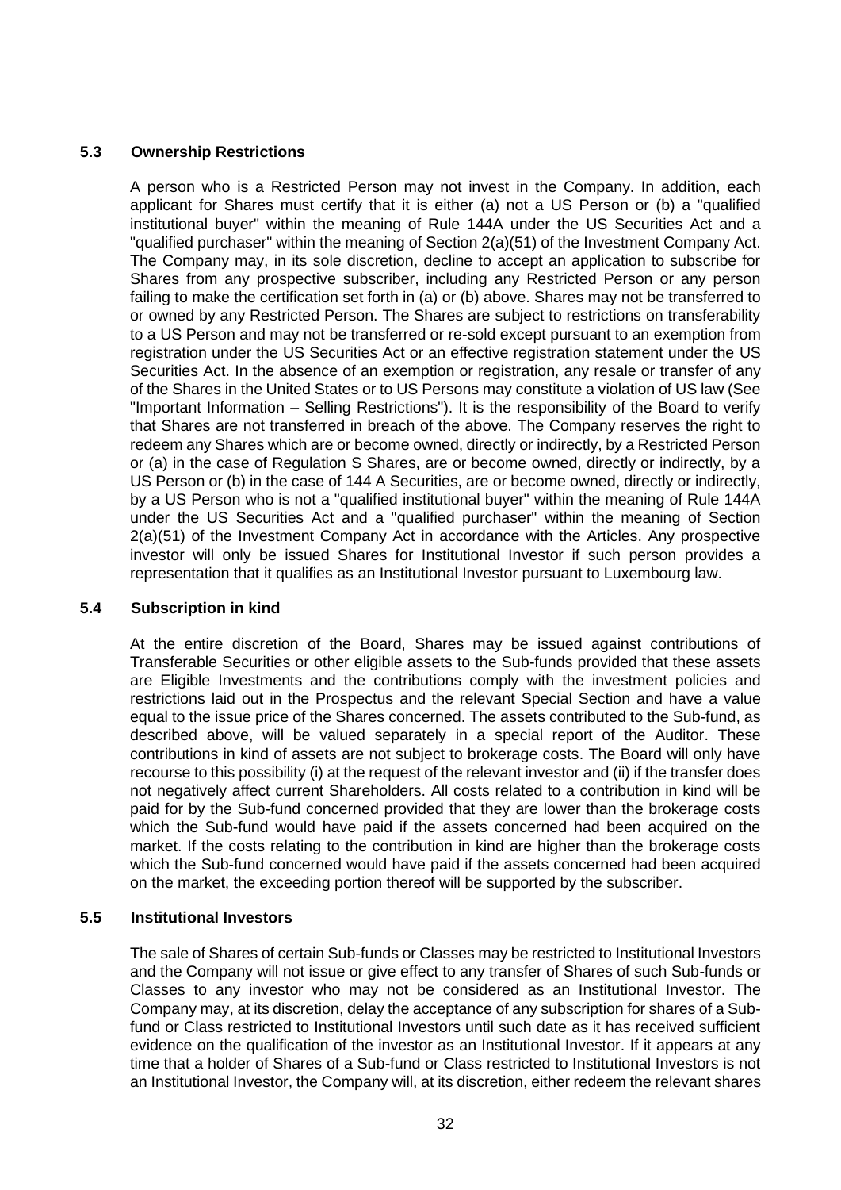### 5.3 Ownership Restrictions

A person who is a Restricted Person may not invest in the Company. In addition, each applicant for Shares must certify that it is either (a) not a US Person or (b) a "qualified institutional buyer" within the meaning of Rule 144A under the US Securities Act and a "qualified purchaser" within the meaning of Section 2(a)(51) of the Investment Company Act. The Company may, in its sole discretion, decline to accept an application to subscribe for Shares from any prospective subscriber, including any Restricted Person or any person failing to make the certification set forth in (a) or (b) above. Shares may not be transferred to or owned by any Restricted Person. The Shares are subject to restrictions on transferability to a US Person and may not be transferred or re-sold except pursuant to an exemption from registration under the US Securities Act or an effective registration statement under the US Securities Act. In the absence of an exemption or registration, any resale or transfer of any of the Shares in the United States or to US Persons may constitute a violation of US law (See "Important Information – Selling Restrictions"). It is the responsibility of the Board to verify that Shares are not transferred in breach of the above. The Company reserves the right to redeem any Shares which are or become owned, directly or indirectly, by a Restricted Person or (a) in the case of Regulation S Shares, are or become owned, directly or indirectly, by a US Person or (b) in the case of 144 A Securities, are or become owned, directly or indirectly, by a US Person who is not a "qualified institutional buyer" within the meaning of Rule 144A under the US Securities Act and a "qualified purchaser" within the meaning of Section 2(a)(51) of the Investment Company Act in accordance with the Articles. Any prospective investor will only be issued Shares for Institutional Investor if such person provides a representation that it qualifies as an Institutional Investor pursuant to Luxembourg law.

### 5.4 Subscription in kind

At the entire discretion of the Board, Shares may be issued against contributions of Transferable Securities or other eligible assets to the Sub-funds provided that these assets are Eligible Investments and the contributions comply with the investment policies and restrictions laid out in the Prospectus and the relevant Special Section and have a value equal to the issue price of the Shares concerned. The assets contributed to the Sub-fund, as described above, will be valued separately in a special report of the Auditor. These contributions in kind of assets are not subject to brokerage costs. The Board will only have recourse to this possibility (i) at the request of the relevant investor and (ii) if the transfer does not negatively affect current Shareholders. All costs related to a contribution in kind will be paid for by the Sub-fund concerned provided that they are lower than the brokerage costs which the Sub-fund would have paid if the assets concerned had been acquired on the market. If the costs relating to the contribution in kind are higher than the brokerage costs which the Sub-fund concerned would have paid if the assets concerned had been acquired on the market, the exceeding portion thereof will be supported by the subscriber.

### 5.5 Institutional Investors

The sale of Shares of certain Sub-funds or Classes may be restricted to Institutional Investors and the Company will not issue or give effect to any transfer of Shares of such Sub-funds or Classes to any investor who may not be considered as an Institutional Investor. The Company may, at its discretion, delay the acceptance of any subscription for shares of a Sub-fund or Class restricted to Institutional Investors until such date as it has received sufficient evidence on the qualification of the investor as an Institutional Investor. If it appears at any time that a holder of Shares of a Sub-fund or Class restricted to Institutional Investors is not an Institutional Investor, the Company will, at its discretion, either redeem the relevant shares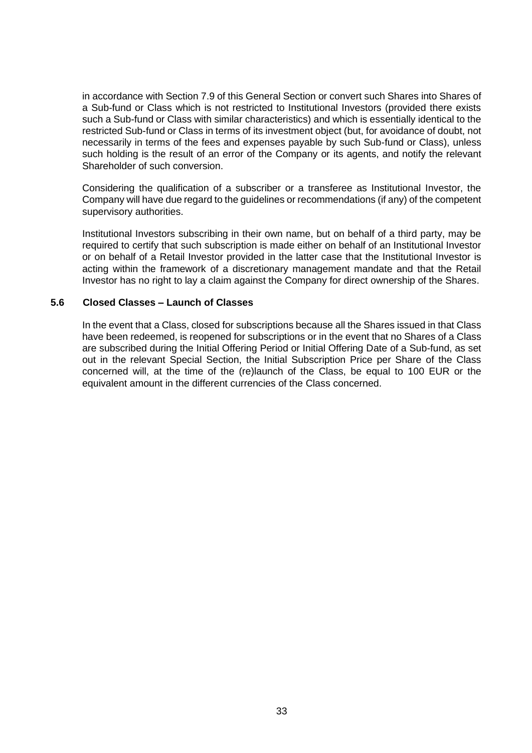in accordance with Section 7.9 of this General Section or convert such Shares into Shares of a Sub-fund or Class which is not restricted to Institutional Investors (provided there exists such a Sub-fund or Class with similar characteristics) and which is essentially identical to the restricted Sub-fund or Class in terms of its investment object (but, for avoidance of doubt, not necessarily in terms of the fees and expenses payable by such Sub-fund or Class), unless such holding is the result of an error of the Company or its agents, and notify the relevant Shareholder of such conversion.

Considering the qualification of a subscriber or a transferee as Institutional Investor, the Company will have due regard to the guidelines or recommendations (if any) of the competent supervisory authorities.

Institutional Investors subscribing in their own name, but on behalf of a third party, may be required to certify that such subscription is made either on behalf of an Institutional Investor or on behalf of a Retail Investor provided in the latter case that the Institutional Investor is acting within the framework of a discretionary management mandate and that the Retail Investor has no right to lay a claim against the Company for direct ownership of the Shares.

### 5.6 Closed Classes – Launch of Classes

In the event that a Class, closed for subscriptions because all the Shares issued in that Class have been redeemed, is reopened for subscriptions or in the event that no Shares of a Class are subscribed during the Initial Offering Period or Initial Offering Date of a Sub-fund, as set out in the relevant Special Section, the Initial Subscription Price per Share of the Class concerned will, at the time of the (re)launch of the Class, be equal to 100 EUR or the equivalent amount in the different currencies of the Class concerned.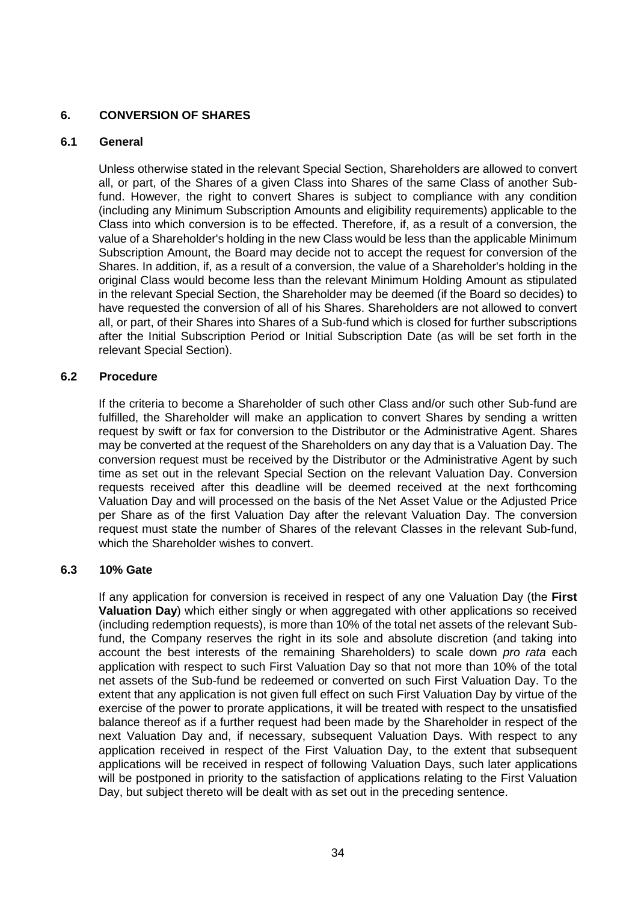## 6. CONVERSION OF SHARES

### 6.1 General

Unless otherwise stated in the relevant Special Section, Shareholders are allowed to convert all, or part, of the Shares of a given Class into Shares of the same Class of another Sub-fund. However, the right to convert Shares is subject to compliance with any condition (including any Minimum Subscription Amounts and eligibility requirements) applicable to the Class into which conversion is to be effected. Therefore, if, as a result of a conversion, the value of a Shareholder's holding in the new Class would be less than the applicable Minimum Subscription Amount, the Board may decide not to accept the request for conversion of the Shares. In addition, if, as a result of a conversion, the value of a Shareholder's holding in the original Class would become less than the relevant Minimum Holding Amount as stipulated in the relevant Special Section, the Shareholder may be deemed (if the Board so decides) to have requested the conversion of all of his Shares. Shareholders are not allowed to convert all, or part, of their Shares into Shares of a Sub-fund which is closed for further subscriptions after the Initial Subscription Period or Initial Subscription Date (as will be set forth in the relevant Special Section).

### 6.2 Procedure

If the criteria to become a Shareholder of such other Class and/or such other Sub-fund are fulfilled, the Shareholder will make an application to convert Shares by sending a written request by swift or fax for conversion to the Distributor or the Administrative Agent. Shares may be converted at the request of the Shareholders on any day that is a Valuation Day. The conversion request must be received by the Distributor or the Administrative Agent by such time as set out in the relevant Special Section on the relevant Valuation Day. Conversion requests received after this deadline will be deemed received at the next forthcoming Valuation Day and will processed on the basis of the Net Asset Value or the Adjusted Price per Share as of the first Valuation Day after the relevant Valuation Day. The conversion request must state the number of Shares of the relevant Classes in the relevant Sub-fund, which the Shareholder wishes to convert.

### 6.3 10% Gate

If any application for conversion is received in respect of any one Valuation Day (the **First Valuation Day**) which either singly or when aggregated with other applications so received (including redemption requests), is more than 10% of the total net assets of the relevant Sub-fund, the Company reserves the right in its sole and absolute discretion (and taking into account the best interests of the remaining Shareholders) to scale down *pro rata* each application with respect to such First Valuation Day so that not more than 10% of the total net assets of the Sub-fund be redeemed or converted on such First Valuation Day. To the extent that any application is not given full effect on such First Valuation Day by virtue of the exercise of the power to prorate applications, it will be treated with respect to the unsatisfied balance thereof as if a further request had been made by the Shareholder in respect of the next Valuation Day and, if necessary, subsequent Valuation Days. With respect to any application received in respect of the First Valuation Day, to the extent that subsequent applications will be received in respect of following Valuation Days, such later applications will be postponed in priority to the satisfaction of applications relating to the First Valuation Day, but subject thereto will be dealt with as set out in the preceding sentence.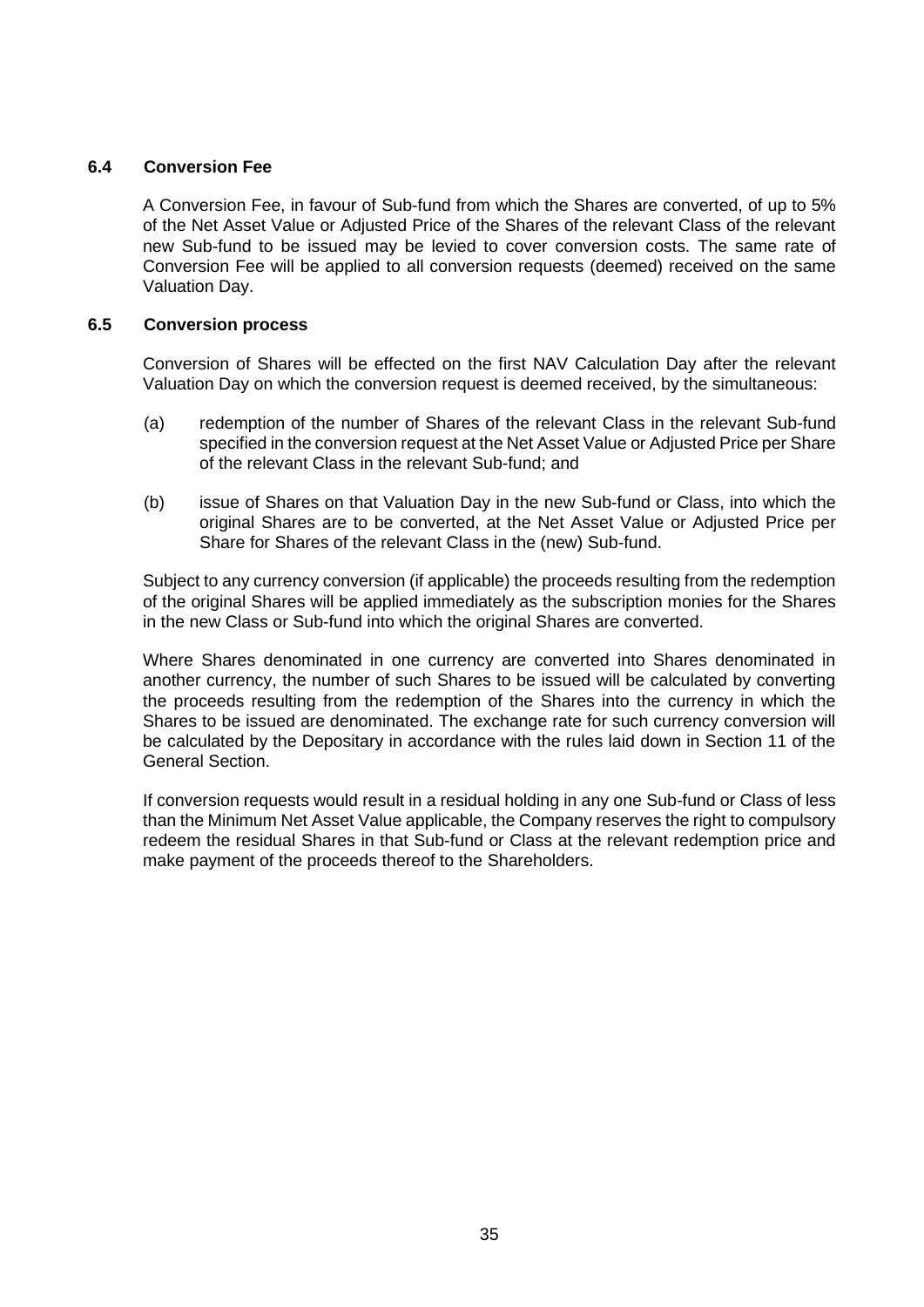### 6.4 Conversion Fee

A Conversion Fee, in favour of Sub-fund from which the Shares are converted, of up to 5% of the Net Asset Value or Adjusted Price of the Shares of the relevant Class of the relevant new Sub-fund to be issued may be levied to cover conversion costs. The same rate of Conversion Fee will be applied to all conversion requests (deemed) received on the same Valuation Day.

### 6.5 Conversion process

Conversion of Shares will be effected on the first NAV Calculation Day after the relevant Valuation Day on which the conversion request is deemed received, by the simultaneous:

(a) redemption of the number of Shares of the relevant Class in the relevant Sub-fund specified in the conversion request at the Net Asset Value or Adjusted Price per Share of the relevant Class in the relevant Sub-fund; and

(b) issue of Shares on that Valuation Day in the new Sub-fund or Class, into which the original Shares are to be converted, at the Net Asset Value or Adjusted Price per Share for Shares of the relevant Class in the (new) Sub-fund.

Subject to any currency conversion (if applicable) the proceeds resulting from the redemption of the original Shares will be applied immediately as the subscription monies for the Shares in the new Class or Sub-fund into which the original Shares are converted.

Where Shares denominated in one currency are converted into Shares denominated in another currency, the number of such Shares to be issued will be calculated by converting the proceeds resulting from the redemption of the Shares into the currency in which the Shares to be issued are denominated. The exchange rate for such currency conversion will be calculated by the Depositary in accordance with the rules laid down in Section 11 of the General Section.

If conversion requests would result in a residual holding in any one Sub-fund or Class of less than the Minimum Net Asset Value applicable, the Company reserves the right to compulsory redeem the residual Shares in that Sub-fund or Class at the relevant redemption price and make payment of the proceeds thereof to the Shareholders.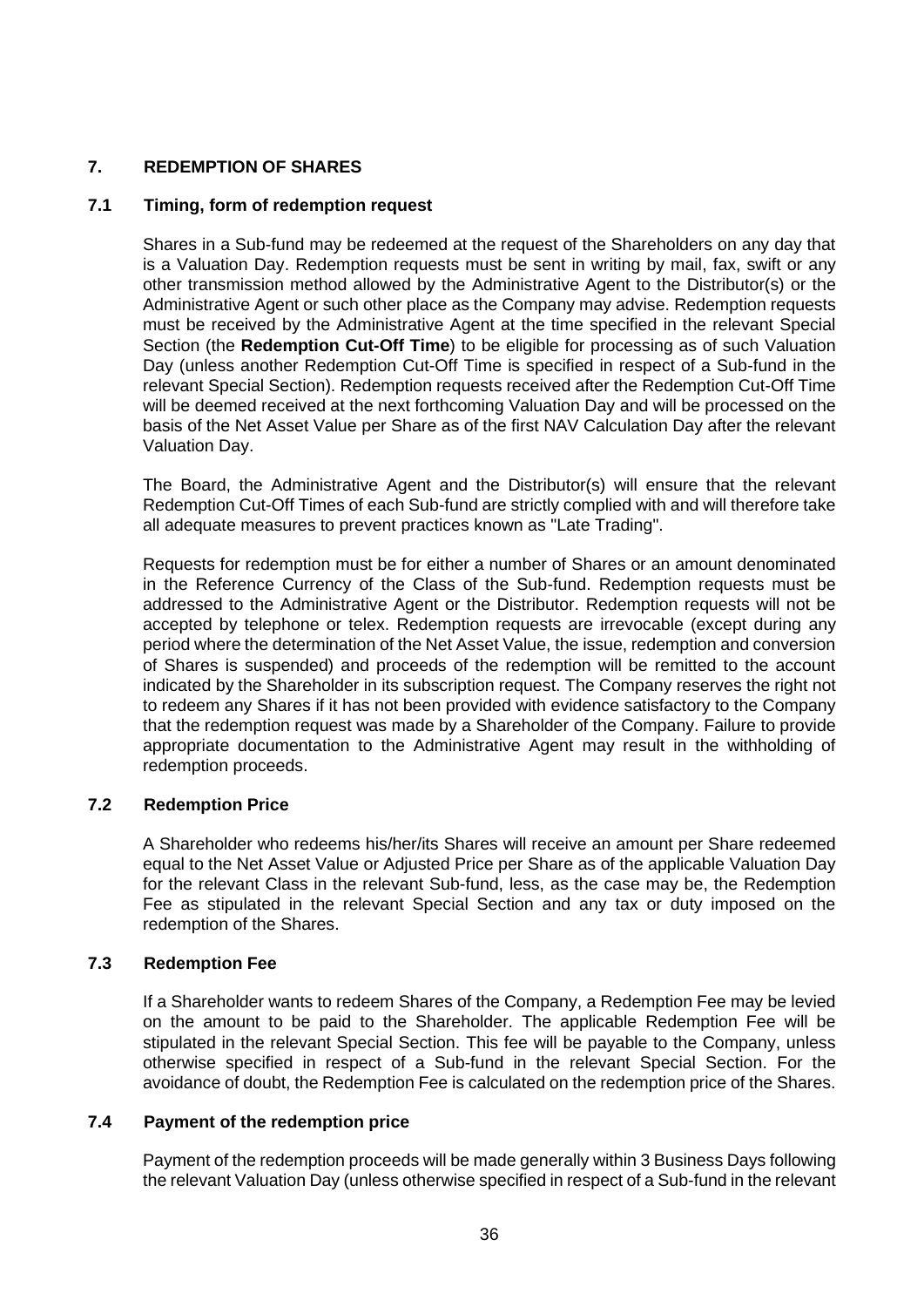## 7. REDEMPTION OF SHARES

### 7.1 Timing, form of redemption request

Shares in a Sub-fund may be redeemed at the request of the Shareholders on any day that is a Valuation Day. Redemption requests must be sent in writing by mail, fax, swift or any other transmission method allowed by the Administrative Agent to the Distributor(s) or the Administrative Agent or such other place as the Company may advise. Redemption requests must be received by the Administrative Agent at the time specified in the relevant Special Section (the **Redemption Cut-Off Time**) to be eligible for processing as of such Valuation Day (unless another Redemption Cut-Off Time is specified in respect of a Sub-fund in the relevant Special Section). Redemption requests received after the Redemption Cut-Off Time will be deemed received at the next forthcoming Valuation Day and will be processed on the basis of the Net Asset Value per Share as of the first NAV Calculation Day after the relevant Valuation Day.

The Board, the Administrative Agent and the Distributor(s) will ensure that the relevant Redemption Cut-Off Times of each Sub-fund are strictly complied with and will therefore take all adequate measures to prevent practices known as "Late Trading".

Requests for redemption must be for either a number of Shares or an amount denominated in the Reference Currency of the Class of the Sub-fund. Redemption requests must be addressed to the Administrative Agent or the Distributor. Redemption requests will not be accepted by telephone or telex. Redemption requests are irrevocable (except during any period where the determination of the Net Asset Value, the issue, redemption and conversion of Shares is suspended) and proceeds of the redemption will be remitted to the account indicated by the Shareholder in its subscription request. The Company reserves the right not to redeem any Shares if it has not been provided with evidence satisfactory to the Company that the redemption request was made by a Shareholder of the Company. Failure to provide appropriate documentation to the Administrative Agent may result in the withholding of redemption proceeds.

### 7.2 Redemption Price

A Shareholder who redeems his/her/its Shares will receive an amount per Share redeemed equal to the Net Asset Value or Adjusted Price per Share as of the applicable Valuation Day for the relevant Class in the relevant Sub-fund, less, as the case may be, the Redemption Fee as stipulated in the relevant Special Section and any tax or duty imposed on the redemption of the Shares.

### 7.3 Redemption Fee

If a Shareholder wants to redeem Shares of the Company, a Redemption Fee may be levied on the amount to be paid to the Shareholder. The applicable Redemption Fee will be stipulated in the relevant Special Section. This fee will be payable to the Company, unless otherwise specified in respect of a Sub-fund in the relevant Special Section. For the avoidance of doubt, the Redemption Fee is calculated on the redemption price of the Shares.

### 7.4 Payment of the redemption price

Payment of the redemption proceeds will be made generally within 3 Business Days following the relevant Valuation Day (unless otherwise specified in respect of a Sub-fund in the relevant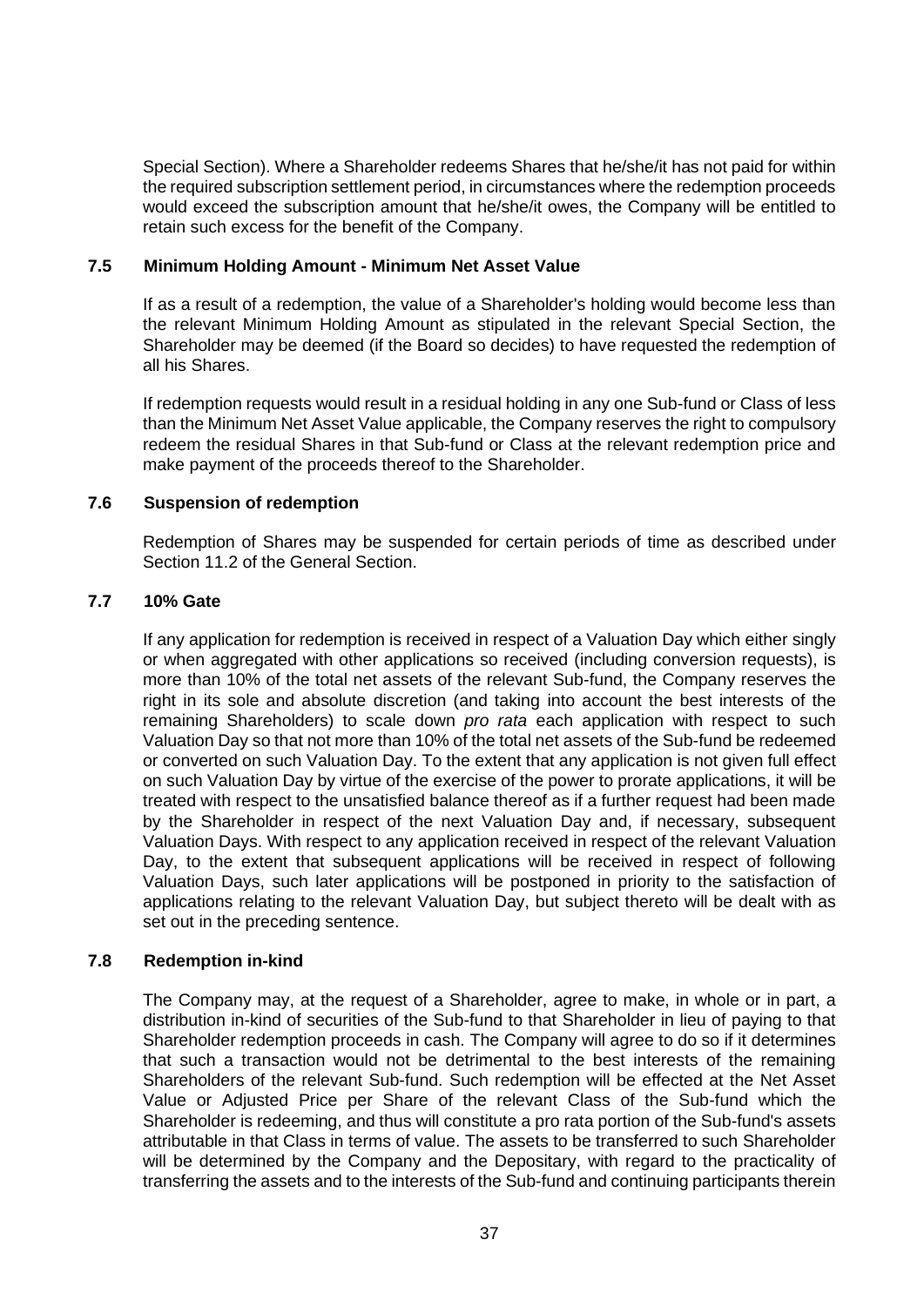Special Section). Where a Shareholder redeems Shares that he/she/it has not paid for within the required subscription settlement period, in circumstances where the redemption proceeds would exceed the subscription amount that he/she/it owes, the Company will be entitled to retain such excess for the benefit of the Company.

### 7.5 Minimum Holding Amount - Minimum Net Asset Value

If as a result of a redemption, the value of a Shareholder's holding would become less than the relevant Minimum Holding Amount as stipulated in the relevant Special Section, the Shareholder may be deemed (if the Board so decides) to have requested the redemption of all his Shares.

If redemption requests would result in a residual holding in any one Sub-fund or Class of less than the Minimum Net Asset Value applicable, the Company reserves the right to compulsory redeem the residual Shares in that Sub-fund or Class at the relevant redemption price and make payment of the proceeds thereof to the Shareholder.

### 7.6 Suspension of redemption

Redemption of Shares may be suspended for certain periods of time as described under Section 11.2 of the General Section.

### 7.7 10% Gate

If any application for redemption is received in respect of a Valuation Day which either singly or when aggregated with other applications so received (including conversion requests), is more than 10% of the total net assets of the relevant Sub-fund, the Company reserves the right in its sole and absolute discretion (and taking into account the best interests of the remaining Shareholders) to scale down *pro rata* each application with respect to such Valuation Day so that not more than 10% of the total net assets of the Sub-fund be redeemed or converted on such Valuation Day. To the extent that any application is not given full effect on such Valuation Day by virtue of the exercise of the power to prorate applications, it will be treated with respect to the unsatisfied balance thereof as if a further request had been made by the Shareholder in respect of the next Valuation Day and, if necessary, subsequent Valuation Days. With respect to any application received in respect of the relevant Valuation Day, to the extent that subsequent applications will be received in respect of following Valuation Days, such later applications will be postponed in priority to the satisfaction of applications relating to the relevant Valuation Day, but subject thereto will be dealt with as set out in the preceding sentence.

### 7.8 Redemption in-kind

The Company may, at the request of a Shareholder, agree to make, in whole or in part, a distribution in-kind of securities of the Sub-fund to that Shareholder in lieu of paying to that Shareholder redemption proceeds in cash. The Company will agree to do so if it determines that such a transaction would not be detrimental to the best interests of the remaining Shareholders of the relevant Sub-fund. Such redemption will be effected at the Net Asset Value or Adjusted Price per Share of the relevant Class of the Sub-fund which the Shareholder is redeeming, and thus will constitute a pro rata portion of the Sub-fund's assets attributable in that Class in terms of value. The assets to be transferred to such Shareholder will be determined by the Company and the Depositary, with regard to the practicality of transferring the assets and to the interests of the Sub-fund and continuing participants therein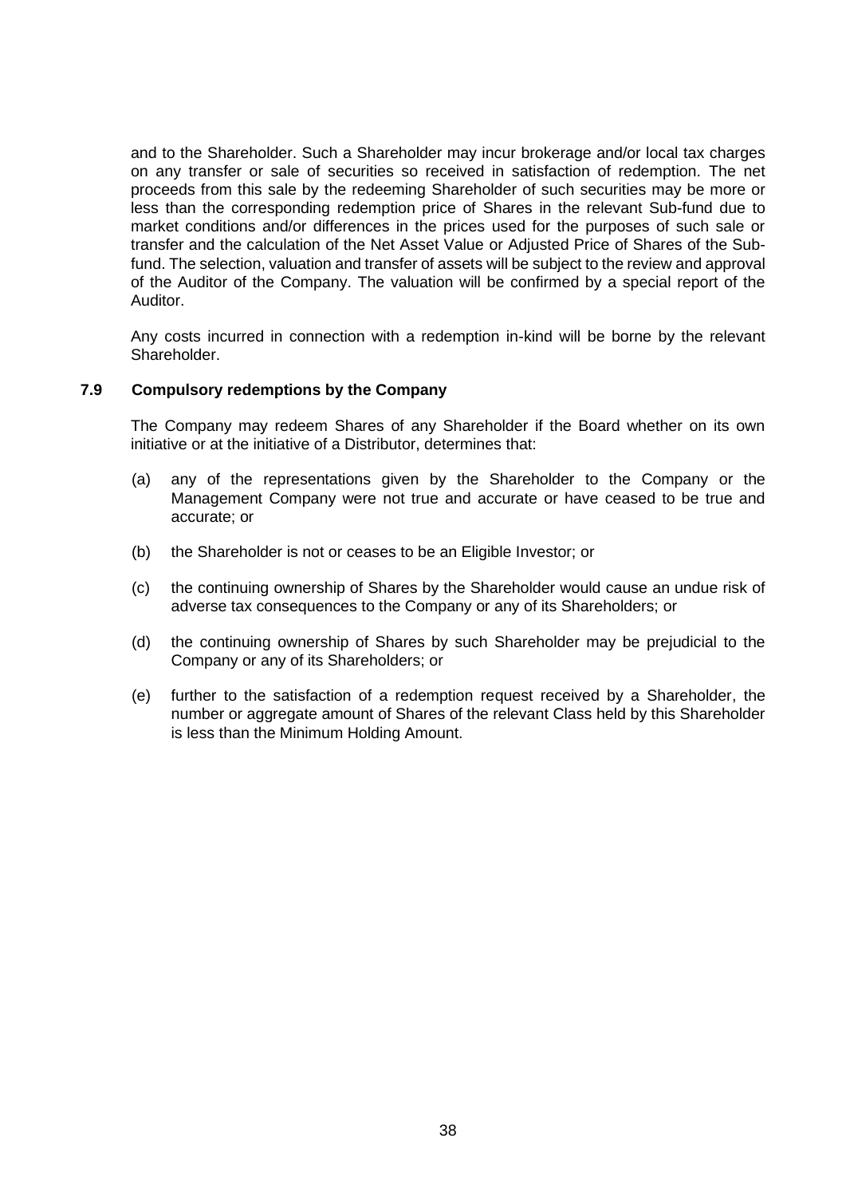and to the Shareholder. Such a Shareholder may incur brokerage and/or local tax charges on any transfer or sale of securities so received in satisfaction of redemption. The net proceeds from this sale by the redeeming Shareholder of such securities may be more or less than the corresponding redemption price of Shares in the relevant Sub-fund due to market conditions and/or differences in the prices used for the purposes of such sale or transfer and the calculation of the Net Asset Value or Adjusted Price of Shares of the Sub-fund. The selection, valuation and transfer of assets will be subject to the review and approval of the Auditor of the Company. The valuation will be confirmed by a special report of the Auditor.

Any costs incurred in connection with a redemption in-kind will be borne by the relevant Shareholder.

### 7.9 Compulsory redemptions by the Company

The Company may redeem Shares of any Shareholder if the Board whether on its own initiative or at the initiative of a Distributor, determines that:

(a) any of the representations given by the Shareholder to the Company or the Management Company were not true and accurate or have ceased to be true and accurate; or

(b) the Shareholder is not or ceases to be an Eligible Investor; or

(c) the continuing ownership of Shares by the Shareholder would cause an undue risk of adverse tax consequences to the Company or any of its Shareholders; or

(d) the continuing ownership of Shares by such Shareholder may be prejudicial to the Company or any of its Shareholders; or

(e) further to the satisfaction of a redemption request received by a Shareholder, the number or aggregate amount of Shares of the relevant Class held by this Shareholder is less than the Minimum Holding Amount.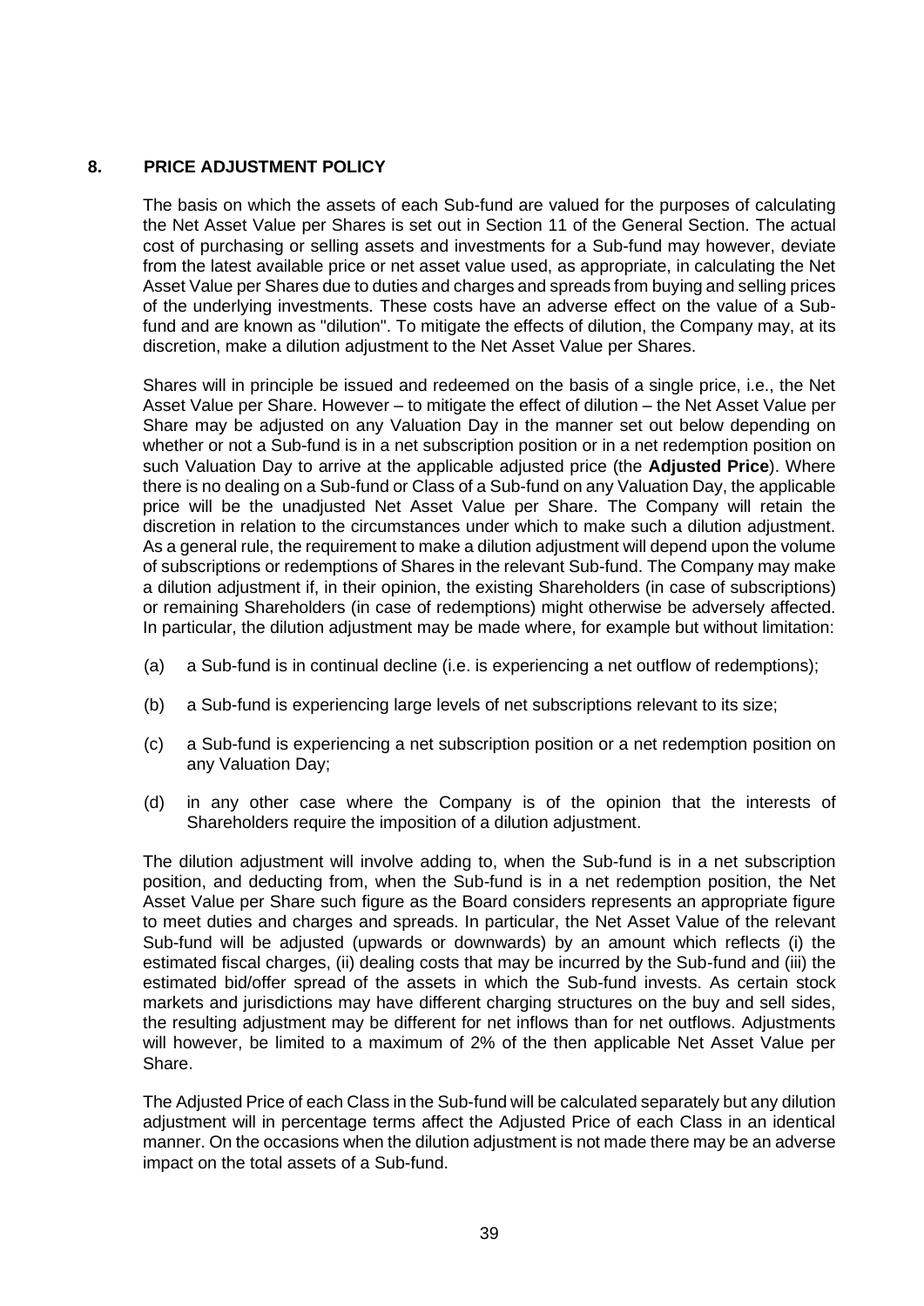## 8. PRICE ADJUSTMENT POLICY

The basis on which the assets of each Sub-fund are valued for the purposes of calculating the Net Asset Value per Shares is set out in Section 11 of the General Section. The actual cost of purchasing or selling assets and investments for a Sub-fund may however, deviate from the latest available price or net asset value used, as appropriate, in calculating the Net Asset Value per Shares due to duties and charges and spreads from buying and selling prices of the underlying investments. These costs have an adverse effect on the value of a Sub-fund and are known as "dilution". To mitigate the effects of dilution, the Company may, at its discretion, make a dilution adjustment to the Net Asset Value per Shares.

Shares will in principle be issued and redeemed on the basis of a single price, i.e., the Net Asset Value per Share. However – to mitigate the effect of dilution – the Net Asset Value per Share may be adjusted on any Valuation Day in the manner set out below depending on whether or not a Sub-fund is in a net subscription position or in a net redemption position on such Valuation Day to arrive at the applicable adjusted price (the **Adjusted Price**). Where there is no dealing on a Sub-fund or Class of a Sub-fund on any Valuation Day, the applicable price will be the unadjusted Net Asset Value per Share. The Company will retain the discretion in relation to the circumstances under which to make such a dilution adjustment. As a general rule, the requirement to make a dilution adjustment will depend upon the volume of subscriptions or redemptions of Shares in the relevant Sub-fund. The Company may make a dilution adjustment if, in their opinion, the existing Shareholders (in case of subscriptions) or remaining Shareholders (in case of redemptions) might otherwise be adversely affected. In particular, the dilution adjustment may be made where, for example but without limitation:

(a) a Sub-fund is in continual decline (i.e. is experiencing a net outflow of redemptions);

(b) a Sub-fund is experiencing large levels of net subscriptions relevant to its size;

(c) a Sub-fund is experiencing a net subscription position or a net redemption position on any Valuation Day;

(d) in any other case where the Company is of the opinion that the interests of Shareholders require the imposition of a dilution adjustment.

The dilution adjustment will involve adding to, when the Sub-fund is in a net subscription position, and deducting from, when the Sub-fund is in a net redemption position, the Net Asset Value per Share such figure as the Board considers represents an appropriate figure to meet duties and charges and spreads. In particular, the Net Asset Value of the relevant Sub-fund will be adjusted (upwards or downwards) by an amount which reflects (i) the estimated fiscal charges, (ii) dealing costs that may be incurred by the Sub-fund and (iii) the estimated bid/offer spread of the assets in which the Sub-fund invests. As certain stock markets and jurisdictions may have different charging structures on the buy and sell sides, the resulting adjustment may be different for net inflows than for net outflows. Adjustments will however, be limited to a maximum of 2% of the then applicable Net Asset Value per Share.

The Adjusted Price of each Class in the Sub-fund will be calculated separately but any dilution adjustment will in percentage terms affect the Adjusted Price of each Class in an identical manner. On the occasions when the dilution adjustment is not made there may be an adverse impact on the total assets of a Sub-fund.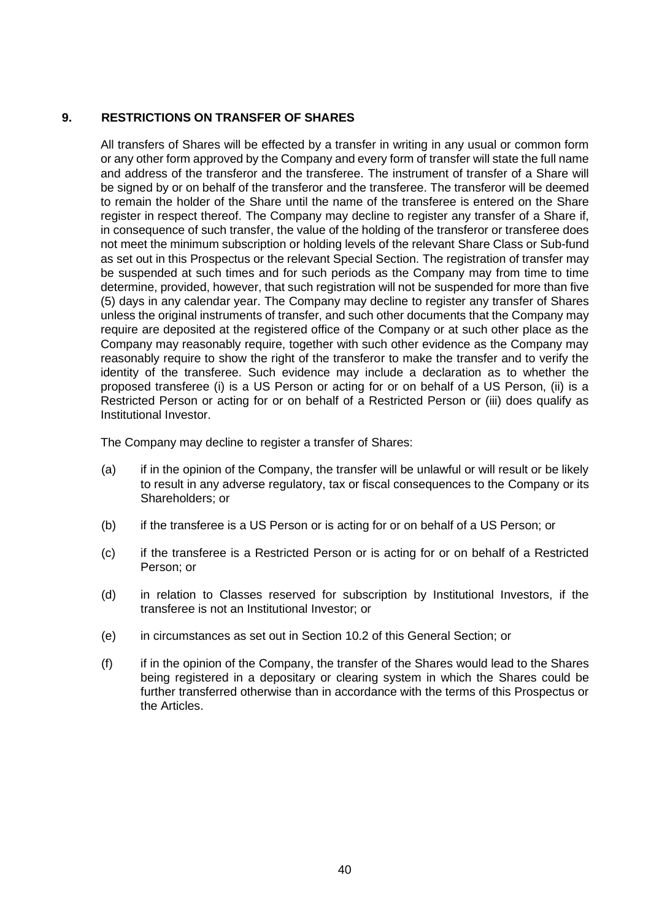## 9. RESTRICTIONS ON TRANSFER OF SHARES

All transfers of Shares will be effected by a transfer in writing in any usual or common form or any other form approved by the Company and every form of transfer will state the full name and address of the transferor and the transferee. The instrument of transfer of a Share will be signed by or on behalf of the transferor and the transferee. The transferor will be deemed to remain the holder of the Share until the name of the transferee is entered on the Share register in respect thereof. The Company may decline to register any transfer of a Share if, in consequence of such transfer, the value of the holding of the transferor or transferee does not meet the minimum subscription or holding levels of the relevant Share Class or Sub-fund as set out in this Prospectus or the relevant Special Section. The registration of transfer may be suspended at such times and for such periods as the Company may from time to time determine, provided, however, that such registration will not be suspended for more than five (5) days in any calendar year. The Company may decline to register any transfer of Shares unless the original instruments of transfer, and such other documents that the Company may require are deposited at the registered office of the Company or at such other place as the Company may reasonably require, together with such other evidence as the Company may reasonably require to show the right of the transferor to make the transfer and to verify the identity of the transferee. Such evidence may include a declaration as to whether the proposed transferee (i) is a US Person or acting for or on behalf of a US Person, (ii) is a Restricted Person or acting for or on behalf of a Restricted Person or (iii) does qualify as Institutional Investor.

The Company may decline to register a transfer of Shares:

(a) if in the opinion of the Company, the transfer will be unlawful or will result or be likely to result in any adverse regulatory, tax or fiscal consequences to the Company or its Shareholders; or

(b) if the transferee is a US Person or is acting for or on behalf of a US Person; or

(c) if the transferee is a Restricted Person or is acting for or on behalf of a Restricted Person; or

(d) in relation to Classes reserved for subscription by Institutional Investors, if the transferee is not an Institutional Investor; or

(e) in circumstances as set out in Section 10.2 of this General Section; or

(f) if in the opinion of the Company, the transfer of the Shares would lead to the Shares being registered in a depositary or clearing system in which the Shares could be further transferred otherwise than in accordance with the terms of this Prospectus or the Articles.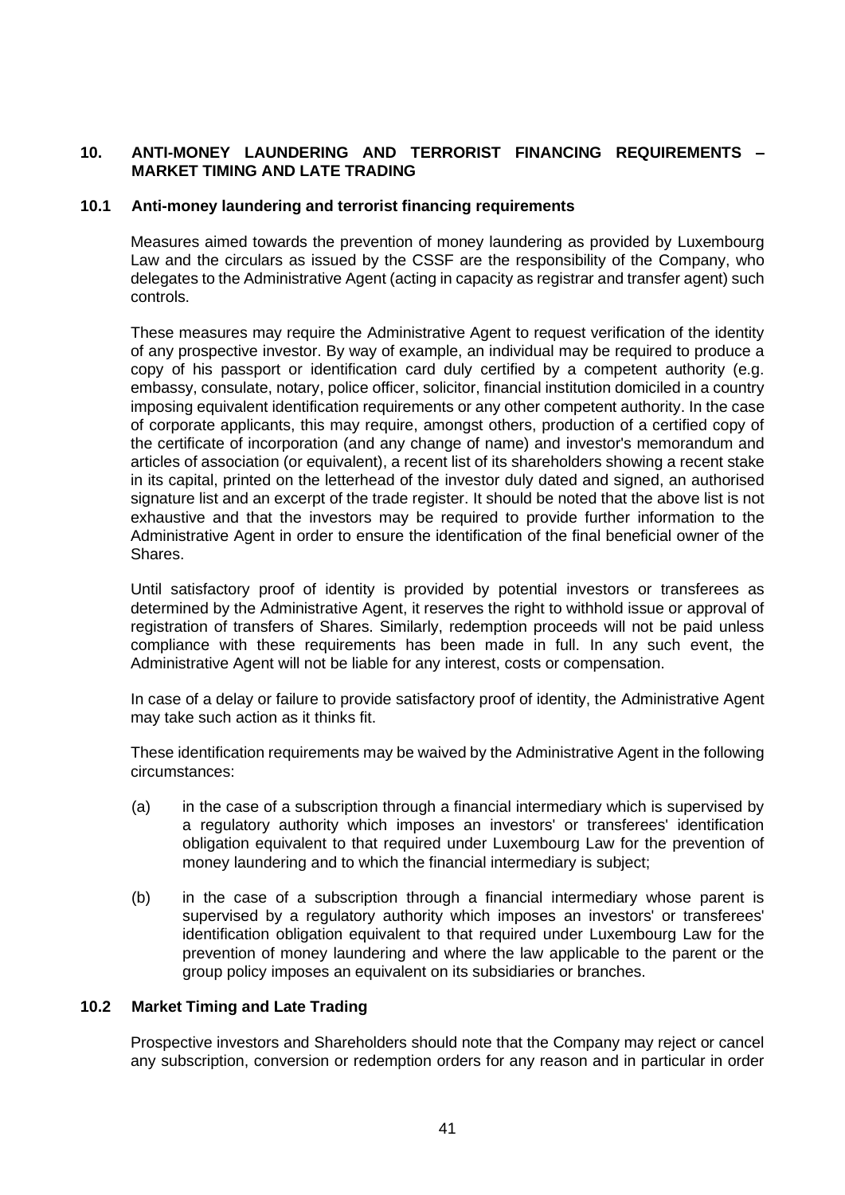## 10. ANTI-MONEY LAUNDERING AND TERRORIST FINANCING REQUIREMENTS – MARKET TIMING AND LATE TRADING

### 10.1 Anti-money laundering and terrorist financing requirements

Measures aimed towards the prevention of money laundering as provided by Luxembourg Law and the circulars as issued by the CSSF are the responsibility of the Company, who delegates to the Administrative Agent (acting in capacity as registrar and transfer agent) such controls.

These measures may require the Administrative Agent to request verification of the identity of any prospective investor. By way of example, an individual may be required to produce a copy of his passport or identification card duly certified by a competent authority (e.g. embassy, consulate, notary, police officer, solicitor, financial institution domiciled in a country imposing equivalent identification requirements or any other competent authority. In the case of corporate applicants, this may require, amongst others, production of a certified copy of the certificate of incorporation (and any change of name) and investor's memorandum and articles of association (or equivalent), a recent list of its shareholders showing a recent stake in its capital, printed on the letterhead of the investor duly dated and signed, an authorised signature list and an excerpt of the trade register. It should be noted that the above list is not exhaustive and that the investors may be required to provide further information to the Administrative Agent in order to ensure the identification of the final beneficial owner of the Shares.

Until satisfactory proof of identity is provided by potential investors or transferees as determined by the Administrative Agent, it reserves the right to withhold issue or approval of registration of transfers of Shares. Similarly, redemption proceeds will not be paid unless compliance with these requirements has been made in full. In any such event, the Administrative Agent will not be liable for any interest, costs or compensation.

In case of a delay or failure to provide satisfactory proof of identity, the Administrative Agent may take such action as it thinks fit.

These identification requirements may be waived by the Administrative Agent in the following circumstances:

(a) in the case of a subscription through a financial intermediary which is supervised by a regulatory authority which imposes an investors' or transferees' identification obligation equivalent to that required under Luxembourg Law for the prevention of money laundering and to which the financial intermediary is subject;

(b) in the case of a subscription through a financial intermediary whose parent is supervised by a regulatory authority which imposes an investors' or transferees' identification obligation equivalent to that required under Luxembourg Law for the prevention of money laundering and where the law applicable to the parent or the group policy imposes an equivalent on its subsidiaries or branches.

### 10.2 Market Timing and Late Trading

Prospective investors and Shareholders should note that the Company may reject or cancel any subscription, conversion or redemption orders for any reason and in particular in order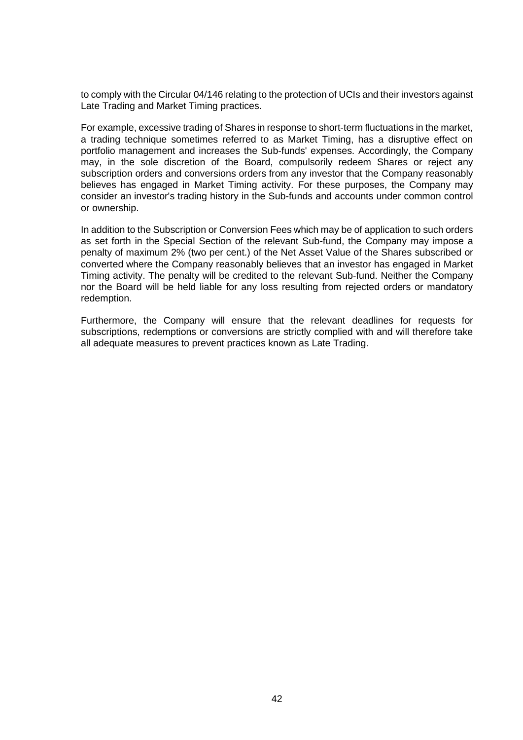to comply with the Circular 04/146 relating to the protection of UCIs and their investors against Late Trading and Market Timing practices.

For example, excessive trading of Shares in response to short-term fluctuations in the market, a trading technique sometimes referred to as Market Timing, has a disruptive effect on portfolio management and increases the Sub-funds' expenses. Accordingly, the Company may, in the sole discretion of the Board, compulsorily redeem Shares or reject any subscription orders and conversions orders from any investor that the Company reasonably believes has engaged in Market Timing activity. For these purposes, the Company may consider an investor's trading history in the Sub-funds and accounts under common control or ownership.

In addition to the Subscription or Conversion Fees which may be of application to such orders as set forth in the Special Section of the relevant Sub-fund, the Company may impose a penalty of maximum 2% (two per cent.) of the Net Asset Value of the Shares subscribed or converted where the Company reasonably believes that an investor has engaged in Market Timing activity. The penalty will be credited to the relevant Sub-fund. Neither the Company nor the Board will be held liable for any loss resulting from rejected orders or mandatory redemption.

Furthermore, the Company will ensure that the relevant deadlines for requests for subscriptions, redemptions or conversions are strictly complied with and will therefore take all adequate measures to prevent practices known as Late Trading.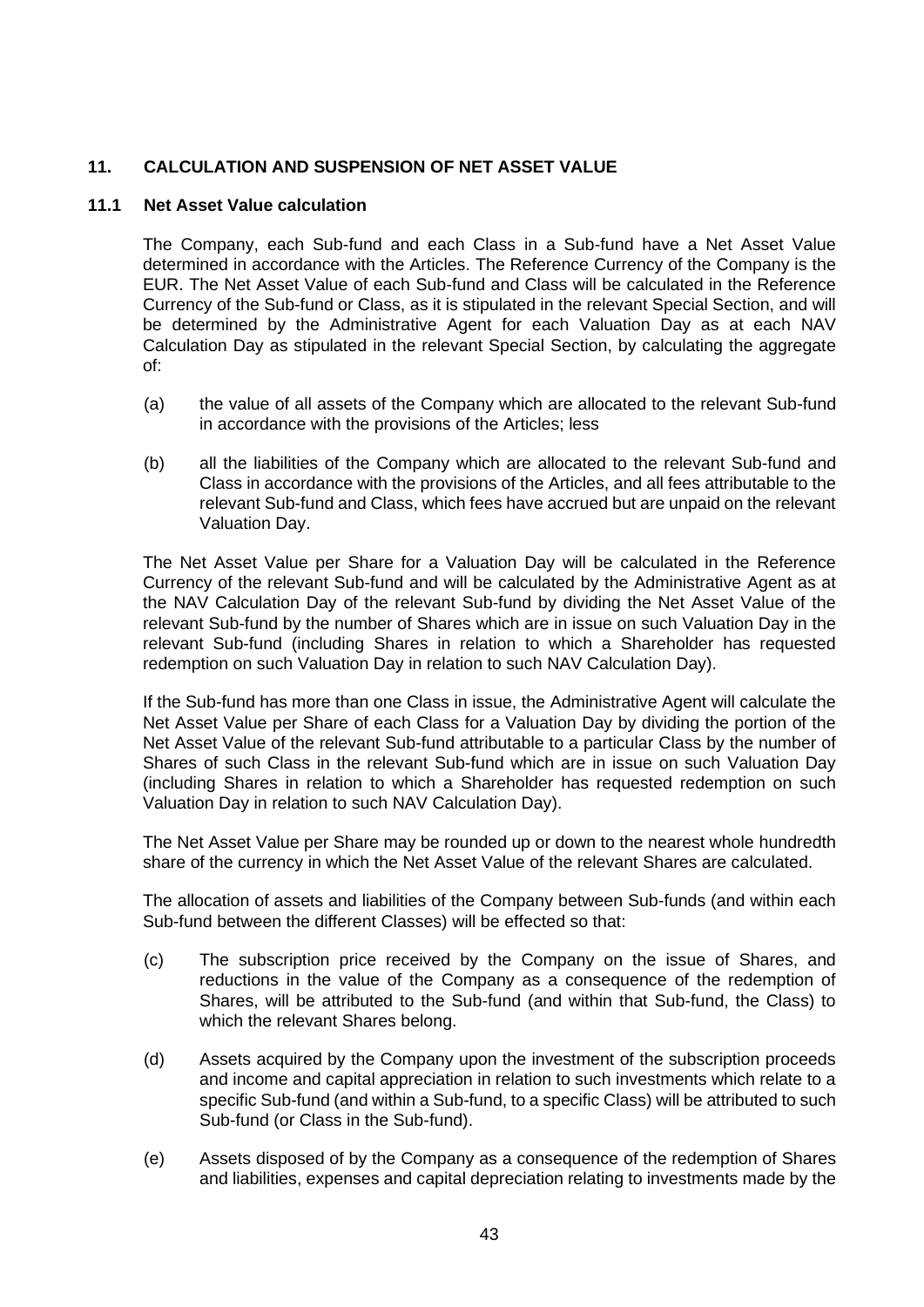## 11. CALCULATION AND SUSPENSION OF NET ASSET VALUE

### 11.1 Net Asset Value calculation

The Company, each Sub-fund and each Class in a Sub-fund have a Net Asset Value determined in accordance with the Articles. The Reference Currency of the Company is the EUR. The Net Asset Value of each Sub-fund and Class will be calculated in the Reference Currency of the Sub-fund or Class, as it is stipulated in the relevant Special Section, and will be determined by the Administrative Agent for each Valuation Day as at each NAV Calculation Day as stipulated in the relevant Special Section, by calculating the aggregate of:

(a) the value of all assets of the Company which are allocated to the relevant Sub-fund in accordance with the provisions of the Articles; less

(b) all the liabilities of the Company which are allocated to the relevant Sub-fund and Class in accordance with the provisions of the Articles, and all fees attributable to the relevant Sub-fund and Class, which fees have accrued but are unpaid on the relevant Valuation Day.

The Net Asset Value per Share for a Valuation Day will be calculated in the Reference Currency of the relevant Sub-fund and will be calculated by the Administrative Agent as at the NAV Calculation Day of the relevant Sub-fund by dividing the Net Asset Value of the relevant Sub-fund by the number of Shares which are in issue on such Valuation Day in the relevant Sub-fund (including Shares in relation to which a Shareholder has requested redemption on such Valuation Day in relation to such NAV Calculation Day).

If the Sub-fund has more than one Class in issue, the Administrative Agent will calculate the Net Asset Value per Share of each Class for a Valuation Day by dividing the portion of the Net Asset Value of the relevant Sub-fund attributable to a particular Class by the number of Shares of such Class in the relevant Sub-fund which are in issue on such Valuation Day (including Shares in relation to which a Shareholder has requested redemption on such Valuation Day in relation to such NAV Calculation Day).

The Net Asset Value per Share may be rounded up or down to the nearest whole hundredth share of the currency in which the Net Asset Value of the relevant Shares are calculated.

The allocation of assets and liabilities of the Company between Sub-funds (and within each Sub-fund between the different Classes) will be effected so that:

(c) The subscription price received by the Company on the issue of Shares, and reductions in the value of the Company as a consequence of the redemption of Shares, will be attributed to the Sub-fund (and within that Sub-fund, the Class) to which the relevant Shares belong.

(d) Assets acquired by the Company upon the investment of the subscription proceeds and income and capital appreciation in relation to such investments which relate to a specific Sub-fund (and within a Sub-fund, to a specific Class) will be attributed to such Sub-fund (or Class in the Sub-fund).

(e) Assets disposed of by the Company as a consequence of the redemption of Shares and liabilities, expenses and capital depreciation relating to investments made by the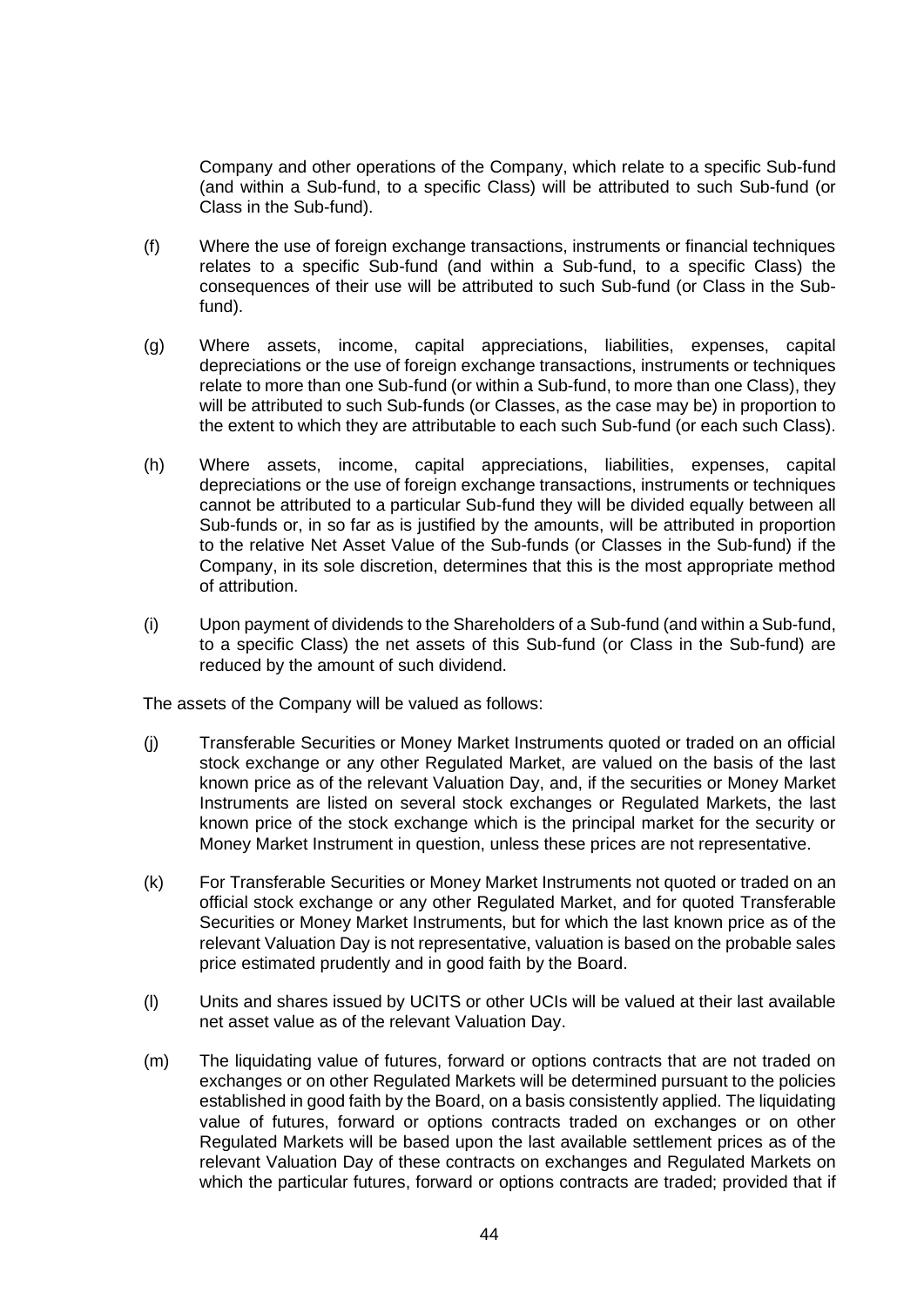Company and other operations of the Company, which relate to a specific Sub-fund (and within a Sub-fund, to a specific Class) will be attributed to such Sub-fund (or Class in the Sub-fund).

(f) Where the use of foreign exchange transactions, instruments or financial techniques relates to a specific Sub-fund (and within a Sub-fund, to a specific Class) the consequences of their use will be attributed to such Sub-fund (or Class in the Sub-fund).

(g) Where assets, income, capital appreciations, liabilities, expenses, capital depreciations or the use of foreign exchange transactions, instruments or techniques relate to more than one Sub-fund (or within a Sub-fund, to more than one Class), they will be attributed to such Sub-funds (or Classes, as the case may be) in proportion to the extent to which they are attributable to each such Sub-fund (or each such Class).

(h) Where assets, income, capital appreciations, liabilities, expenses, capital depreciations or the use of foreign exchange transactions, instruments or techniques cannot be attributed to a particular Sub-fund they will be divided equally between all Sub-funds or, in so far as is justified by the amounts, will be attributed in proportion to the relative Net Asset Value of the Sub-funds (or Classes in the Sub-fund) if the Company, in its sole discretion, determines that this is the most appropriate method of attribution.

(i) Upon payment of dividends to the Shareholders of a Sub-fund (and within a Sub-fund, to a specific Class) the net assets of this Sub-fund (or Class in the Sub-fund) are reduced by the amount of such dividend.

The assets of the Company will be valued as follows:

(j) Transferable Securities or Money Market Instruments quoted or traded on an official stock exchange or any other Regulated Market, are valued on the basis of the last known price as of the relevant Valuation Day, and, if the securities or Money Market Instruments are listed on several stock exchanges or Regulated Markets, the last known price of the stock exchange which is the principal market for the security or Money Market Instrument in question, unless these prices are not representative.

(k) For Transferable Securities or Money Market Instruments not quoted or traded on an official stock exchange or any other Regulated Market, and for quoted Transferable Securities or Money Market Instruments, but for which the last known price as of the relevant Valuation Day is not representative, valuation is based on the probable sales price estimated prudently and in good faith by the Board.

(l) Units and shares issued by UCITS or other UCIs will be valued at their last available net asset value as of the relevant Valuation Day.

(m) The liquidating value of futures, forward or options contracts that are not traded on exchanges or on other Regulated Markets will be determined pursuant to the policies established in good faith by the Board, on a basis consistently applied. The liquidating value of futures, forward or options contracts traded on exchanges or on other Regulated Markets will be based upon the last available settlement prices as of the relevant Valuation Day of these contracts on exchanges and Regulated Markets on which the particular futures, forward or options contracts are traded; provided that if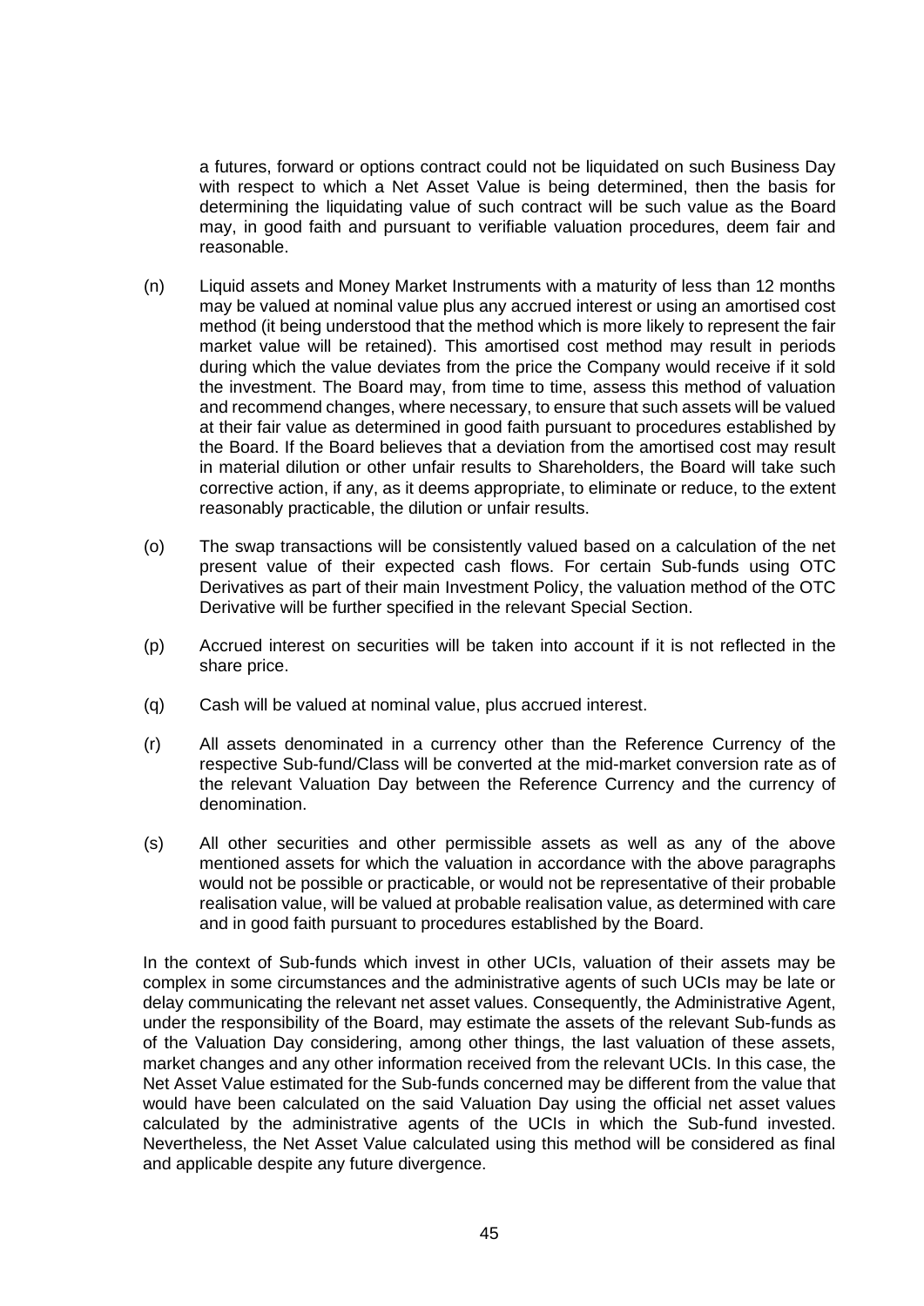a futures, forward or options contract could not be liquidated on such Business Day with respect to which a Net Asset Value is being determined, then the basis for determining the liquidating value of such contract will be such value as the Board may, in good faith and pursuant to verifiable valuation procedures, deem fair and reasonable.

(n) Liquid assets and Money Market Instruments with a maturity of less than 12 months may be valued at nominal value plus any accrued interest or using an amortised cost method (it being understood that the method which is more likely to represent the fair market value will be retained). This amortised cost method may result in periods during which the value deviates from the price the Company would receive if it sold the investment. The Board may, from time to time, assess this method of valuation and recommend changes, where necessary, to ensure that such assets will be valued at their fair value as determined in good faith pursuant to procedures established by the Board. If the Board believes that a deviation from the amortised cost may result in material dilution or other unfair results to Shareholders, the Board will take such corrective action, if any, as it deems appropriate, to eliminate or reduce, to the extent reasonably practicable, the dilution or unfair results.

(o) The swap transactions will be consistently valued based on a calculation of the net present value of their expected cash flows. For certain Sub-funds using OTC Derivatives as part of their main Investment Policy, the valuation method of the OTC Derivative will be further specified in the relevant Special Section.

(p) Accrued interest on securities will be taken into account if it is not reflected in the share price.

(q) Cash will be valued at nominal value, plus accrued interest.

(r) All assets denominated in a currency other than the Reference Currency of the respective Sub-fund/Class will be converted at the mid-market conversion rate as of the relevant Valuation Day between the Reference Currency and the currency of denomination.

(s) All other securities and other permissible assets as well as any of the above mentioned assets for which the valuation in accordance with the above paragraphs would not be possible or practicable, or would not be representative of their probable realisation value, will be valued at probable realisation value, as determined with care and in good faith pursuant to procedures established by the Board.

In the context of Sub-funds which invest in other UCIs, valuation of their assets may be complex in some circumstances and the administrative agents of such UCIs may be late or delay communicating the relevant net asset values. Consequently, the Administrative Agent, under the responsibility of the Board, may estimate the assets of the relevant Sub-funds as of the Valuation Day considering, among other things, the last valuation of these assets, market changes and any other information received from the relevant UCIs. In this case, the Net Asset Value estimated for the Sub-funds concerned may be different from the value that would have been calculated on the said Valuation Day using the official net asset values calculated by the administrative agents of the UCIs in which the Sub-fund invested. Nevertheless, the Net Asset Value calculated using this method will be considered as final and applicable despite any future divergence.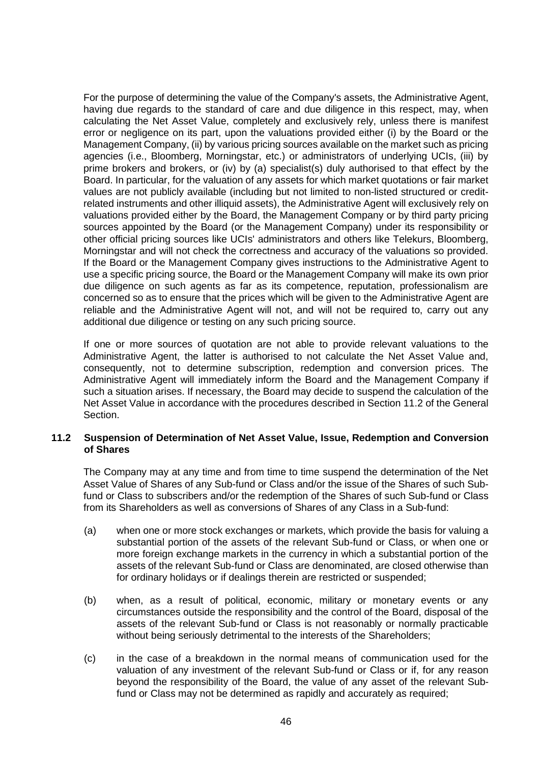For the purpose of determining the value of the Company's assets, the Administrative Agent, having due regards to the standard of care and due diligence in this respect, may, when calculating the Net Asset Value, completely and exclusively rely, unless there is manifest error or negligence on its part, upon the valuations provided either (i) by the Board or the Management Company, (ii) by various pricing sources available on the market such as pricing agencies (i.e., Bloomberg, Morningstar, etc.) or administrators of underlying UCIs, (iii) by prime brokers and brokers, or (iv) by (a) specialist(s) duly authorised to that effect by the Board. In particular, for the valuation of any assets for which market quotations or fair market values are not publicly available (including but not limited to non-listed structured or credit-related instruments and other illiquid assets), the Administrative Agent will exclusively rely on valuations provided either by the Board, the Management Company or by third party pricing sources appointed by the Board (or the Management Company) under its responsibility or other official pricing sources like UCIs' administrators and others like Telekurs, Bloomberg, Morningstar and will not check the correctness and accuracy of the valuations so provided. If the Board or the Management Company gives instructions to the Administrative Agent to use a specific pricing source, the Board or the Management Company will make its own prior due diligence on such agents as far as its competence, reputation, professionalism are concerned so as to ensure that the prices which will be given to the Administrative Agent are reliable and the Administrative Agent will not, and will not be required to, carry out any additional due diligence or testing on any such pricing source.

If one or more sources of quotation are not able to provide relevant valuations to the Administrative Agent, the latter is authorised to not calculate the Net Asset Value and, consequently, not to determine subscription, redemption and conversion prices. The Administrative Agent will immediately inform the Board and the Management Company if such a situation arises. If necessary, the Board may decide to suspend the calculation of the Net Asset Value in accordance with the procedures described in Section 11.2 of the General Section.

### 11.2 Suspension of Determination of Net Asset Value, Issue, Redemption and Conversion of Shares

The Company may at any time and from time to time suspend the determination of the Net Asset Value of Shares of any Sub-fund or Class and/or the issue of the Shares of such Sub-fund or Class to subscribers and/or the redemption of the Shares of such Sub-fund or Class from its Shareholders as well as conversions of Shares of any Class in a Sub-fund:

(a) when one or more stock exchanges or markets, which provide the basis for valuing a substantial portion of the assets of the relevant Sub-fund or Class, or when one or more foreign exchange markets in the currency in which a substantial portion of the assets of the relevant Sub-fund or Class are denominated, are closed otherwise than for ordinary holidays or if dealings therein are restricted or suspended;

(b) when, as a result of political, economic, military or monetary events or any circumstances outside the responsibility and the control of the Board, disposal of the assets of the relevant Sub-fund or Class is not reasonably or normally practicable without being seriously detrimental to the interests of the Shareholders;

(c) in the case of a breakdown in the normal means of communication used for the valuation of any investment of the relevant Sub-fund or Class or if, for any reason beyond the responsibility of the Board, the value of any asset of the relevant Sub-fund or Class may not be determined as rapidly and accurately as required;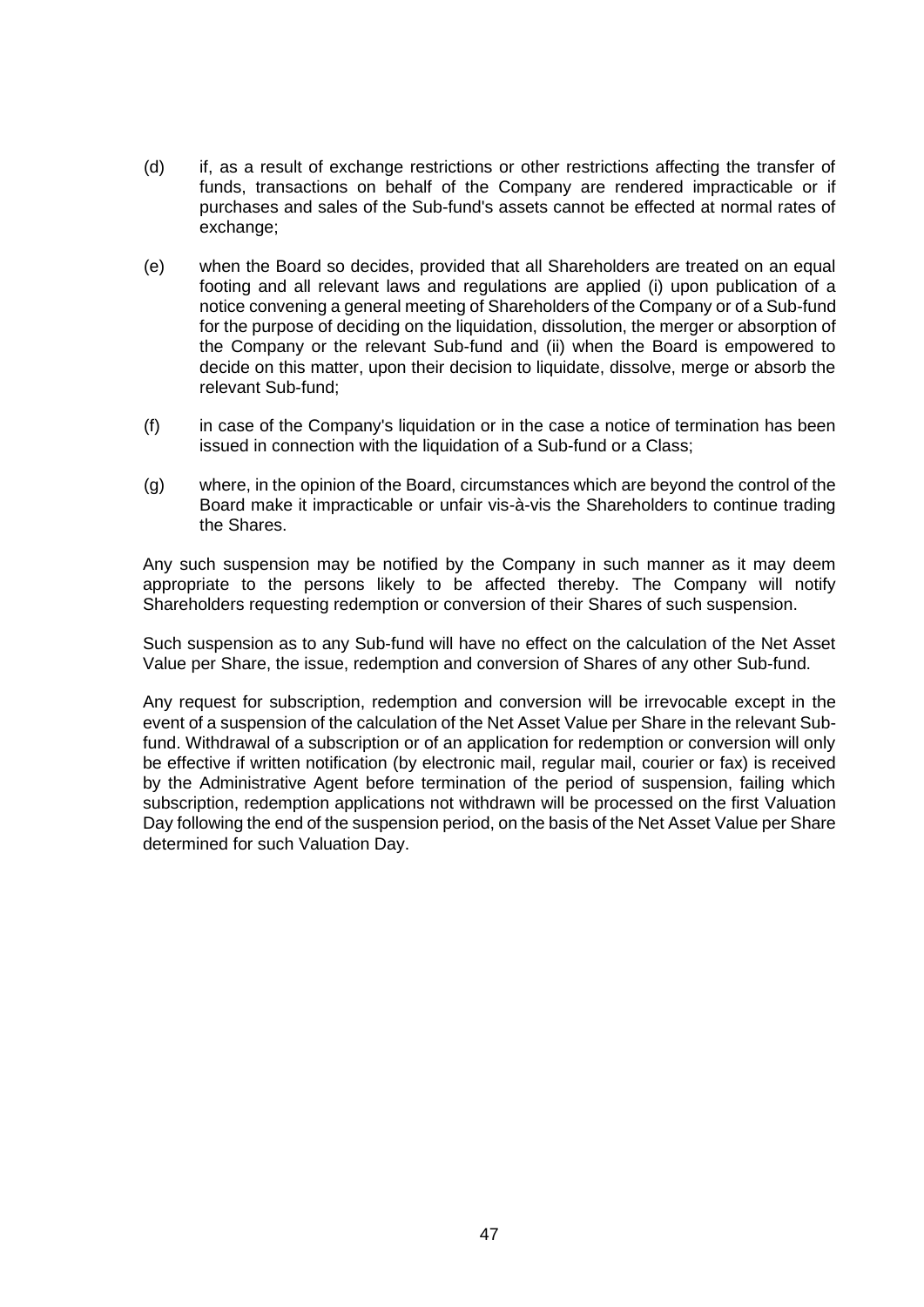(d) if, as a result of exchange restrictions or other restrictions affecting the transfer of funds, transactions on behalf of the Company are rendered impracticable or if purchases and sales of the Sub-fund's assets cannot be effected at normal rates of exchange;

(e) when the Board so decides, provided that all Shareholders are treated on an equal footing and all relevant laws and regulations are applied (i) upon publication of a notice convening a general meeting of Shareholders of the Company or of a Sub-fund for the purpose of deciding on the liquidation, dissolution, the merger or absorption of the Company or the relevant Sub-fund and (ii) when the Board is empowered to decide on this matter, upon their decision to liquidate, dissolve, merge or absorb the relevant Sub-fund;

(f) in case of the Company's liquidation or in the case a notice of termination has been issued in connection with the liquidation of a Sub-fund or a Class;

(g) where, in the opinion of the Board, circumstances which are beyond the control of the Board make it impracticable or unfair vis-à-vis the Shareholders to continue trading the Shares.

Any such suspension may be notified by the Company in such manner as it may deem appropriate to the persons likely to be affected thereby. The Company will notify Shareholders requesting redemption or conversion of their Shares of such suspension.

Such suspension as to any Sub-fund will have no effect on the calculation of the Net Asset Value per Share, the issue, redemption and conversion of Shares of any other Sub-fund.

Any request for subscription, redemption and conversion will be irrevocable except in the event of a suspension of the calculation of the Net Asset Value per Share in the relevant Sub-fund. Withdrawal of a subscription or of an application for redemption or conversion will only be effective if written notification (by electronic mail, regular mail, courier or fax) is received by the Administrative Agent before termination of the period of suspension, failing which subscription, redemption applications not withdrawn will be processed on the first Valuation Day following the end of the suspension period, on the basis of the Net Asset Value per Share determined for such Valuation Day.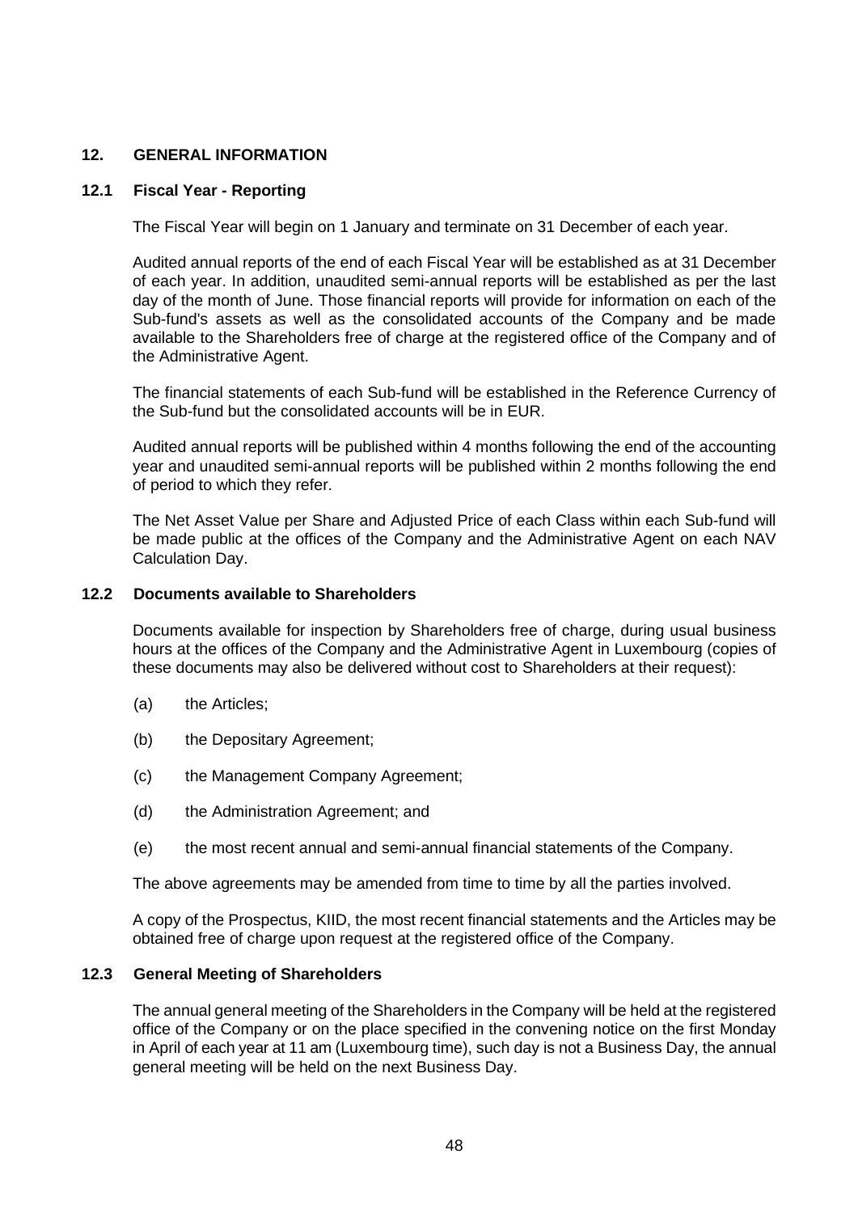## 12. GENERAL INFORMATION

### 12.1 Fiscal Year - Reporting

The Fiscal Year will begin on 1 January and terminate on 31 December of each year.

Audited annual reports of the end of each Fiscal Year will be established as at 31 December of each year. In addition, unaudited semi-annual reports will be established as per the last day of the month of June. Those financial reports will provide for information on each of the Sub-fund's assets as well as the consolidated accounts of the Company and be made available to the Shareholders free of charge at the registered office of the Company and of the Administrative Agent.

The financial statements of each Sub-fund will be established in the Reference Currency of the Sub-fund but the consolidated accounts will be in EUR.

Audited annual reports will be published within 4 months following the end of the accounting year and unaudited semi-annual reports will be published within 2 months following the end of period to which they refer.

The Net Asset Value per Share and Adjusted Price of each Class within each Sub-fund will be made public at the offices of the Company and the Administrative Agent on each NAV Calculation Day.

### 12.2 Documents available to Shareholders

Documents available for inspection by Shareholders free of charge, during usual business hours at the offices of the Company and the Administrative Agent in Luxembourg (copies of these documents may also be delivered without cost to Shareholders at their request):

(a) the Articles;

(b) the Depositary Agreement;

(c) the Management Company Agreement;

(d) the Administration Agreement; and

(e) the most recent annual and semi-annual financial statements of the Company.

The above agreements may be amended from time to time by all the parties involved.

A copy of the Prospectus, KIID, the most recent financial statements and the Articles may be obtained free of charge upon request at the registered office of the Company.

### 12.3 General Meeting of Shareholders

The annual general meeting of the Shareholders in the Company will be held at the registered office of the Company or on the place specified in the convening notice on the first Monday in April of each year at 11 am (Luxembourg time), such day is not a Business Day, the annual general meeting will be held on the next Business Day.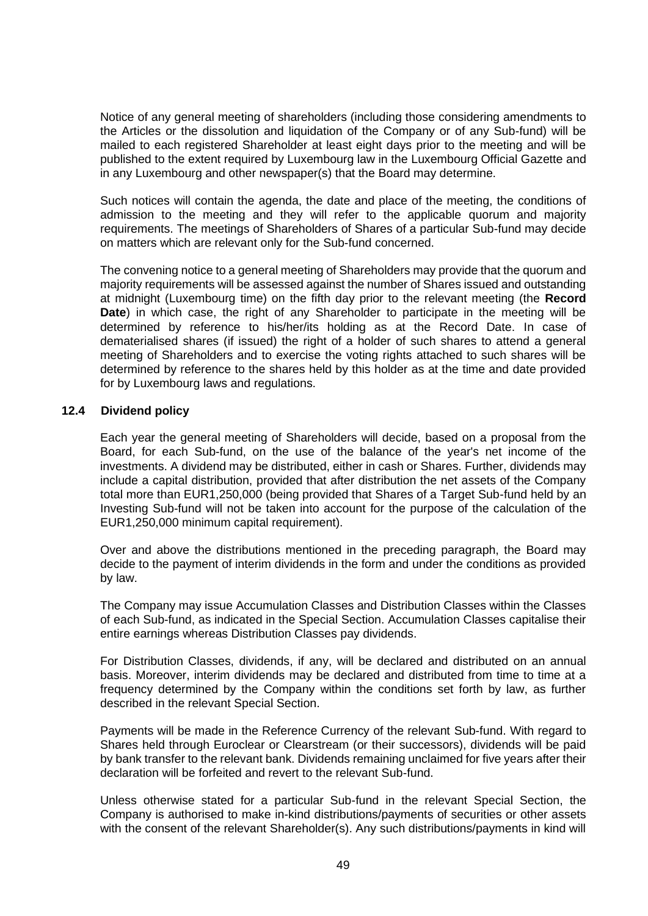Notice of any general meeting of shareholders (including those considering amendments to the Articles or the dissolution and liquidation of the Company or of any Sub-fund) will be mailed to each registered Shareholder at least eight days prior to the meeting and will be published to the extent required by Luxembourg law in the Luxembourg Official Gazette and in any Luxembourg and other newspaper(s) that the Board may determine.

Such notices will contain the agenda, the date and place of the meeting, the conditions of admission to the meeting and they will refer to the applicable quorum and majority requirements. The meetings of Shareholders of Shares of a particular Sub-fund may decide on matters which are relevant only for the Sub-fund concerned.

The convening notice to a general meeting of Shareholders may provide that the quorum and majority requirements will be assessed against the number of Shares issued and outstanding at midnight (Luxembourg time) on the fifth day prior to the relevant meeting (the **Record Date**) in which case, the right of any Shareholder to participate in the meeting will be determined by reference to his/her/its holding as at the Record Date. In case of dematerialised shares (if issued) the right of a holder of such shares to attend a general meeting of Shareholders and to exercise the voting rights attached to such shares will be determined by reference to the shares held by this holder as at the time and date provided for by Luxembourg laws and regulations.

### 12.4 Dividend policy

Each year the general meeting of Shareholders will decide, based on a proposal from the Board, for each Sub-fund, on the use of the balance of the year's net income of the investments. A dividend may be distributed, either in cash or Shares. Further, dividends may include a capital distribution, provided that after distribution the net assets of the Company total more than EUR1,250,000 (being provided that Shares of a Target Sub-fund held by an Investing Sub-fund will not be taken into account for the purpose of the calculation of the EUR1,250,000 minimum capital requirement).

Over and above the distributions mentioned in the preceding paragraph, the Board may decide to the payment of interim dividends in the form and under the conditions as provided by law.

The Company may issue Accumulation Classes and Distribution Classes within the Classes of each Sub-fund, as indicated in the Special Section. Accumulation Classes capitalise their entire earnings whereas Distribution Classes pay dividends.

For Distribution Classes, dividends, if any, will be declared and distributed on an annual basis. Moreover, interim dividends may be declared and distributed from time to time at a frequency determined by the Company within the conditions set forth by law, as further described in the relevant Special Section.

Payments will be made in the Reference Currency of the relevant Sub-fund. With regard to Shares held through Euroclear or Clearstream (or their successors), dividends will be paid by bank transfer to the relevant bank. Dividends remaining unclaimed for five years after their declaration will be forfeited and revert to the relevant Sub-fund.

Unless otherwise stated for a particular Sub-fund in the relevant Special Section, the Company is authorised to make in-kind distributions/payments of securities or other assets with the consent of the relevant Shareholder(s). Any such distributions/payments in kind will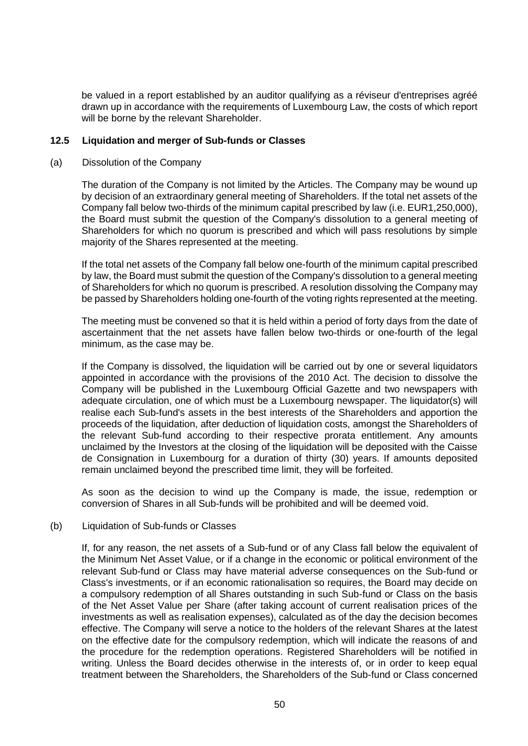be valued in a report established by an auditor qualifying as a réviseur d'entreprises agréé drawn up in accordance with the requirements of Luxembourg Law, the costs of which report will be borne by the relevant Shareholder.

### 12.5 Liquidation and merger of Sub-funds or Classes

(a) Dissolution of the Company

The duration of the Company is not limited by the Articles. The Company may be wound up by decision of an extraordinary general meeting of Shareholders. If the total net assets of the Company fall below two-thirds of the minimum capital prescribed by law (i.e. EUR1,250,000), the Board must submit the question of the Company's dissolution to a general meeting of Shareholders for which no quorum is prescribed and which will pass resolutions by simple majority of the Shares represented at the meeting.

If the total net assets of the Company fall below one-fourth of the minimum capital prescribed by law, the Board must submit the question of the Company's dissolution to a general meeting of Shareholders for which no quorum is prescribed. A resolution dissolving the Company may be passed by Shareholders holding one-fourth of the voting rights represented at the meeting.

The meeting must be convened so that it is held within a period of forty days from the date of ascertainment that the net assets have fallen below two-thirds or one-fourth of the legal minimum, as the case may be.

If the Company is dissolved, the liquidation will be carried out by one or several liquidators appointed in accordance with the provisions of the 2010 Act. The decision to dissolve the Company will be published in the Luxembourg Official Gazette and two newspapers with adequate circulation, one of which must be a Luxembourg newspaper. The liquidator(s) will realise each Sub-fund's assets in the best interests of the Shareholders and apportion the proceeds of the liquidation, after deduction of liquidation costs, amongst the Shareholders of the relevant Sub-fund according to their respective prorata entitlement. Any amounts unclaimed by the Investors at the closing of the liquidation will be deposited with the Caisse de Consignation in Luxembourg for a duration of thirty (30) years. If amounts deposited remain unclaimed beyond the prescribed time limit, they will be forfeited.

As soon as the decision to wind up the Company is made, the issue, redemption or conversion of Shares in all Sub-funds will be prohibited and will be deemed void.

(b) Liquidation of Sub-funds or Classes

If, for any reason, the net assets of a Sub-fund or of any Class fall below the equivalent of the Minimum Net Asset Value, or if a change in the economic or political environment of the relevant Sub-fund or Class may have material adverse consequences on the Sub-fund or Class's investments, or if an economic rationalisation so requires, the Board may decide on a compulsory redemption of all Shares outstanding in such Sub-fund or Class on the basis of the Net Asset Value per Share (after taking account of current realisation prices of the investments as well as realisation expenses), calculated as of the day the decision becomes effective. The Company will serve a notice to the holders of the relevant Shares at the latest on the effective date for the compulsory redemption, which will indicate the reasons of and the procedure for the redemption operations. Registered Shareholders will be notified in writing. Unless the Board decides otherwise in the interests of, or in order to keep equal treatment between the Shareholders, the Shareholders of the Sub-fund or Class concerned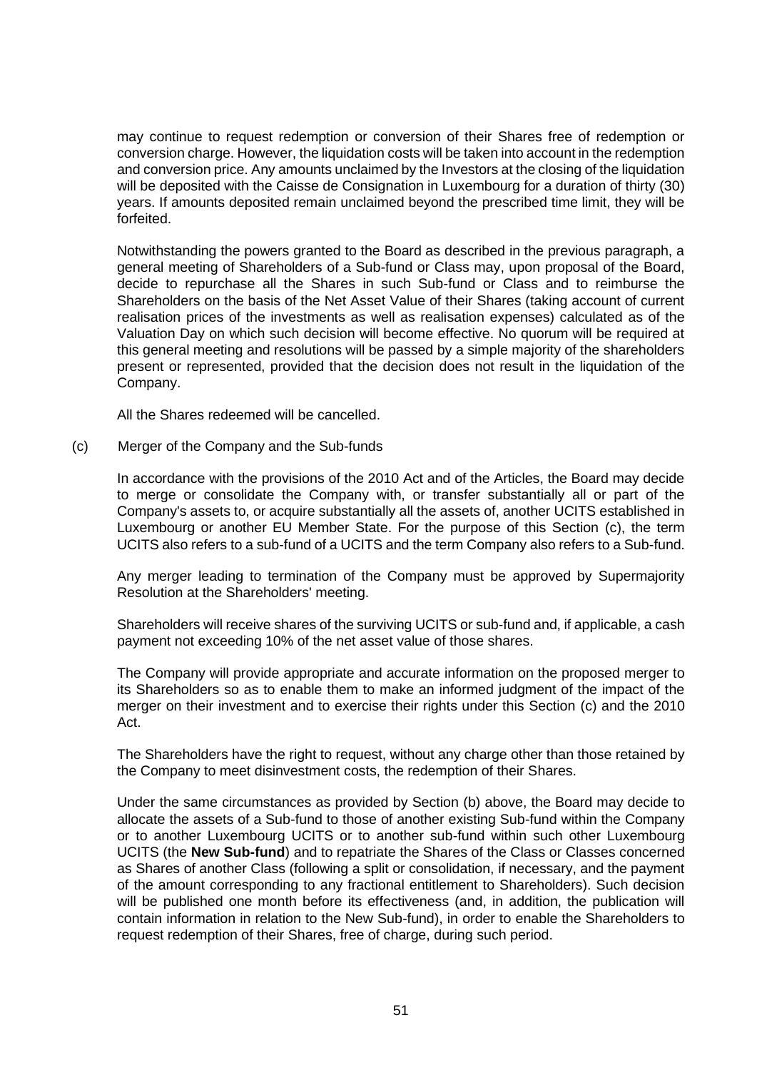may continue to request redemption or conversion of their Shares free of redemption or conversion charge. However, the liquidation costs will be taken into account in the redemption and conversion price. Any amounts unclaimed by the Investors at the closing of the liquidation will be deposited with the Caisse de Consignation in Luxembourg for a duration of thirty (30) years. If amounts deposited remain unclaimed beyond the prescribed time limit, they will be forfeited.

Notwithstanding the powers granted to the Board as described in the previous paragraph, a general meeting of Shareholders of a Sub-fund or Class may, upon proposal of the Board, decide to repurchase all the Shares in such Sub-fund or Class and to reimburse the Shareholders on the basis of the Net Asset Value of their Shares (taking account of current realisation prices of the investments as well as realisation expenses) calculated as of the Valuation Day on which such decision will become effective. No quorum will be required at this general meeting and resolutions will be passed by a simple majority of the shareholders present or represented, provided that the decision does not result in the liquidation of the Company.

All the Shares redeemed will be cancelled.

(c) Merger of the Company and the Sub-funds

In accordance with the provisions of the 2010 Act and of the Articles, the Board may decide to merge or consolidate the Company with, or transfer substantially all or part of the Company's assets to, or acquire substantially all the assets of, another UCITS established in Luxembourg or another EU Member State. For the purpose of this Section (c), the term UCITS also refers to a sub-fund of a UCITS and the term Company also refers to a Sub-fund.

Any merger leading to termination of the Company must be approved by Supermajority Resolution at the Shareholders' meeting.

Shareholders will receive shares of the surviving UCITS or sub-fund and, if applicable, a cash payment not exceeding 10% of the net asset value of those shares.

The Company will provide appropriate and accurate information on the proposed merger to its Shareholders so as to enable them to make an informed judgment of the impact of the merger on their investment and to exercise their rights under this Section (c) and the 2010 Act.

The Shareholders have the right to request, without any charge other than those retained by the Company to meet disinvestment costs, the redemption of their Shares.

Under the same circumstances as provided by Section (b) above, the Board may decide to allocate the assets of a Sub-fund to those of another existing Sub-fund within the Company or to another Luxembourg UCITS or to another sub-fund within such other Luxembourg UCITS (the **New Sub-fund**) and to repatriate the Shares of the Class or Classes concerned as Shares of another Class (following a split or consolidation, if necessary, and the payment of the amount corresponding to any fractional entitlement to Shareholders). Such decision will be published one month before its effectiveness (and, in addition, the publication will contain information in relation to the New Sub-fund), in order to enable the Shareholders to request redemption of their Shares, free of charge, during such period.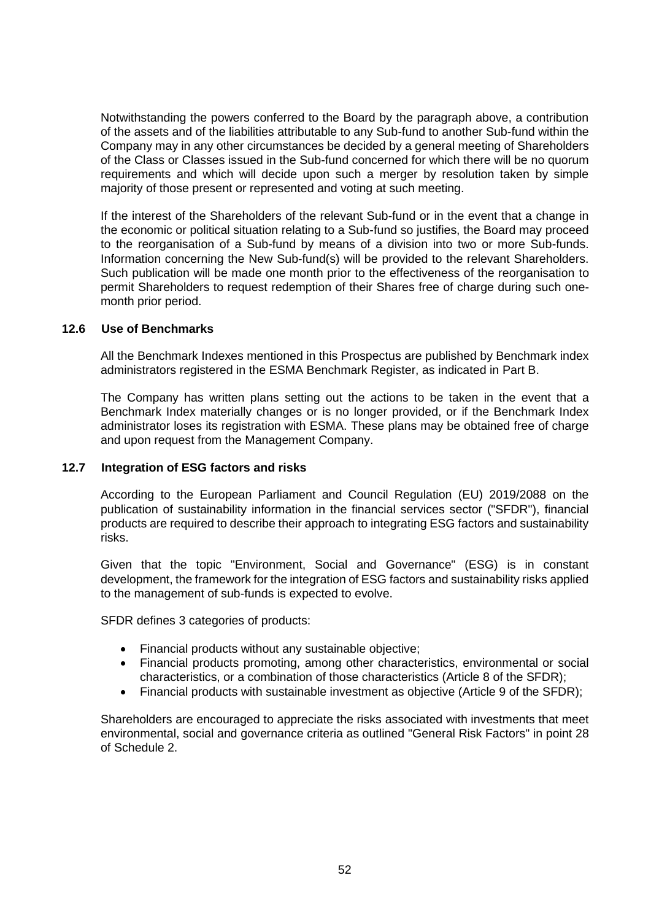Notwithstanding the powers conferred to the Board by the paragraph above, a contribution of the assets and of the liabilities attributable to any Sub-fund to another Sub-fund within the Company may in any other circumstances be decided by a general meeting of Shareholders of the Class or Classes issued in the Sub-fund concerned for which there will be no quorum requirements and which will decide upon such a merger by resolution taken by simple majority of those present or represented and voting at such meeting.

If the interest of the Shareholders of the relevant Sub-fund or in the event that a change in the economic or political situation relating to a Sub-fund so justifies, the Board may proceed to the reorganisation of a Sub-fund by means of a division into two or more Sub-funds. Information concerning the New Sub-fund(s) will be provided to the relevant Shareholders. Such publication will be made one month prior to the effectiveness of the reorganisation to permit Shareholders to request redemption of their Shares free of charge during such one-month prior period.

### 12.6 Use of Benchmarks

All the Benchmark Indexes mentioned in this Prospectus are published by Benchmark index administrators registered in the ESMA Benchmark Register, as indicated in Part B.

The Company has written plans setting out the actions to be taken in the event that a Benchmark Index materially changes or is no longer provided, or if the Benchmark Index administrator loses its registration with ESMA. These plans may be obtained free of charge and upon request from the Management Company.

### 12.7 Integration of ESG factors and risks

According to the European Parliament and Council Regulation (EU) 2019/2088 on the publication of sustainability information in the financial services sector ("SFDR"), financial products are required to describe their approach to integrating ESG factors and sustainability risks.

Given that the topic "Environment, Social and Governance" (ESG) is in constant development, the framework for the integration of ESG factors and sustainability risks applied to the management of sub-funds is expected to evolve.

SFDR defines 3 categories of products:

- Financial products without any sustainable objective;
- Financial products promoting, among other characteristics, environmental or social characteristics, or a combination of those characteristics (Article 8 of the SFDR);
- Financial products with sustainable investment as objective (Article 9 of the SFDR);

Shareholders are encouraged to appreciate the risks associated with investments that meet environmental, social and governance criteria as outlined "General Risk Factors" in point 28 of Schedule 2.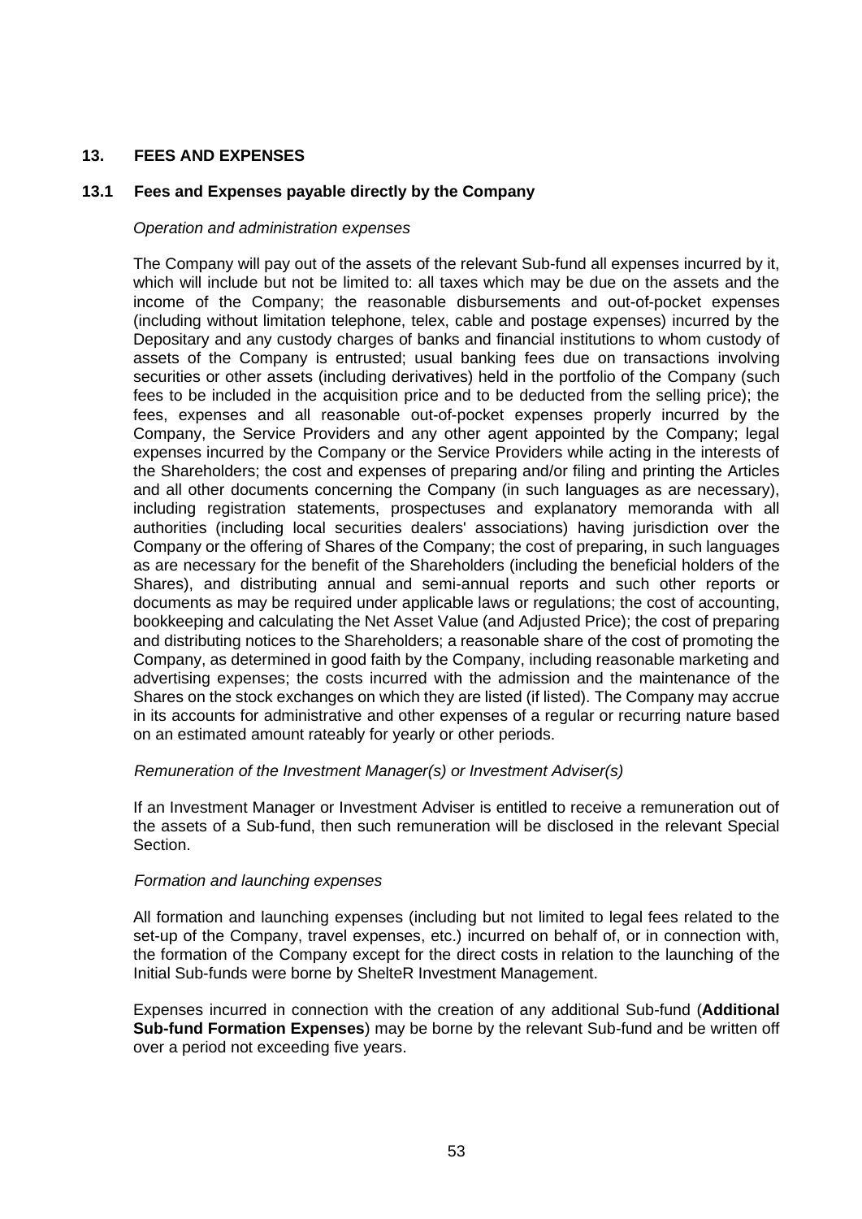## 13. FEES AND EXPENSES

### 13.1 Fees and Expenses payable directly by the Company

*Operation and administration expenses*

The Company will pay out of the assets of the relevant Sub-fund all expenses incurred by it, which will include but not be limited to: all taxes which may be due on the assets and the income of the Company; the reasonable disbursements and out-of-pocket expenses (including without limitation telephone, telex, cable and postage expenses) incurred by the Depositary and any custody charges of banks and financial institutions to whom custody of assets of the Company is entrusted; usual banking fees due on transactions involving securities or other assets (including derivatives) held in the portfolio of the Company (such fees to be included in the acquisition price and to be deducted from the selling price); the fees, expenses and all reasonable out-of-pocket expenses properly incurred by the Company, the Service Providers and any other agent appointed by the Company; legal expenses incurred by the Company or the Service Providers while acting in the interests of the Shareholders; the cost and expenses of preparing and/or filing and printing the Articles and all other documents concerning the Company (in such languages as are necessary), including registration statements, prospectuses and explanatory memoranda with all authorities (including local securities dealers' associations) having jurisdiction over the Company or the offering of Shares of the Company; the cost of preparing, in such languages as are necessary for the benefit of the Shareholders (including the beneficial holders of the Shares), and distributing annual and semi-annual reports and such other reports or documents as may be required under applicable laws or regulations; the cost of accounting, bookkeeping and calculating the Net Asset Value (and Adjusted Price); the cost of preparing and distributing notices to the Shareholders; a reasonable share of the cost of promoting the Company, as determined in good faith by the Company, including reasonable marketing and advertising expenses; the costs incurred with the admission and the maintenance of the Shares on the stock exchanges on which they are listed (if listed). The Company may accrue in its accounts for administrative and other expenses of a regular or recurring nature based on an estimated amount rateably for yearly or other periods.

*Remuneration of the Investment Manager(s) or Investment Adviser(s)*

If an Investment Manager or Investment Adviser is entitled to receive a remuneration out of the assets of a Sub-fund, then such remuneration will be disclosed in the relevant Special Section.

*Formation and launching expenses*

All formation and launching expenses (including but not limited to legal fees related to the set-up of the Company, travel expenses, etc.) incurred on behalf of, or in connection with, the formation of the Company except for the direct costs in relation to the launching of the Initial Sub-funds were borne by ShelteR Investment Management.

Expenses incurred in connection with the creation of any additional Sub-fund (**Additional Sub-fund Formation Expenses**) may be borne by the relevant Sub-fund and be written off over a period not exceeding five years.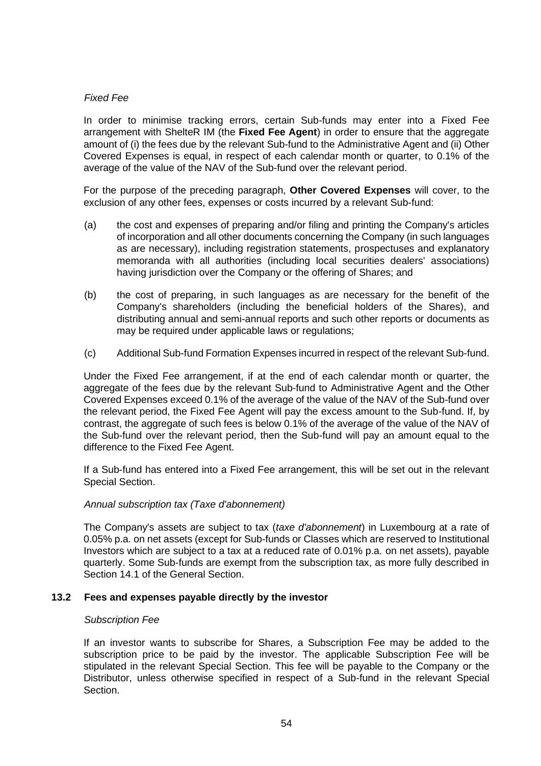*Fixed Fee*

In order to minimise tracking errors, certain Sub-funds may enter into a Fixed Fee arrangement with ShelteR IM (the **Fixed Fee Agent**) in order to ensure that the aggregate amount of (i) the fees due by the relevant Sub-fund to the Administrative Agent and (ii) Other Covered Expenses is equal, in respect of each calendar month or quarter, to 0.1% of the average of the value of the NAV of the Sub-fund over the relevant period.

For the purpose of the preceding paragraph, **Other Covered Expenses** will cover, to the exclusion of any other fees, expenses or costs incurred by a relevant Sub-fund:

(a) the cost and expenses of preparing and/or filing and printing the Company's articles of incorporation and all other documents concerning the Company (in such languages as are necessary), including registration statements, prospectuses and explanatory memoranda with all authorities (including local securities dealers' associations) having jurisdiction over the Company or the offering of Shares; and

(b) the cost of preparing, in such languages as are necessary for the benefit of the Company's shareholders (including the beneficial holders of the Shares), and distributing annual and semi-annual reports and such other reports or documents as may be required under applicable laws or regulations;

(c) Additional Sub-fund Formation Expenses incurred in respect of the relevant Sub-fund.

Under the Fixed Fee arrangement, if at the end of each calendar month or quarter, the aggregate of the fees due by the relevant Sub-fund to Administrative Agent and the Other Covered Expenses exceed 0.1% of the average of the value of the NAV of the Sub-fund over the relevant period, the Fixed Fee Agent will pay the excess amount to the Sub-fund. If, by contrast, the aggregate of such fees is below 0.1% of the average of the value of the NAV of the Sub-fund over the relevant period, then the Sub-fund will pay an amount equal to the difference to the Fixed Fee Agent.

If a Sub-fund has entered into a Fixed Fee arrangement, this will be set out in the relevant Special Section.

*Annual subscription tax (Taxe d'abonnement)*

The Company's assets are subject to tax (*taxe d'abonnement*) in Luxembourg at a rate of 0.05% p.a. on net assets (except for Sub-funds or Classes which are reserved to Institutional Investors which are subject to a tax at a reduced rate of 0.01% p.a. on net assets), payable quarterly. Some Sub-funds are exempt from the subscription tax, as more fully described in Section 14.1 of the General Section.

### 13.2 Fees and expenses payable directly by the investor

*Subscription Fee*

If an investor wants to subscribe for Shares, a Subscription Fee may be added to the subscription price to be paid by the investor. The applicable Subscription Fee will be stipulated in the relevant Special Section. This fee will be payable to the Company or the Distributor, unless otherwise specified in respect of a Sub-fund in the relevant Special Section.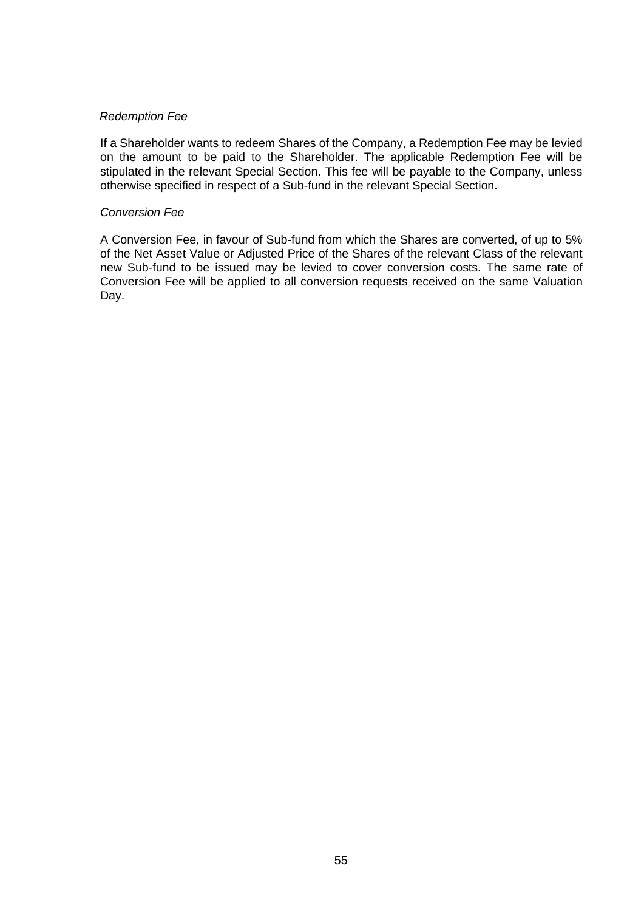*Redemption Fee*

If a Shareholder wants to redeem Shares of the Company, a Redemption Fee may be levied on the amount to be paid to the Shareholder. The applicable Redemption Fee will be stipulated in the relevant Special Section. This fee will be payable to the Company, unless otherwise specified in respect of a Sub-fund in the relevant Special Section.

*Conversion Fee*

A Conversion Fee, in favour of Sub-fund from which the Shares are converted, of up to 5% of the Net Asset Value or Adjusted Price of the Shares of the relevant Class of the relevant new Sub-fund to be issued may be levied to cover conversion costs. The same rate of Conversion Fee will be applied to all conversion requests received on the same Valuation Day.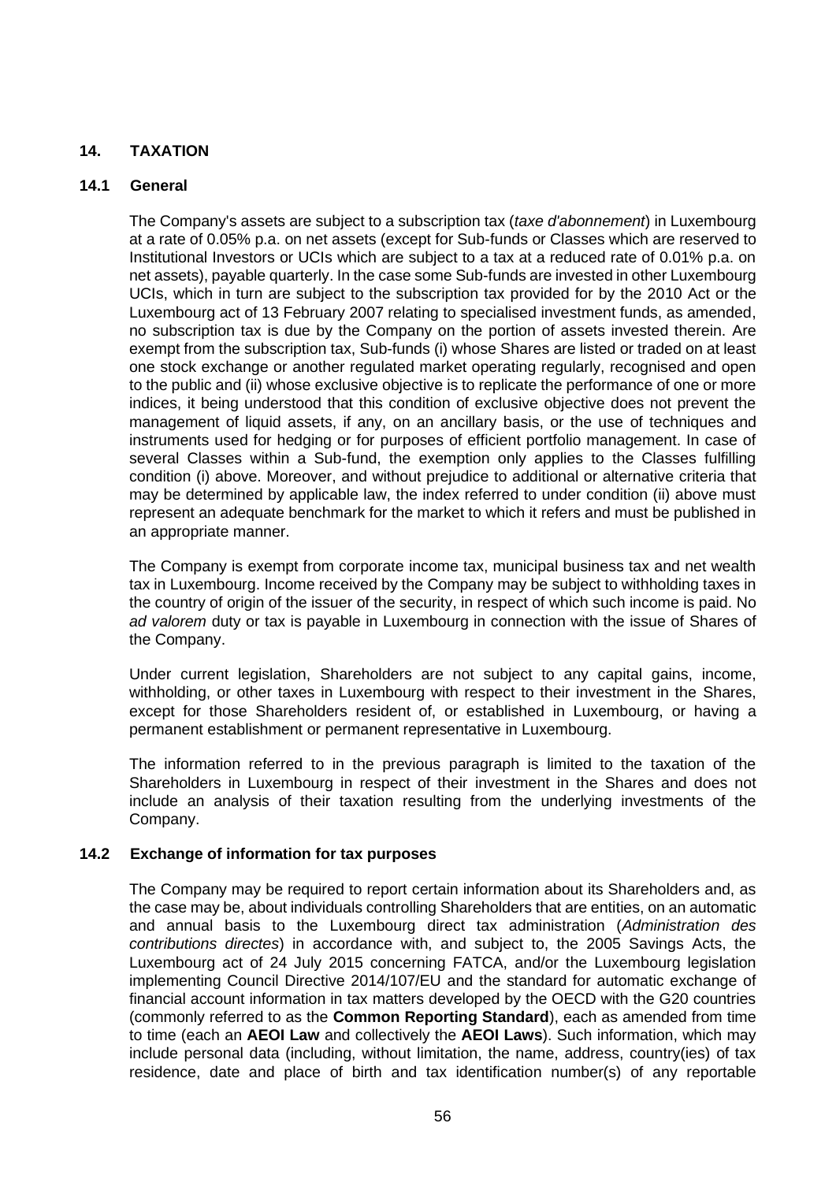## 14. TAXATION

### 14.1 General

The Company's assets are subject to a subscription tax (*taxe d'abonnement*) in Luxembourg at a rate of 0.05% p.a. on net assets (except for Sub-funds or Classes which are reserved to Institutional Investors or UCIs which are subject to a tax at a reduced rate of 0.01% p.a. on net assets), payable quarterly. In the case some Sub-funds are invested in other Luxembourg UCIs, which in turn are subject to the subscription tax provided for by the 2010 Act or the Luxembourg act of 13 February 2007 relating to specialised investment funds, as amended, no subscription tax is due by the Company on the portion of assets invested therein. Are exempt from the subscription tax, Sub-funds (i) whose Shares are listed or traded on at least one stock exchange or another regulated market operating regularly, recognised and open to the public and (ii) whose exclusive objective is to replicate the performance of one or more indices, it being understood that this condition of exclusive objective does not prevent the management of liquid assets, if any, on an ancillary basis, or the use of techniques and instruments used for hedging or for purposes of efficient portfolio management. In case of several Classes within a Sub-fund, the exemption only applies to the Classes fulfilling condition (i) above. Moreover, and without prejudice to additional or alternative criteria that may be determined by applicable law, the index referred to under condition (ii) above must represent an adequate benchmark for the market to which it refers and must be published in an appropriate manner.

The Company is exempt from corporate income tax, municipal business tax and net wealth tax in Luxembourg. Income received by the Company may be subject to withholding taxes in the country of origin of the issuer of the security, in respect of which such income is paid. No *ad valorem* duty or tax is payable in Luxembourg in connection with the issue of Shares of the Company.

Under current legislation, Shareholders are not subject to any capital gains, income, withholding, or other taxes in Luxembourg with respect to their investment in the Shares, except for those Shareholders resident of, or established in Luxembourg, or having a permanent establishment or permanent representative in Luxembourg.

The information referred to in the previous paragraph is limited to the taxation of the Shareholders in Luxembourg in respect of their investment in the Shares and does not include an analysis of their taxation resulting from the underlying investments of the Company.

### 14.2 Exchange of information for tax purposes

The Company may be required to report certain information about its Shareholders and, as the case may be, about individuals controlling Shareholders that are entities, on an automatic and annual basis to the Luxembourg direct tax administration (*Administration des contributions directes*) in accordance with, and subject to, the 2005 Savings Acts, the Luxembourg act of 24 July 2015 concerning FATCA, and/or the Luxembourg legislation implementing Council Directive 2014/107/EU and the standard for automatic exchange of financial account information in tax matters developed by the OECD with the G20 countries (commonly referred to as the **Common Reporting Standard**), each as amended from time to time (each an **AEOI Law** and collectively the **AEOI Laws**). Such information, which may include personal data (including, without limitation, the name, address, country(ies) of tax residence, date and place of birth and tax identification number(s) of any reportable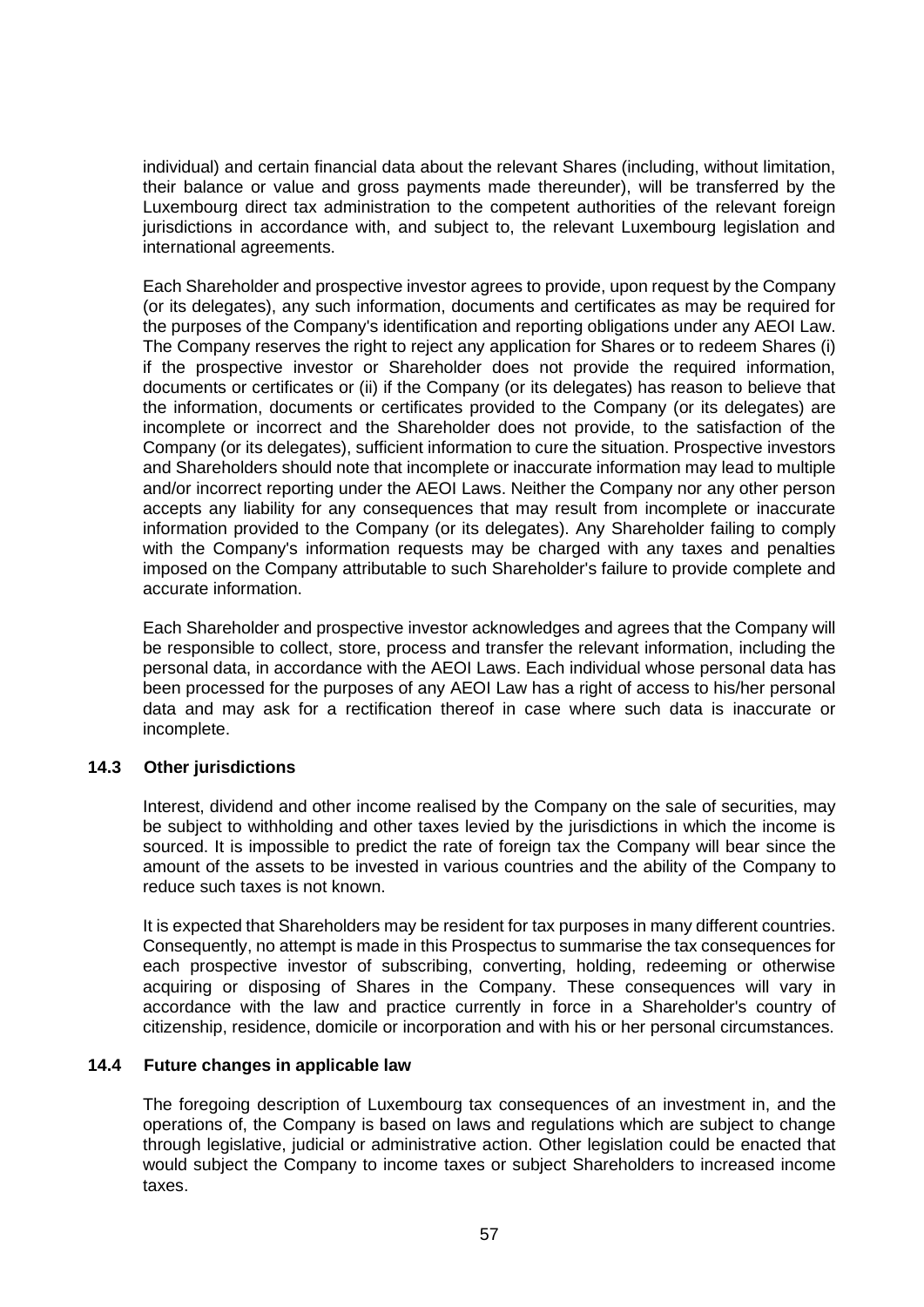individual) and certain financial data about the relevant Shares (including, without limitation, their balance or value and gross payments made thereunder), will be transferred by the Luxembourg direct tax administration to the competent authorities of the relevant foreign jurisdictions in accordance with, and subject to, the relevant Luxembourg legislation and international agreements.

Each Shareholder and prospective investor agrees to provide, upon request by the Company (or its delegates), any such information, documents and certificates as may be required for the purposes of the Company's identification and reporting obligations under any AEOI Law. The Company reserves the right to reject any application for Shares or to redeem Shares (i) if the prospective investor or Shareholder does not provide the required information, documents or certificates or (ii) if the Company (or its delegates) has reason to believe that the information, documents or certificates provided to the Company (or its delegates) are incomplete or incorrect and the Shareholder does not provide, to the satisfaction of the Company (or its delegates), sufficient information to cure the situation. Prospective investors and Shareholders should note that incomplete or inaccurate information may lead to multiple and/or incorrect reporting under the AEOI Laws. Neither the Company nor any other person accepts any liability for any consequences that may result from incomplete or inaccurate information provided to the Company (or its delegates). Any Shareholder failing to comply with the Company's information requests may be charged with any taxes and penalties imposed on the Company attributable to such Shareholder's failure to provide complete and accurate information.

Each Shareholder and prospective investor acknowledges and agrees that the Company will be responsible to collect, store, process and transfer the relevant information, including the personal data, in accordance with the AEOI Laws. Each individual whose personal data has been processed for the purposes of any AEOI Law has a right of access to his/her personal data and may ask for a rectification thereof in case where such data is inaccurate or incomplete.

### 14.3 Other jurisdictions

Interest, dividend and other income realised by the Company on the sale of securities, may be subject to withholding and other taxes levied by the jurisdictions in which the income is sourced. It is impossible to predict the rate of foreign tax the Company will bear since the amount of the assets to be invested in various countries and the ability of the Company to reduce such taxes is not known.

It is expected that Shareholders may be resident for tax purposes in many different countries. Consequently, no attempt is made in this Prospectus to summarise the tax consequences for each prospective investor of subscribing, converting, holding, redeeming or otherwise acquiring or disposing of Shares in the Company. These consequences will vary in accordance with the law and practice currently in force in a Shareholder's country of citizenship, residence, domicile or incorporation and with his or her personal circumstances.

### 14.4 Future changes in applicable law

The foregoing description of Luxembourg tax consequences of an investment in, and the operations of, the Company is based on laws and regulations which are subject to change through legislative, judicial or administrative action. Other legislation could be enacted that would subject the Company to income taxes or subject Shareholders to increased income taxes.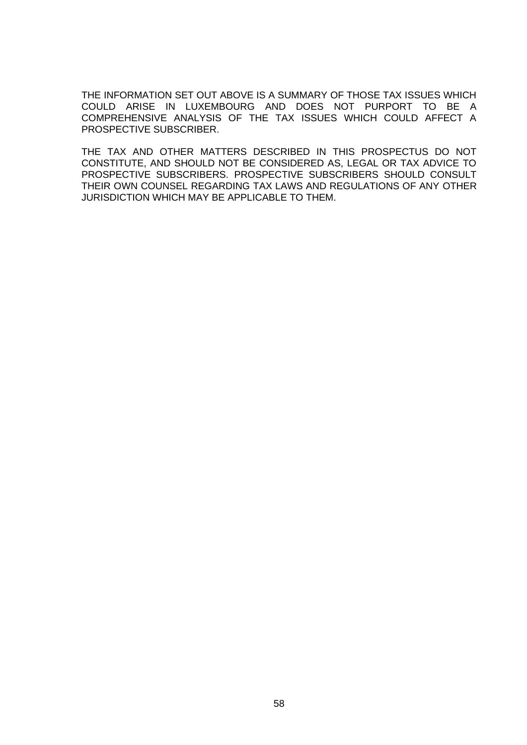THE INFORMATION SET OUT ABOVE IS A SUMMARY OF THOSE TAX ISSUES WHICH COULD ARISE IN LUXEMBOURG AND DOES NOT PURPORT TO BE A COMPREHENSIVE ANALYSIS OF THE TAX ISSUES WHICH COULD AFFECT A PROSPECTIVE SUBSCRIBER.

THE TAX AND OTHER MATTERS DESCRIBED IN THIS PROSPECTUS DO NOT CONSTITUTE, AND SHOULD NOT BE CONSIDERED AS, LEGAL OR TAX ADVICE TO PROSPECTIVE SUBSCRIBERS. PROSPECTIVE SUBSCRIBERS SHOULD CONSULT THEIR OWN COUNSEL REGARDING TAX LAWS AND REGULATIONS OF ANY OTHER JURISDICTION WHICH MAY BE APPLICABLE TO THEM.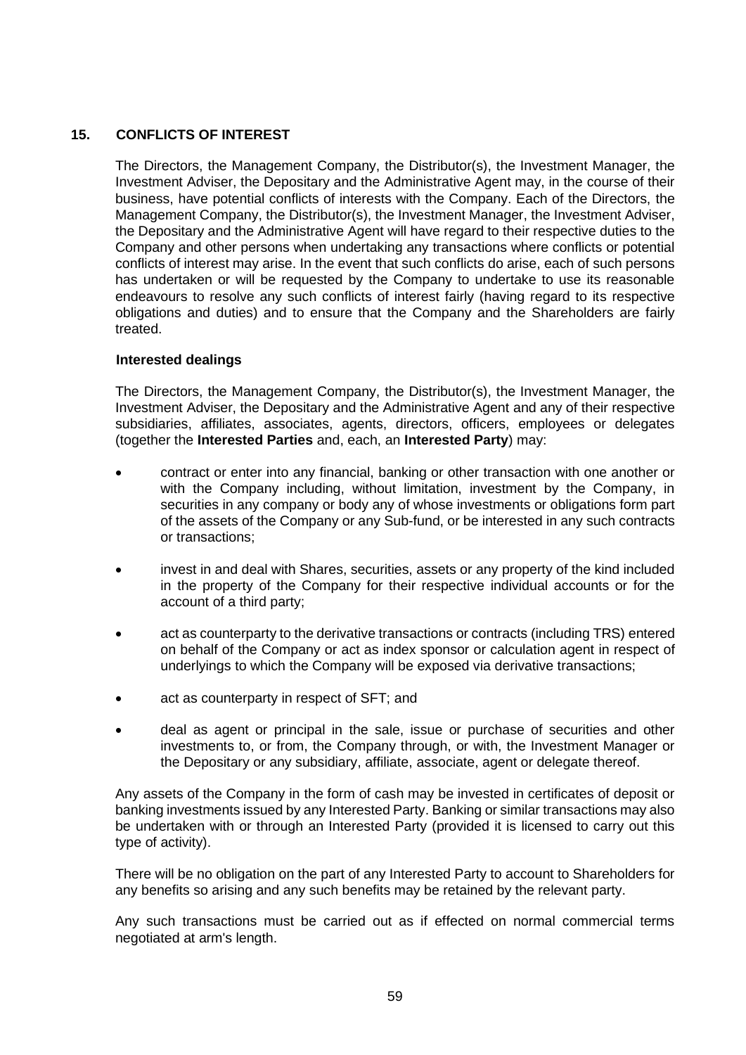## 15. CONFLICTS OF INTEREST

The Directors, the Management Company, the Distributor(s), the Investment Manager, the Investment Adviser, the Depositary and the Administrative Agent may, in the course of their business, have potential conflicts of interests with the Company. Each of the Directors, the Management Company, the Distributor(s), the Investment Manager, the Investment Adviser, the Depositary and the Administrative Agent will have regard to their respective duties to the Company and other persons when undertaking any transactions where conflicts or potential conflicts of interest may arise. In the event that such conflicts do arise, each of such persons has undertaken or will be requested by the Company to undertake to use its reasonable endeavours to resolve any such conflicts of interest fairly (having regard to its respective obligations and duties) and to ensure that the Company and the Shareholders are fairly treated.

**Interested dealings**

The Directors, the Management Company, the Distributor(s), the Investment Manager, the Investment Adviser, the Depositary and the Administrative Agent and any of their respective subsidiaries, affiliates, associates, agents, directors, officers, employees or delegates (together the **Interested Parties** and, each, an **Interested Party**) may:

- contract or enter into any financial, banking or other transaction with one another or with the Company including, without limitation, investment by the Company, in securities in any company or body any of whose investments or obligations form part of the assets of the Company or any Sub-fund, or be interested in any such contracts or transactions;
- invest in and deal with Shares, securities, assets or any property of the kind included in the property of the Company for their respective individual accounts or for the account of a third party;
- act as counterparty to the derivative transactions or contracts (including TRS) entered on behalf of the Company or act as index sponsor or calculation agent in respect of underlyings to which the Company will be exposed via derivative transactions;
- act as counterparty in respect of SFT; and
- deal as agent or principal in the sale, issue or purchase of securities and other investments to, or from, the Company through, or with, the Investment Manager or the Depositary or any subsidiary, affiliate, associate, agent or delegate thereof.

Any assets of the Company in the form of cash may be invested in certificates of deposit or banking investments issued by any Interested Party. Banking or similar transactions may also be undertaken with or through an Interested Party (provided it is licensed to carry out this type of activity).

There will be no obligation on the part of any Interested Party to account to Shareholders for any benefits so arising and any such benefits may be retained by the relevant party.

Any such transactions must be carried out as if effected on normal commercial terms negotiated at arm's length.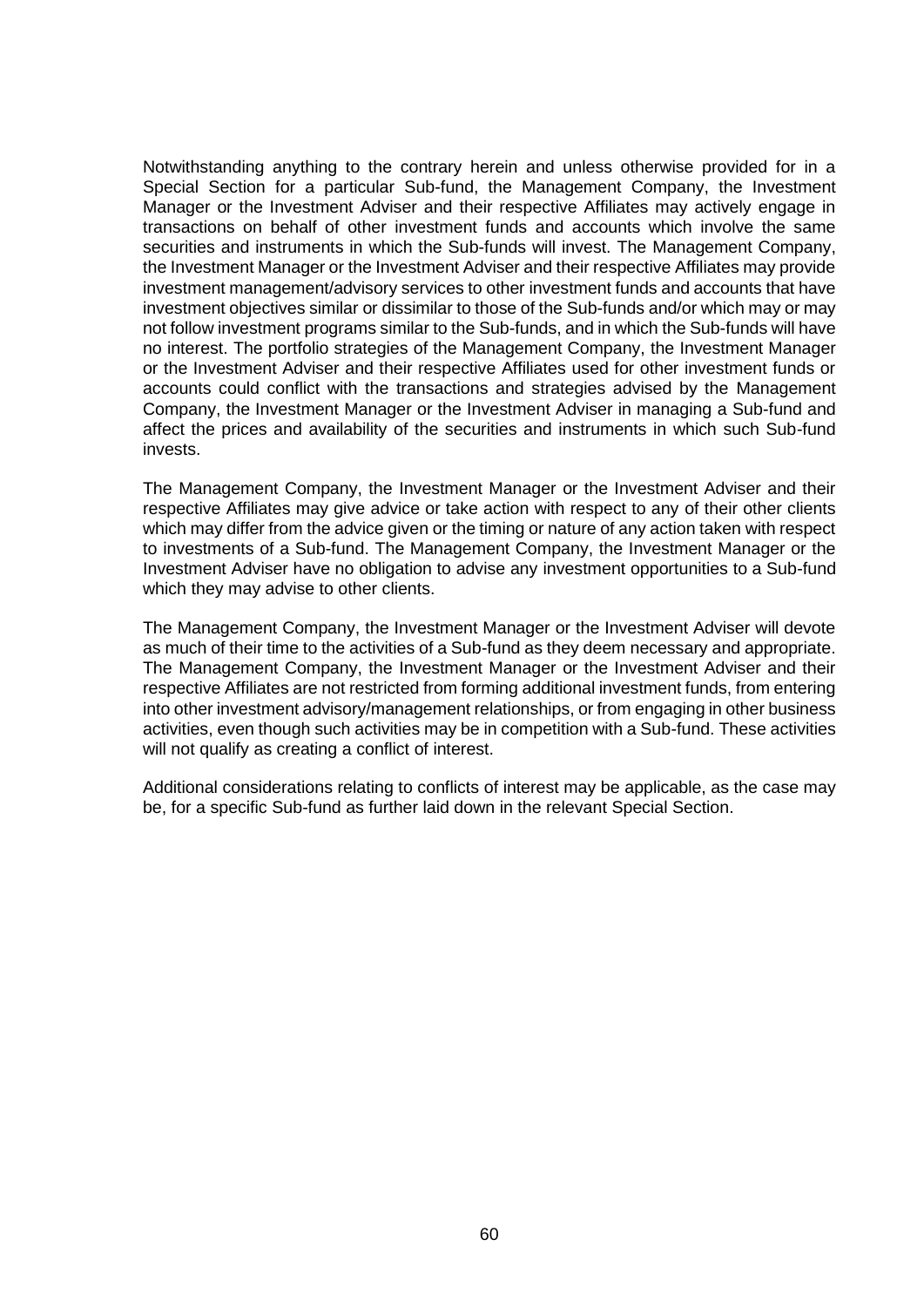Notwithstanding anything to the contrary herein and unless otherwise provided for in a Special Section for a particular Sub-fund, the Management Company, the Investment Manager or the Investment Adviser and their respective Affiliates may actively engage in transactions on behalf of other investment funds and accounts which involve the same securities and instruments in which the Sub-funds will invest. The Management Company, the Investment Manager or the Investment Adviser and their respective Affiliates may provide investment management/advisory services to other investment funds and accounts that have investment objectives similar or dissimilar to those of the Sub-funds and/or which may or may not follow investment programs similar to the Sub-funds, and in which the Sub-funds will have no interest. The portfolio strategies of the Management Company, the Investment Manager or the Investment Adviser and their respective Affiliates used for other investment funds or accounts could conflict with the transactions and strategies advised by the Management Company, the Investment Manager or the Investment Adviser in managing a Sub-fund and affect the prices and availability of the securities and instruments in which such Sub-fund invests.

The Management Company, the Investment Manager or the Investment Adviser and their respective Affiliates may give advice or take action with respect to any of their other clients which may differ from the advice given or the timing or nature of any action taken with respect to investments of a Sub-fund. The Management Company, the Investment Manager or the Investment Adviser have no obligation to advise any investment opportunities to a Sub-fund which they may advise to other clients.

The Management Company, the Investment Manager or the Investment Adviser will devote as much of their time to the activities of a Sub-fund as they deem necessary and appropriate. The Management Company, the Investment Manager or the Investment Adviser and their respective Affiliates are not restricted from forming additional investment funds, from entering into other investment advisory/management relationships, or from engaging in other business activities, even though such activities may be in competition with a Sub-fund. These activities will not qualify as creating a conflict of interest.

Additional considerations relating to conflicts of interest may be applicable, as the case may be, for a specific Sub-fund as further laid down in the relevant Special Section.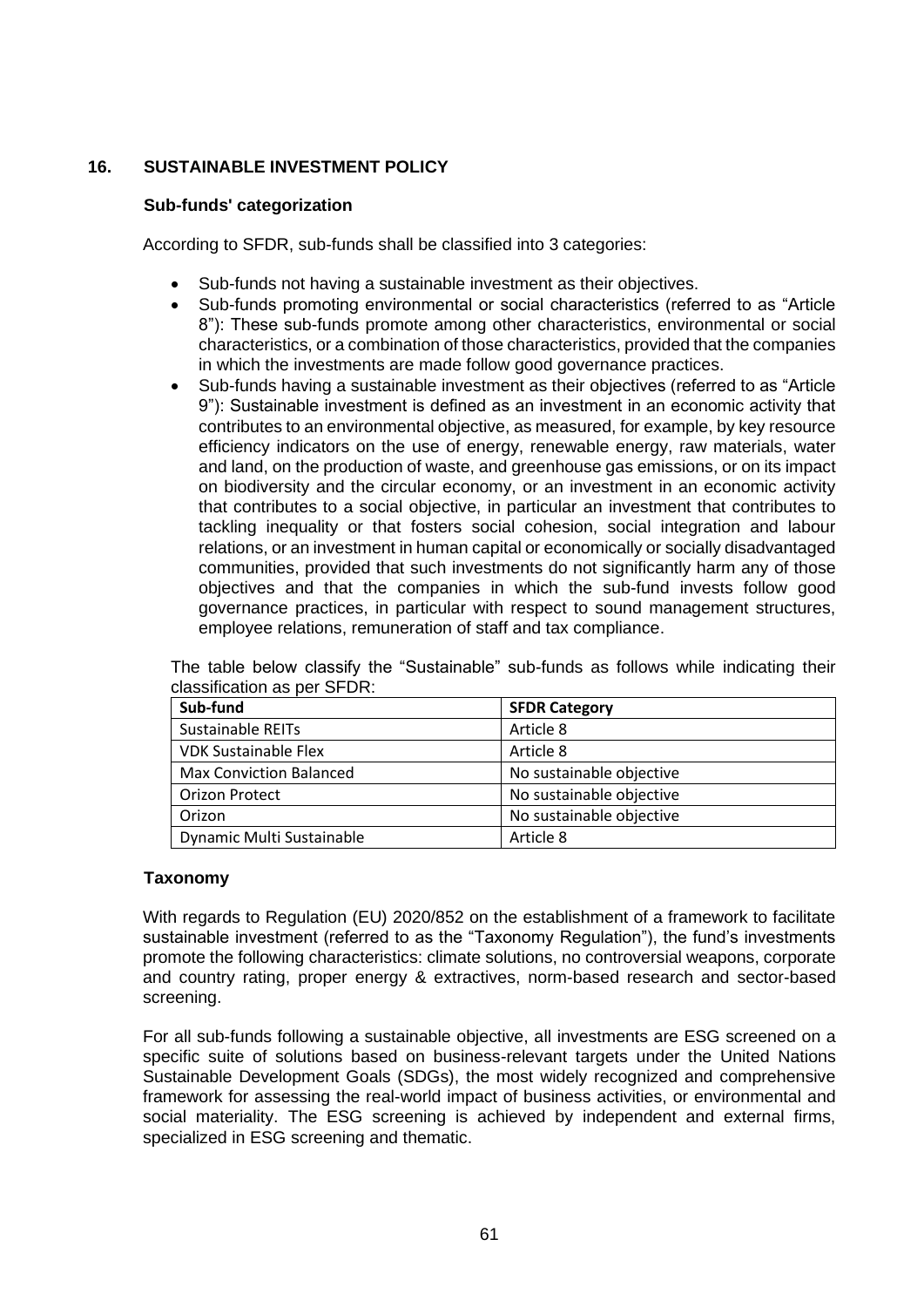## 16. SUSTAINABLE INVESTMENT POLICY

### Sub-funds' categorization

According to SFDR, sub-funds shall be classified into 3 categories:

- Sub-funds not having a sustainable investment as their objectives.
- Sub-funds promoting environmental or social characteristics (referred to as "Article 8"): These sub-funds promote among other characteristics, environmental or social characteristics, or a combination of those characteristics, provided that the companies in which the investments are made follow good governance practices.
- Sub-funds having a sustainable investment as their objectives (referred to as "Article 9"): Sustainable investment is defined as an investment in an economic activity that contributes to an environmental objective, as measured, for example, by key resource efficiency indicators on the use of energy, renewable energy, raw materials, water and land, on the production of waste, and greenhouse gas emissions, or on its impact on biodiversity and the circular economy, or an investment in an economic activity that contributes to a social objective, in particular an investment that contributes to tackling inequality or that fosters social cohesion, social integration and labour relations, or an investment in human capital or economically or socially disadvantaged communities, provided that such investments do not significantly harm any of those objectives and that the companies in which the sub-fund invests follow good governance practices, in particular with respect to sound management structures, employee relations, remuneration of staff and tax compliance.

The table below classify the "Sustainable" sub-funds as follows while indicating their classification as per SFDR:

| Sub-fund | SFDR Category |
|---|---|
| Sustainable REITs | Article 8 |
| VDK Sustainable Flex | Article 8 |
| Max Conviction Balanced | No sustainable objective |
| Orizon Protect | No sustainable objective |
| Orizon | No sustainable objective |
| Dynamic Multi Sustainable | Article 8 |

### Taxonomy

With regards to Regulation (EU) 2020/852 on the establishment of a framework to facilitate sustainable investment (referred to as the "Taxonomy Regulation"), the fund's investments promote the following characteristics: climate solutions, no controversial weapons, corporate and country rating, proper energy & extractives, norm-based research and sector-based screening.

For all sub-funds following a sustainable objective, all investments are ESG screened on a specific suite of solutions based on business-relevant targets under the United Nations Sustainable Development Goals (SDGs), the most widely recognized and comprehensive framework for assessing the real-world impact of business activities, or environmental and social materiality. The ESG screening is achieved by independent and external firms, specialized in ESG screening and thematic.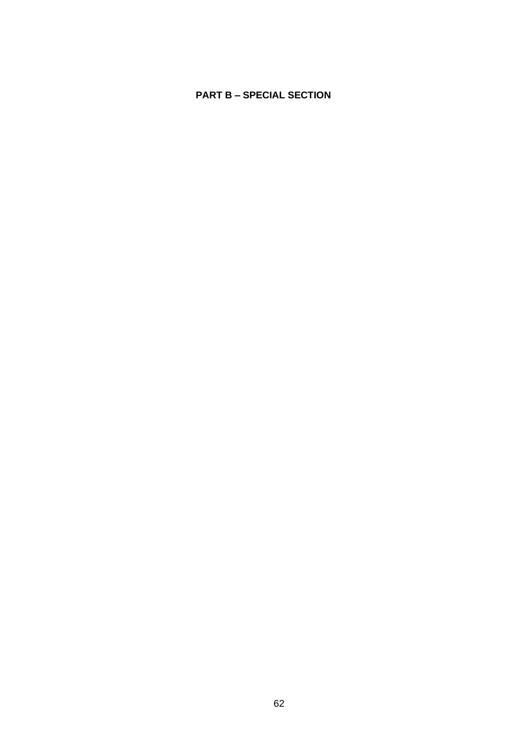# PART B – SPECIAL SECTION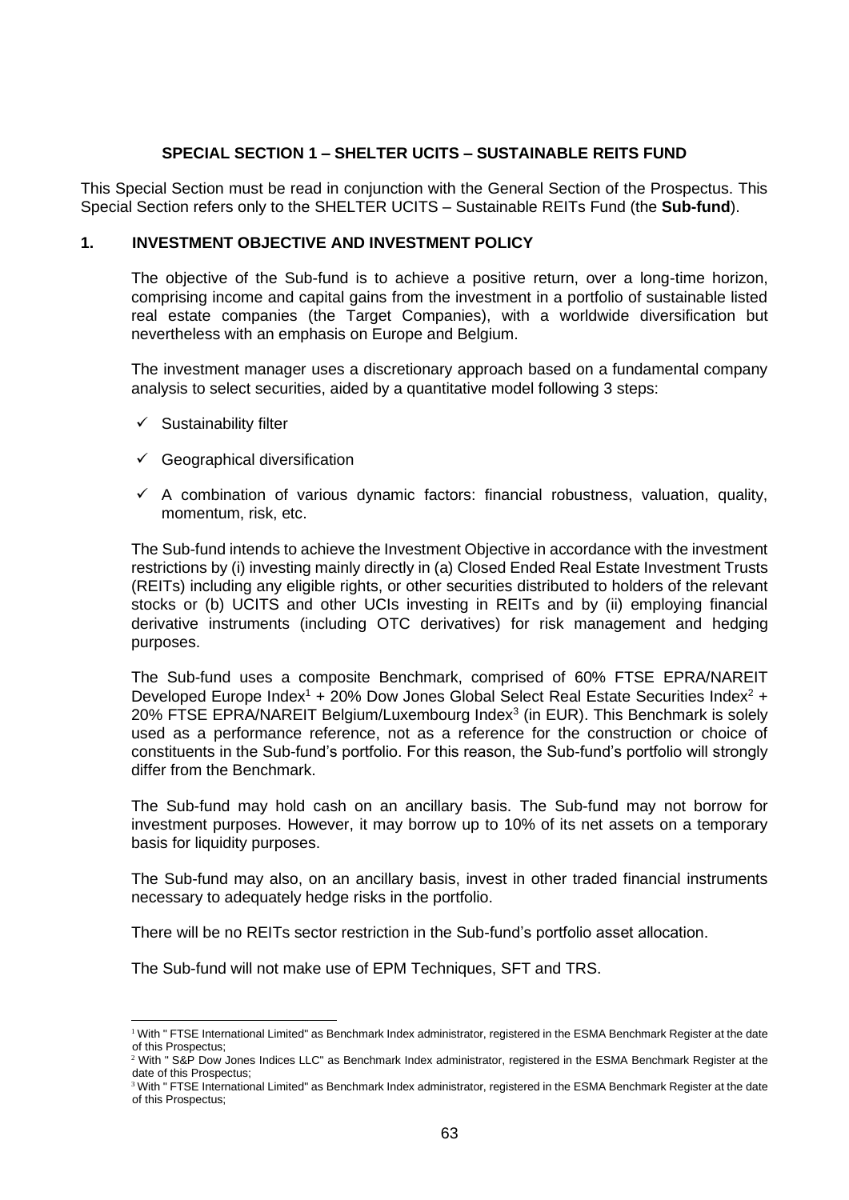## SPECIAL SECTION 1 – SHELTER UCITS – SUSTAINABLE REITS FUND

This Special Section must be read in conjunction with the General Section of the Prospectus. This Special Section refers only to the SHELTER UCITS – Sustainable REITs Fund (the **Sub-fund**).

### 1. INVESTMENT OBJECTIVE AND INVESTMENT POLICY

The objective of the Sub-fund is to achieve a positive return, over a long-time horizon, comprising income and capital gains from the investment in a portfolio of sustainable listed real estate companies (the Target Companies), with a worldwide diversification but nevertheless with an emphasis on Europe and Belgium.

The investment manager uses a discretionary approach based on a fundamental company analysis to select securities, aided by a quantitative model following 3 steps:

- ✓ Sustainability filter
- ✓ Geographical diversification
- ✓ A combination of various dynamic factors: financial robustness, valuation, quality, momentum, risk, etc.

The Sub-fund intends to achieve the Investment Objective in accordance with the investment restrictions by (i) investing mainly directly in (a) Closed Ended Real Estate Investment Trusts (REITs) including any eligible rights, or other securities distributed to holders of the relevant stocks or (b) UCITS and other UCIs investing in REITs and by (ii) employing financial derivative instruments (including OTC derivatives) for risk management and hedging purposes.

The Sub-fund uses a composite Benchmark, comprised of 60% FTSE EPRA/NAREIT Developed Europe Index[1] + 20% Dow Jones Global Select Real Estate Securities Index[2] + 20% FTSE EPRA/NAREIT Belgium/Luxembourg Index[3] (in EUR). This Benchmark is solely used as a performance reference, not as a reference for the construction or choice of constituents in the Sub-fund's portfolio. For this reason, the Sub-fund's portfolio will strongly differ from the Benchmark.

The Sub-fund may hold cash on an ancillary basis. The Sub-fund may not borrow for investment purposes. However, it may borrow up to 10% of its net assets on a temporary basis for liquidity purposes.

The Sub-fund may also, on an ancillary basis, invest in other traded financial instruments necessary to adequately hedge risks in the portfolio.

There will be no REITs sector restriction in the Sub-fund's portfolio asset allocation.

The Sub-fund will not make use of EPM Techniques, SFT and TRS.

---

[1] With " FTSE International Limited" as Benchmark Index administrator, registered in the ESMA Benchmark Register at the date of this Prospectus;

[2] With " S&P Dow Jones Indices LLC" as Benchmark Index administrator, registered in the ESMA Benchmark Register at the date of this Prospectus;

[3] With " FTSE International Limited" as Benchmark Index administrator, registered in the ESMA Benchmark Register at the date of this Prospectus;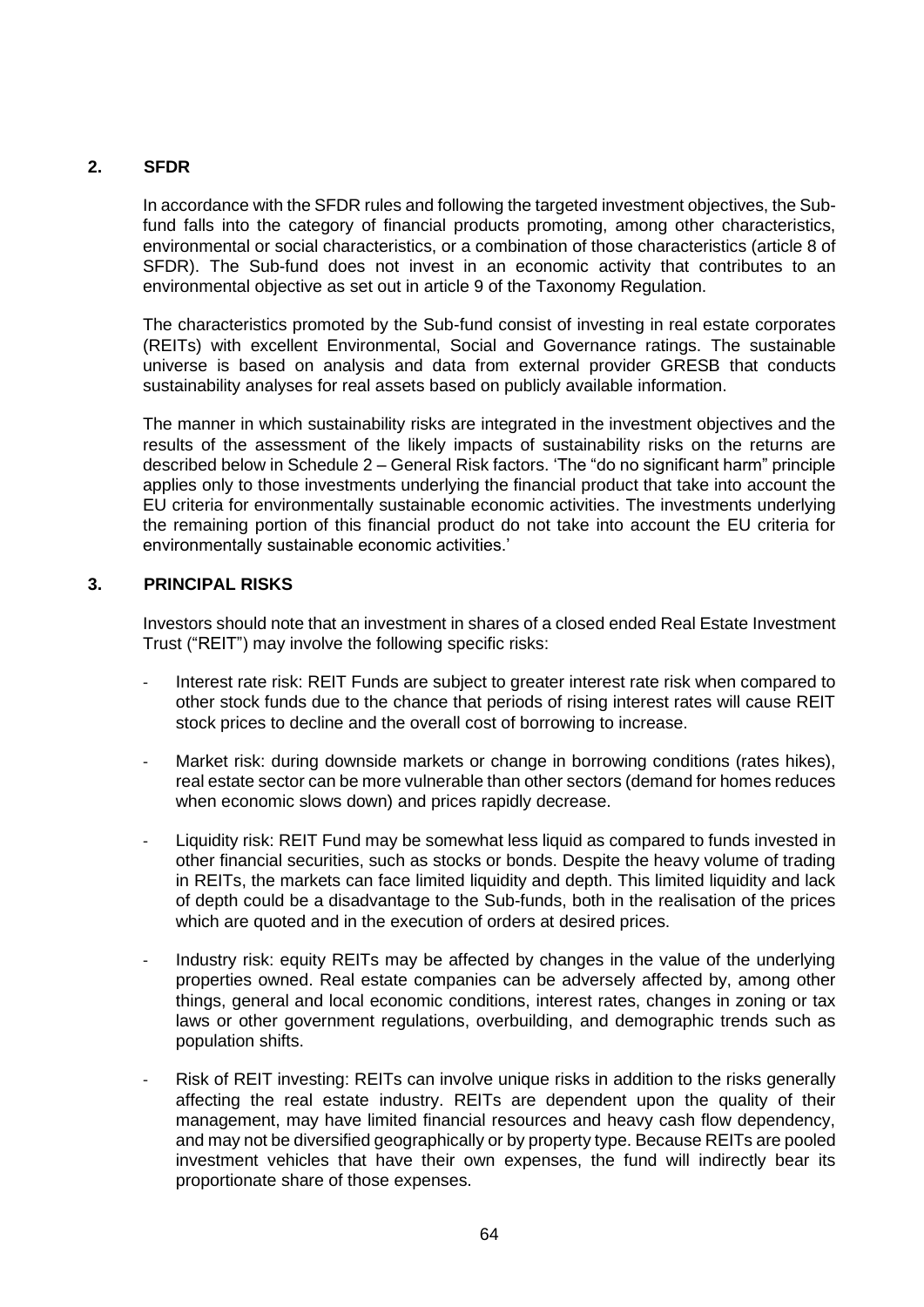## 2. SFDR

In accordance with the SFDR rules and following the targeted investment objectives, the Sub-fund falls into the category of financial products promoting, among other characteristics, environmental or social characteristics, or a combination of those characteristics (article 8 of SFDR). The Sub-fund does not invest in an economic activity that contributes to an environmental objective as set out in article 9 of the Taxonomy Regulation.

The characteristics promoted by the Sub-fund consist of investing in real estate corporates (REITs) with excellent Environmental, Social and Governance ratings. The sustainable universe is based on analysis and data from external provider GRESB that conducts sustainability analyses for real assets based on publicly available information.

The manner in which sustainability risks are integrated in the investment objectives and the results of the assessment of the likely impacts of sustainability risks on the returns are described below in Schedule 2 – General Risk factors. 'The "do no significant harm" principle applies only to those investments underlying the financial product that take into account the EU criteria for environmentally sustainable economic activities. The investments underlying the remaining portion of this financial product do not take into account the EU criteria for environmentally sustainable economic activities.'

## 3. PRINCIPAL RISKS

Investors should note that an investment in shares of a closed ended Real Estate Investment Trust ("REIT") may involve the following specific risks:

- Interest rate risk: REIT Funds are subject to greater interest rate risk when compared to other stock funds due to the chance that periods of rising interest rates will cause REIT stock prices to decline and the overall cost of borrowing to increase.
- Market risk: during downside markets or change in borrowing conditions (rates hikes), real estate sector can be more vulnerable than other sectors (demand for homes reduces when economic slows down) and prices rapidly decrease.
- Liquidity risk: REIT Fund may be somewhat less liquid as compared to funds invested in other financial securities, such as stocks or bonds. Despite the heavy volume of trading in REITs, the markets can face limited liquidity and depth. This limited liquidity and lack of depth could be a disadvantage to the Sub-funds, both in the realisation of the prices which are quoted and in the execution of orders at desired prices.
- Industry risk: equity REITs may be affected by changes in the value of the underlying properties owned. Real estate companies can be adversely affected by, among other things, general and local economic conditions, interest rates, changes in zoning or tax laws or other government regulations, overbuilding, and demographic trends such as population shifts.
- Risk of REIT investing: REITs can involve unique risks in addition to the risks generally affecting the real estate industry. REITs are dependent upon the quality of their management, may have limited financial resources and heavy cash flow dependency, and may not be diversified geographically or by property type. Because REITs are pooled investment vehicles that have their own expenses, the fund will indirectly bear its proportionate share of those expenses.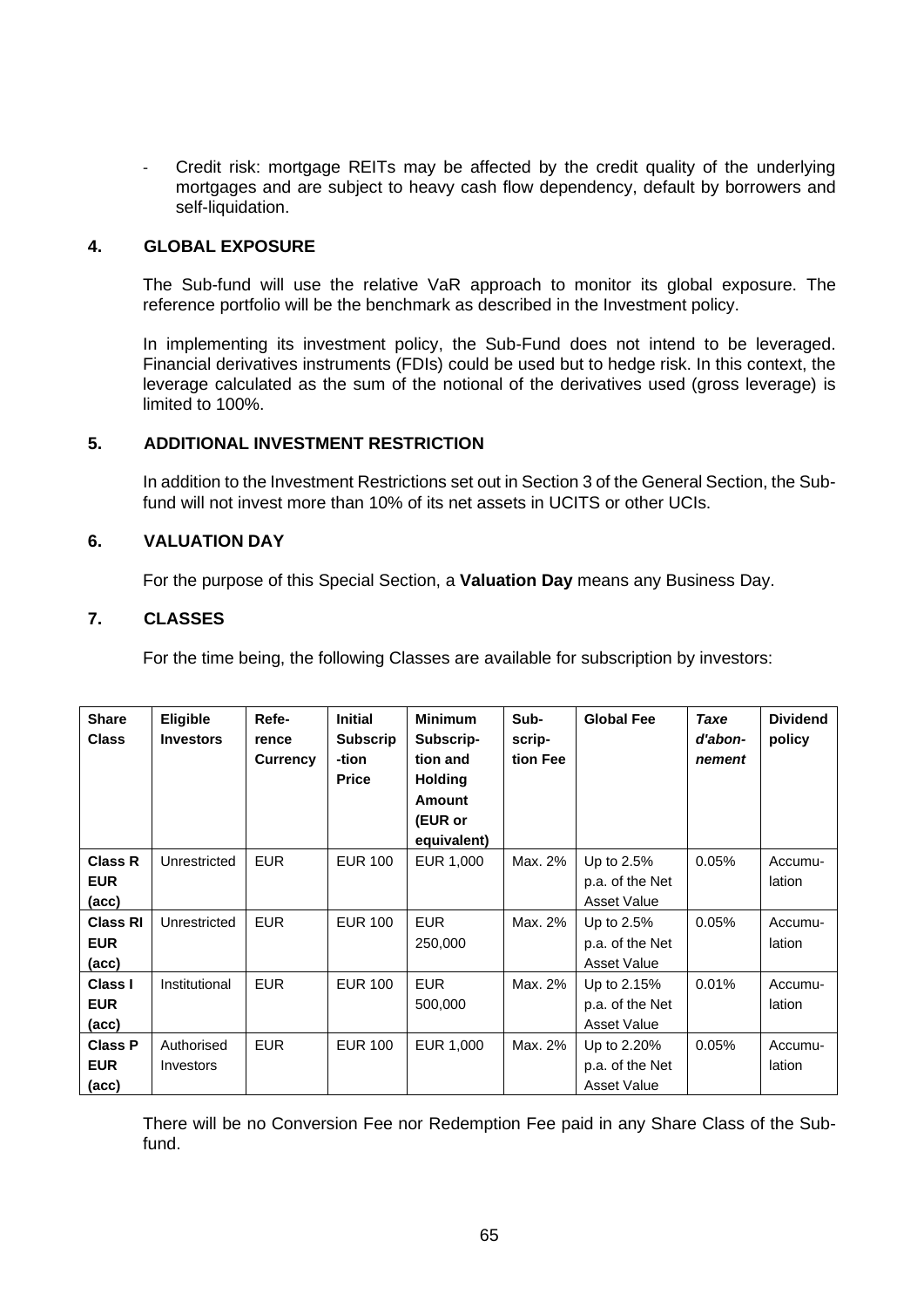- Credit risk: mortgage REITs may be affected by the credit quality of the underlying mortgages and are subject to heavy cash flow dependency, default by borrowers and self-liquidation.

## 4. GLOBAL EXPOSURE

The Sub-fund will use the relative VaR approach to monitor its global exposure. The reference portfolio will be the benchmark as described in the Investment policy.

In implementing its investment policy, the Sub-Fund does not intend to be leveraged. Financial derivatives instruments (FDIs) could be used but to hedge risk. In this context, the leverage calculated as the sum of the notional of the derivatives used (gross leverage) is limited to 100%.

## 5. ADDITIONAL INVESTMENT RESTRICTION

In addition to the Investment Restrictions set out in Section 3 of the General Section, the Sub-fund will not invest more than 10% of its net assets in UCITS or other UCIs.

## 6. VALUATION DAY

For the purpose of this Special Section, a **Valuation Day** means any Business Day.

## 7. CLASSES

For the time being, the following Classes are available for subscription by investors:

| Share Class | Eligible Investors | Reference Currency | Initial Subscription Price | Minimum Subscription and Holding Amount (EUR or equivalent) | Subscription Fee | Global Fee | *Taxe d'abonnement* | Dividend policy |
|---|---|---|---|---|---|---|---|---|
| **Class R EUR (acc)** | Unrestricted | EUR | EUR 100 | EUR 1,000 | Max. 2% | Up to 2.5% p.a. of the Net Asset Value | 0.05% | Accumulation |
| **Class RI EUR (acc)** | Unrestricted | EUR | EUR 100 | EUR 250,000 | Max. 2% | Up to 2.5% p.a. of the Net Asset Value | 0.05% | Accumulation |
| **Class I EUR (acc)** | Institutional | EUR | EUR 100 | EUR 500,000 | Max. 2% | Up to 2.15% p.a. of the Net Asset Value | 0.01% | Accumulation |
| **Class P EUR (acc)** | Authorised Investors | EUR | EUR 100 | EUR 1,000 | Max. 2% | Up to 2.20% p.a. of the Net Asset Value | 0.05% | Accumulation |

There will be no Conversion Fee nor Redemption Fee paid in any Share Class of the Sub-fund.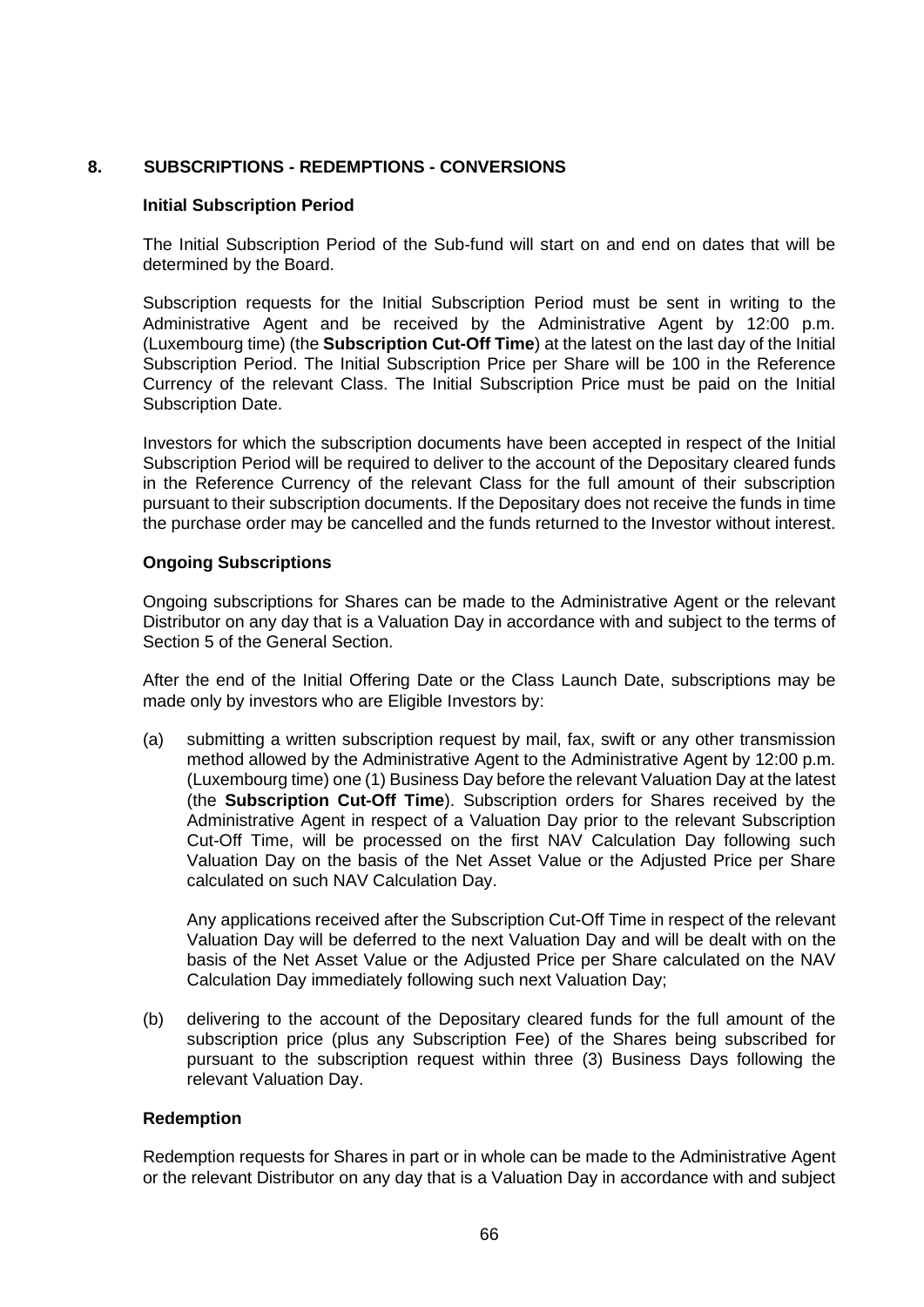## 8. SUBSCRIPTIONS - REDEMPTIONS - CONVERSIONS

### Initial Subscription Period

The Initial Subscription Period of the Sub-fund will start on and end on dates that will be determined by the Board.

Subscription requests for the Initial Subscription Period must be sent in writing to the Administrative Agent and be received by the Administrative Agent by 12:00 p.m. (Luxembourg time) (the **Subscription Cut-Off Time**) at the latest on the last day of the Initial Subscription Period. The Initial Subscription Price per Share will be 100 in the Reference Currency of the relevant Class. The Initial Subscription Price must be paid on the Initial Subscription Date.

Investors for which the subscription documents have been accepted in respect of the Initial Subscription Period will be required to deliver to the account of the Depositary cleared funds in the Reference Currency of the relevant Class for the full amount of their subscription pursuant to their subscription documents. If the Depositary does not receive the funds in time the purchase order may be cancelled and the funds returned to the Investor without interest.

### Ongoing Subscriptions

Ongoing subscriptions for Shares can be made to the Administrative Agent or the relevant Distributor on any day that is a Valuation Day in accordance with and subject to the terms of Section 5 of the General Section.

After the end of the Initial Offering Date or the Class Launch Date, subscriptions may be made only by investors who are Eligible Investors by:

(a) submitting a written subscription request by mail, fax, swift or any other transmission method allowed by the Administrative Agent to the Administrative Agent by 12:00 p.m. (Luxembourg time) one (1) Business Day before the relevant Valuation Day at the latest (the **Subscription Cut-Off Time**). Subscription orders for Shares received by the Administrative Agent in respect of a Valuation Day prior to the relevant Subscription Cut-Off Time, will be processed on the first NAV Calculation Day following such Valuation Day on the basis of the Net Asset Value or the Adjusted Price per Share calculated on such NAV Calculation Day.

    Any applications received after the Subscription Cut-Off Time in respect of the relevant Valuation Day will be deferred to the next Valuation Day and will be dealt with on the basis of the Net Asset Value or the Adjusted Price per Share calculated on the NAV Calculation Day immediately following such next Valuation Day;

(b) delivering to the account of the Depositary cleared funds for the full amount of the subscription price (plus any Subscription Fee) of the Shares being subscribed for pursuant to the subscription request within three (3) Business Days following the relevant Valuation Day.

### Redemption

Redemption requests for Shares in part or in whole can be made to the Administrative Agent or the relevant Distributor on any day that is a Valuation Day in accordance with and subject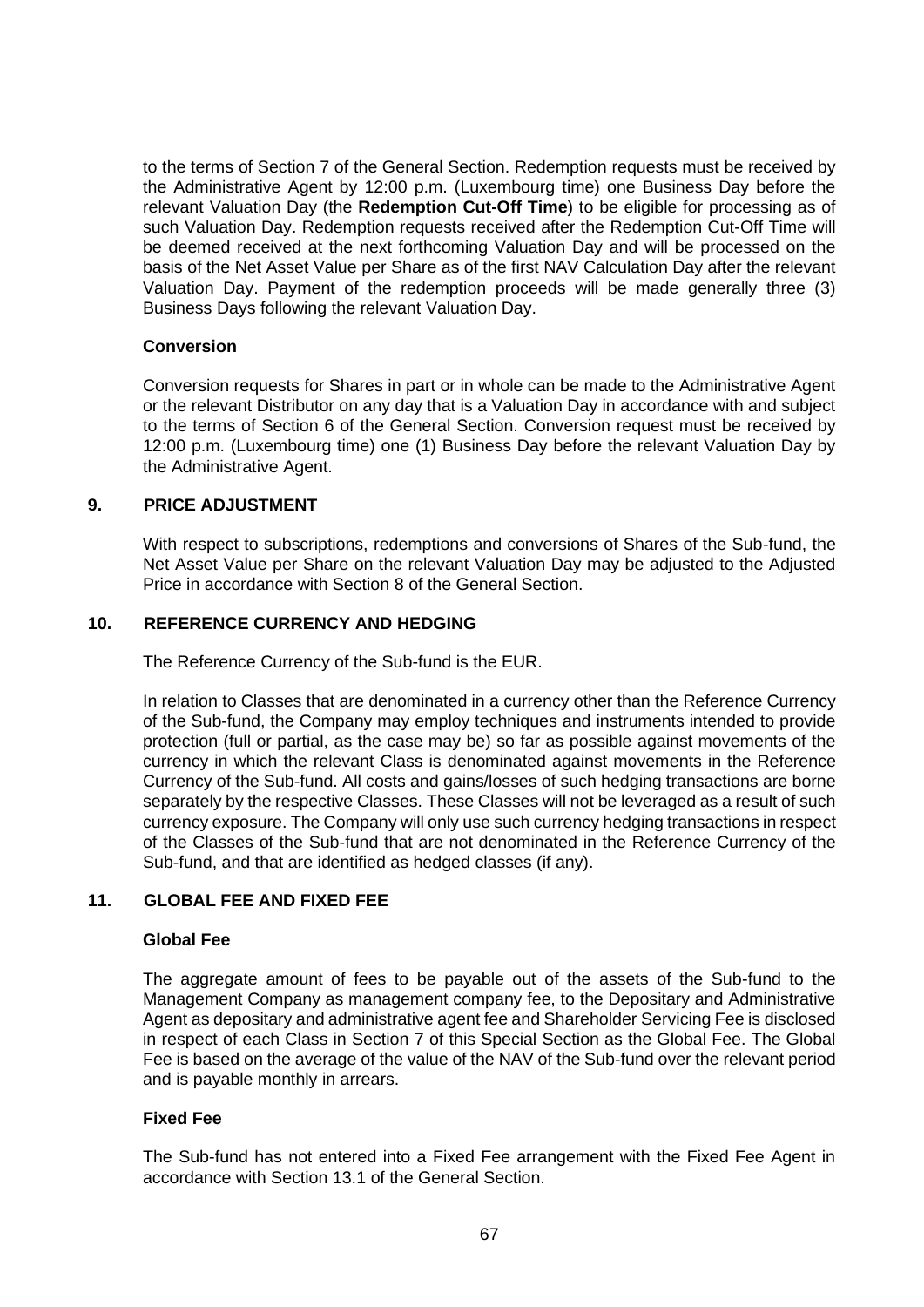to the terms of Section 7 of the General Section. Redemption requests must be received by the Administrative Agent by 12:00 p.m. (Luxembourg time) one Business Day before the relevant Valuation Day (the **Redemption Cut-Off Time**) to be eligible for processing as of such Valuation Day. Redemption requests received after the Redemption Cut-Off Time will be deemed received at the next forthcoming Valuation Day and will be processed on the basis of the Net Asset Value per Share as of the first NAV Calculation Day after the relevant Valuation Day. Payment of the redemption proceeds will be made generally three (3) Business Days following the relevant Valuation Day.

**Conversion**

Conversion requests for Shares in part or in whole can be made to the Administrative Agent or the relevant Distributor on any day that is a Valuation Day in accordance with and subject to the terms of Section 6 of the General Section. Conversion request must be received by 12:00 p.m. (Luxembourg time) one (1) Business Day before the relevant Valuation Day by the Administrative Agent.

## 9. PRICE ADJUSTMENT

With respect to subscriptions, redemptions and conversions of Shares of the Sub-fund, the Net Asset Value per Share on the relevant Valuation Day may be adjusted to the Adjusted Price in accordance with Section 8 of the General Section.

## 10. REFERENCE CURRENCY AND HEDGING

The Reference Currency of the Sub-fund is the EUR.

In relation to Classes that are denominated in a currency other than the Reference Currency of the Sub-fund, the Company may employ techniques and instruments intended to provide protection (full or partial, as the case may be) so far as possible against movements of the currency in which the relevant Class is denominated against movements in the Reference Currency of the Sub-fund. All costs and gains/losses of such hedging transactions are borne separately by the respective Classes. These Classes will not be leveraged as a result of such currency exposure. The Company will only use such currency hedging transactions in respect of the Classes of the Sub-fund that are not denominated in the Reference Currency of the Sub-fund, and that are identified as hedged classes (if any).

## 11. GLOBAL FEE AND FIXED FEE

**Global Fee**

The aggregate amount of fees to be payable out of the assets of the Sub-fund to the Management Company as management company fee, to the Depositary and Administrative Agent as depositary and administrative agent fee and Shareholder Servicing Fee is disclosed in respect of each Class in Section 7 of this Special Section as the Global Fee. The Global Fee is based on the average of the value of the NAV of the Sub-fund over the relevant period and is payable monthly in arrears.

**Fixed Fee**

The Sub-fund has not entered into a Fixed Fee arrangement with the Fixed Fee Agent in accordance with Section 13.1 of the General Section.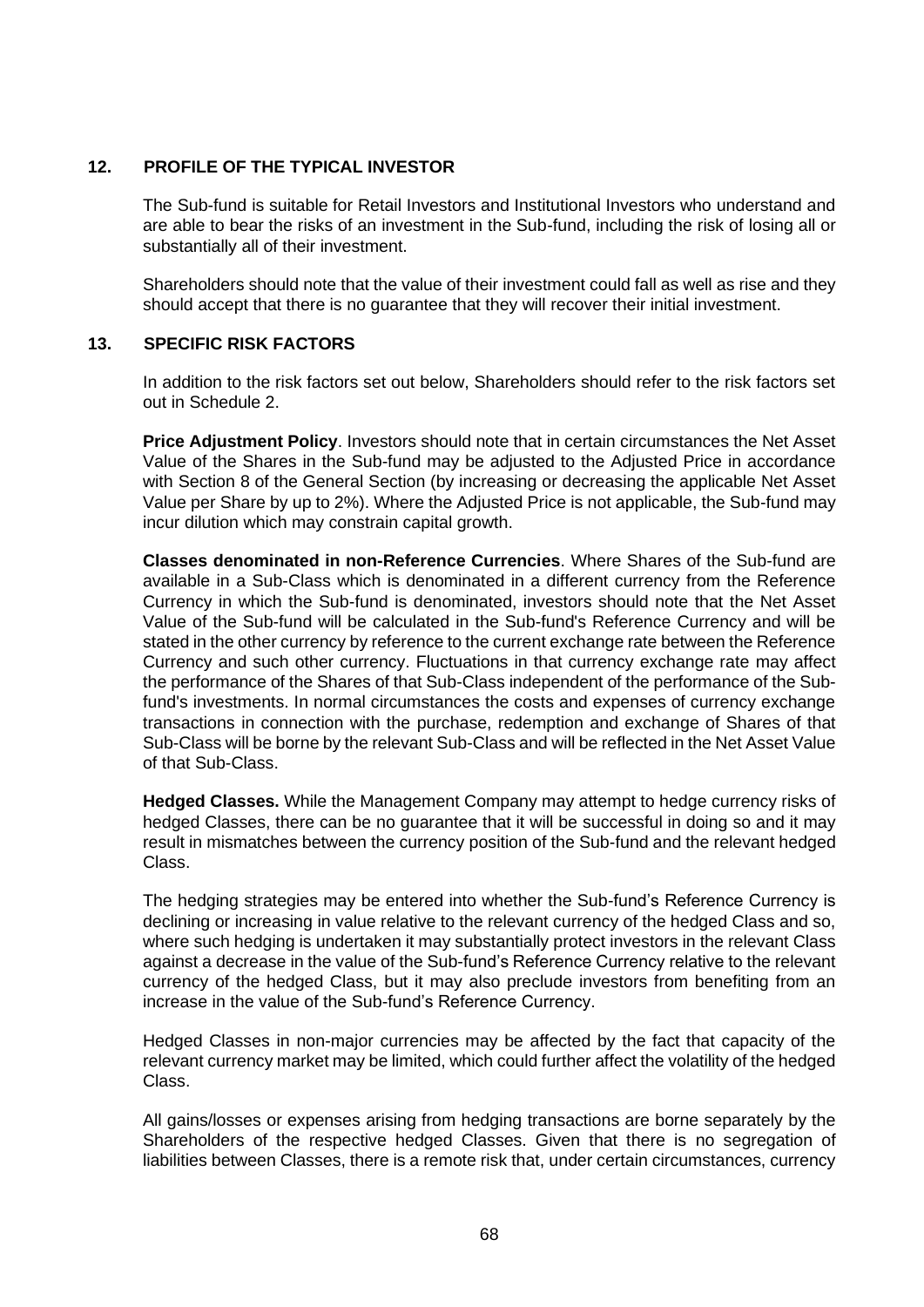## 12. PROFILE OF THE TYPICAL INVESTOR

The Sub-fund is suitable for Retail Investors and Institutional Investors who understand and are able to bear the risks of an investment in the Sub-fund, including the risk of losing all or substantially all of their investment.

Shareholders should note that the value of their investment could fall as well as rise and they should accept that there is no guarantee that they will recover their initial investment.

## 13. SPECIFIC RISK FACTORS

In addition to the risk factors set out below, Shareholders should refer to the risk factors set out in Schedule 2.

**Price Adjustment Policy**. Investors should note that in certain circumstances the Net Asset Value of the Shares in the Sub-fund may be adjusted to the Adjusted Price in accordance with Section 8 of the General Section (by increasing or decreasing the applicable Net Asset Value per Share by up to 2%). Where the Adjusted Price is not applicable, the Sub-fund may incur dilution which may constrain capital growth.

**Classes denominated in non-Reference Currencies**. Where Shares of the Sub-fund are available in a Sub-Class which is denominated in a different currency from the Reference Currency in which the Sub-fund is denominated, investors should note that the Net Asset Value of the Sub-fund will be calculated in the Sub-fund's Reference Currency and will be stated in the other currency by reference to the current exchange rate between the Reference Currency and such other currency. Fluctuations in that currency exchange rate may affect the performance of the Shares of that Sub-Class independent of the performance of the Sub-fund's investments. In normal circumstances the costs and expenses of currency exchange transactions in connection with the purchase, redemption and exchange of Shares of that Sub-Class will be borne by the relevant Sub-Class and will be reflected in the Net Asset Value of that Sub-Class.

**Hedged Classes.** While the Management Company may attempt to hedge currency risks of hedged Classes, there can be no guarantee that it will be successful in doing so and it may result in mismatches between the currency position of the Sub-fund and the relevant hedged Class.

The hedging strategies may be entered into whether the Sub-fund's Reference Currency is declining or increasing in value relative to the relevant currency of the hedged Class and so, where such hedging is undertaken it may substantially protect investors in the relevant Class against a decrease in the value of the Sub-fund's Reference Currency relative to the relevant currency of the hedged Class, but it may also preclude investors from benefiting from an increase in the value of the Sub-fund's Reference Currency.

Hedged Classes in non-major currencies may be affected by the fact that capacity of the relevant currency market may be limited, which could further affect the volatility of the hedged Class.

All gains/losses or expenses arising from hedging transactions are borne separately by the Shareholders of the respective hedged Classes. Given that there is no segregation of liabilities between Classes, there is a remote risk that, under certain circumstances, currency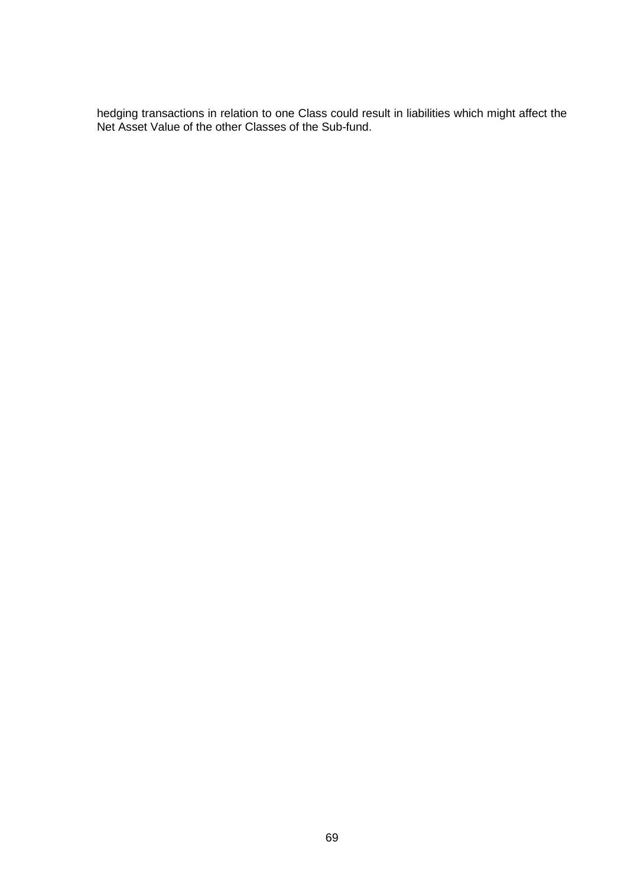hedging transactions in relation to one Class could result in liabilities which might affect the Net Asset Value of the other Classes of the Sub-fund.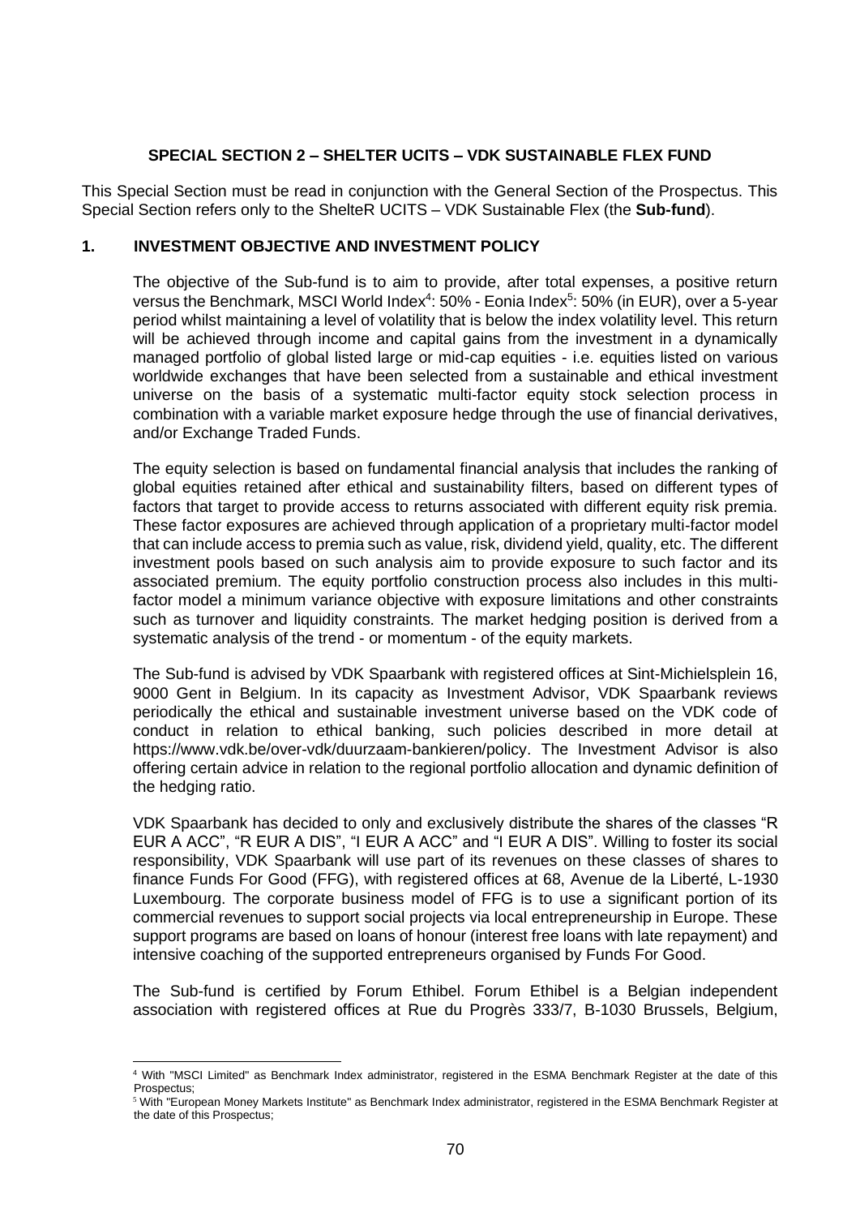**SPECIAL SECTION 2 – SHELTER UCITS – VDK SUSTAINABLE FLEX FUND**

This Special Section must be read in conjunction with the General Section of the Prospectus. This Special Section refers only to the ShelteR UCITS – VDK Sustainable Flex (the **Sub-fund**).

## 1. INVESTMENT OBJECTIVE AND INVESTMENT POLICY

The objective of the Sub-fund is to aim to provide, after total expenses, a positive return versus the Benchmark, MSCI World Index[4]: 50% - Eonia Index[5]: 50% (in EUR), over a 5-year period whilst maintaining a level of volatility that is below the index volatility level. This return will be achieved through income and capital gains from the investment in a dynamically managed portfolio of global listed large or mid-cap equities - i.e. equities listed on various worldwide exchanges that have been selected from a sustainable and ethical investment universe on the basis of a systematic multi-factor equity stock selection process in combination with a variable market exposure hedge through the use of financial derivatives, and/or Exchange Traded Funds.

The equity selection is based on fundamental financial analysis that includes the ranking of global equities retained after ethical and sustainability filters, based on different types of factors that target to provide access to returns associated with different equity risk premia. These factor exposures are achieved through application of a proprietary multi-factor model that can include access to premia such as value, risk, dividend yield, quality, etc. The different investment pools based on such analysis aim to provide exposure to such factor and its associated premium. The equity portfolio construction process also includes in this multi-factor model a minimum variance objective with exposure limitations and other constraints such as turnover and liquidity constraints. The market hedging position is derived from a systematic analysis of the trend - or momentum - of the equity markets.

The Sub-fund is advised by VDK Spaarbank with registered offices at Sint-Michielsplein 16, 9000 Gent in Belgium. In its capacity as Investment Advisor, VDK Spaarbank reviews periodically the ethical and sustainable investment universe based on the VDK code of conduct in relation to ethical banking, such policies described in more detail at https://www.vdk.be/over-vdk/duurzaam-bankieren/policy. The Investment Advisor is also offering certain advice in relation to the regional portfolio allocation and dynamic definition of the hedging ratio.

VDK Spaarbank has decided to only and exclusively distribute the shares of the classes "R EUR A ACC", "R EUR A DIS", "I EUR A ACC" and "I EUR A DIS". Willing to foster its social responsibility, VDK Spaarbank will use part of its revenues on these classes of shares to finance Funds For Good (FFG), with registered offices at 68, Avenue de la Liberté, L-1930 Luxembourg. The corporate business model of FFG is to use a significant portion of its commercial revenues to support social projects via local entrepreneurship in Europe. These support programs are based on loans of honour (interest free loans with late repayment) and intensive coaching of the supported entrepreneurs organised by Funds For Good.

The Sub-fund is certified by Forum Ethibel. Forum Ethibel is a Belgian independent association with registered offices at Rue du Progrès 333/7, B-1030 Brussels, Belgium,

---

[4] With "MSCI Limited" as Benchmark Index administrator, registered in the ESMA Benchmark Register at the date of this Prospectus;

[5] With "European Money Markets Institute" as Benchmark Index administrator, registered in the ESMA Benchmark Register at the date of this Prospectus;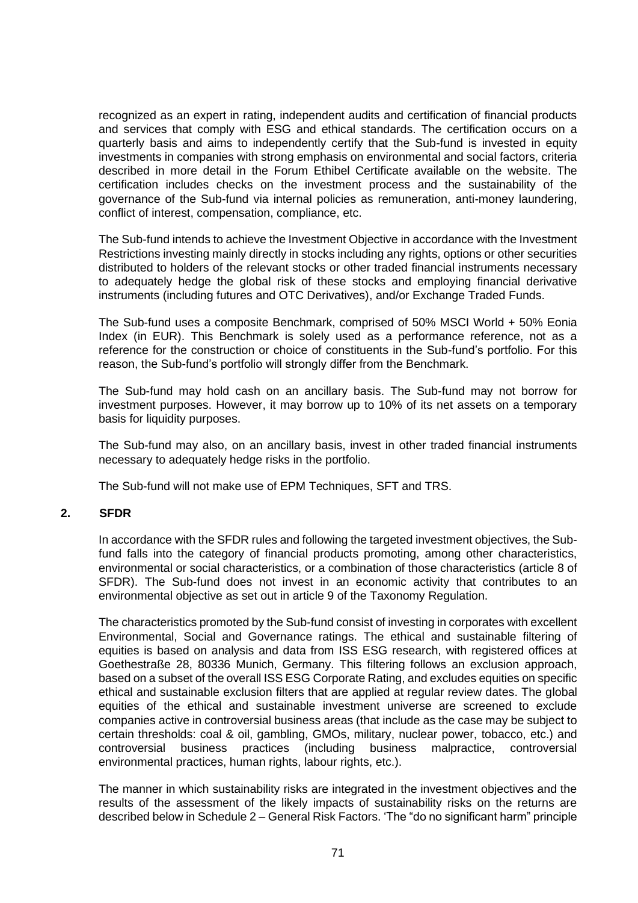recognized as an expert in rating, independent audits and certification of financial products and services that comply with ESG and ethical standards. The certification occurs on a quarterly basis and aims to independently certify that the Sub-fund is invested in equity investments in companies with strong emphasis on environmental and social factors, criteria described in more detail in the Forum Ethibel Certificate available on the website. The certification includes checks on the investment process and the sustainability of the governance of the Sub-fund via internal policies as remuneration, anti-money laundering, conflict of interest, compensation, compliance, etc.

The Sub-fund intends to achieve the Investment Objective in accordance with the Investment Restrictions investing mainly directly in stocks including any rights, options or other securities distributed to holders of the relevant stocks or other traded financial instruments necessary to adequately hedge the global risk of these stocks and employing financial derivative instruments (including futures and OTC Derivatives), and/or Exchange Traded Funds.

The Sub-fund uses a composite Benchmark, comprised of 50% MSCI World + 50% Eonia Index (in EUR). This Benchmark is solely used as a performance reference, not as a reference for the construction or choice of constituents in the Sub-fund's portfolio. For this reason, the Sub-fund's portfolio will strongly differ from the Benchmark.

The Sub-fund may hold cash on an ancillary basis. The Sub-fund may not borrow for investment purposes. However, it may borrow up to 10% of its net assets on a temporary basis for liquidity purposes.

The Sub-fund may also, on an ancillary basis, invest in other traded financial instruments necessary to adequately hedge risks in the portfolio.

The Sub-fund will not make use of EPM Techniques, SFT and TRS.

## 2. SFDR

In accordance with the SFDR rules and following the targeted investment objectives, the Sub-fund falls into the category of financial products promoting, among other characteristics, environmental or social characteristics, or a combination of those characteristics (article 8 of SFDR). The Sub-fund does not invest in an economic activity that contributes to an environmental objective as set out in article 9 of the Taxonomy Regulation.

The characteristics promoted by the Sub-fund consist of investing in corporates with excellent Environmental, Social and Governance ratings. The ethical and sustainable filtering of equities is based on analysis and data from ISS ESG research, with registered offices at Goethestraße 28, 80336 Munich, Germany. This filtering follows an exclusion approach, based on a subset of the overall ISS ESG Corporate Rating, and excludes equities on specific ethical and sustainable exclusion filters that are applied at regular review dates. The global equities of the ethical and sustainable investment universe are screened to exclude companies active in controversial business areas (that include as the case may be subject to certain thresholds: coal & oil, gambling, GMOs, military, nuclear power, tobacco, etc.) and controversial business practices (including business malpractice, controversial environmental practices, human rights, labour rights, etc.).

The manner in which sustainability risks are integrated in the investment objectives and the results of the assessment of the likely impacts of sustainability risks on the returns are described below in Schedule 2 – General Risk Factors. 'The "do no significant harm" principle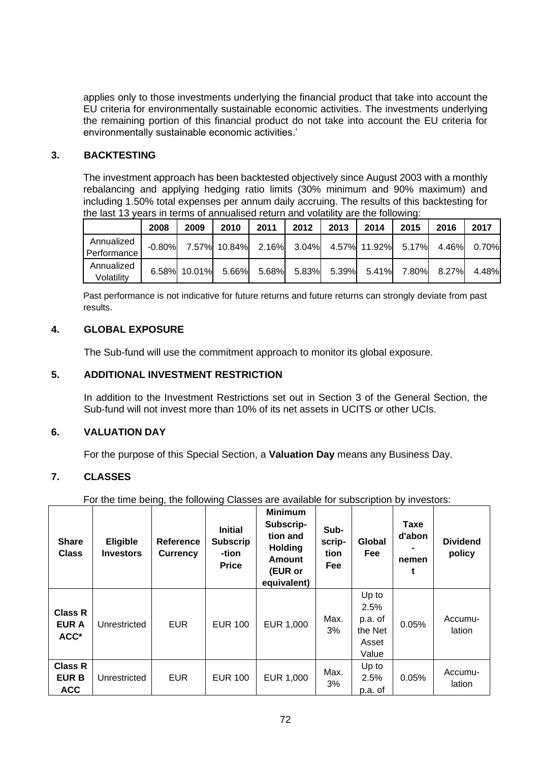applies only to those investments underlying the financial product that take into account the EU criteria for environmentally sustainable economic activities. The investments underlying the remaining portion of this financial product do not take into account the EU criteria for environmentally sustainable economic activities.'

## 3. BACKTESTING

The investment approach has been backtested objectively since August 2003 with a monthly rebalancing and applying hedging ratio limits (30% minimum and 90% maximum) and including 1.50% total expenses per annum daily accruing. The results of this backtesting for the last 13 years in terms of annualised return and volatility are the following:

| | 2008 | 2009 | 2010 | 2011 | 2012 | 2013 | 2014 | 2015 | 2016 | 2017 |
|---|---|---|---|---|---|---|---|---|---|---|
| Annualized Performance | -0.80% | 7.57% | 10.84% | 2.16% | 3.04% | 4.57% | 11.92% | 5.17% | 4.46% | 0.70% |
| Annualized Volatility | 6.58% | 10.01% | 5.66% | 5.68% | 5.83% | 5.39% | 5.41% | 7.80% | 8.27% | 4.48% |

Past performance is not indicative for future returns and future returns can strongly deviate from past results.

## 4. GLOBAL EXPOSURE

The Sub-fund will use the commitment approach to monitor its global exposure.

## 5. ADDITIONAL INVESTMENT RESTRICTION

In addition to the Investment Restrictions set out in Section 3 of the General Section, the Sub-fund will not invest more than 10% of its net assets in UCITS or other UCIs.

## 6. VALUATION DAY

For the purpose of this Special Section, a **Valuation Day** means any Business Day.

## 7. CLASSES

For the time being, the following Classes are available for subscription by investors:

| Share Class | Eligible Investors | Reference Currency | Initial Subscrip-tion Price | Minimum Subscrip-tion and Holding Amount (EUR or equivalent) | Sub-scrip-tion Fee | Global Fee | Taxe d'abon-nement | Dividend policy |
|---|---|---|---|---|---|---|---|---|
| **Class R EUR A ACC*** | Unrestricted | EUR | EUR 100 | EUR 1,000 | Max. 3% | Up to 2.5% p.a. of the Net Asset Value | 0.05% | Accumu-lation |
| **Class R EUR B ACC** | Unrestricted | EUR | EUR 100 | EUR 1,000 | Max. 3% | Up to 2.5% p.a. of | 0.05% | Accumu-lation |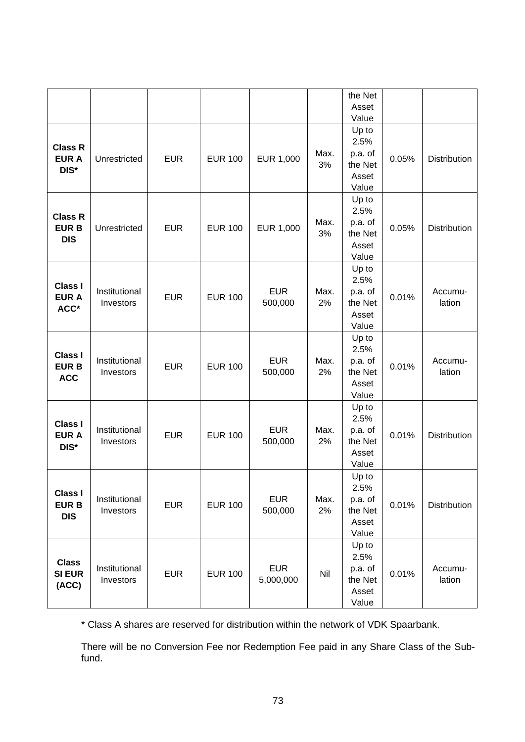| | | | | | | the Net Asset Value | | |
|---|---|---|---|---|---|---|---|---|
| **Class R EUR A DIS*** | Unrestricted | EUR | EUR 100 | EUR 1,000 | Max. 3% | Up to 2.5% p.a. of the Net Asset Value | 0.05% | Distribution |
| **Class R EUR B DIS** | Unrestricted | EUR | EUR 100 | EUR 1,000 | Max. 3% | Up to 2.5% p.a. of the Net Asset Value | 0.05% | Distribution |
| **Class I EUR A ACC*** | Institutional Investors | EUR | EUR 100 | EUR 500,000 | Max. 2% | Up to 2.5% p.a. of the Net Asset Value | 0.01% | Accumu-lation |
| **Class I EUR B ACC** | Institutional Investors | EUR | EUR 100 | EUR 500,000 | Max. 2% | Up to 2.5% p.a. of the Net Asset Value | 0.01% | Accumu-lation |
| **Class I EUR A DIS*** | Institutional Investors | EUR | EUR 100 | EUR 500,000 | Max. 2% | Up to 2.5% p.a. of the Net Asset Value | 0.01% | Distribution |
| **Class I EUR B DIS** | Institutional Investors | EUR | EUR 100 | EUR 500,000 | Max. 2% | Up to 2.5% p.a. of the Net Asset Value | 0.01% | Distribution |
| **Class SI EUR (ACC)** | Institutional Investors | EUR | EUR 100 | EUR 5,000,000 | Nil | Up to 2.5% p.a. of the Net Asset Value | 0.01% | Accumu-lation |

* Class A shares are reserved for distribution within the network of VDK Spaarbank.

There will be no Conversion Fee nor Redemption Fee paid in any Share Class of the Sub-fund.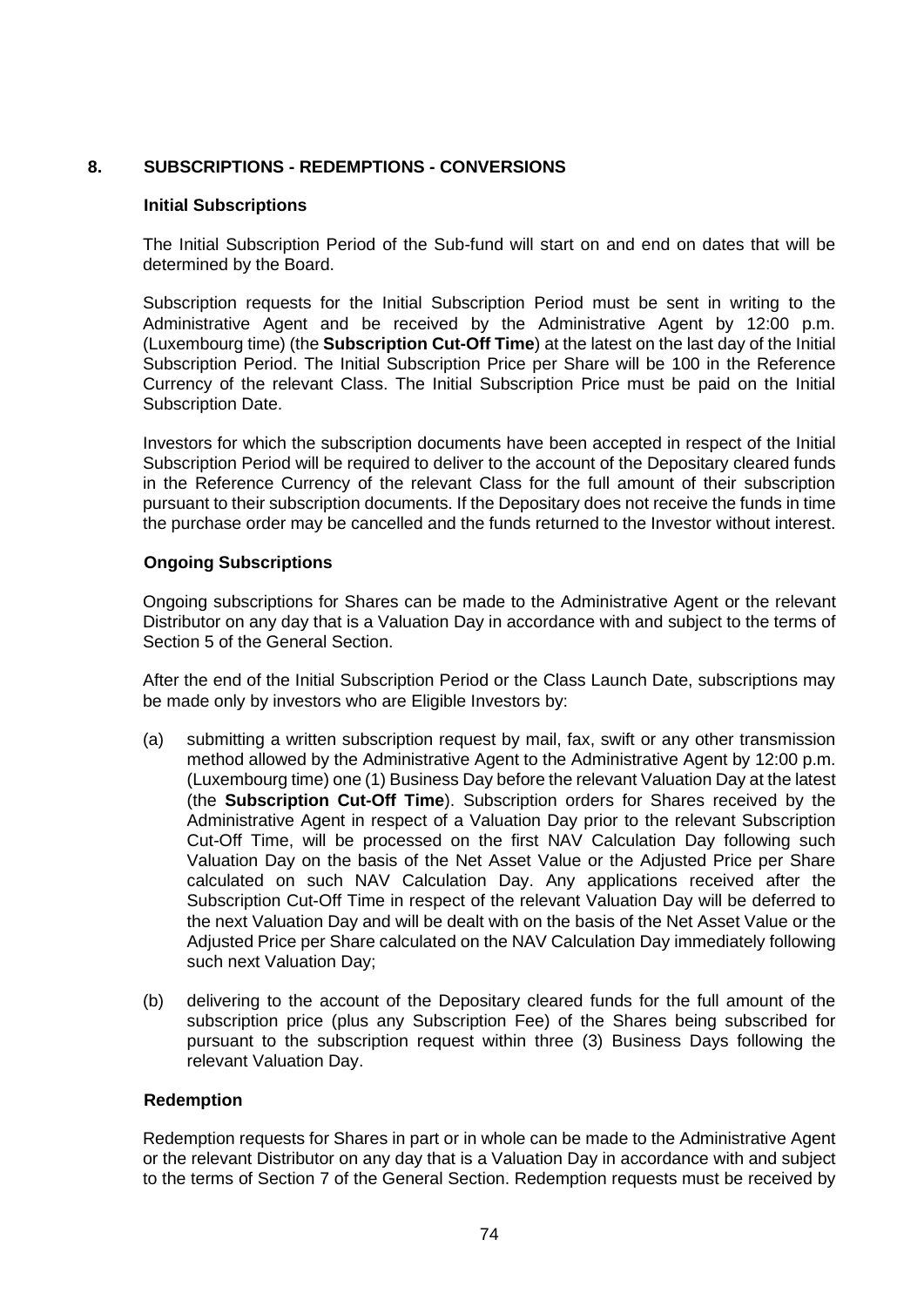## 8. SUBSCRIPTIONS - REDEMPTIONS - CONVERSIONS

### Initial Subscriptions

The Initial Subscription Period of the Sub-fund will start on and end on dates that will be determined by the Board.

Subscription requests for the Initial Subscription Period must be sent in writing to the Administrative Agent and be received by the Administrative Agent by 12:00 p.m. (Luxembourg time) (the **Subscription Cut-Off Time**) at the latest on the last day of the Initial Subscription Period. The Initial Subscription Price per Share will be 100 in the Reference Currency of the relevant Class. The Initial Subscription Price must be paid on the Initial Subscription Date.

Investors for which the subscription documents have been accepted in respect of the Initial Subscription Period will be required to deliver to the account of the Depositary cleared funds in the Reference Currency of the relevant Class for the full amount of their subscription pursuant to their subscription documents. If the Depositary does not receive the funds in time the purchase order may be cancelled and the funds returned to the Investor without interest.

### Ongoing Subscriptions

Ongoing subscriptions for Shares can be made to the Administrative Agent or the relevant Distributor on any day that is a Valuation Day in accordance with and subject to the terms of Section 5 of the General Section.

After the end of the Initial Subscription Period or the Class Launch Date, subscriptions may be made only by investors who are Eligible Investors by:

(a) submitting a written subscription request by mail, fax, swift or any other transmission method allowed by the Administrative Agent to the Administrative Agent by 12:00 p.m. (Luxembourg time) one (1) Business Day before the relevant Valuation Day at the latest (the **Subscription Cut-Off Time**). Subscription orders for Shares received by the Administrative Agent in respect of a Valuation Day prior to the relevant Subscription Cut-Off Time, will be processed on the first NAV Calculation Day following such Valuation Day on the basis of the Net Asset Value or the Adjusted Price per Share calculated on such NAV Calculation Day. Any applications received after the Subscription Cut-Off Time in respect of the relevant Valuation Day will be deferred to the next Valuation Day and will be dealt with on the basis of the Net Asset Value or the Adjusted Price per Share calculated on the NAV Calculation Day immediately following such next Valuation Day;

(b) delivering to the account of the Depositary cleared funds for the full amount of the subscription price (plus any Subscription Fee) of the Shares being subscribed for pursuant to the subscription request within three (3) Business Days following the relevant Valuation Day.

### Redemption

Redemption requests for Shares in part or in whole can be made to the Administrative Agent or the relevant Distributor on any day that is a Valuation Day in accordance with and subject to the terms of Section 7 of the General Section. Redemption requests must be received by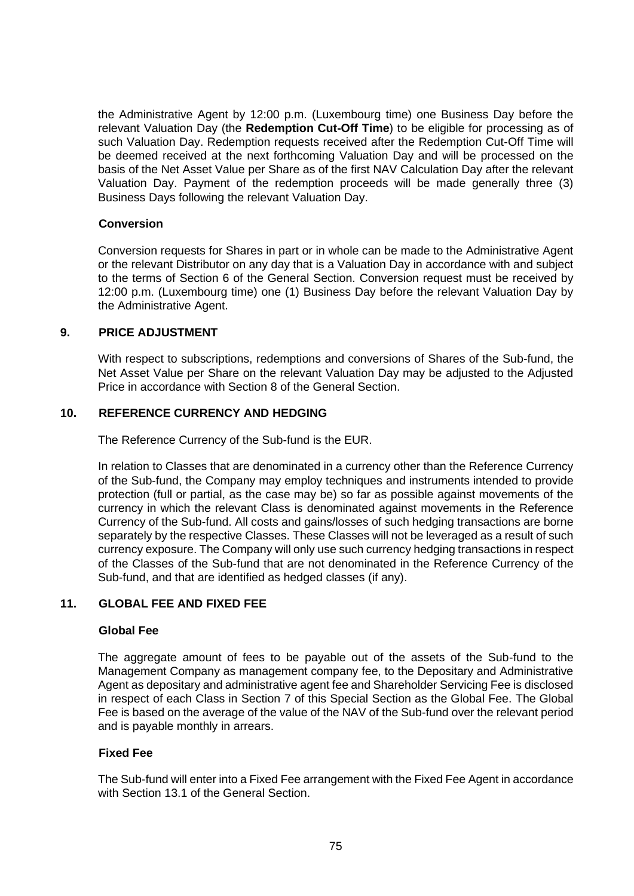the Administrative Agent by 12:00 p.m. (Luxembourg time) one Business Day before the relevant Valuation Day (the **Redemption Cut-Off Time**) to be eligible for processing as of such Valuation Day. Redemption requests received after the Redemption Cut-Off Time will be deemed received at the next forthcoming Valuation Day and will be processed on the basis of the Net Asset Value per Share as of the first NAV Calculation Day after the relevant Valuation Day. Payment of the redemption proceeds will be made generally three (3) Business Days following the relevant Valuation Day.

**Conversion**

Conversion requests for Shares in part or in whole can be made to the Administrative Agent or the relevant Distributor on any day that is a Valuation Day in accordance with and subject to the terms of Section 6 of the General Section. Conversion request must be received by 12:00 p.m. (Luxembourg time) one (1) Business Day before the relevant Valuation Day by the Administrative Agent.

## 9. PRICE ADJUSTMENT

With respect to subscriptions, redemptions and conversions of Shares of the Sub-fund, the Net Asset Value per Share on the relevant Valuation Day may be adjusted to the Adjusted Price in accordance with Section 8 of the General Section.

## 10. REFERENCE CURRENCY AND HEDGING

The Reference Currency of the Sub-fund is the EUR.

In relation to Classes that are denominated in a currency other than the Reference Currency of the Sub-fund, the Company may employ techniques and instruments intended to provide protection (full or partial, as the case may be) so far as possible against movements of the currency in which the relevant Class is denominated against movements in the Reference Currency of the Sub-fund. All costs and gains/losses of such hedging transactions are borne separately by the respective Classes. These Classes will not be leveraged as a result of such currency exposure. The Company will only use such currency hedging transactions in respect of the Classes of the Sub-fund that are not denominated in the Reference Currency of the Sub-fund, and that are identified as hedged classes (if any).

## 11. GLOBAL FEE AND FIXED FEE

**Global Fee**

The aggregate amount of fees to be payable out of the assets of the Sub-fund to the Management Company as management company fee, to the Depositary and Administrative Agent as depositary and administrative agent fee and Shareholder Servicing Fee is disclosed in respect of each Class in Section 7 of this Special Section as the Global Fee. The Global Fee is based on the average of the value of the NAV of the Sub-fund over the relevant period and is payable monthly in arrears.

**Fixed Fee**

The Sub-fund will enter into a Fixed Fee arrangement with the Fixed Fee Agent in accordance with Section 13.1 of the General Section.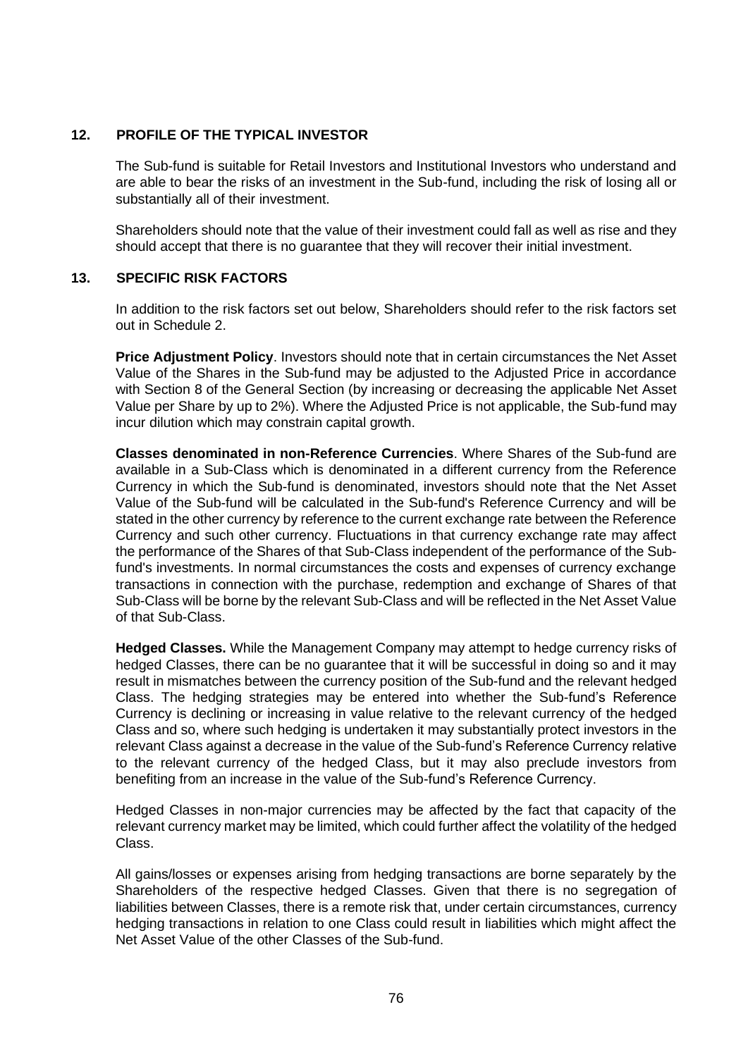## 12. PROFILE OF THE TYPICAL INVESTOR

The Sub-fund is suitable for Retail Investors and Institutional Investors who understand and are able to bear the risks of an investment in the Sub-fund, including the risk of losing all or substantially all of their investment.

Shareholders should note that the value of their investment could fall as well as rise and they should accept that there is no guarantee that they will recover their initial investment.

## 13. SPECIFIC RISK FACTORS

In addition to the risk factors set out below, Shareholders should refer to the risk factors set out in Schedule 2.

**Price Adjustment Policy**. Investors should note that in certain circumstances the Net Asset Value of the Shares in the Sub-fund may be adjusted to the Adjusted Price in accordance with Section 8 of the General Section (by increasing or decreasing the applicable Net Asset Value per Share by up to 2%). Where the Adjusted Price is not applicable, the Sub-fund may incur dilution which may constrain capital growth.

**Classes denominated in non-Reference Currencies**. Where Shares of the Sub-fund are available in a Sub-Class which is denominated in a different currency from the Reference Currency in which the Sub-fund is denominated, investors should note that the Net Asset Value of the Sub-fund will be calculated in the Sub-fund's Reference Currency and will be stated in the other currency by reference to the current exchange rate between the Reference Currency and such other currency. Fluctuations in that currency exchange rate may affect the performance of the Shares of that Sub-Class independent of the performance of the Sub-fund's investments. In normal circumstances the costs and expenses of currency exchange transactions in connection with the purchase, redemption and exchange of Shares of that Sub-Class will be borne by the relevant Sub-Class and will be reflected in the Net Asset Value of that Sub-Class.

**Hedged Classes.** While the Management Company may attempt to hedge currency risks of hedged Classes, there can be no guarantee that it will be successful in doing so and it may result in mismatches between the currency position of the Sub-fund and the relevant hedged Class. The hedging strategies may be entered into whether the Sub-fund's Reference Currency is declining or increasing in value relative to the relevant currency of the hedged Class and so, where such hedging is undertaken it may substantially protect investors in the relevant Class against a decrease in the value of the Sub-fund's Reference Currency relative to the relevant currency of the hedged Class, but it may also preclude investors from benefiting from an increase in the value of the Sub-fund's Reference Currency.

Hedged Classes in non-major currencies may be affected by the fact that capacity of the relevant currency market may be limited, which could further affect the volatility of the hedged Class.

All gains/losses or expenses arising from hedging transactions are borne separately by the Shareholders of the respective hedged Classes. Given that there is no segregation of liabilities between Classes, there is a remote risk that, under certain circumstances, currency hedging transactions in relation to one Class could result in liabilities which might affect the Net Asset Value of the other Classes of the Sub-fund.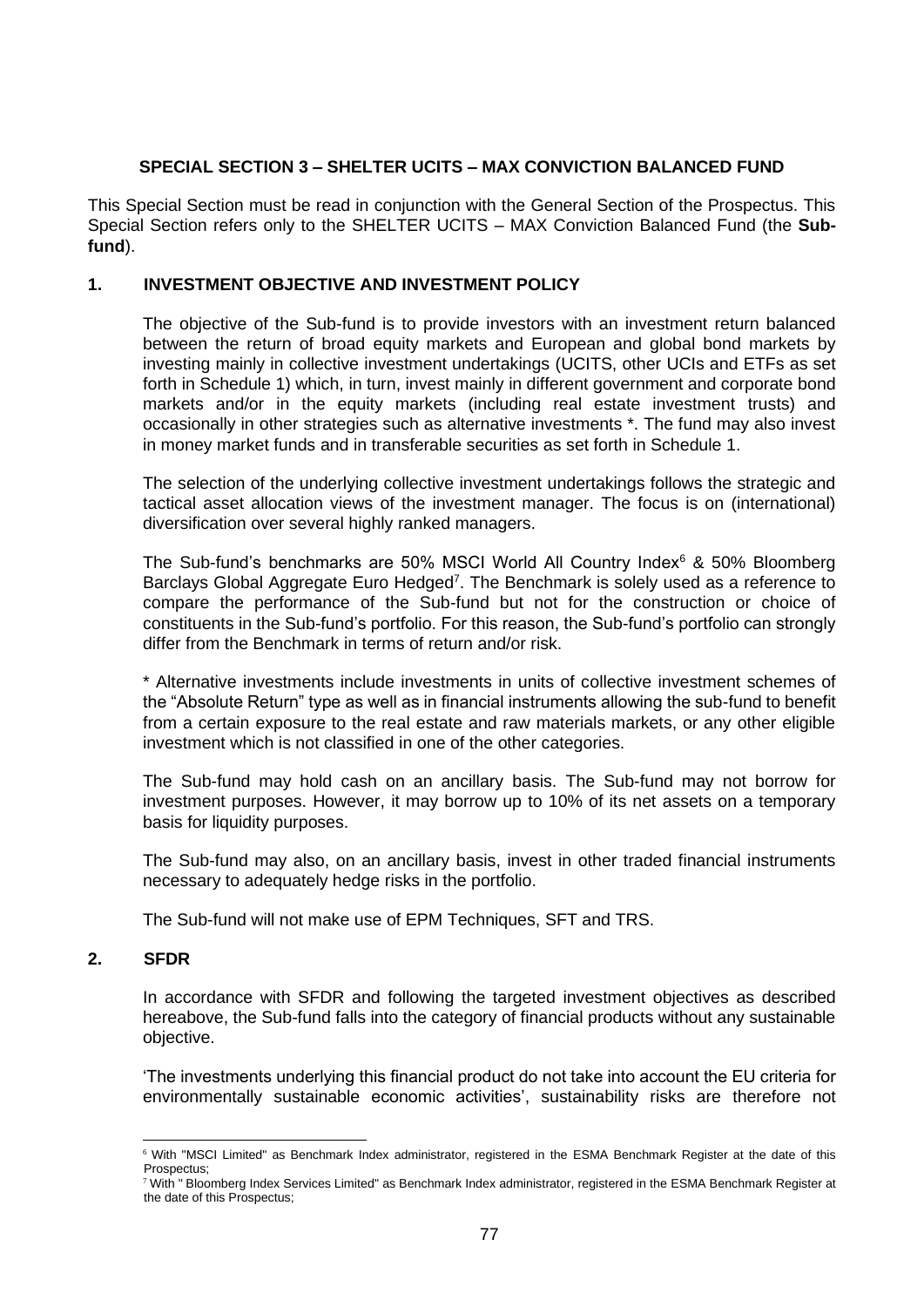## SPECIAL SECTION 3 – SHELTER UCITS – MAX CONVICTION BALANCED FUND

This Special Section must be read in conjunction with the General Section of the Prospectus. This Special Section refers only to the SHELTER UCITS – MAX Conviction Balanced Fund (the **Sub-fund**).

### 1. INVESTMENT OBJECTIVE AND INVESTMENT POLICY

The objective of the Sub-fund is to provide investors with an investment return balanced between the return of broad equity markets and European and global bond markets by investing mainly in collective investment undertakings (UCITS, other UCIs and ETFs as set forth in Schedule 1) which, in turn, invest mainly in different government and corporate bond markets and/or in the equity markets (including real estate investment trusts) and occasionally in other strategies such as alternative investments *. The fund may also invest in money market funds and in transferable securities as set forth in Schedule 1.

The selection of the underlying collective investment undertakings follows the strategic and tactical asset allocation views of the investment manager. The focus is on (international) diversification over several highly ranked managers.

The Sub-fund's benchmarks are 50% MSCI World All Country Index[6] & 50% Bloomberg Barclays Global Aggregate Euro Hedged[7]. The Benchmark is solely used as a reference to compare the performance of the Sub-fund but not for the construction or choice of constituents in the Sub-fund's portfolio. For this reason, the Sub-fund's portfolio can strongly differ from the Benchmark in terms of return and/or risk.

* Alternative investments include investments in units of collective investment schemes of the "Absolute Return" type as well as in financial instruments allowing the sub-fund to benefit from a certain exposure to the real estate and raw materials markets, or any other eligible investment which is not classified in one of the other categories.

The Sub-fund may hold cash on an ancillary basis. The Sub-fund may not borrow for investment purposes. However, it may borrow up to 10% of its net assets on a temporary basis for liquidity purposes.

The Sub-fund may also, on an ancillary basis, invest in other traded financial instruments necessary to adequately hedge risks in the portfolio.

The Sub-fund will not make use of EPM Techniques, SFT and TRS.

### 2. SFDR

In accordance with SFDR and following the targeted investment objectives as described hereabove, the Sub-fund falls into the category of financial products without any sustainable objective.

'The investments underlying this financial product do not take into account the EU criteria for environmentally sustainable economic activities', sustainability risks are therefore not

---

[6] With "MSCI Limited" as Benchmark Index administrator, registered in the ESMA Benchmark Register at the date of this Prospectus;

[7] With " Bloomberg Index Services Limited" as Benchmark Index administrator, registered in the ESMA Benchmark Register at the date of this Prospectus;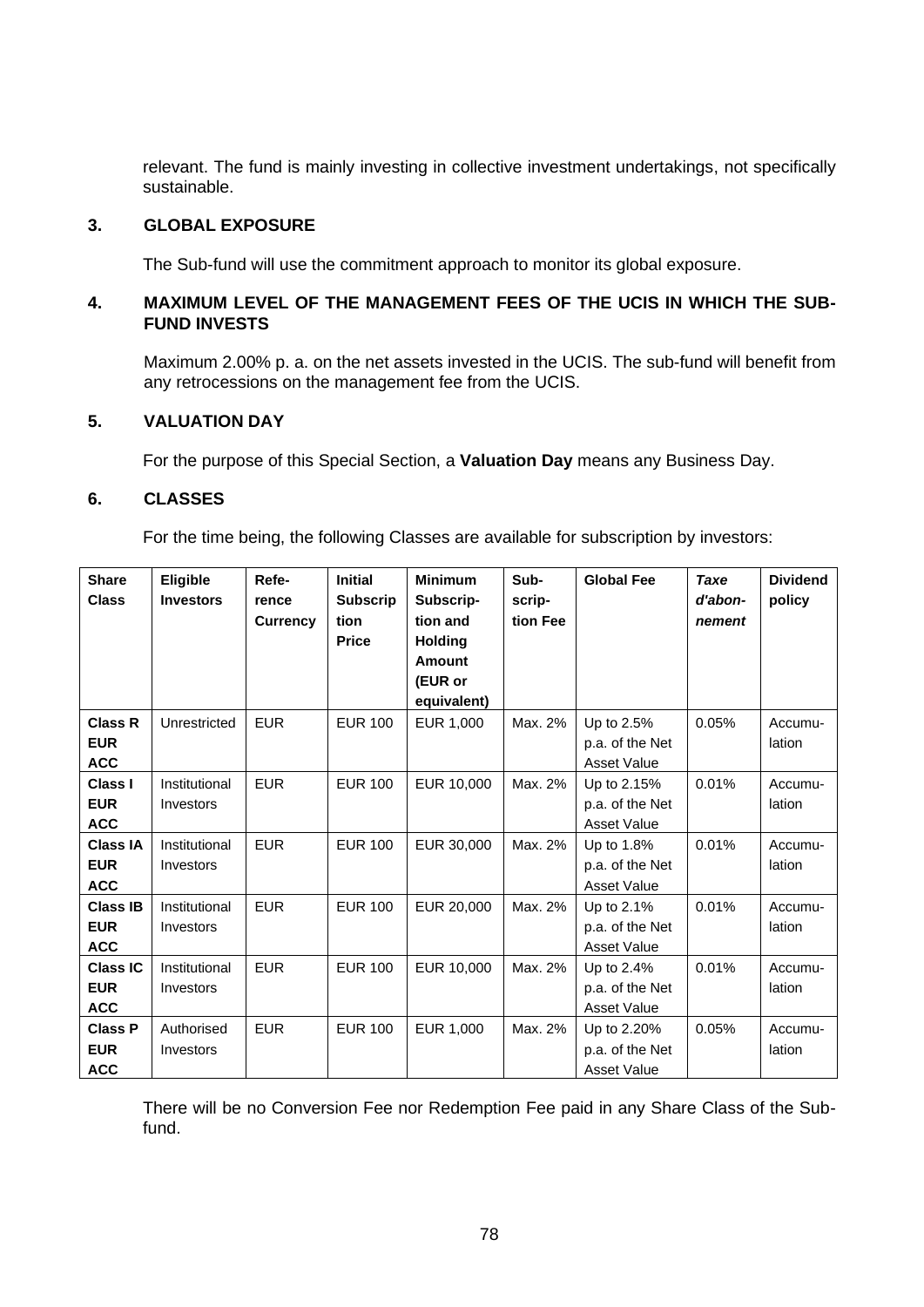relevant. The fund is mainly investing in collective investment undertakings, not specifically sustainable.

## 3. GLOBAL EXPOSURE

The Sub-fund will use the commitment approach to monitor its global exposure.

## 4. MAXIMUM LEVEL OF THE MANAGEMENT FEES OF THE UCIS IN WHICH THE SUB-FUND INVESTS

Maximum 2.00% p. a. on the net assets invested in the UCIS. The sub-fund will benefit from any retrocessions on the management fee from the UCIS.

## 5. VALUATION DAY

For the purpose of this Special Section, a **Valuation Day** means any Business Day.

## 6. CLASSES

For the time being, the following Classes are available for subscription by investors:

| Share Class | Eligible Investors | Reference Currency | Initial Subscription Price | Minimum Subscription and Holding Amount (EUR or equivalent) | Subscription Fee | Global Fee | *Taxe d'abonnement* | Dividend policy |
|---|---|---|---|---|---|---|---|---|
| **Class R EUR ACC** | Unrestricted | EUR | EUR 100 | EUR 1,000 | Max. 2% | Up to 2.5% p.a. of the Net Asset Value | 0.05% | Accumulation |
| **Class I EUR ACC** | Institutional Investors | EUR | EUR 100 | EUR 10,000 | Max. 2% | Up to 2.15% p.a. of the Net Asset Value | 0.01% | Accumulation |
| **Class IA EUR ACC** | Institutional Investors | EUR | EUR 100 | EUR 30,000 | Max. 2% | Up to 1.8% p.a. of the Net Asset Value | 0.01% | Accumulation |
| **Class IB EUR ACC** | Institutional Investors | EUR | EUR 100 | EUR 20,000 | Max. 2% | Up to 2.1% p.a. of the Net Asset Value | 0.01% | Accumulation |
| **Class IC EUR ACC** | Institutional Investors | EUR | EUR 100 | EUR 10,000 | Max. 2% | Up to 2.4% p.a. of the Net Asset Value | 0.01% | Accumulation |
| **Class P EUR ACC** | Authorised Investors | EUR | EUR 100 | EUR 1,000 | Max. 2% | Up to 2.20% p.a. of the Net Asset Value | 0.05% | Accumulation |

There will be no Conversion Fee nor Redemption Fee paid in any Share Class of the Sub-fund.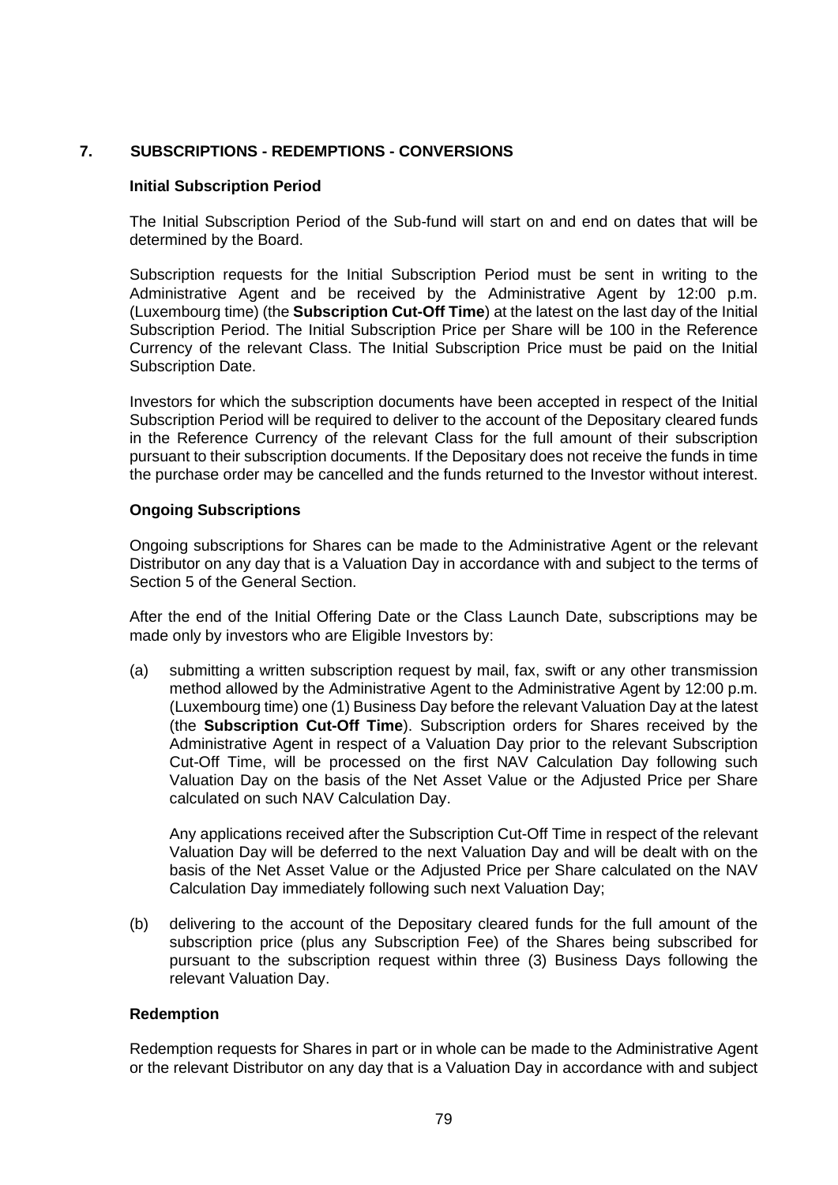## 7. SUBSCRIPTIONS - REDEMPTIONS - CONVERSIONS

### Initial Subscription Period

The Initial Subscription Period of the Sub-fund will start on and end on dates that will be determined by the Board.

Subscription requests for the Initial Subscription Period must be sent in writing to the Administrative Agent and be received by the Administrative Agent by 12:00 p.m. (Luxembourg time) (the **Subscription Cut-Off Time**) at the latest on the last day of the Initial Subscription Period. The Initial Subscription Price per Share will be 100 in the Reference Currency of the relevant Class. The Initial Subscription Price must be paid on the Initial Subscription Date.

Investors for which the subscription documents have been accepted in respect of the Initial Subscription Period will be required to deliver to the account of the Depositary cleared funds in the Reference Currency of the relevant Class for the full amount of their subscription pursuant to their subscription documents. If the Depositary does not receive the funds in time the purchase order may be cancelled and the funds returned to the Investor without interest.

### Ongoing Subscriptions

Ongoing subscriptions for Shares can be made to the Administrative Agent or the relevant Distributor on any day that is a Valuation Day in accordance with and subject to the terms of Section 5 of the General Section.

After the end of the Initial Offering Date or the Class Launch Date, subscriptions may be made only by investors who are Eligible Investors by:

(a) submitting a written subscription request by mail, fax, swift or any other transmission method allowed by the Administrative Agent to the Administrative Agent by 12:00 p.m. (Luxembourg time) one (1) Business Day before the relevant Valuation Day at the latest (the **Subscription Cut-Off Time**). Subscription orders for Shares received by the Administrative Agent in respect of a Valuation Day prior to the relevant Subscription Cut-Off Time, will be processed on the first NAV Calculation Day following such Valuation Day on the basis of the Net Asset Value or the Adjusted Price per Share calculated on such NAV Calculation Day.

    Any applications received after the Subscription Cut-Off Time in respect of the relevant Valuation Day will be deferred to the next Valuation Day and will be dealt with on the basis of the Net Asset Value or the Adjusted Price per Share calculated on the NAV Calculation Day immediately following such next Valuation Day;

(b) delivering to the account of the Depositary cleared funds for the full amount of the subscription price (plus any Subscription Fee) of the Shares being subscribed for pursuant to the subscription request within three (3) Business Days following the relevant Valuation Day.

### Redemption

Redemption requests for Shares in part or in whole can be made to the Administrative Agent or the relevant Distributor on any day that is a Valuation Day in accordance with and subject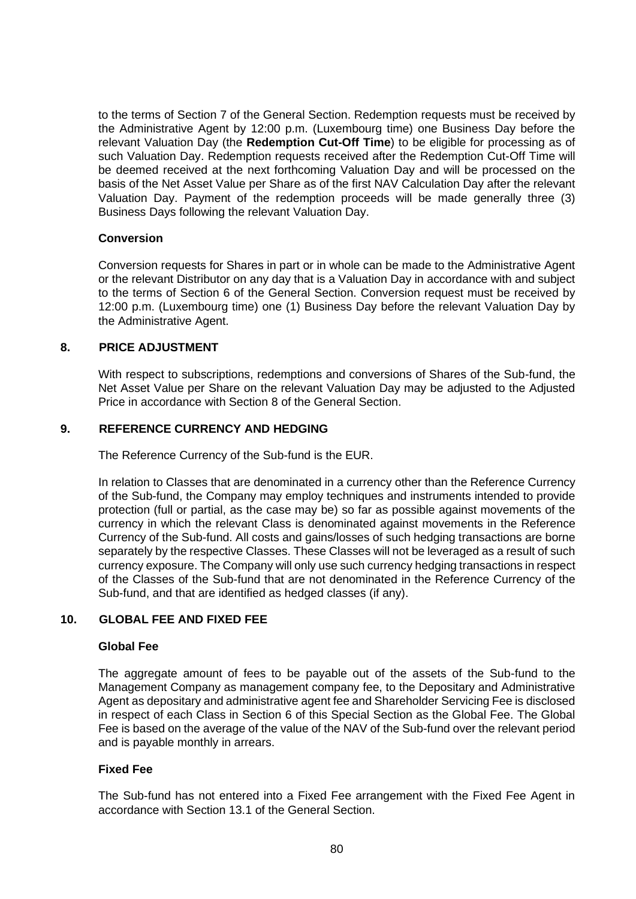to the terms of Section 7 of the General Section. Redemption requests must be received by the Administrative Agent by 12:00 p.m. (Luxembourg time) one Business Day before the relevant Valuation Day (the **Redemption Cut-Off Time**) to be eligible for processing as of such Valuation Day. Redemption requests received after the Redemption Cut-Off Time will be deemed received at the next forthcoming Valuation Day and will be processed on the basis of the Net Asset Value per Share as of the first NAV Calculation Day after the relevant Valuation Day. Payment of the redemption proceeds will be made generally three (3) Business Days following the relevant Valuation Day.

**Conversion**

Conversion requests for Shares in part or in whole can be made to the Administrative Agent or the relevant Distributor on any day that is a Valuation Day in accordance with and subject to the terms of Section 6 of the General Section. Conversion request must be received by 12:00 p.m. (Luxembourg time) one (1) Business Day before the relevant Valuation Day by the Administrative Agent.

## 8. PRICE ADJUSTMENT

With respect to subscriptions, redemptions and conversions of Shares of the Sub-fund, the Net Asset Value per Share on the relevant Valuation Day may be adjusted to the Adjusted Price in accordance with Section 8 of the General Section.

## 9. REFERENCE CURRENCY AND HEDGING

The Reference Currency of the Sub-fund is the EUR.

In relation to Classes that are denominated in a currency other than the Reference Currency of the Sub-fund, the Company may employ techniques and instruments intended to provide protection (full or partial, as the case may be) so far as possible against movements of the currency in which the relevant Class is denominated against movements in the Reference Currency of the Sub-fund. All costs and gains/losses of such hedging transactions are borne separately by the respective Classes. These Classes will not be leveraged as a result of such currency exposure. The Company will only use such currency hedging transactions in respect of the Classes of the Sub-fund that are not denominated in the Reference Currency of the Sub-fund, and that are identified as hedged classes (if any).

## 10. GLOBAL FEE AND FIXED FEE

**Global Fee**

The aggregate amount of fees to be payable out of the assets of the Sub-fund to the Management Company as management company fee, to the Depositary and Administrative Agent as depositary and administrative agent fee and Shareholder Servicing Fee is disclosed in respect of each Class in Section 6 of this Special Section as the Global Fee. The Global Fee is based on the average of the value of the NAV of the Sub-fund over the relevant period and is payable monthly in arrears.

**Fixed Fee**

The Sub-fund has not entered into a Fixed Fee arrangement with the Fixed Fee Agent in accordance with Section 13.1 of the General Section.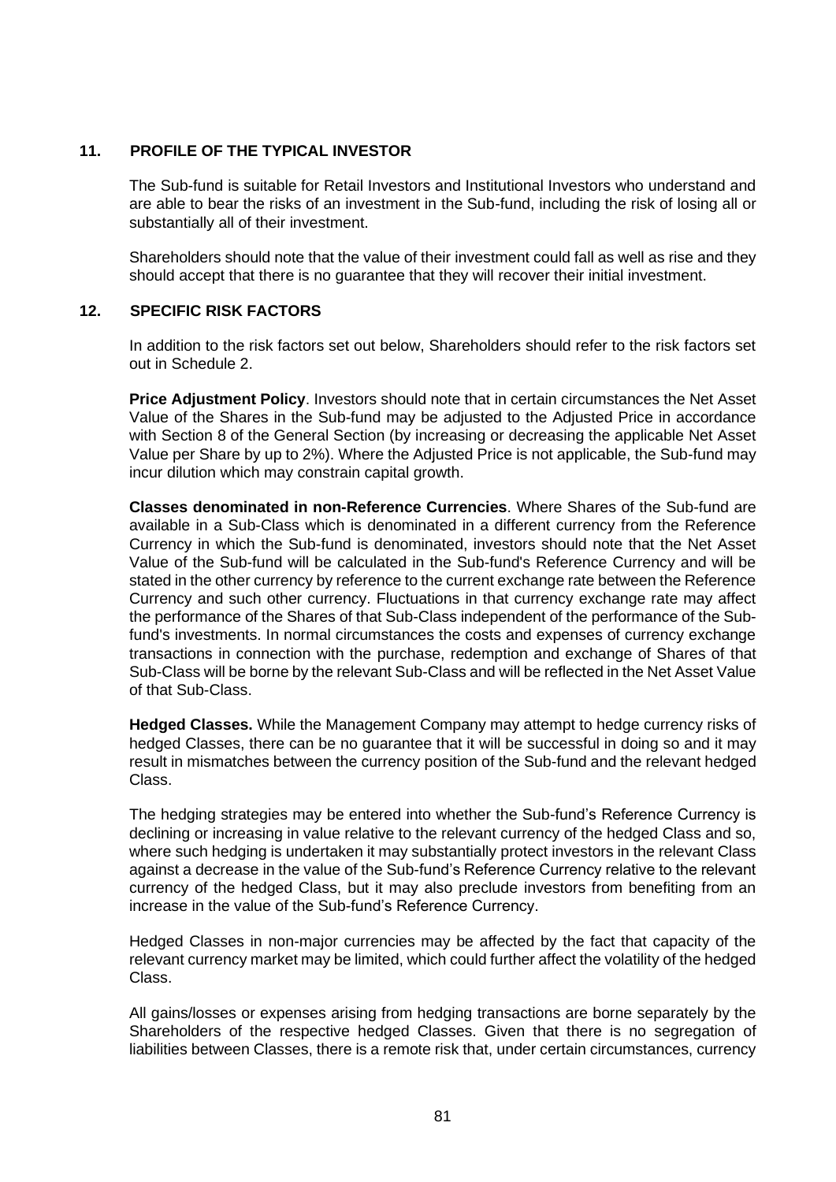## 11. PROFILE OF THE TYPICAL INVESTOR

The Sub-fund is suitable for Retail Investors and Institutional Investors who understand and are able to bear the risks of an investment in the Sub-fund, including the risk of losing all or substantially all of their investment.

Shareholders should note that the value of their investment could fall as well as rise and they should accept that there is no guarantee that they will recover their initial investment.

## 12. SPECIFIC RISK FACTORS

In addition to the risk factors set out below, Shareholders should refer to the risk factors set out in Schedule 2.

**Price Adjustment Policy**. Investors should note that in certain circumstances the Net Asset Value of the Shares in the Sub-fund may be adjusted to the Adjusted Price in accordance with Section 8 of the General Section (by increasing or decreasing the applicable Net Asset Value per Share by up to 2%). Where the Adjusted Price is not applicable, the Sub-fund may incur dilution which may constrain capital growth.

**Classes denominated in non-Reference Currencies**. Where Shares of the Sub-fund are available in a Sub-Class which is denominated in a different currency from the Reference Currency in which the Sub-fund is denominated, investors should note that the Net Asset Value of the Sub-fund will be calculated in the Sub-fund's Reference Currency and will be stated in the other currency by reference to the current exchange rate between the Reference Currency and such other currency. Fluctuations in that currency exchange rate may affect the performance of the Shares of that Sub-Class independent of the performance of the Sub-fund's investments. In normal circumstances the costs and expenses of currency exchange transactions in connection with the purchase, redemption and exchange of Shares of that Sub-Class will be borne by the relevant Sub-Class and will be reflected in the Net Asset Value of that Sub-Class.

**Hedged Classes.** While the Management Company may attempt to hedge currency risks of hedged Classes, there can be no guarantee that it will be successful in doing so and it may result in mismatches between the currency position of the Sub-fund and the relevant hedged Class.

The hedging strategies may be entered into whether the Sub-fund's Reference Currency is declining or increasing in value relative to the relevant currency of the hedged Class and so, where such hedging is undertaken it may substantially protect investors in the relevant Class against a decrease in the value of the Sub-fund's Reference Currency relative to the relevant currency of the hedged Class, but it may also preclude investors from benefiting from an increase in the value of the Sub-fund's Reference Currency.

Hedged Classes in non-major currencies may be affected by the fact that capacity of the relevant currency market may be limited, which could further affect the volatility of the hedged Class.

All gains/losses or expenses arising from hedging transactions are borne separately by the Shareholders of the respective hedged Classes. Given that there is no segregation of liabilities between Classes, there is a remote risk that, under certain circumstances, currency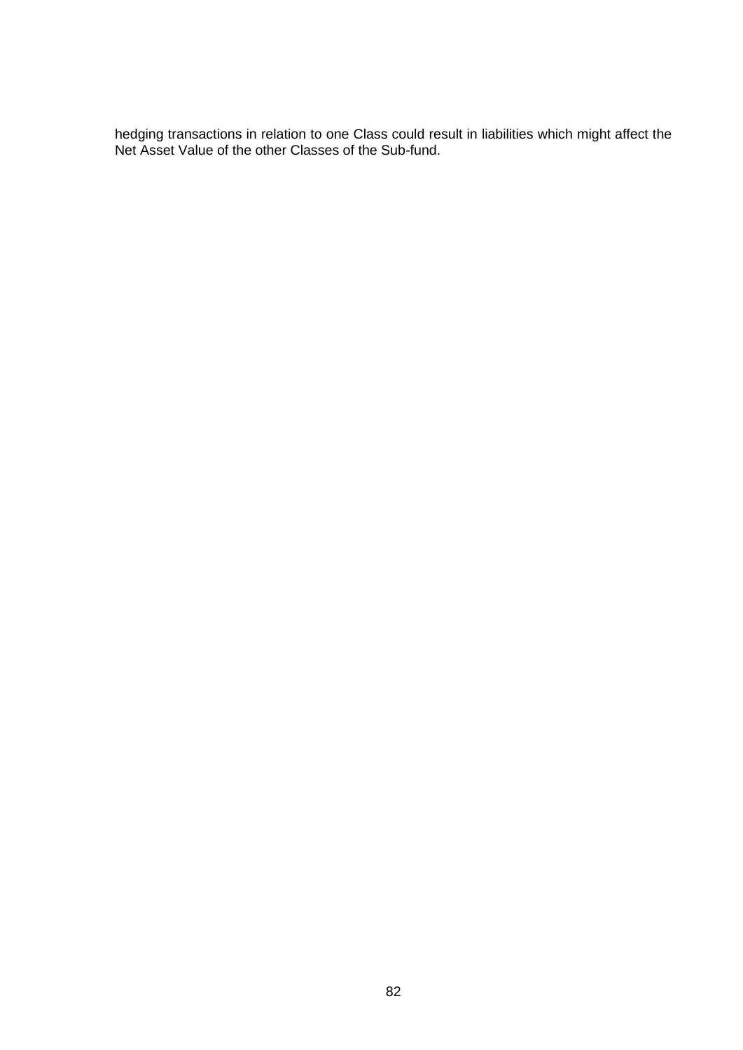hedging transactions in relation to one Class could result in liabilities which might affect the Net Asset Value of the other Classes of the Sub-fund.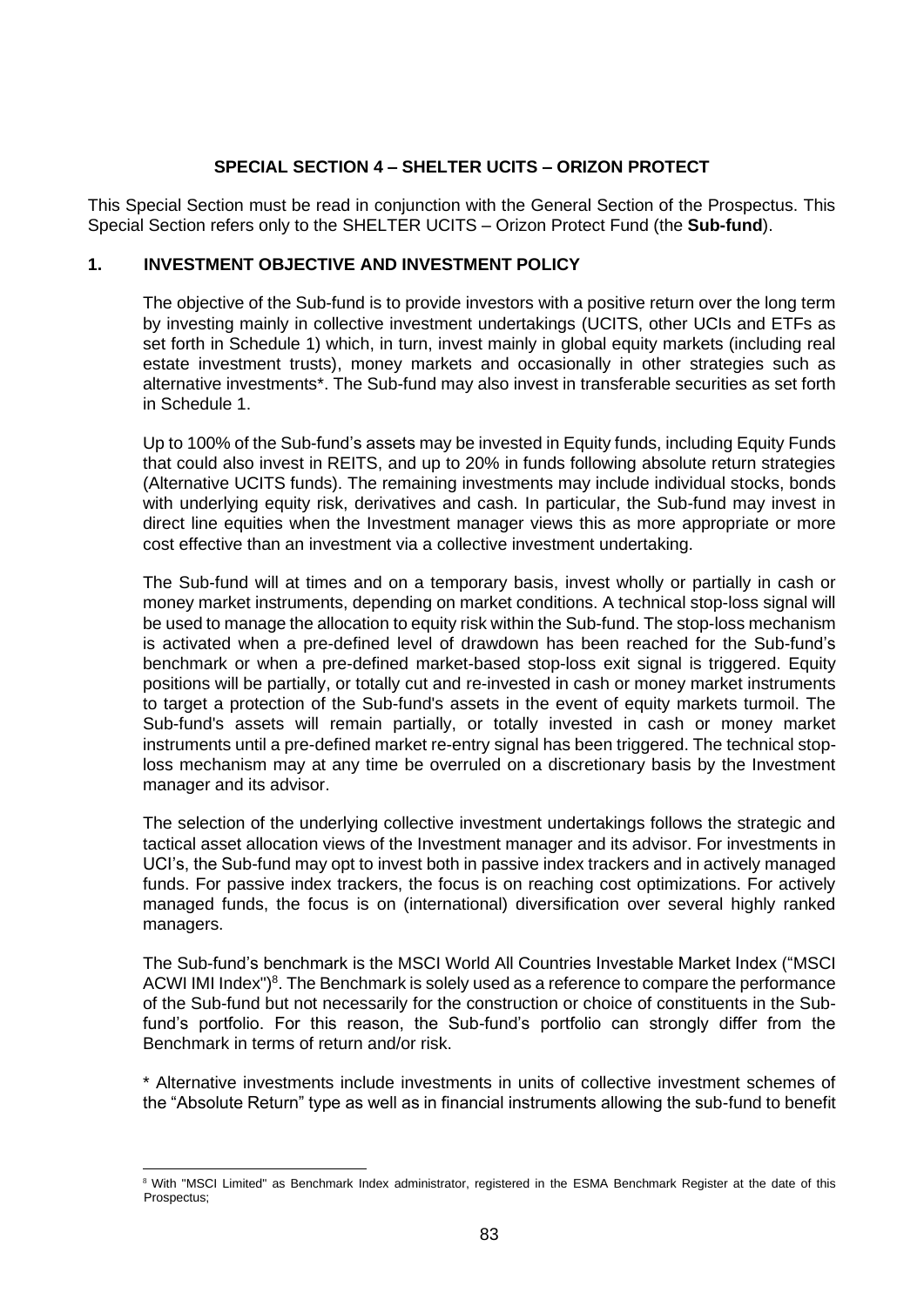## SPECIAL SECTION 4 – SHELTER UCITS – ORIZON PROTECT

This Special Section must be read in conjunction with the General Section of the Prospectus. This Special Section refers only to the SHELTER UCITS – Orizon Protect Fund (the **Sub-fund**).

### 1. INVESTMENT OBJECTIVE AND INVESTMENT POLICY

The objective of the Sub-fund is to provide investors with a positive return over the long term by investing mainly in collective investment undertakings (UCITS, other UCIs and ETFs as set forth in Schedule 1) which, in turn, invest mainly in global equity markets (including real estate investment trusts), money markets and occasionally in other strategies such as alternative investments*. The Sub-fund may also invest in transferable securities as set forth in Schedule 1.

Up to 100% of the Sub-fund's assets may be invested in Equity funds, including Equity Funds that could also invest in REITS, and up to 20% in funds following absolute return strategies (Alternative UCITS funds). The remaining investments may include individual stocks, bonds with underlying equity risk, derivatives and cash. In particular, the Sub-fund may invest in direct line equities when the Investment manager views this as more appropriate or more cost effective than an investment via a collective investment undertaking.

The Sub-fund will at times and on a temporary basis, invest wholly or partially in cash or money market instruments, depending on market conditions. A technical stop-loss signal will be used to manage the allocation to equity risk within the Sub-fund. The stop-loss mechanism is activated when a pre-defined level of drawdown has been reached for the Sub-fund's benchmark or when a pre-defined market-based stop-loss exit signal is triggered. Equity positions will be partially, or totally cut and re-invested in cash or money market instruments to target a protection of the Sub-fund's assets in the event of equity markets turmoil. The Sub-fund's assets will remain partially, or totally invested in cash or money market instruments until a pre-defined market re-entry signal has been triggered. The technical stop-loss mechanism may at any time be overruled on a discretionary basis by the Investment manager and its advisor.

The selection of the underlying collective investment undertakings follows the strategic and tactical asset allocation views of the Investment manager and its advisor. For investments in UCI's, the Sub-fund may opt to invest both in passive index trackers and in actively managed funds. For passive index trackers, the focus is on reaching cost optimizations. For actively managed funds, the focus is on (international) diversification over several highly ranked managers.

The Sub-fund's benchmark is the MSCI World All Countries Investable Market Index ("MSCI ACWI IMI Index")[8]. The Benchmark is solely used as a reference to compare the performance of the Sub-fund but not necessarily for the construction or choice of constituents in the Sub-fund's portfolio. For this reason, the Sub-fund's portfolio can strongly differ from the Benchmark in terms of return and/or risk.

* Alternative investments include investments in units of collective investment schemes of the "Absolute Return" type as well as in financial instruments allowing the sub-fund to benefit

[8] With "MSCI Limited" as Benchmark Index administrator, registered in the ESMA Benchmark Register at the date of this Prospectus;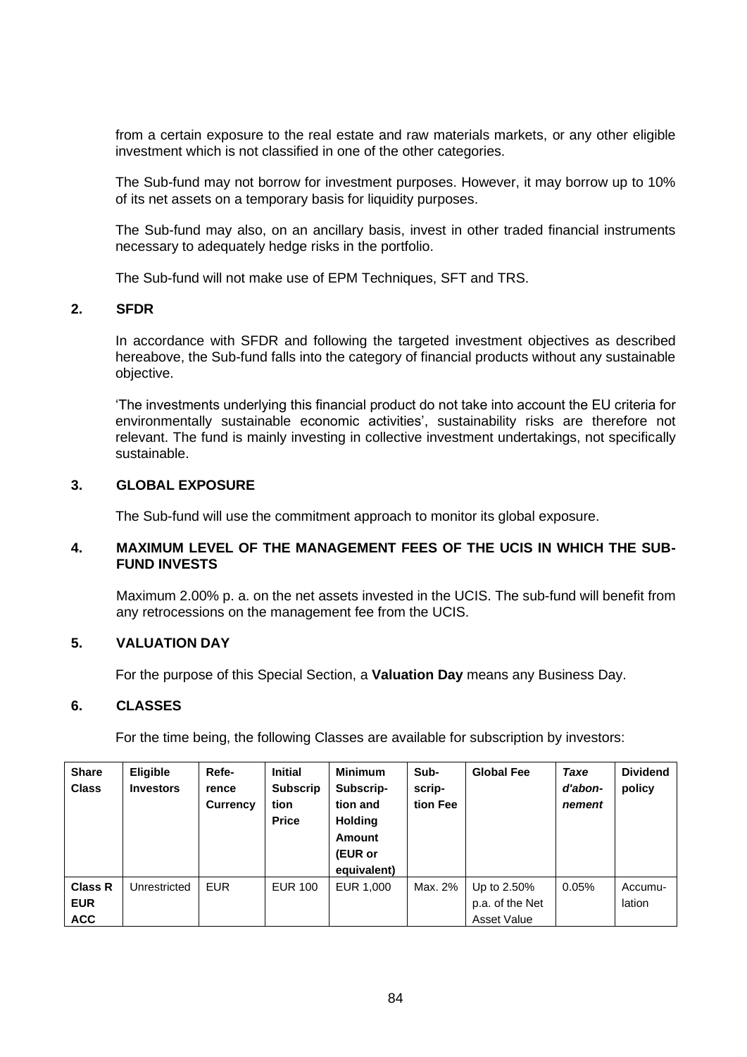from a certain exposure to the real estate and raw materials markets, or any other eligible investment which is not classified in one of the other categories.

The Sub-fund may not borrow for investment purposes. However, it may borrow up to 10% of its net assets on a temporary basis for liquidity purposes.

The Sub-fund may also, on an ancillary basis, invest in other traded financial instruments necessary to adequately hedge risks in the portfolio.

The Sub-fund will not make use of EPM Techniques, SFT and TRS.

## 2. SFDR

In accordance with SFDR and following the targeted investment objectives as described hereabove, the Sub-fund falls into the category of financial products without any sustainable objective.

'The investments underlying this financial product do not take into account the EU criteria for environmentally sustainable economic activities', sustainability risks are therefore not relevant. The fund is mainly investing in collective investment undertakings, not specifically sustainable.

## 3. GLOBAL EXPOSURE

The Sub-fund will use the commitment approach to monitor its global exposure.

## 4. MAXIMUM LEVEL OF THE MANAGEMENT FEES OF THE UCIS IN WHICH THE SUB-FUND INVESTS

Maximum 2.00% p. a. on the net assets invested in the UCIS. The sub-fund will benefit from any retrocessions on the management fee from the UCIS.

## 5. VALUATION DAY

For the purpose of this Special Section, a **Valuation Day** means any Business Day.

## 6. CLASSES

For the time being, the following Classes are available for subscription by investors:

| **Share Class** | **Eligible Investors** | **Reference Currency** | **Initial Subscription Price** | **Minimum Subscription and Holding Amount (EUR or equivalent)** | **Subscription Fee** | **Global Fee** | ***Taxe d'abonnement*** | **Dividend policy** |
|---|---|---|---|---|---|---|---|---|
| **Class R EUR ACC** | Unrestricted | EUR | EUR 100 | EUR 1,000 | Max. 2% | Up to 2.50% p.a. of the Net Asset Value | 0.05% | Accumulation |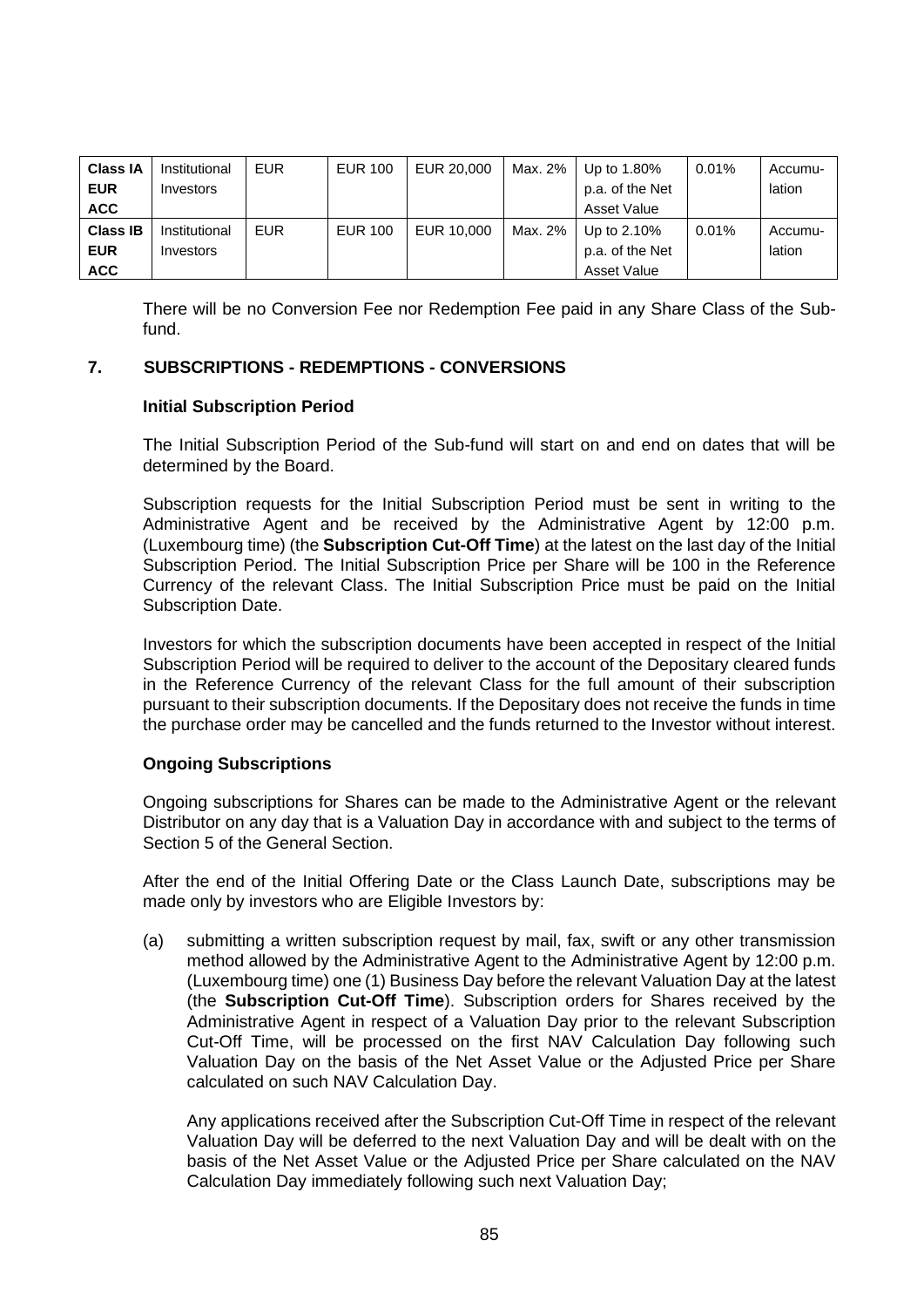| Class IA EUR ACC | Institutional Investors | EUR | EUR 100 | EUR 20,000 | Max. 2% | Up to 1.80% p.a. of the Net Asset Value | 0.01% | Accumu-lation |
|---|---|---|---|---|---|---|---|---|
| **Class IB EUR ACC** | Institutional Investors | EUR | EUR 100 | EUR 10,000 | Max. 2% | Up to 2.10% p.a. of the Net Asset Value | 0.01% | Accumu-lation |

There will be no Conversion Fee nor Redemption Fee paid in any Share Class of the Sub-fund.

## 7. SUBSCRIPTIONS - REDEMPTIONS - CONVERSIONS

**Initial Subscription Period**

The Initial Subscription Period of the Sub-fund will start on and end on dates that will be determined by the Board.

Subscription requests for the Initial Subscription Period must be sent in writing to the Administrative Agent and be received by the Administrative Agent by 12:00 p.m. (Luxembourg time) (the **Subscription Cut-Off Time**) at the latest on the last day of the Initial Subscription Period. The Initial Subscription Price per Share will be 100 in the Reference Currency of the relevant Class. The Initial Subscription Price must be paid on the Initial Subscription Date.

Investors for which the subscription documents have been accepted in respect of the Initial Subscription Period will be required to deliver to the account of the Depositary cleared funds in the Reference Currency of the relevant Class for the full amount of their subscription pursuant to their subscription documents. If the Depositary does not receive the funds in time the purchase order may be cancelled and the funds returned to the Investor without interest.

**Ongoing Subscriptions**

Ongoing subscriptions for Shares can be made to the Administrative Agent or the relevant Distributor on any day that is a Valuation Day in accordance with and subject to the terms of Section 5 of the General Section.

After the end of the Initial Offering Date or the Class Launch Date, subscriptions may be made only by investors who are Eligible Investors by:

(a) submitting a written subscription request by mail, fax, swift or any other transmission method allowed by the Administrative Agent to the Administrative Agent by 12:00 p.m. (Luxembourg time) one (1) Business Day before the relevant Valuation Day at the latest (the **Subscription Cut-Off Time**). Subscription orders for Shares received by the Administrative Agent in respect of a Valuation Day prior to the relevant Subscription Cut-Off Time, will be processed on the first NAV Calculation Day following such Valuation Day on the basis of the Net Asset Value or the Adjusted Price per Share calculated on such NAV Calculation Day.

    Any applications received after the Subscription Cut-Off Time in respect of the relevant Valuation Day will be deferred to the next Valuation Day and will be dealt with on the basis of the Net Asset Value or the Adjusted Price per Share calculated on the NAV Calculation Day immediately following such next Valuation Day;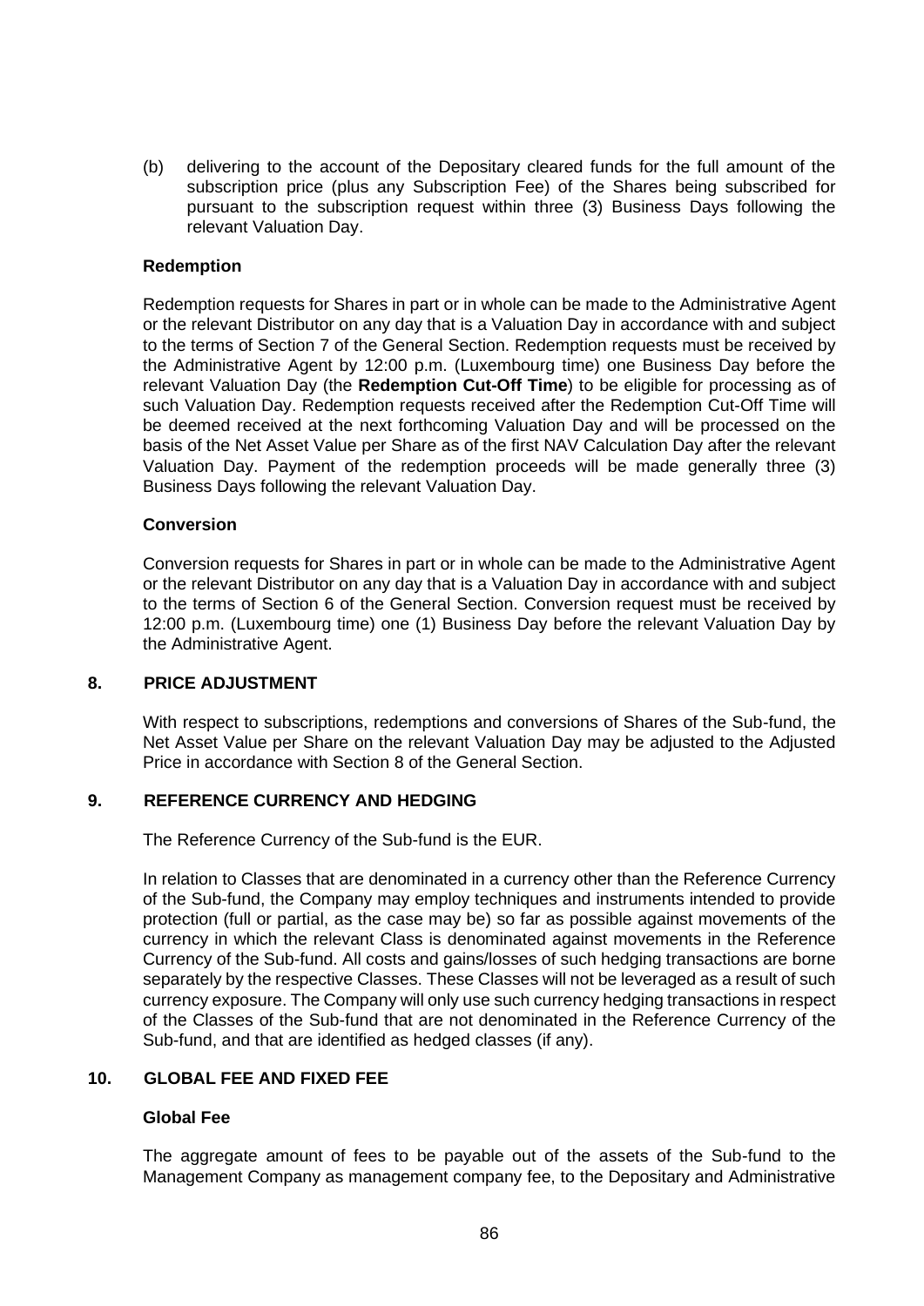(b) delivering to the account of the Depositary cleared funds for the full amount of the subscription price (plus any Subscription Fee) of the Shares being subscribed for pursuant to the subscription request within three (3) Business Days following the relevant Valuation Day.

**Redemption**

Redemption requests for Shares in part or in whole can be made to the Administrative Agent or the relevant Distributor on any day that is a Valuation Day in accordance with and subject to the terms of Section 7 of the General Section. Redemption requests must be received by the Administrative Agent by 12:00 p.m. (Luxembourg time) one Business Day before the relevant Valuation Day (the **Redemption Cut-Off Time**) to be eligible for processing as of such Valuation Day. Redemption requests received after the Redemption Cut-Off Time will be deemed received at the next forthcoming Valuation Day and will be processed on the basis of the Net Asset Value per Share as of the first NAV Calculation Day after the relevant Valuation Day. Payment of the redemption proceeds will be made generally three (3) Business Days following the relevant Valuation Day.

**Conversion**

Conversion requests for Shares in part or in whole can be made to the Administrative Agent or the relevant Distributor on any day that is a Valuation Day in accordance with and subject to the terms of Section 6 of the General Section. Conversion request must be received by 12:00 p.m. (Luxembourg time) one (1) Business Day before the relevant Valuation Day by the Administrative Agent.

## 8. PRICE ADJUSTMENT

With respect to subscriptions, redemptions and conversions of Shares of the Sub-fund, the Net Asset Value per Share on the relevant Valuation Day may be adjusted to the Adjusted Price in accordance with Section 8 of the General Section.

## 9. REFERENCE CURRENCY AND HEDGING

The Reference Currency of the Sub-fund is the EUR.

In relation to Classes that are denominated in a currency other than the Reference Currency of the Sub-fund, the Company may employ techniques and instruments intended to provide protection (full or partial, as the case may be) so far as possible against movements of the currency in which the relevant Class is denominated against movements in the Reference Currency of the Sub-fund. All costs and gains/losses of such hedging transactions are borne separately by the respective Classes. These Classes will not be leveraged as a result of such currency exposure. The Company will only use such currency hedging transactions in respect of the Classes of the Sub-fund that are not denominated in the Reference Currency of the Sub-fund, and that are identified as hedged classes (if any).

## 10. GLOBAL FEE AND FIXED FEE

**Global Fee**

The aggregate amount of fees to be payable out of the assets of the Sub-fund to the Management Company as management company fee, to the Depositary and Administrative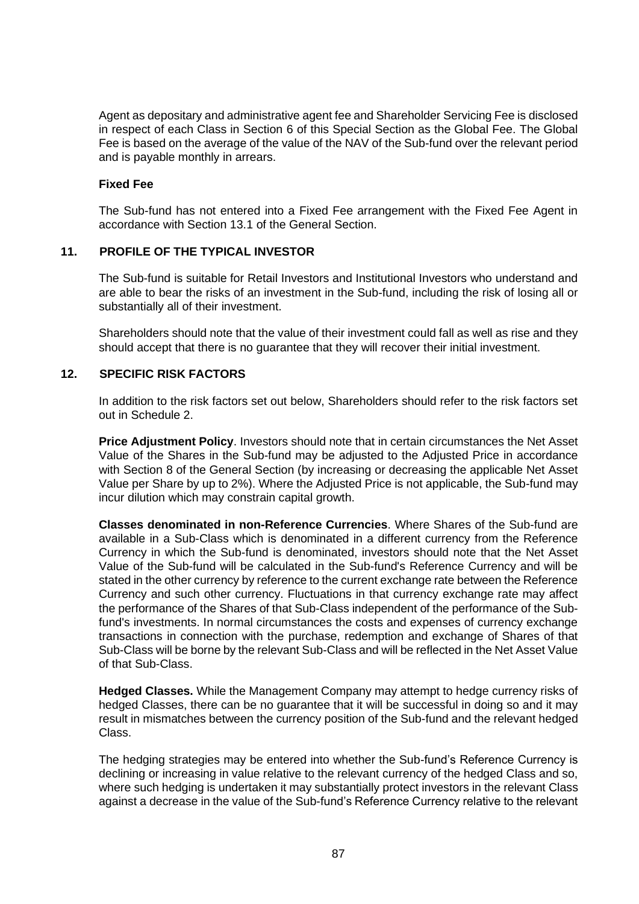Agent as depositary and administrative agent fee and Shareholder Servicing Fee is disclosed in respect of each Class in Section 6 of this Special Section as the Global Fee. The Global Fee is based on the average of the value of the NAV of the Sub-fund over the relevant period and is payable monthly in arrears.

**Fixed Fee**

The Sub-fund has not entered into a Fixed Fee arrangement with the Fixed Fee Agent in accordance with Section 13.1 of the General Section.

## 11. PROFILE OF THE TYPICAL INVESTOR

The Sub-fund is suitable for Retail Investors and Institutional Investors who understand and are able to bear the risks of an investment in the Sub-fund, including the risk of losing all or substantially all of their investment.

Shareholders should note that the value of their investment could fall as well as rise and they should accept that there is no guarantee that they will recover their initial investment.

## 12. SPECIFIC RISK FACTORS

In addition to the risk factors set out below, Shareholders should refer to the risk factors set out in Schedule 2.

**Price Adjustment Policy**. Investors should note that in certain circumstances the Net Asset Value of the Shares in the Sub-fund may be adjusted to the Adjusted Price in accordance with Section 8 of the General Section (by increasing or decreasing the applicable Net Asset Value per Share by up to 2%). Where the Adjusted Price is not applicable, the Sub-fund may incur dilution which may constrain capital growth.

**Classes denominated in non-Reference Currencies**. Where Shares of the Sub-fund are available in a Sub-Class which is denominated in a different currency from the Reference Currency in which the Sub-fund is denominated, investors should note that the Net Asset Value of the Sub-fund will be calculated in the Sub-fund's Reference Currency and will be stated in the other currency by reference to the current exchange rate between the Reference Currency and such other currency. Fluctuations in that currency exchange rate may affect the performance of the Shares of that Sub-Class independent of the performance of the Sub-fund's investments. In normal circumstances the costs and expenses of currency exchange transactions in connection with the purchase, redemption and exchange of Shares of that Sub-Class will be borne by the relevant Sub-Class and will be reflected in the Net Asset Value of that Sub-Class.

**Hedged Classes.** While the Management Company may attempt to hedge currency risks of hedged Classes, there can be no guarantee that it will be successful in doing so and it may result in mismatches between the currency position of the Sub-fund and the relevant hedged Class.

The hedging strategies may be entered into whether the Sub-fund's Reference Currency is declining or increasing in value relative to the relevant currency of the hedged Class and so, where such hedging is undertaken it may substantially protect investors in the relevant Class against a decrease in the value of the Sub-fund's Reference Currency relative to the relevant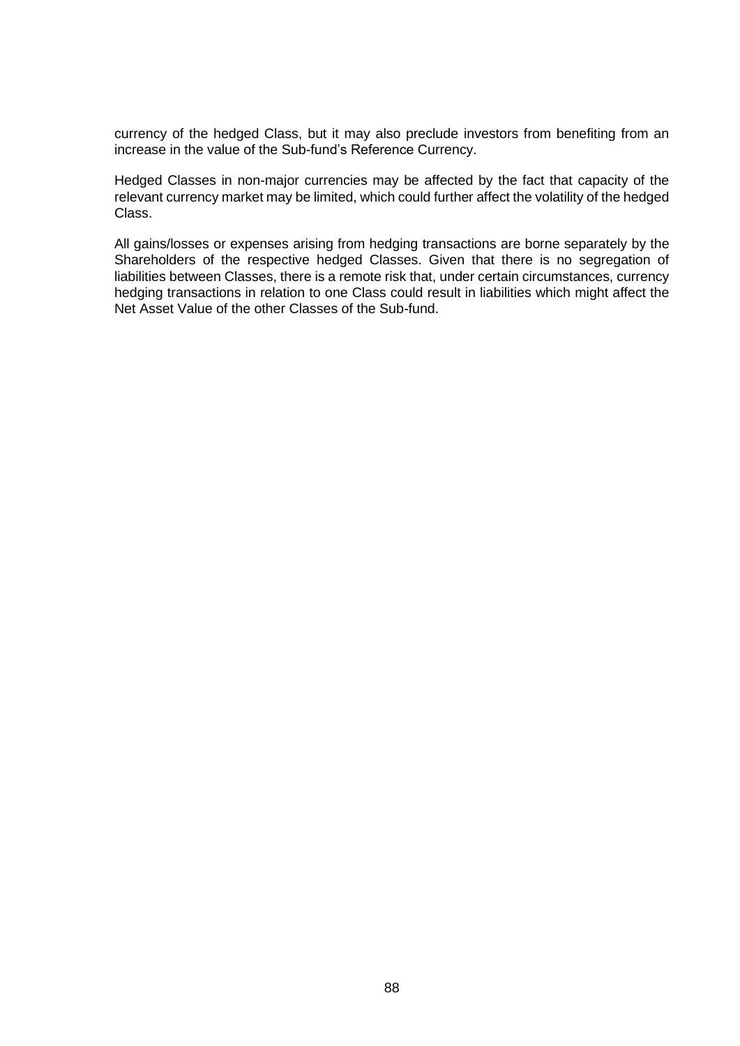currency of the hedged Class, but it may also preclude investors from benefiting from an increase in the value of the Sub-fund's Reference Currency.

Hedged Classes in non-major currencies may be affected by the fact that capacity of the relevant currency market may be limited, which could further affect the volatility of the hedged Class.

All gains/losses or expenses arising from hedging transactions are borne separately by the Shareholders of the respective hedged Classes. Given that there is no segregation of liabilities between Classes, there is a remote risk that, under certain circumstances, currency hedging transactions in relation to one Class could result in liabilities which might affect the Net Asset Value of the other Classes of the Sub-fund.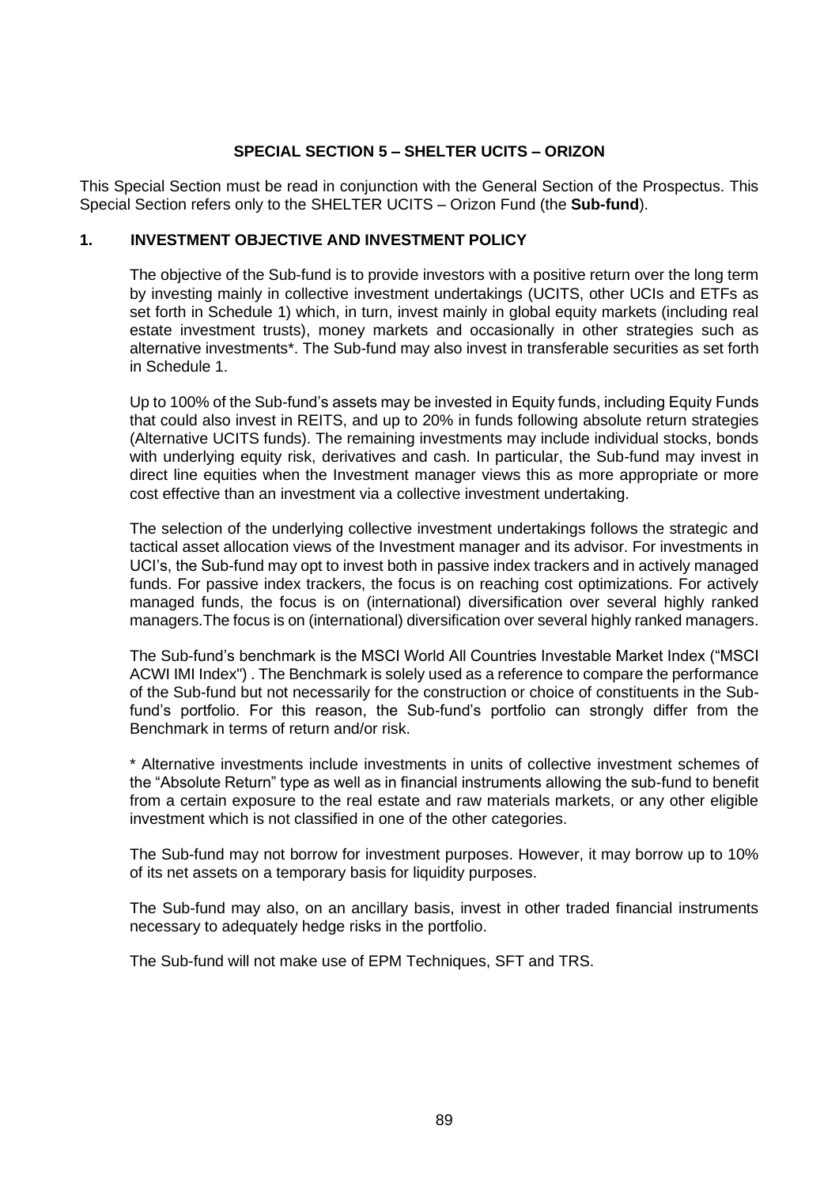## SPECIAL SECTION 5 – SHELTER UCITS – ORIZON

This Special Section must be read in conjunction with the General Section of the Prospectus. This Special Section refers only to the SHELTER UCITS – Orizon Fund (the **Sub-fund**).

### 1. INVESTMENT OBJECTIVE AND INVESTMENT POLICY

The objective of the Sub-fund is to provide investors with a positive return over the long term by investing mainly in collective investment undertakings (UCITS, other UCIs and ETFs as set forth in Schedule 1) which, in turn, invest mainly in global equity markets (including real estate investment trusts), money markets and occasionally in other strategies such as alternative investments*. The Sub-fund may also invest in transferable securities as set forth in Schedule 1.

Up to 100% of the Sub-fund's assets may be invested in Equity funds, including Equity Funds that could also invest in REITS, and up to 20% in funds following absolute return strategies (Alternative UCITS funds). The remaining investments may include individual stocks, bonds with underlying equity risk, derivatives and cash. In particular, the Sub-fund may invest in direct line equities when the Investment manager views this as more appropriate or more cost effective than an investment via a collective investment undertaking.

The selection of the underlying collective investment undertakings follows the strategic and tactical asset allocation views of the Investment manager and its advisor. For investments in UCI's, the Sub-fund may opt to invest both in passive index trackers and in actively managed funds. For passive index trackers, the focus is on reaching cost optimizations. For actively managed funds, the focus is on (international) diversification over several highly ranked managers.The focus is on (international) diversification over several highly ranked managers.

The Sub-fund's benchmark is the MSCI World All Countries Investable Market Index ("MSCI ACWI IMI Index") . The Benchmark is solely used as a reference to compare the performance of the Sub-fund but not necessarily for the construction or choice of constituents in the Sub-fund's portfolio. For this reason, the Sub-fund's portfolio can strongly differ from the Benchmark in terms of return and/or risk.

* Alternative investments include investments in units of collective investment schemes of the "Absolute Return" type as well as in financial instruments allowing the sub-fund to benefit from a certain exposure to the real estate and raw materials markets, or any other eligible investment which is not classified in one of the other categories.

The Sub-fund may not borrow for investment purposes. However, it may borrow up to 10% of its net assets on a temporary basis for liquidity purposes.

The Sub-fund may also, on an ancillary basis, invest in other traded financial instruments necessary to adequately hedge risks in the portfolio.

The Sub-fund will not make use of EPM Techniques, SFT and TRS.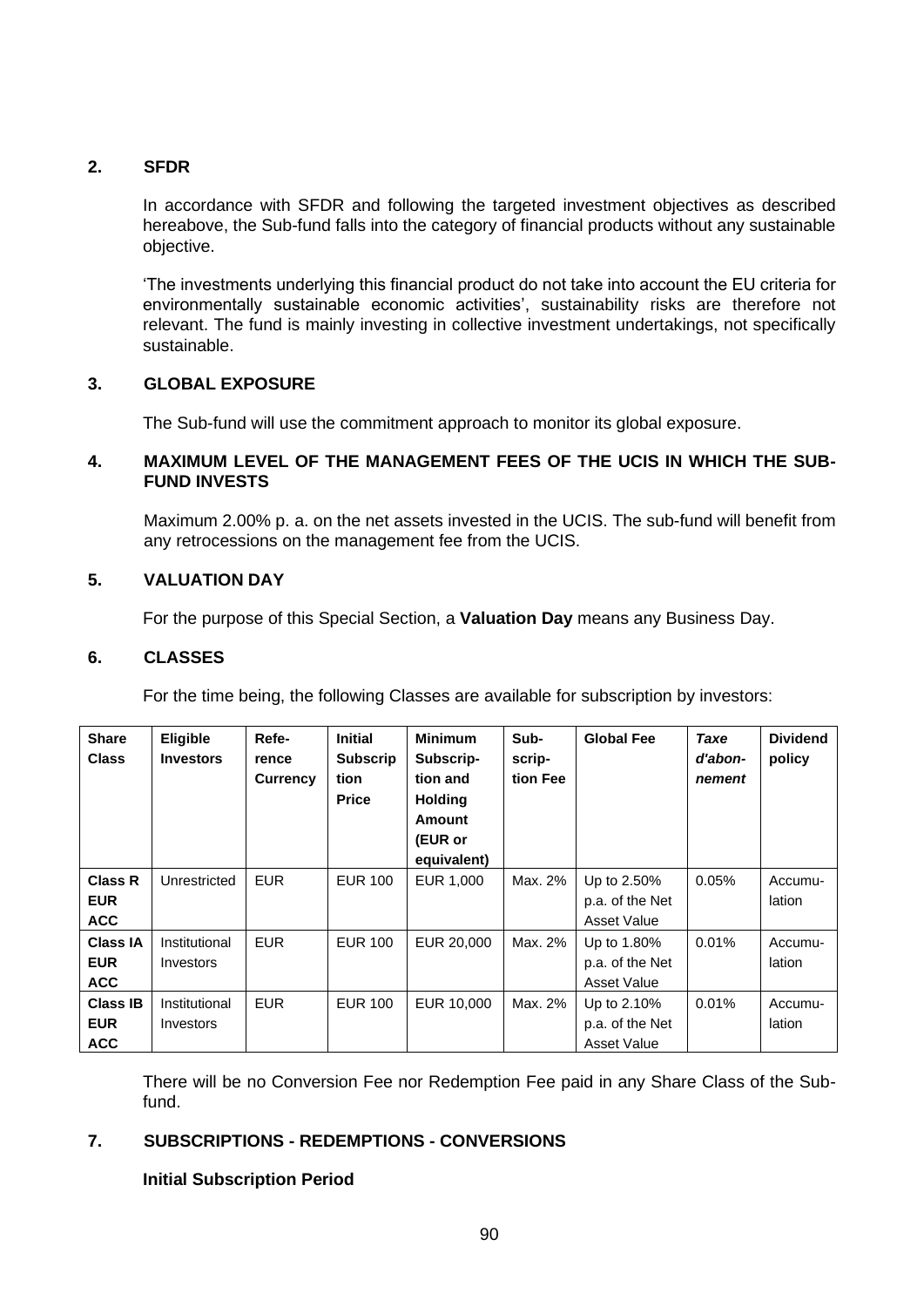## 2. SFDR

In accordance with SFDR and following the targeted investment objectives as described hereabove, the Sub-fund falls into the category of financial products without any sustainable objective.

'The investments underlying this financial product do not take into account the EU criteria for environmentally sustainable economic activities', sustainability risks are therefore not relevant. The fund is mainly investing in collective investment undertakings, not specifically sustainable.

## 3. GLOBAL EXPOSURE

The Sub-fund will use the commitment approach to monitor its global exposure.

## 4. MAXIMUM LEVEL OF THE MANAGEMENT FEES OF THE UCIS IN WHICH THE SUB-FUND INVESTS

Maximum 2.00% p. a. on the net assets invested in the UCIS. The sub-fund will benefit from any retrocessions on the management fee from the UCIS.

## 5. VALUATION DAY

For the purpose of this Special Section, a **Valuation Day** means any Business Day.

## 6. CLASSES

For the time being, the following Classes are available for subscription by investors:

| Share Class | Eligible Investors | Reference Currency | Initial Subscription Price | Minimum Subscription and Holding Amount (EUR or equivalent) | Subscription Fee | Global Fee | *Taxe d'abonnement* | Dividend policy |
|---|---|---|---|---|---|---|---|---|
| **Class R EUR ACC** | Unrestricted | EUR | EUR 100 | EUR 1,000 | Max. 2% | Up to 2.50% p.a. of the Net Asset Value | 0.05% | Accumulation |
| **Class IA EUR ACC** | Institutional Investors | EUR | EUR 100 | EUR 20,000 | Max. 2% | Up to 1.80% p.a. of the Net Asset Value | 0.01% | Accumulation |
| **Class IB EUR ACC** | Institutional Investors | EUR | EUR 100 | EUR 10,000 | Max. 2% | Up to 2.10% p.a. of the Net Asset Value | 0.01% | Accumulation |

There will be no Conversion Fee nor Redemption Fee paid in any Share Class of the Sub-fund.

## 7. SUBSCRIPTIONS - REDEMPTIONS - CONVERSIONS

**Initial Subscription Period**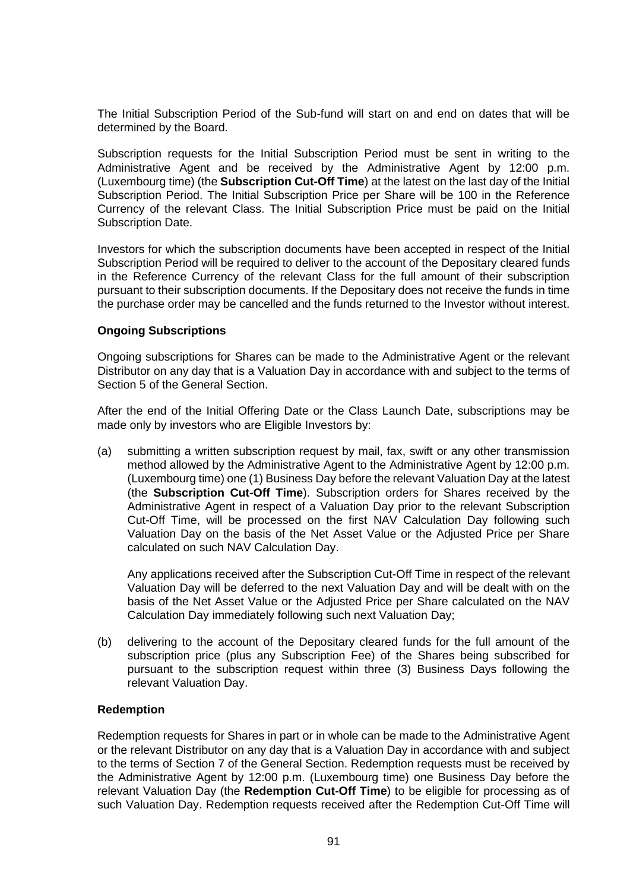The Initial Subscription Period of the Sub-fund will start on and end on dates that will be determined by the Board.

Subscription requests for the Initial Subscription Period must be sent in writing to the Administrative Agent and be received by the Administrative Agent by 12:00 p.m. (Luxembourg time) (the **Subscription Cut-Off Time**) at the latest on the last day of the Initial Subscription Period. The Initial Subscription Price per Share will be 100 in the Reference Currency of the relevant Class. The Initial Subscription Price must be paid on the Initial Subscription Date.

Investors for which the subscription documents have been accepted in respect of the Initial Subscription Period will be required to deliver to the account of the Depositary cleared funds in the Reference Currency of the relevant Class for the full amount of their subscription pursuant to their subscription documents. If the Depositary does not receive the funds in time the purchase order may be cancelled and the funds returned to the Investor without interest.

**Ongoing Subscriptions**

Ongoing subscriptions for Shares can be made to the Administrative Agent or the relevant Distributor on any day that is a Valuation Day in accordance with and subject to the terms of Section 5 of the General Section.

After the end of the Initial Offering Date or the Class Launch Date, subscriptions may be made only by investors who are Eligible Investors by:

(a) submitting a written subscription request by mail, fax, swift or any other transmission method allowed by the Administrative Agent to the Administrative Agent by 12:00 p.m. (Luxembourg time) one (1) Business Day before the relevant Valuation Day at the latest (the **Subscription Cut-Off Time**). Subscription orders for Shares received by the Administrative Agent in respect of a Valuation Day prior to the relevant Subscription Cut-Off Time, will be processed on the first NAV Calculation Day following such Valuation Day on the basis of the Net Asset Value or the Adjusted Price per Share calculated on such NAV Calculation Day.

    Any applications received after the Subscription Cut-Off Time in respect of the relevant Valuation Day will be deferred to the next Valuation Day and will be dealt with on the basis of the Net Asset Value or the Adjusted Price per Share calculated on the NAV Calculation Day immediately following such next Valuation Day;

(b) delivering to the account of the Depositary cleared funds for the full amount of the subscription price (plus any Subscription Fee) of the Shares being subscribed for pursuant to the subscription request within three (3) Business Days following the relevant Valuation Day.

**Redemption**

Redemption requests for Shares in part or in whole can be made to the Administrative Agent or the relevant Distributor on any day that is a Valuation Day in accordance with and subject to the terms of Section 7 of the General Section. Redemption requests must be received by the Administrative Agent by 12:00 p.m. (Luxembourg time) one Business Day before the relevant Valuation Day (the **Redemption Cut-Off Time**) to be eligible for processing as of such Valuation Day. Redemption requests received after the Redemption Cut-Off Time will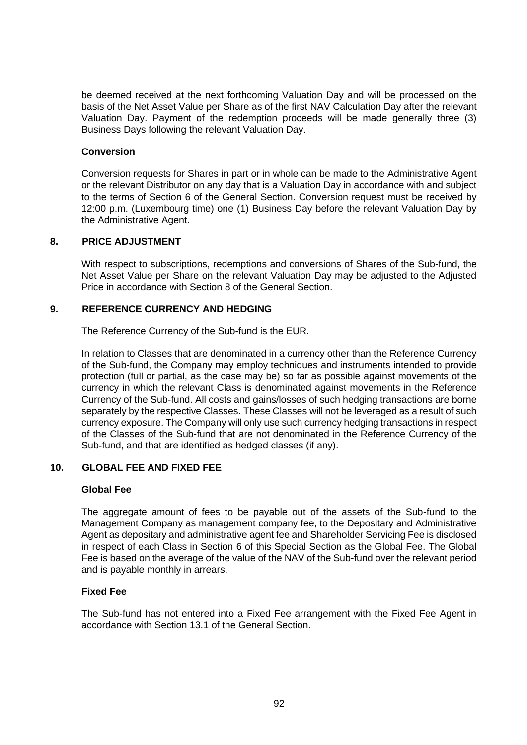be deemed received at the next forthcoming Valuation Day and will be processed on the basis of the Net Asset Value per Share as of the first NAV Calculation Day after the relevant Valuation Day. Payment of the redemption proceeds will be made generally three (3) Business Days following the relevant Valuation Day.

**Conversion**

Conversion requests for Shares in part or in whole can be made to the Administrative Agent or the relevant Distributor on any day that is a Valuation Day in accordance with and subject to the terms of Section 6 of the General Section. Conversion request must be received by 12:00 p.m. (Luxembourg time) one (1) Business Day before the relevant Valuation Day by the Administrative Agent.

## 8. PRICE ADJUSTMENT

With respect to subscriptions, redemptions and conversions of Shares of the Sub-fund, the Net Asset Value per Share on the relevant Valuation Day may be adjusted to the Adjusted Price in accordance with Section 8 of the General Section.

## 9. REFERENCE CURRENCY AND HEDGING

The Reference Currency of the Sub-fund is the EUR.

In relation to Classes that are denominated in a currency other than the Reference Currency of the Sub-fund, the Company may employ techniques and instruments intended to provide protection (full or partial, as the case may be) so far as possible against movements of the currency in which the relevant Class is denominated against movements in the Reference Currency of the Sub-fund. All costs and gains/losses of such hedging transactions are borne separately by the respective Classes. These Classes will not be leveraged as a result of such currency exposure. The Company will only use such currency hedging transactions in respect of the Classes of the Sub-fund that are not denominated in the Reference Currency of the Sub-fund, and that are identified as hedged classes (if any).

## 10. GLOBAL FEE AND FIXED FEE

**Global Fee**

The aggregate amount of fees to be payable out of the assets of the Sub-fund to the Management Company as management company fee, to the Depositary and Administrative Agent as depositary and administrative agent fee and Shareholder Servicing Fee is disclosed in respect of each Class in Section 6 of this Special Section as the Global Fee. The Global Fee is based on the average of the value of the NAV of the Sub-fund over the relevant period and is payable monthly in arrears.

**Fixed Fee**

The Sub-fund has not entered into a Fixed Fee arrangement with the Fixed Fee Agent in accordance with Section 13.1 of the General Section.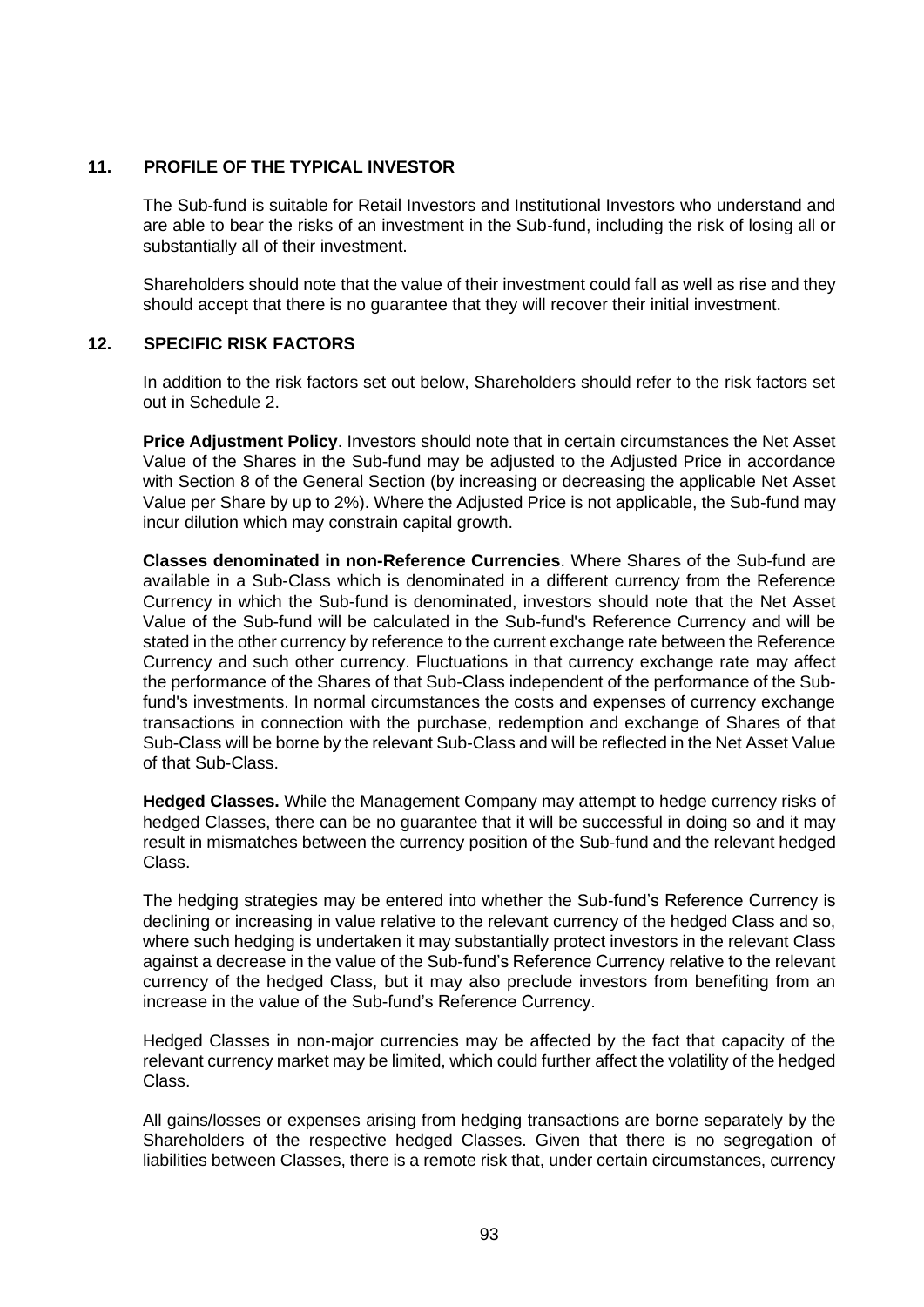## 11. PROFILE OF THE TYPICAL INVESTOR

The Sub-fund is suitable for Retail Investors and Institutional Investors who understand and are able to bear the risks of an investment in the Sub-fund, including the risk of losing all or substantially all of their investment.

Shareholders should note that the value of their investment could fall as well as rise and they should accept that there is no guarantee that they will recover their initial investment.

## 12. SPECIFIC RISK FACTORS

In addition to the risk factors set out below, Shareholders should refer to the risk factors set out in Schedule 2.

**Price Adjustment Policy**. Investors should note that in certain circumstances the Net Asset Value of the Shares in the Sub-fund may be adjusted to the Adjusted Price in accordance with Section 8 of the General Section (by increasing or decreasing the applicable Net Asset Value per Share by up to 2%). Where the Adjusted Price is not applicable, the Sub-fund may incur dilution which may constrain capital growth.

**Classes denominated in non-Reference Currencies**. Where Shares of the Sub-fund are available in a Sub-Class which is denominated in a different currency from the Reference Currency in which the Sub-fund is denominated, investors should note that the Net Asset Value of the Sub-fund will be calculated in the Sub-fund's Reference Currency and will be stated in the other currency by reference to the current exchange rate between the Reference Currency and such other currency. Fluctuations in that currency exchange rate may affect the performance of the Shares of that Sub-Class independent of the performance of the Sub-fund's investments. In normal circumstances the costs and expenses of currency exchange transactions in connection with the purchase, redemption and exchange of Shares of that Sub-Class will be borne by the relevant Sub-Class and will be reflected in the Net Asset Value of that Sub-Class.

**Hedged Classes.** While the Management Company may attempt to hedge currency risks of hedged Classes, there can be no guarantee that it will be successful in doing so and it may result in mismatches between the currency position of the Sub-fund and the relevant hedged Class.

The hedging strategies may be entered into whether the Sub-fund's Reference Currency is declining or increasing in value relative to the relevant currency of the hedged Class and so, where such hedging is undertaken it may substantially protect investors in the relevant Class against a decrease in the value of the Sub-fund's Reference Currency relative to the relevant currency of the hedged Class, but it may also preclude investors from benefiting from an increase in the value of the Sub-fund's Reference Currency.

Hedged Classes in non-major currencies may be affected by the fact that capacity of the relevant currency market may be limited, which could further affect the volatility of the hedged Class.

All gains/losses or expenses arising from hedging transactions are borne separately by the Shareholders of the respective hedged Classes. Given that there is no segregation of liabilities between Classes, there is a remote risk that, under certain circumstances, currency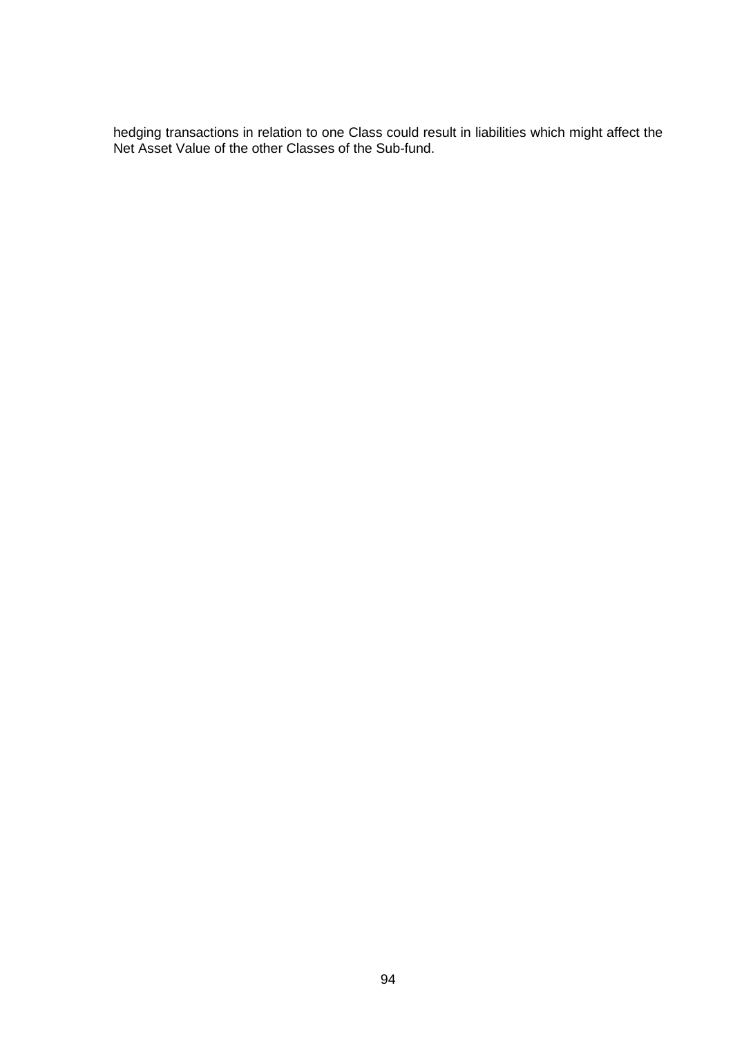hedging transactions in relation to one Class could result in liabilities which might affect the Net Asset Value of the other Classes of the Sub-fund.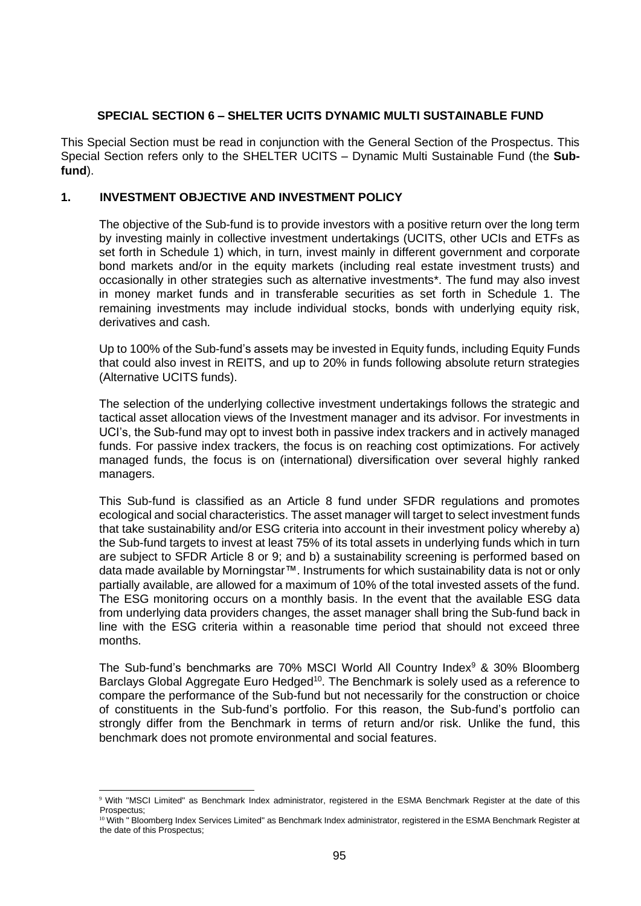## SPECIAL SECTION 6 – SHELTER UCITS DYNAMIC MULTI SUSTAINABLE FUND

This Special Section must be read in conjunction with the General Section of the Prospectus. This Special Section refers only to the SHELTER UCITS – Dynamic Multi Sustainable Fund (the **Sub-fund**).

### 1. INVESTMENT OBJECTIVE AND INVESTMENT POLICY

The objective of the Sub-fund is to provide investors with a positive return over the long term by investing mainly in collective investment undertakings (UCITS, other UCIs and ETFs as set forth in Schedule 1) which, in turn, invest mainly in different government and corporate bond markets and/or in the equity markets (including real estate investment trusts) and occasionally in other strategies such as alternative investments*. The fund may also invest in money market funds and in transferable securities as set forth in Schedule 1. The remaining investments may include individual stocks, bonds with underlying equity risk, derivatives and cash.

Up to 100% of the Sub-fund's assets may be invested in Equity funds, including Equity Funds that could also invest in REITS, and up to 20% in funds following absolute return strategies (Alternative UCITS funds).

The selection of the underlying collective investment undertakings follows the strategic and tactical asset allocation views of the Investment manager and its advisor. For investments in UCI's, the Sub-fund may opt to invest both in passive index trackers and in actively managed funds. For passive index trackers, the focus is on reaching cost optimizations. For actively managed funds, the focus is on (international) diversification over several highly ranked managers.

This Sub-fund is classified as an Article 8 fund under SFDR regulations and promotes ecological and social characteristics. The asset manager will target to select investment funds that take sustainability and/or ESG criteria into account in their investment policy whereby a) the Sub-fund targets to invest at least 75% of its total assets in underlying funds which in turn are subject to SFDR Article 8 or 9; and b) a sustainability screening is performed based on data made available by Morningstar™. Instruments for which sustainability data is not or only partially available, are allowed for a maximum of 10% of the total invested assets of the fund. The ESG monitoring occurs on a monthly basis. In the event that the available ESG data from underlying data providers changes, the asset manager shall bring the Sub-fund back in line with the ESG criteria within a reasonable time period that should not exceed three months.

The Sub-fund's benchmarks are 70% MSCI World All Country Index[9] & 30% Bloomberg Barclays Global Aggregate Euro Hedged[10]. The Benchmark is solely used as a reference to compare the performance of the Sub-fund but not necessarily for the construction or choice of constituents in the Sub-fund's portfolio. For this reason, the Sub-fund's portfolio can strongly differ from the Benchmark in terms of return and/or risk. Unlike the fund, this benchmark does not promote environmental and social features.

---

[9] With "MSCI Limited" as Benchmark Index administrator, registered in the ESMA Benchmark Register at the date of this Prospectus;

[10] With " Bloomberg Index Services Limited" as Benchmark Index administrator, registered in the ESMA Benchmark Register at the date of this Prospectus;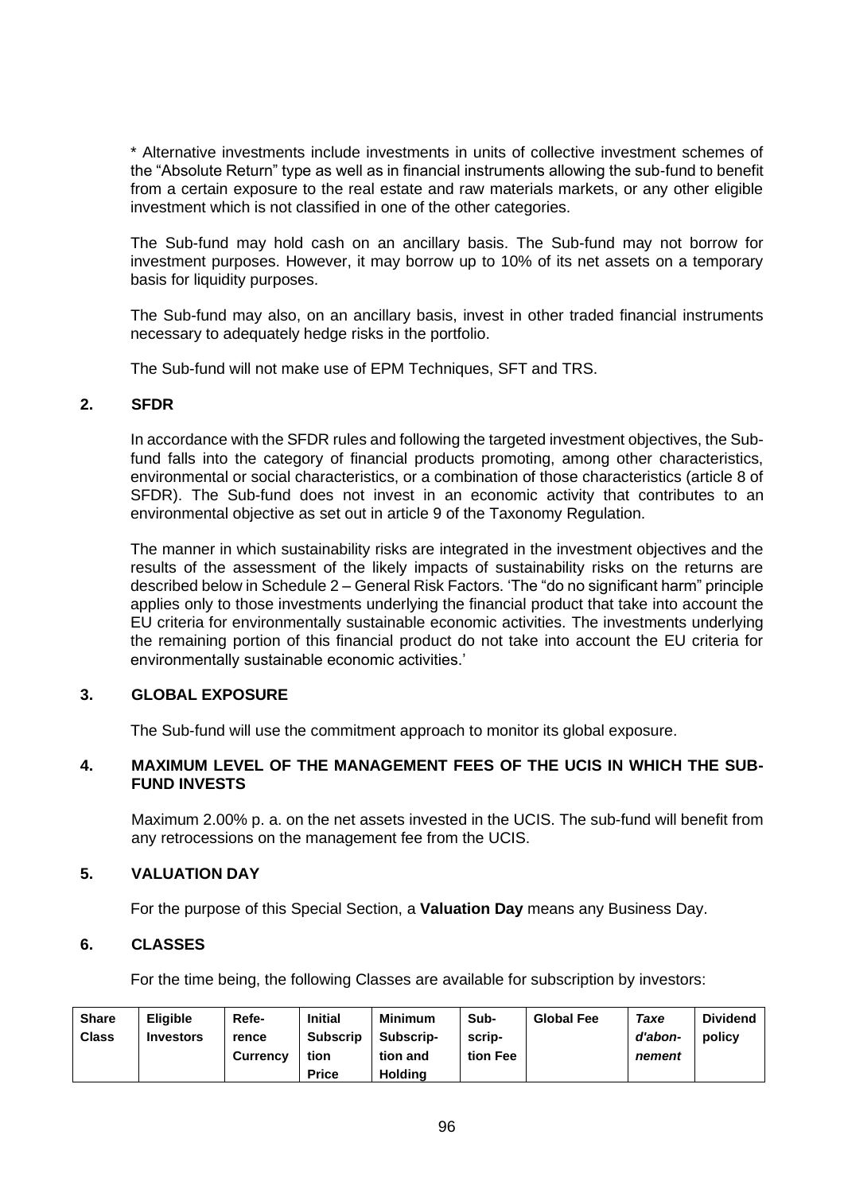* Alternative investments include investments in units of collective investment schemes of the "Absolute Return" type as well as in financial instruments allowing the sub-fund to benefit from a certain exposure to the real estate and raw materials markets, or any other eligible investment which is not classified in one of the other categories.

The Sub-fund may hold cash on an ancillary basis. The Sub-fund may not borrow for investment purposes. However, it may borrow up to 10% of its net assets on a temporary basis for liquidity purposes.

The Sub-fund may also, on an ancillary basis, invest in other traded financial instruments necessary to adequately hedge risks in the portfolio.

The Sub-fund will not make use of EPM Techniques, SFT and TRS.

## 2. SFDR

In accordance with the SFDR rules and following the targeted investment objectives, the Sub-fund falls into the category of financial products promoting, among other characteristics, environmental or social characteristics, or a combination of those characteristics (article 8 of SFDR). The Sub-fund does not invest in an economic activity that contributes to an environmental objective as set out in article 9 of the Taxonomy Regulation.

The manner in which sustainability risks are integrated in the investment objectives and the results of the assessment of the likely impacts of sustainability risks on the returns are described below in Schedule 2 – General Risk Factors. 'The "do no significant harm" principle applies only to those investments underlying the financial product that take into account the EU criteria for environmentally sustainable economic activities. The investments underlying the remaining portion of this financial product do not take into account the EU criteria for environmentally sustainable economic activities.'

## 3. GLOBAL EXPOSURE

The Sub-fund will use the commitment approach to monitor its global exposure.

## 4. MAXIMUM LEVEL OF THE MANAGEMENT FEES OF THE UCIS IN WHICH THE SUB-FUND INVESTS

Maximum 2.00% p. a. on the net assets invested in the UCIS. The sub-fund will benefit from any retrocessions on the management fee from the UCIS.

## 5. VALUATION DAY

For the purpose of this Special Section, a **Valuation Day** means any Business Day.

## 6. CLASSES

For the time being, the following Classes are available for subscription by investors:

| Share Class | Eligible Investors | Reference Currency | Initial Subscription Price | Minimum Subscription and Holding | Subscription Fee | Global Fee | *Taxe d'abonnement* | Dividend policy |
|---|---|---|---|---|---|---|---|---|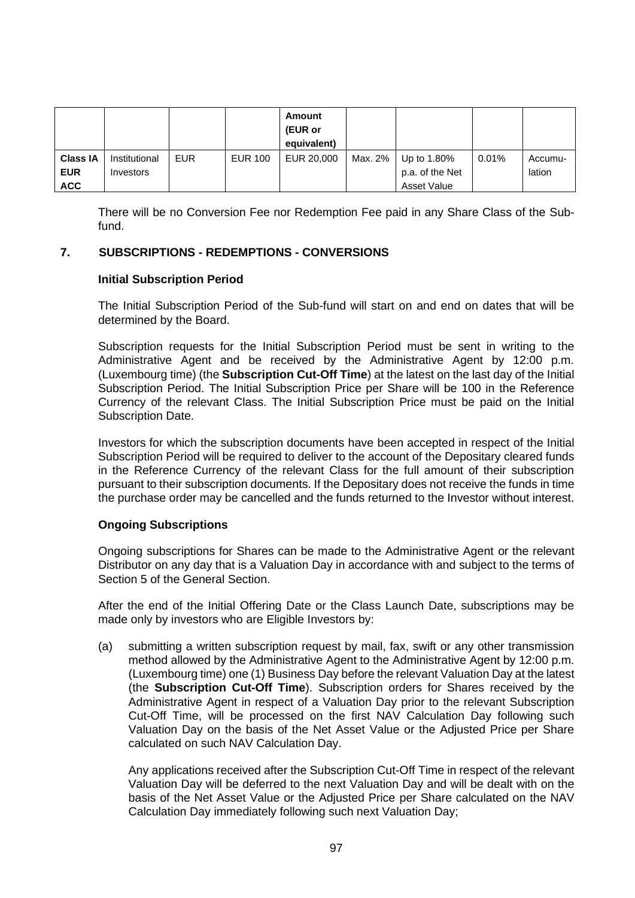| | | | | Amount (EUR or equivalent) | | | | |
|---|---|---|---|---|---|---|---|---|
| **Class IA EUR ACC** | Institutional Investors | EUR | EUR 100 | EUR 20,000 | Max. 2% | Up to 1.80% p.a. of the Net Asset Value | 0.01% | Accumu-lation |

There will be no Conversion Fee nor Redemption Fee paid in any Share Class of the Sub-fund.

## 7. SUBSCRIPTIONS - REDEMPTIONS - CONVERSIONS

**Initial Subscription Period**

The Initial Subscription Period of the Sub-fund will start on and end on dates that will be determined by the Board.

Subscription requests for the Initial Subscription Period must be sent in writing to the Administrative Agent and be received by the Administrative Agent by 12:00 p.m. (Luxembourg time) (the **Subscription Cut-Off Time**) at the latest on the last day of the Initial Subscription Period. The Initial Subscription Price per Share will be 100 in the Reference Currency of the relevant Class. The Initial Subscription Price must be paid on the Initial Subscription Date.

Investors for which the subscription documents have been accepted in respect of the Initial Subscription Period will be required to deliver to the account of the Depositary cleared funds in the Reference Currency of the relevant Class for the full amount of their subscription pursuant to their subscription documents. If the Depositary does not receive the funds in time the purchase order may be cancelled and the funds returned to the Investor without interest.

**Ongoing Subscriptions**

Ongoing subscriptions for Shares can be made to the Administrative Agent or the relevant Distributor on any day that is a Valuation Day in accordance with and subject to the terms of Section 5 of the General Section.

After the end of the Initial Offering Date or the Class Launch Date, subscriptions may be made only by investors who are Eligible Investors by:

(a) submitting a written subscription request by mail, fax, swift or any other transmission method allowed by the Administrative Agent to the Administrative Agent by 12:00 p.m. (Luxembourg time) one (1) Business Day before the relevant Valuation Day at the latest (the **Subscription Cut-Off Time**). Subscription orders for Shares received by the Administrative Agent in respect of a Valuation Day prior to the relevant Subscription Cut-Off Time, will be processed on the first NAV Calculation Day following such Valuation Day on the basis of the Net Asset Value or the Adjusted Price per Share calculated on such NAV Calculation Day.

    Any applications received after the Subscription Cut-Off Time in respect of the relevant Valuation Day will be deferred to the next Valuation Day and will be dealt with on the basis of the Net Asset Value or the Adjusted Price per Share calculated on the NAV Calculation Day immediately following such next Valuation Day;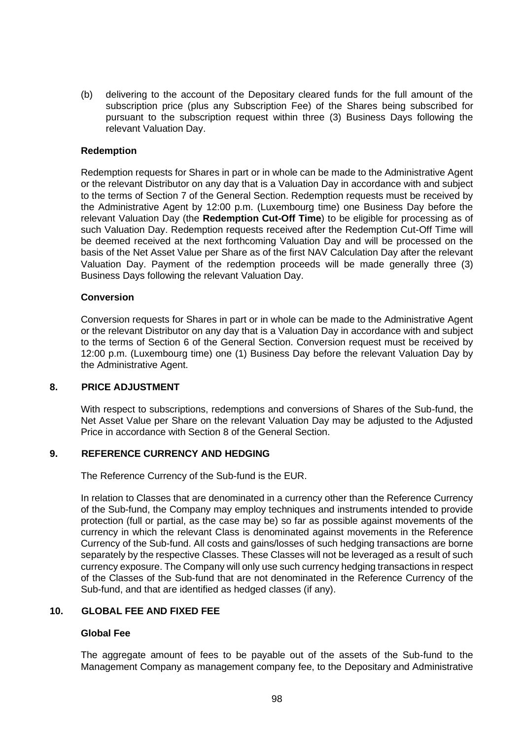(b) delivering to the account of the Depositary cleared funds for the full amount of the subscription price (plus any Subscription Fee) of the Shares being subscribed for pursuant to the subscription request within three (3) Business Days following the relevant Valuation Day.

**Redemption**

Redemption requests for Shares in part or in whole can be made to the Administrative Agent or the relevant Distributor on any day that is a Valuation Day in accordance with and subject to the terms of Section 7 of the General Section. Redemption requests must be received by the Administrative Agent by 12:00 p.m. (Luxembourg time) one Business Day before the relevant Valuation Day (the **Redemption Cut-Off Time**) to be eligible for processing as of such Valuation Day. Redemption requests received after the Redemption Cut-Off Time will be deemed received at the next forthcoming Valuation Day and will be processed on the basis of the Net Asset Value per Share as of the first NAV Calculation Day after the relevant Valuation Day. Payment of the redemption proceeds will be made generally three (3) Business Days following the relevant Valuation Day.

**Conversion**

Conversion requests for Shares in part or in whole can be made to the Administrative Agent or the relevant Distributor on any day that is a Valuation Day in accordance with and subject to the terms of Section 6 of the General Section. Conversion request must be received by 12:00 p.m. (Luxembourg time) one (1) Business Day before the relevant Valuation Day by the Administrative Agent.

## 8. PRICE ADJUSTMENT

With respect to subscriptions, redemptions and conversions of Shares of the Sub-fund, the Net Asset Value per Share on the relevant Valuation Day may be adjusted to the Adjusted Price in accordance with Section 8 of the General Section.

## 9. REFERENCE CURRENCY AND HEDGING

The Reference Currency of the Sub-fund is the EUR.

In relation to Classes that are denominated in a currency other than the Reference Currency of the Sub-fund, the Company may employ techniques and instruments intended to provide protection (full or partial, as the case may be) so far as possible against movements of the currency in which the relevant Class is denominated against movements in the Reference Currency of the Sub-fund. All costs and gains/losses of such hedging transactions are borne separately by the respective Classes. These Classes will not be leveraged as a result of such currency exposure. The Company will only use such currency hedging transactions in respect of the Classes of the Sub-fund that are not denominated in the Reference Currency of the Sub-fund, and that are identified as hedged classes (if any).

## 10. GLOBAL FEE AND FIXED FEE

**Global Fee**

The aggregate amount of fees to be payable out of the assets of the Sub-fund to the Management Company as management company fee, to the Depositary and Administrative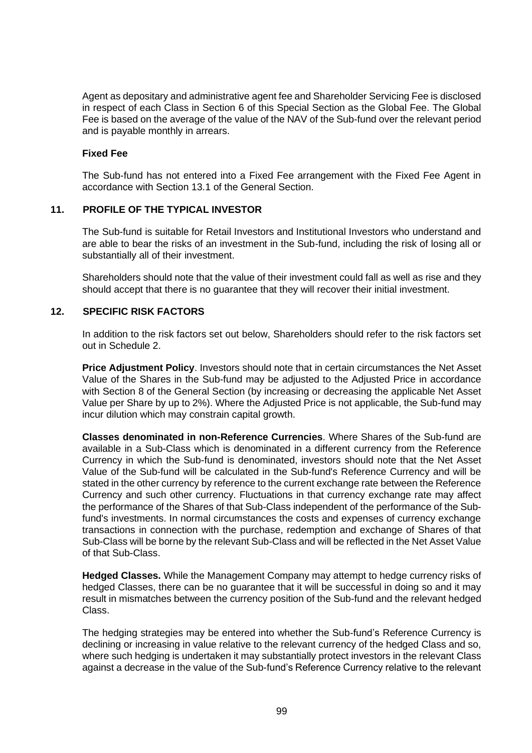Agent as depositary and administrative agent fee and Shareholder Servicing Fee is disclosed in respect of each Class in Section 6 of this Special Section as the Global Fee. The Global Fee is based on the average of the value of the NAV of the Sub-fund over the relevant period and is payable monthly in arrears.

**Fixed Fee**

The Sub-fund has not entered into a Fixed Fee arrangement with the Fixed Fee Agent in accordance with Section 13.1 of the General Section.

## 11. PROFILE OF THE TYPICAL INVESTOR

The Sub-fund is suitable for Retail Investors and Institutional Investors who understand and are able to bear the risks of an investment in the Sub-fund, including the risk of losing all or substantially all of their investment.

Shareholders should note that the value of their investment could fall as well as rise and they should accept that there is no guarantee that they will recover their initial investment.

## 12. SPECIFIC RISK FACTORS

In addition to the risk factors set out below, Shareholders should refer to the risk factors set out in Schedule 2.

**Price Adjustment Policy**. Investors should note that in certain circumstances the Net Asset Value of the Shares in the Sub-fund may be adjusted to the Adjusted Price in accordance with Section 8 of the General Section (by increasing or decreasing the applicable Net Asset Value per Share by up to 2%). Where the Adjusted Price is not applicable, the Sub-fund may incur dilution which may constrain capital growth.

**Classes denominated in non-Reference Currencies**. Where Shares of the Sub-fund are available in a Sub-Class which is denominated in a different currency from the Reference Currency in which the Sub-fund is denominated, investors should note that the Net Asset Value of the Sub-fund will be calculated in the Sub-fund's Reference Currency and will be stated in the other currency by reference to the current exchange rate between the Reference Currency and such other currency. Fluctuations in that currency exchange rate may affect the performance of the Shares of that Sub-Class independent of the performance of the Sub-fund's investments. In normal circumstances the costs and expenses of currency exchange transactions in connection with the purchase, redemption and exchange of Shares of that Sub-Class will be borne by the relevant Sub-Class and will be reflected in the Net Asset Value of that Sub-Class.

**Hedged Classes.** While the Management Company may attempt to hedge currency risks of hedged Classes, there can be no guarantee that it will be successful in doing so and it may result in mismatches between the currency position of the Sub-fund and the relevant hedged Class.

The hedging strategies may be entered into whether the Sub-fund's Reference Currency is declining or increasing in value relative to the relevant currency of the hedged Class and so, where such hedging is undertaken it may substantially protect investors in the relevant Class against a decrease in the value of the Sub-fund's Reference Currency relative to the relevant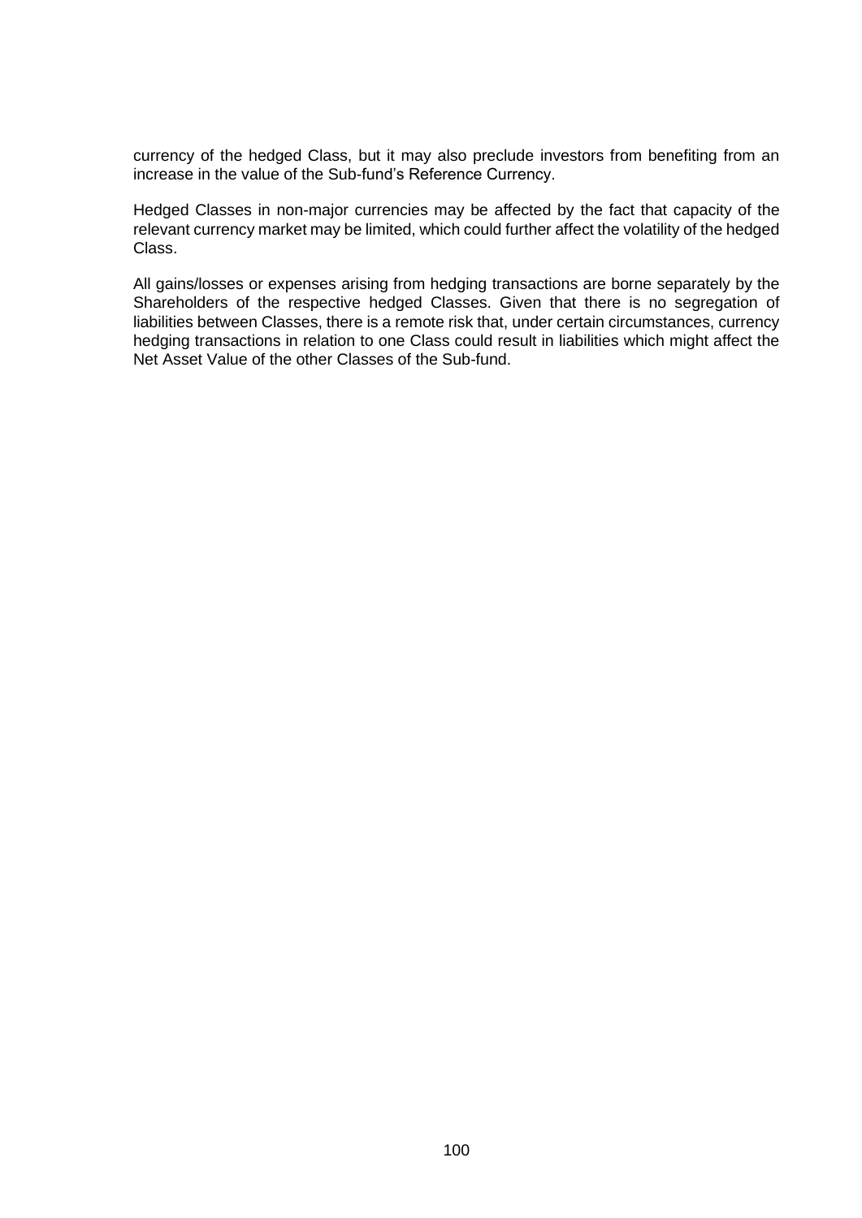currency of the hedged Class, but it may also preclude investors from benefiting from an increase in the value of the Sub-fund's Reference Currency.

Hedged Classes in non-major currencies may be affected by the fact that capacity of the relevant currency market may be limited, which could further affect the volatility of the hedged Class.

All gains/losses or expenses arising from hedging transactions are borne separately by the Shareholders of the respective hedged Classes. Given that there is no segregation of liabilities between Classes, there is a remote risk that, under certain circumstances, currency hedging transactions in relation to one Class could result in liabilities which might affect the Net Asset Value of the other Classes of the Sub-fund.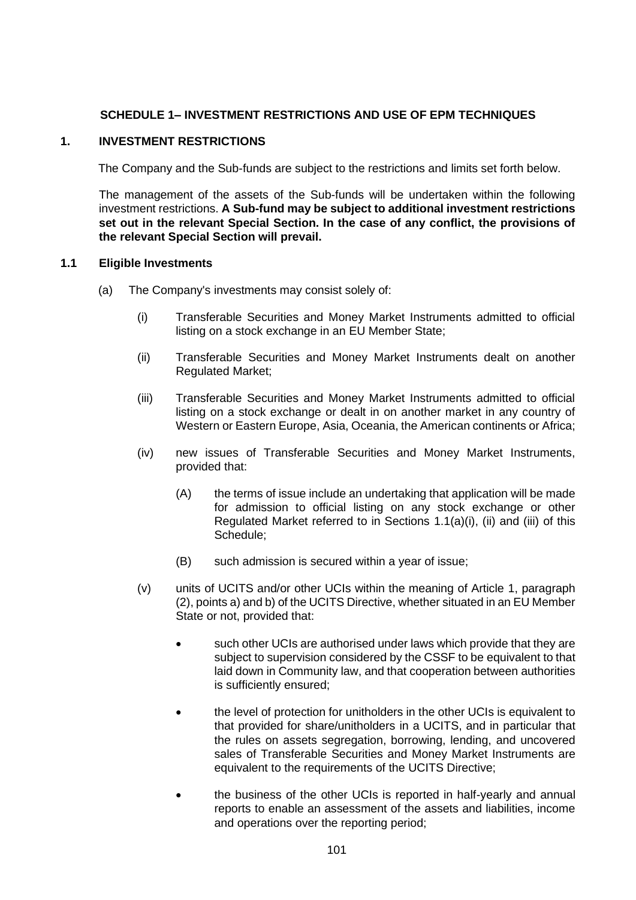## SCHEDULE 1– INVESTMENT RESTRICTIONS AND USE OF EPM TECHNIQUES

### 1. INVESTMENT RESTRICTIONS

The Company and the Sub-funds are subject to the restrictions and limits set forth below.

The management of the assets of the Sub-funds will be undertaken within the following investment restrictions. **A Sub-fund may be subject to additional investment restrictions set out in the relevant Special Section. In the case of any conflict, the provisions of the relevant Special Section will prevail.**

### 1.1 Eligible Investments

(a) The Company's investments may consist solely of:

(i) Transferable Securities and Money Market Instruments admitted to official listing on a stock exchange in an EU Member State;

(ii) Transferable Securities and Money Market Instruments dealt on another Regulated Market;

(iii) Transferable Securities and Money Market Instruments admitted to official listing on a stock exchange or dealt in on another market in any country of Western or Eastern Europe, Asia, Oceania, the American continents or Africa;

(iv) new issues of Transferable Securities and Money Market Instruments, provided that:

(A) the terms of issue include an undertaking that application will be made for admission to official listing on any stock exchange or other Regulated Market referred to in Sections 1.1(a)(i), (ii) and (iii) of this Schedule;

(B) such admission is secured within a year of issue;

(v) units of UCITS and/or other UCIs within the meaning of Article 1, paragraph (2), points a) and b) of the UCITS Directive, whether situated in an EU Member State or not, provided that:

- such other UCIs are authorised under laws which provide that they are subject to supervision considered by the CSSF to be equivalent to that laid down in Community law, and that cooperation between authorities is sufficiently ensured;
- the level of protection for unitholders in the other UCIs is equivalent to that provided for share/unitholders in a UCITS, and in particular that the rules on assets segregation, borrowing, lending, and uncovered sales of Transferable Securities and Money Market Instruments are equivalent to the requirements of the UCITS Directive;
- the business of the other UCIs is reported in half-yearly and annual reports to enable an assessment of the assets and liabilities, income and operations over the reporting period;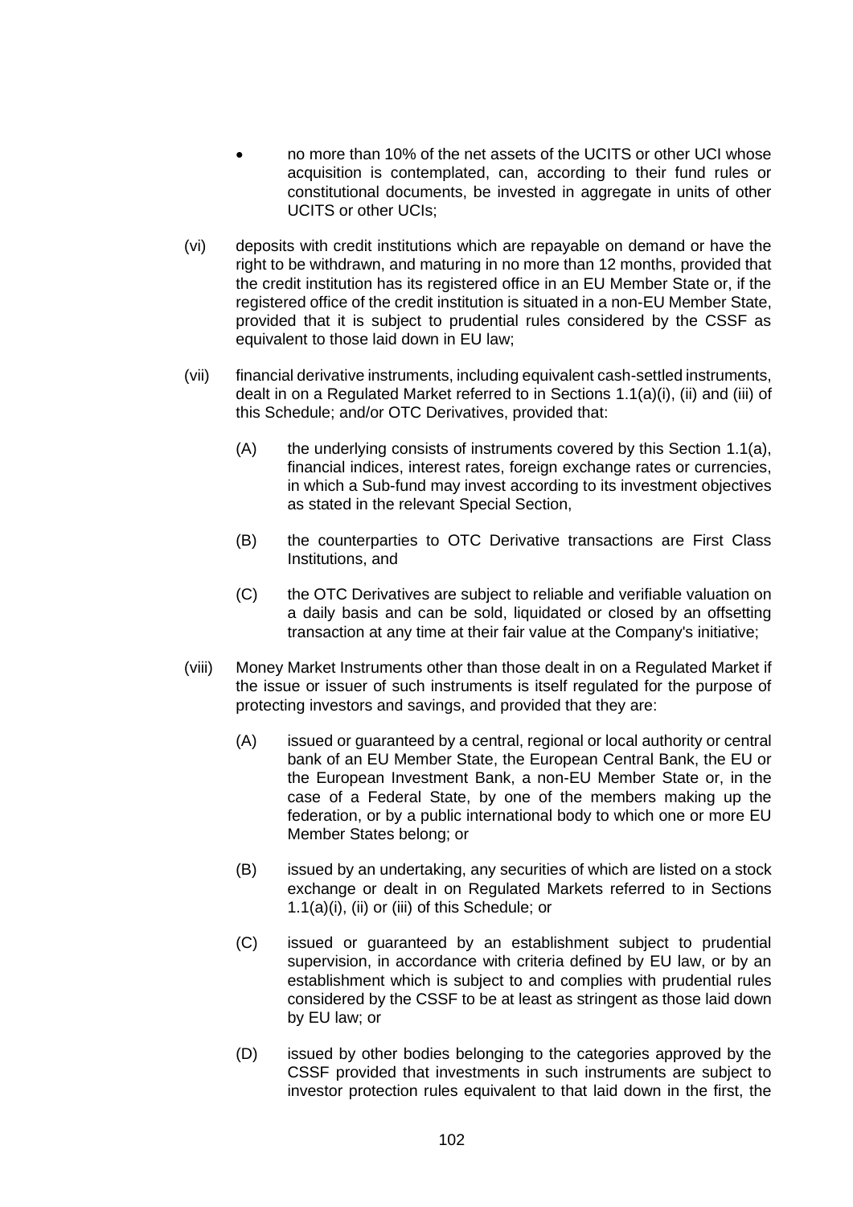- no more than 10% of the net assets of the UCITS or other UCI whose acquisition is contemplated, can, according to their fund rules or constitutional documents, be invested in aggregate in units of other UCITS or other UCIs;

(vi) deposits with credit institutions which are repayable on demand or have the right to be withdrawn, and maturing in no more than 12 months, provided that the credit institution has its registered office in an EU Member State or, if the registered office of the credit institution is situated in a non-EU Member State, provided that it is subject to prudential rules considered by the CSSF as equivalent to those laid down in EU law;

(vii) financial derivative instruments, including equivalent cash-settled instruments, dealt in on a Regulated Market referred to in Sections 1.1(a)(i), (ii) and (iii) of this Schedule; and/or OTC Derivatives, provided that:

(A) the underlying consists of instruments covered by this Section 1.1(a), financial indices, interest rates, foreign exchange rates or currencies, in which a Sub-fund may invest according to its investment objectives as stated in the relevant Special Section,

(B) the counterparties to OTC Derivative transactions are First Class Institutions, and

(C) the OTC Derivatives are subject to reliable and verifiable valuation on a daily basis and can be sold, liquidated or closed by an offsetting transaction at any time at their fair value at the Company's initiative;

(viii) Money Market Instruments other than those dealt in on a Regulated Market if the issue or issuer of such instruments is itself regulated for the purpose of protecting investors and savings, and provided that they are:

(A) issued or guaranteed by a central, regional or local authority or central bank of an EU Member State, the European Central Bank, the EU or the European Investment Bank, a non-EU Member State or, in the case of a Federal State, by one of the members making up the federation, or by a public international body to which one or more EU Member States belong; or

(B) issued by an undertaking, any securities of which are listed on a stock exchange or dealt in on Regulated Markets referred to in Sections 1.1(a)(i), (ii) or (iii) of this Schedule; or

(C) issued or guaranteed by an establishment subject to prudential supervision, in accordance with criteria defined by EU law, or by an establishment which is subject to and complies with prudential rules considered by the CSSF to be at least as stringent as those laid down by EU law; or

(D) issued by other bodies belonging to the categories approved by the CSSF provided that investments in such instruments are subject to investor protection rules equivalent to that laid down in the first, the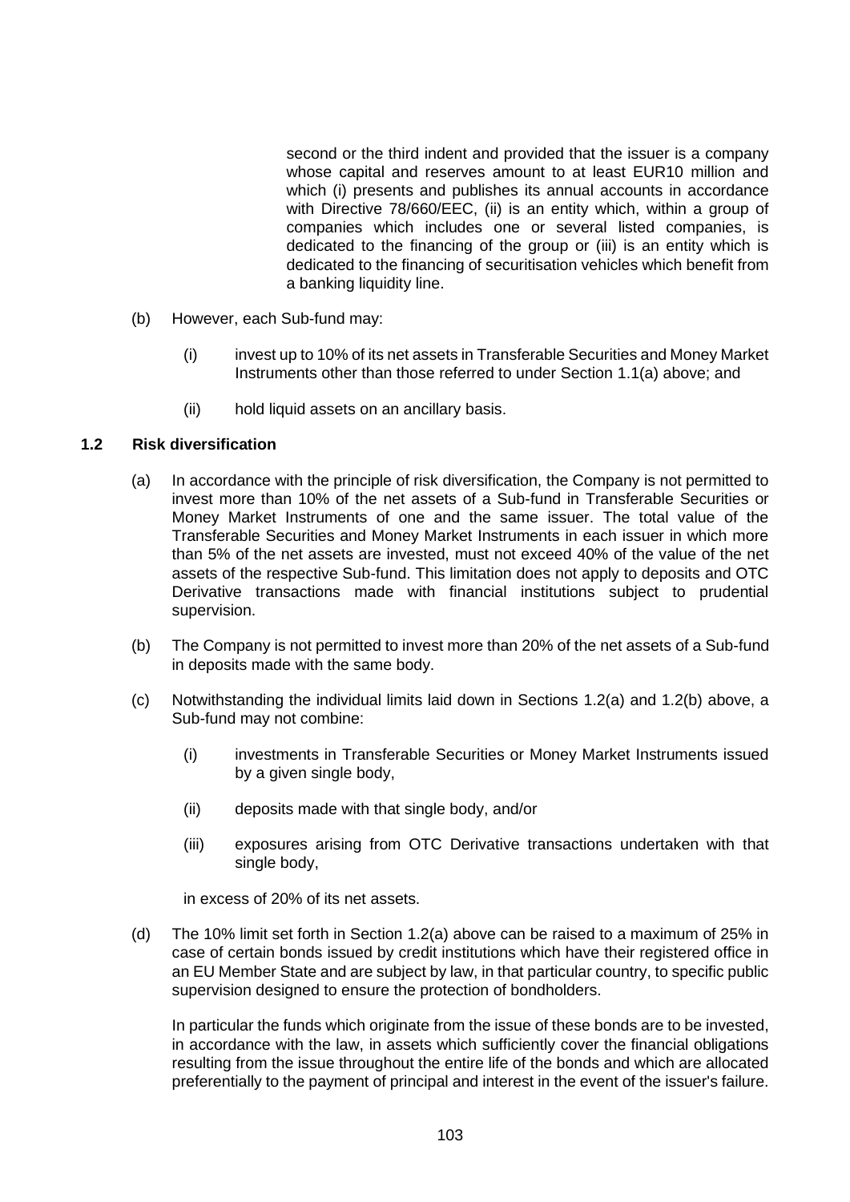second or the third indent and provided that the issuer is a company whose capital and reserves amount to at least EUR10 million and which (i) presents and publishes its annual accounts in accordance with Directive 78/660/EEC, (ii) is an entity which, within a group of companies which includes one or several listed companies, is dedicated to the financing of the group or (iii) is an entity which is dedicated to the financing of securitisation vehicles which benefit from a banking liquidity line.

(b) However, each Sub-fund may:

(i) invest up to 10% of its net assets in Transferable Securities and Money Market Instruments other than those referred to under Section 1.1(a) above; and

(ii) hold liquid assets on an ancillary basis.

### 1.2 Risk diversification

(a) In accordance with the principle of risk diversification, the Company is not permitted to invest more than 10% of the net assets of a Sub-fund in Transferable Securities or Money Market Instruments of one and the same issuer. The total value of the Transferable Securities and Money Market Instruments in each issuer in which more than 5% of the net assets are invested, must not exceed 40% of the value of the net assets of the respective Sub-fund. This limitation does not apply to deposits and OTC Derivative transactions made with financial institutions subject to prudential supervision.

(b) The Company is not permitted to invest more than 20% of the net assets of a Sub-fund in deposits made with the same body.

(c) Notwithstanding the individual limits laid down in Sections 1.2(a) and 1.2(b) above, a Sub-fund may not combine:

(i) investments in Transferable Securities or Money Market Instruments issued by a given single body,

(ii) deposits made with that single body, and/or

(iii) exposures arising from OTC Derivative transactions undertaken with that single body,

in excess of 20% of its net assets.

(d) The 10% limit set forth in Section 1.2(a) above can be raised to a maximum of 25% in case of certain bonds issued by credit institutions which have their registered office in an EU Member State and are subject by law, in that particular country, to specific public supervision designed to ensure the protection of bondholders.

In particular the funds which originate from the issue of these bonds are to be invested, in accordance with the law, in assets which sufficiently cover the financial obligations resulting from the issue throughout the entire life of the bonds and which are allocated preferentially to the payment of principal and interest in the event of the issuer's failure.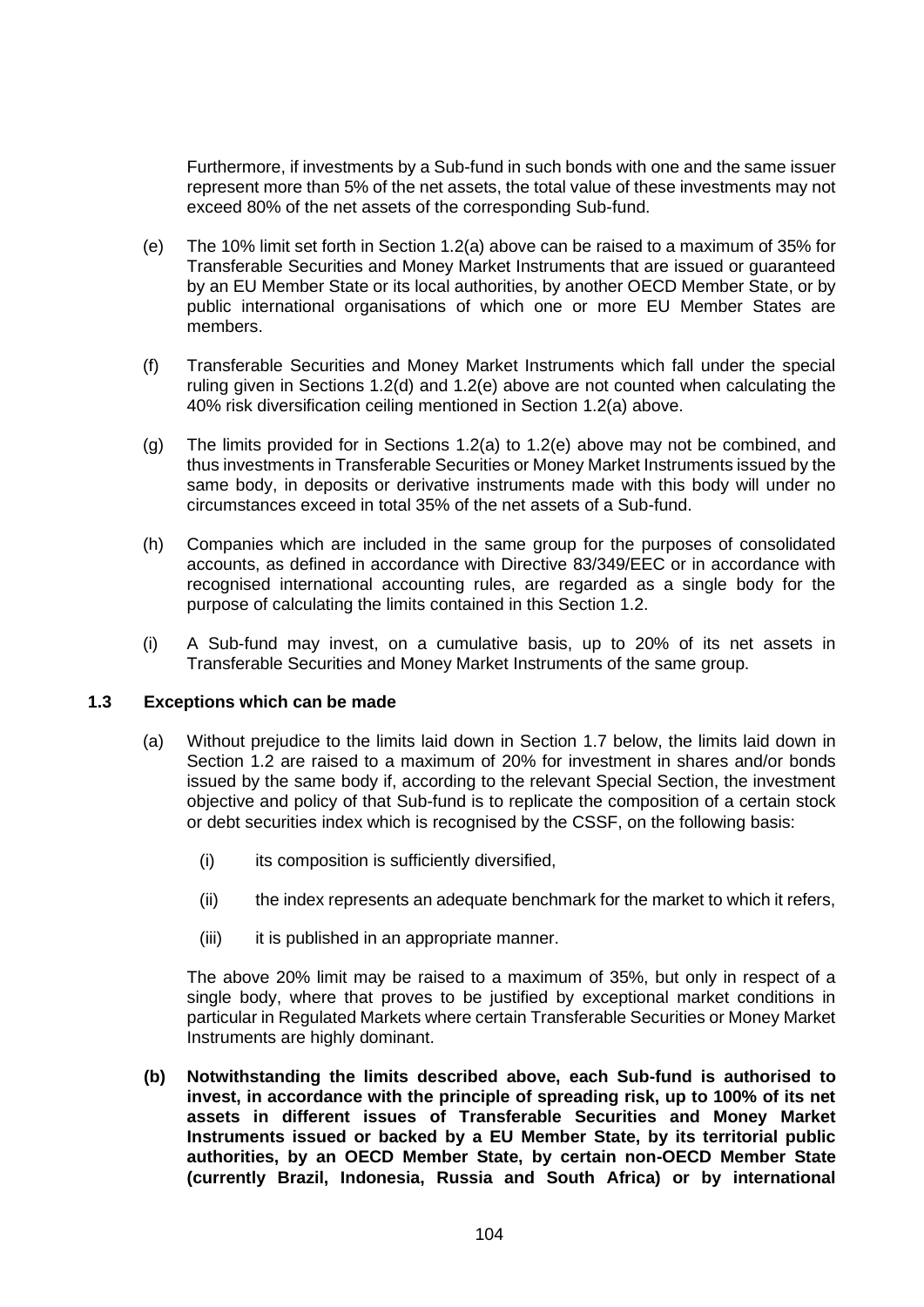Furthermore, if investments by a Sub-fund in such bonds with one and the same issuer represent more than 5% of the net assets, the total value of these investments may not exceed 80% of the net assets of the corresponding Sub-fund.

(e) The 10% limit set forth in Section 1.2(a) above can be raised to a maximum of 35% for Transferable Securities and Money Market Instruments that are issued or guaranteed by an EU Member State or its local authorities, by another OECD Member State, or by public international organisations of which one or more EU Member States are members.

(f) Transferable Securities and Money Market Instruments which fall under the special ruling given in Sections 1.2(d) and 1.2(e) above are not counted when calculating the 40% risk diversification ceiling mentioned in Section 1.2(a) above.

(g) The limits provided for in Sections 1.2(a) to 1.2(e) above may not be combined, and thus investments in Transferable Securities or Money Market Instruments issued by the same body, in deposits or derivative instruments made with this body will under no circumstances exceed in total 35% of the net assets of a Sub-fund.

(h) Companies which are included in the same group for the purposes of consolidated accounts, as defined in accordance with Directive 83/349/EEC or in accordance with recognised international accounting rules, are regarded as a single body for the purpose of calculating the limits contained in this Section 1.2.

(i) A Sub-fund may invest, on a cumulative basis, up to 20% of its net assets in Transferable Securities and Money Market Instruments of the same group.

### 1.3 Exceptions which can be made

(a) Without prejudice to the limits laid down in Section 1.7 below, the limits laid down in Section 1.2 are raised to a maximum of 20% for investment in shares and/or bonds issued by the same body if, according to the relevant Special Section, the investment objective and policy of that Sub-fund is to replicate the composition of a certain stock or debt securities index which is recognised by the CSSF, on the following basis:

(i) its composition is sufficiently diversified,

(ii) the index represents an adequate benchmark for the market to which it refers,

(iii) it is published in an appropriate manner.

The above 20% limit may be raised to a maximum of 35%, but only in respect of a single body, where that proves to be justified by exceptional market conditions in particular in Regulated Markets where certain Transferable Securities or Money Market Instruments are highly dominant.

**(b) Notwithstanding the limits described above, each Sub-fund is authorised to invest, in accordance with the principle of spreading risk, up to 100% of its net assets in different issues of Transferable Securities and Money Market Instruments issued or backed by a EU Member State, by its territorial public authorities, by an OECD Member State, by certain non-OECD Member State (currently Brazil, Indonesia, Russia and South Africa) or by international**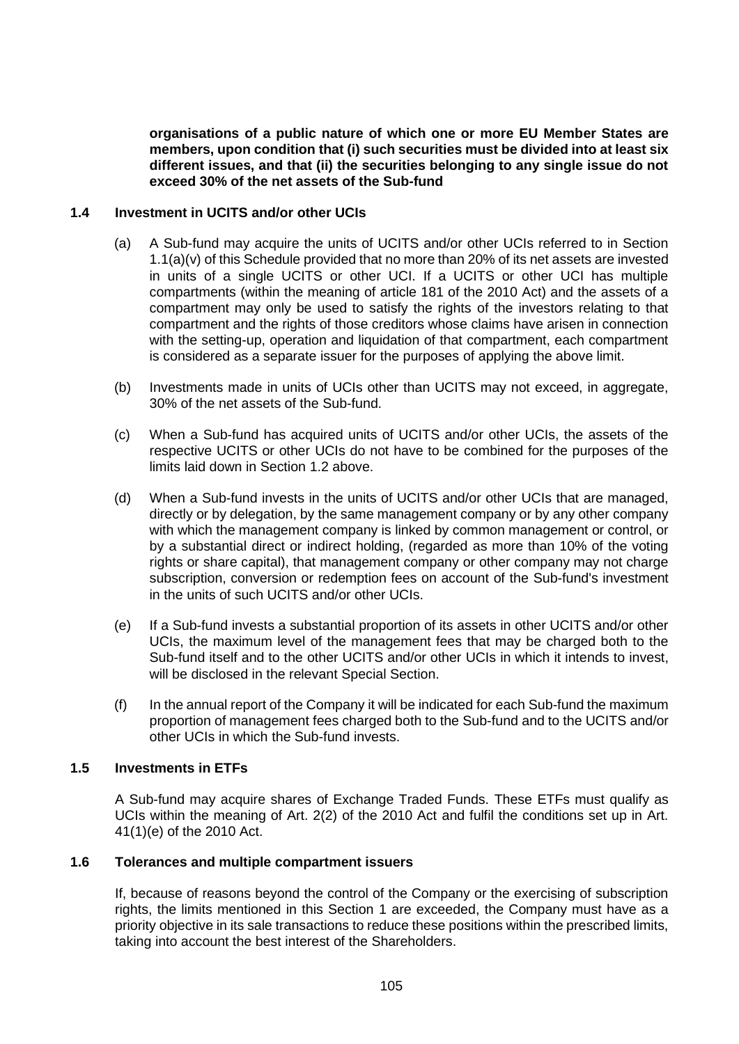**organisations of a public nature of which one or more EU Member States are members, upon condition that (i) such securities must be divided into at least six different issues, and that (ii) the securities belonging to any single issue do not exceed 30% of the net assets of the Sub-fund**

### 1.4 Investment in UCITS and/or other UCIs

(a) A Sub-fund may acquire the units of UCITS and/or other UCIs referred to in Section 1.1(a)(v) of this Schedule provided that no more than 20% of its net assets are invested in units of a single UCITS or other UCI. If a UCITS or other UCI has multiple compartments (within the meaning of article 181 of the 2010 Act) and the assets of a compartment may only be used to satisfy the rights of the investors relating to that compartment and the rights of those creditors whose claims have arisen in connection with the setting-up, operation and liquidation of that compartment, each compartment is considered as a separate issuer for the purposes of applying the above limit.

(b) Investments made in units of UCIs other than UCITS may not exceed, in aggregate, 30% of the net assets of the Sub-fund.

(c) When a Sub-fund has acquired units of UCITS and/or other UCIs, the assets of the respective UCITS or other UCIs do not have to be combined for the purposes of the limits laid down in Section 1.2 above.

(d) When a Sub-fund invests in the units of UCITS and/or other UCIs that are managed, directly or by delegation, by the same management company or by any other company with which the management company is linked by common management or control, or by a substantial direct or indirect holding, (regarded as more than 10% of the voting rights or share capital), that management company or other company may not charge subscription, conversion or redemption fees on account of the Sub-fund's investment in the units of such UCITS and/or other UCIs.

(e) If a Sub-fund invests a substantial proportion of its assets in other UCITS and/or other UCIs, the maximum level of the management fees that may be charged both to the Sub-fund itself and to the other UCITS and/or other UCIs in which it intends to invest, will be disclosed in the relevant Special Section.

(f) In the annual report of the Company it will be indicated for each Sub-fund the maximum proportion of management fees charged both to the Sub-fund and to the UCITS and/or other UCIs in which the Sub-fund invests.

### 1.5 Investments in ETFs

A Sub-fund may acquire shares of Exchange Traded Funds. These ETFs must qualify as UCIs within the meaning of Art. 2(2) of the 2010 Act and fulfil the conditions set up in Art. 41(1)(e) of the 2010 Act.

### 1.6 Tolerances and multiple compartment issuers

If, because of reasons beyond the control of the Company or the exercising of subscription rights, the limits mentioned in this Section 1 are exceeded, the Company must have as a priority objective in its sale transactions to reduce these positions within the prescribed limits, taking into account the best interest of the Shareholders.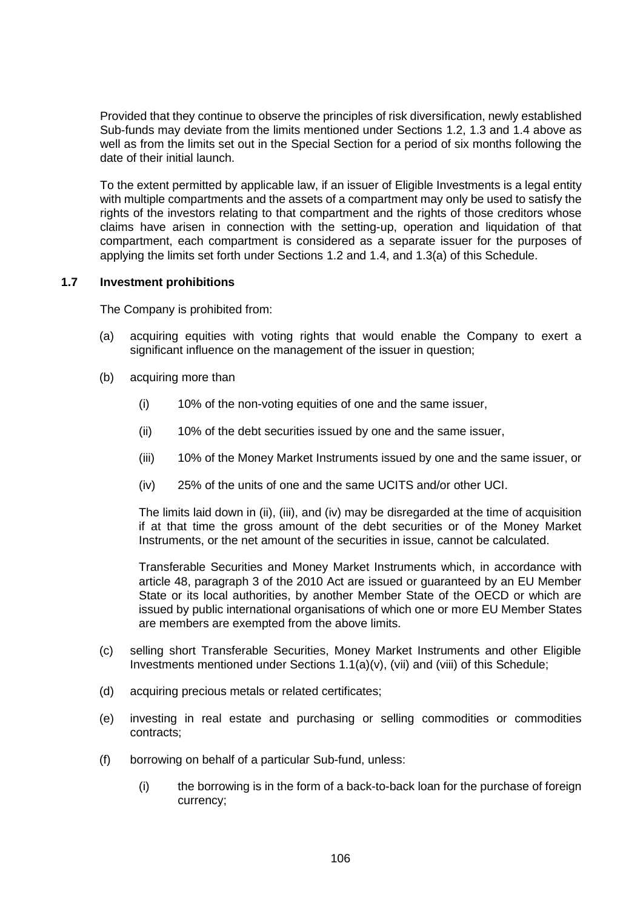Provided that they continue to observe the principles of risk diversification, newly established Sub-funds may deviate from the limits mentioned under Sections 1.2, 1.3 and 1.4 above as well as from the limits set out in the Special Section for a period of six months following the date of their initial launch.

To the extent permitted by applicable law, if an issuer of Eligible Investments is a legal entity with multiple compartments and the assets of a compartment may only be used to satisfy the rights of the investors relating to that compartment and the rights of those creditors whose claims have arisen in connection with the setting-up, operation and liquidation of that compartment, each compartment is considered as a separate issuer for the purposes of applying the limits set forth under Sections 1.2 and 1.4, and 1.3(a) of this Schedule.

### 1.7 Investment prohibitions

The Company is prohibited from:

(a) acquiring equities with voting rights that would enable the Company to exert a significant influence on the management of the issuer in question;

(b) acquiring more than

 (i) 10% of the non-voting equities of one and the same issuer,

 (ii) 10% of the debt securities issued by one and the same issuer,

 (iii) 10% of the Money Market Instruments issued by one and the same issuer, or

 (iv) 25% of the units of one and the same UCITS and/or other UCI.

 The limits laid down in (ii), (iii), and (iv) may be disregarded at the time of acquisition if at that time the gross amount of the debt securities or of the Money Market Instruments, or the net amount of the securities in issue, cannot be calculated.

 Transferable Securities and Money Market Instruments which, in accordance with article 48, paragraph 3 of the 2010 Act are issued or guaranteed by an EU Member State or its local authorities, by another Member State of the OECD or which are issued by public international organisations of which one or more EU Member States are members are exempted from the above limits.

(c) selling short Transferable Securities, Money Market Instruments and other Eligible Investments mentioned under Sections 1.1(a)(v), (vii) and (viii) of this Schedule;

(d) acquiring precious metals or related certificates;

(e) investing in real estate and purchasing or selling commodities or commodities contracts;

(f) borrowing on behalf of a particular Sub-fund, unless:

 (i) the borrowing is in the form of a back-to-back loan for the purchase of foreign currency;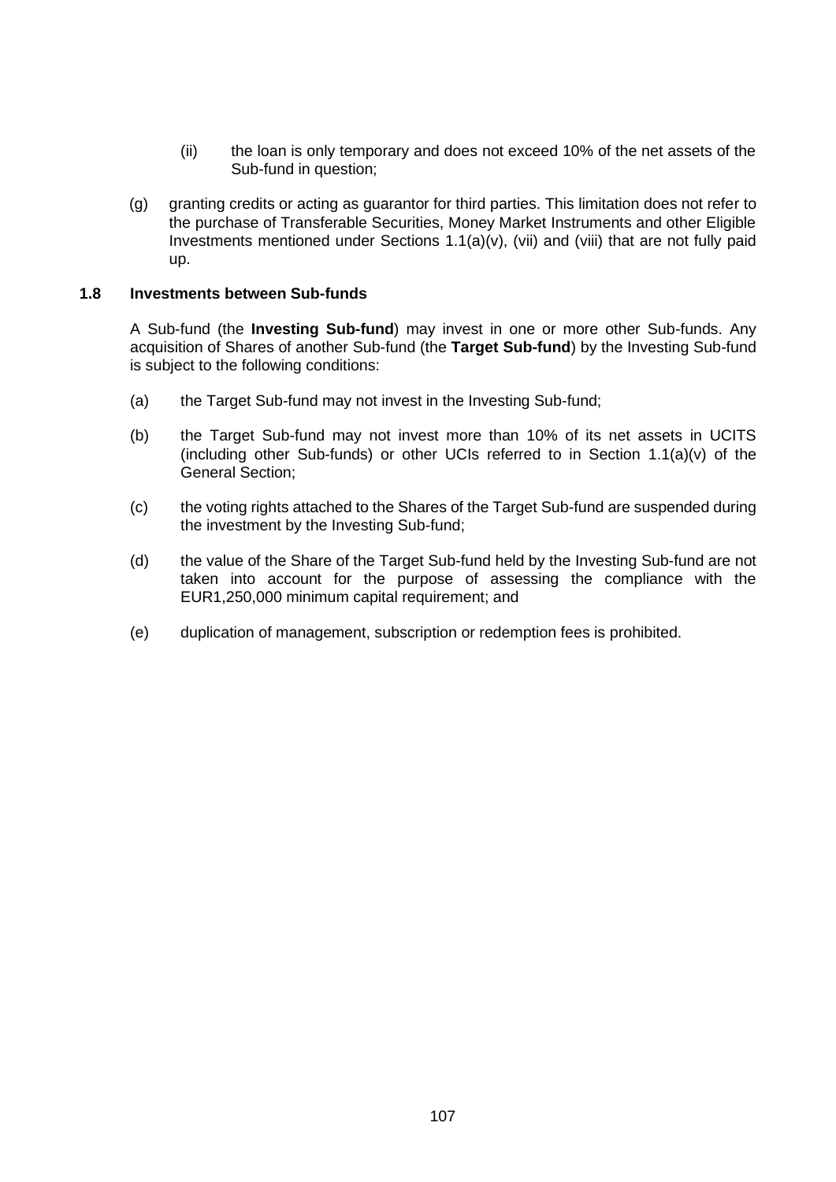(ii) the loan is only temporary and does not exceed 10% of the net assets of the Sub-fund in question;

(g) granting credits or acting as guarantor for third parties. This limitation does not refer to the purchase of Transferable Securities, Money Market Instruments and other Eligible Investments mentioned under Sections 1.1(a)(v), (vii) and (viii) that are not fully paid up.

### 1.8 Investments between Sub-funds

A Sub-fund (the **Investing Sub-fund**) may invest in one or more other Sub-funds. Any acquisition of Shares of another Sub-fund (the **Target Sub-fund**) by the Investing Sub-fund is subject to the following conditions:

(a) the Target Sub-fund may not invest in the Investing Sub-fund;

(b) the Target Sub-fund may not invest more than 10% of its net assets in UCITS (including other Sub-funds) or other UCIs referred to in Section 1.1(a)(v) of the General Section;

(c) the voting rights attached to the Shares of the Target Sub-fund are suspended during the investment by the Investing Sub-fund;

(d) the value of the Share of the Target Sub-fund held by the Investing Sub-fund are not taken into account for the purpose of assessing the compliance with the EUR1,250,000 minimum capital requirement; and

(e) duplication of management, subscription or redemption fees is prohibited.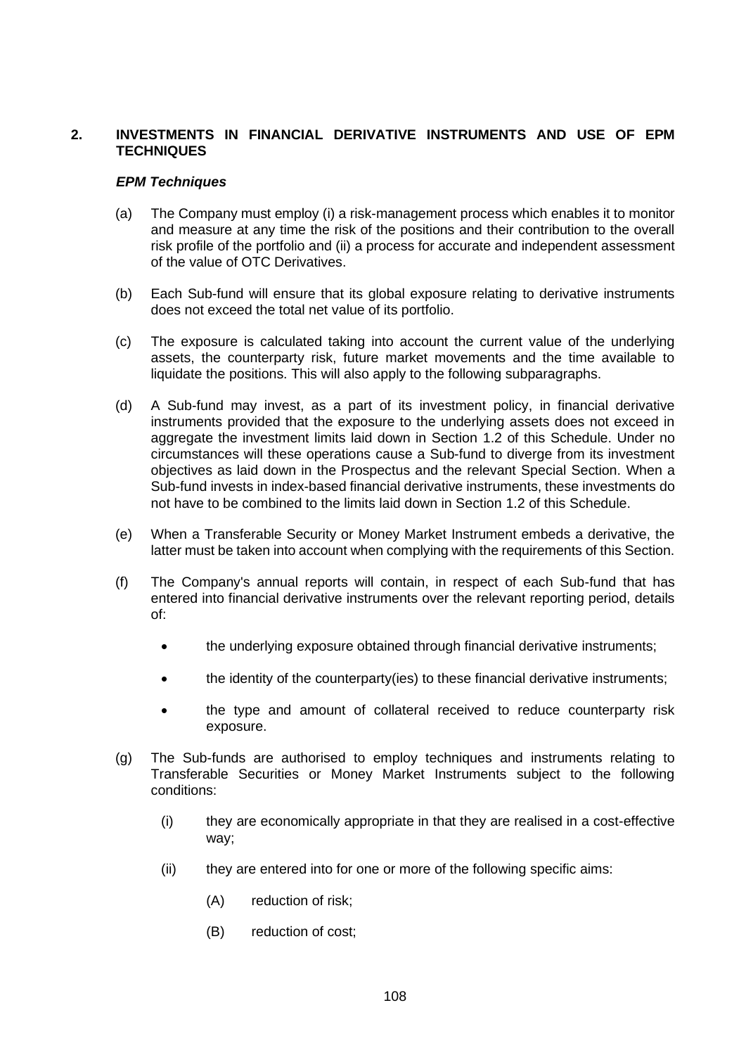## 2. INVESTMENTS IN FINANCIAL DERIVATIVE INSTRUMENTS AND USE OF EPM TECHNIQUES

***EPM Techniques***

(a) The Company must employ (i) a risk-management process which enables it to monitor and measure at any time the risk of the positions and their contribution to the overall risk profile of the portfolio and (ii) a process for accurate and independent assessment of the value of OTC Derivatives.

(b) Each Sub-fund will ensure that its global exposure relating to derivative instruments does not exceed the total net value of its portfolio.

(c) The exposure is calculated taking into account the current value of the underlying assets, the counterparty risk, future market movements and the time available to liquidate the positions. This will also apply to the following subparagraphs.

(d) A Sub-fund may invest, as a part of its investment policy, in financial derivative instruments provided that the exposure to the underlying assets does not exceed in aggregate the investment limits laid down in Section 1.2 of this Schedule. Under no circumstances will these operations cause a Sub-fund to diverge from its investment objectives as laid down in the Prospectus and the relevant Special Section. When a Sub-fund invests in index-based financial derivative instruments, these investments do not have to be combined to the limits laid down in Section 1.2 of this Schedule.

(e) When a Transferable Security or Money Market Instrument embeds a derivative, the latter must be taken into account when complying with the requirements of this Section.

(f) The Company's annual reports will contain, in respect of each Sub-fund that has entered into financial derivative instruments over the relevant reporting period, details of:

- the underlying exposure obtained through financial derivative instruments;
- the identity of the counterparty(ies) to these financial derivative instruments;
- the type and amount of collateral received to reduce counterparty risk exposure.

(g) The Sub-funds are authorised to employ techniques and instruments relating to Transferable Securities or Money Market Instruments subject to the following conditions:

(i) they are economically appropriate in that they are realised in a cost-effective way;

(ii) they are entered into for one or more of the following specific aims:

(A) reduction of risk;

(B) reduction of cost;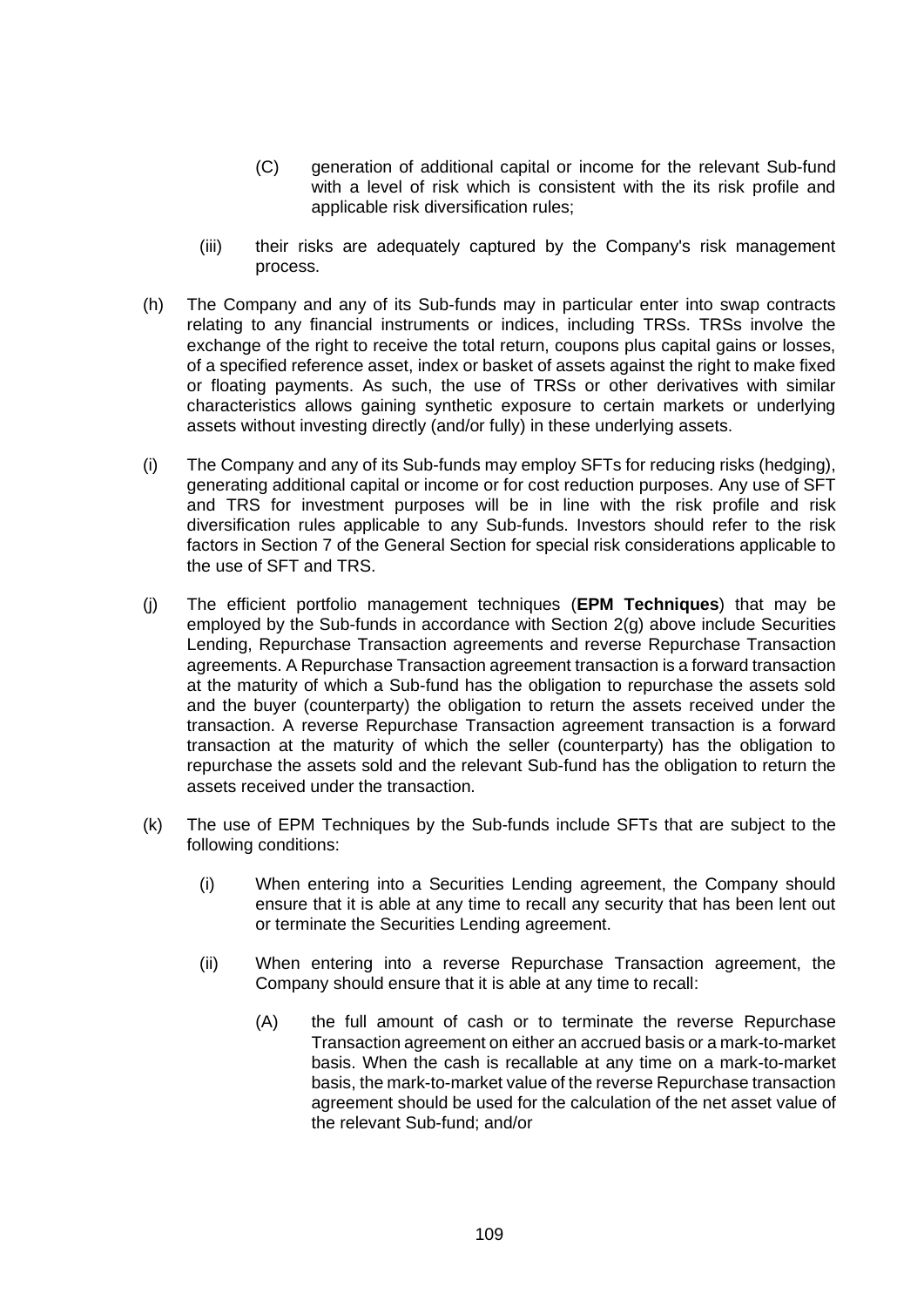(C) generation of additional capital or income for the relevant Sub-fund with a level of risk which is consistent with the its risk profile and applicable risk diversification rules;

(iii) their risks are adequately captured by the Company's risk management process.

(h) The Company and any of its Sub-funds may in particular enter into swap contracts relating to any financial instruments or indices, including TRSs. TRSs involve the exchange of the right to receive the total return, coupons plus capital gains or losses, of a specified reference asset, index or basket of assets against the right to make fixed or floating payments. As such, the use of TRSs or other derivatives with similar characteristics allows gaining synthetic exposure to certain markets or underlying assets without investing directly (and/or fully) in these underlying assets.

(i) The Company and any of its Sub-funds may employ SFTs for reducing risks (hedging), generating additional capital or income or for cost reduction purposes. Any use of SFT and TRS for investment purposes will be in line with the risk profile and risk diversification rules applicable to any Sub-funds. Investors should refer to the risk factors in Section 7 of the General Section for special risk considerations applicable to the use of SFT and TRS.

(j) The efficient portfolio management techniques (**EPM Techniques**) that may be employed by the Sub-funds in accordance with Section 2(g) above include Securities Lending, Repurchase Transaction agreements and reverse Repurchase Transaction agreements. A Repurchase Transaction agreement transaction is a forward transaction at the maturity of which a Sub-fund has the obligation to repurchase the assets sold and the buyer (counterparty) the obligation to return the assets received under the transaction. A reverse Repurchase Transaction agreement transaction is a forward transaction at the maturity of which the seller (counterparty) has the obligation to repurchase the assets sold and the relevant Sub-fund has the obligation to return the assets received under the transaction.

(k) The use of EPM Techniques by the Sub-funds include SFTs that are subject to the following conditions:

(i) When entering into a Securities Lending agreement, the Company should ensure that it is able at any time to recall any security that has been lent out or terminate the Securities Lending agreement.

(ii) When entering into a reverse Repurchase Transaction agreement, the Company should ensure that it is able at any time to recall:

(A) the full amount of cash or to terminate the reverse Repurchase Transaction agreement on either an accrued basis or a mark-to-market basis. When the cash is recallable at any time on a mark-to-market basis, the mark-to-market value of the reverse Repurchase transaction agreement should be used for the calculation of the net asset value of the relevant Sub-fund; and/or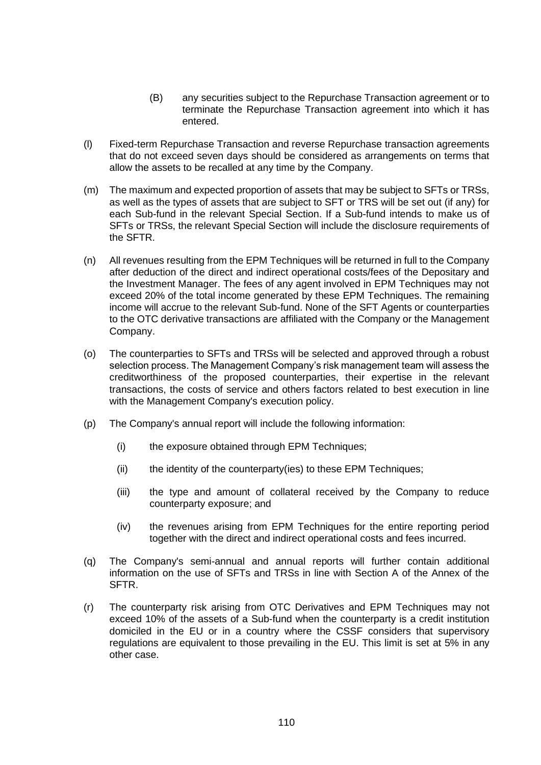(B) any securities subject to the Repurchase Transaction agreement or to terminate the Repurchase Transaction agreement into which it has entered.

(l) Fixed-term Repurchase Transaction and reverse Repurchase transaction agreements that do not exceed seven days should be considered as arrangements on terms that allow the assets to be recalled at any time by the Company.

(m) The maximum and expected proportion of assets that may be subject to SFTs or TRSs, as well as the types of assets that are subject to SFT or TRS will be set out (if any) for each Sub-fund in the relevant Special Section. If a Sub-fund intends to make us of SFTs or TRSs, the relevant Special Section will include the disclosure requirements of the SFTR.

(n) All revenues resulting from the EPM Techniques will be returned in full to the Company after deduction of the direct and indirect operational costs/fees of the Depositary and the Investment Manager. The fees of any agent involved in EPM Techniques may not exceed 20% of the total income generated by these EPM Techniques. The remaining income will accrue to the relevant Sub-fund. None of the SFT Agents or counterparties to the OTC derivative transactions are affiliated with the Company or the Management Company.

(o) The counterparties to SFTs and TRSs will be selected and approved through a robust selection process. The Management Company's risk management team will assess the creditworthiness of the proposed counterparties, their expertise in the relevant transactions, the costs of service and others factors related to best execution in line with the Management Company's execution policy.

(p) The Company's annual report will include the following information:

   (i) the exposure obtained through EPM Techniques;

   (ii) the identity of the counterparty(ies) to these EPM Techniques;

   (iii) the type and amount of collateral received by the Company to reduce counterparty exposure; and

   (iv) the revenues arising from EPM Techniques for the entire reporting period together with the direct and indirect operational costs and fees incurred.

(q) The Company's semi-annual and annual reports will further contain additional information on the use of SFTs and TRSs in line with Section A of the Annex of the SFTR.

(r) The counterparty risk arising from OTC Derivatives and EPM Techniques may not exceed 10% of the assets of a Sub-fund when the counterparty is a credit institution domiciled in the EU or in a country where the CSSF considers that supervisory regulations are equivalent to those prevailing in the EU. This limit is set at 5% in any other case.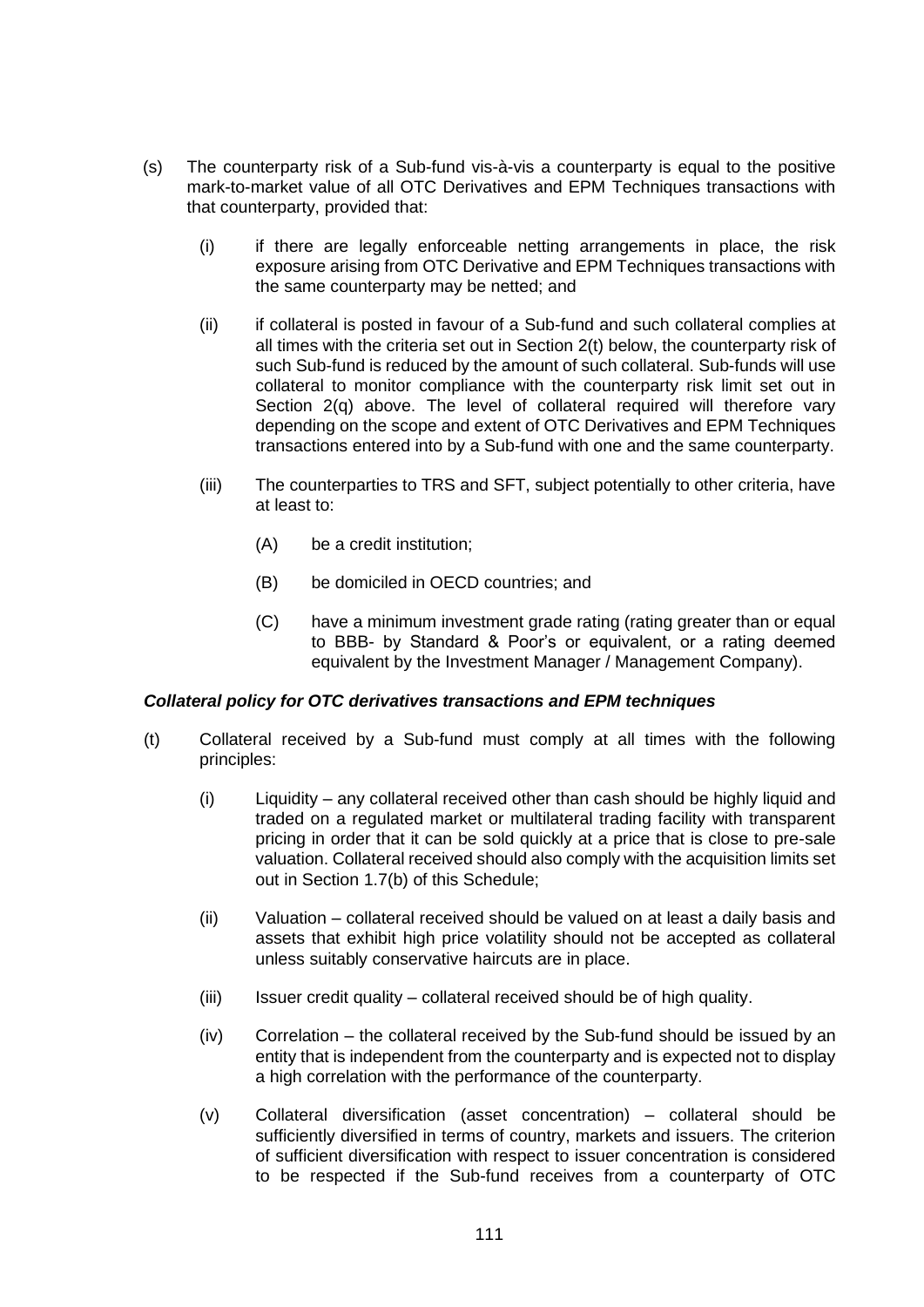(s) The counterparty risk of a Sub-fund vis-à-vis a counterparty is equal to the positive mark-to-market value of all OTC Derivatives and EPM Techniques transactions with that counterparty, provided that:

    (i) if there are legally enforceable netting arrangements in place, the risk exposure arising from OTC Derivative and EPM Techniques transactions with the same counterparty may be netted; and

    (ii) if collateral is posted in favour of a Sub-fund and such collateral complies at all times with the criteria set out in Section 2(t) below, the counterparty risk of such Sub-fund is reduced by the amount of such collateral. Sub-funds will use collateral to monitor compliance with the counterparty risk limit set out in Section 2(q) above. The level of collateral required will therefore vary depending on the scope and extent of OTC Derivatives and EPM Techniques transactions entered into by a Sub-fund with one and the same counterparty.

    (iii) The counterparties to TRS and SFT, subject potentially to other criteria, have at least to:

        (A) be a credit institution;

        (B) be domiciled in OECD countries; and

        (C) have a minimum investment grade rating (rating greater than or equal to BBB- by Standard & Poor's or equivalent, or a rating deemed equivalent by the Investment Manager / Management Company).

***Collateral policy for OTC derivatives transactions and EPM techniques***

(t) Collateral received by a Sub-fund must comply at all times with the following principles:

    (i) Liquidity – any collateral received other than cash should be highly liquid and traded on a regulated market or multilateral trading facility with transparent pricing in order that it can be sold quickly at a price that is close to pre-sale valuation. Collateral received should also comply with the acquisition limits set out in Section 1.7(b) of this Schedule;

    (ii) Valuation – collateral received should be valued on at least a daily basis and assets that exhibit high price volatility should not be accepted as collateral unless suitably conservative haircuts are in place.

    (iii) Issuer credit quality – collateral received should be of high quality.

    (iv) Correlation – the collateral received by the Sub-fund should be issued by an entity that is independent from the counterparty and is expected not to display a high correlation with the performance of the counterparty.

    (v) Collateral diversification (asset concentration) – collateral should be sufficiently diversified in terms of country, markets and issuers. The criterion of sufficient diversification with respect to issuer concentration is considered to be respected if the Sub-fund receives from a counterparty of OTC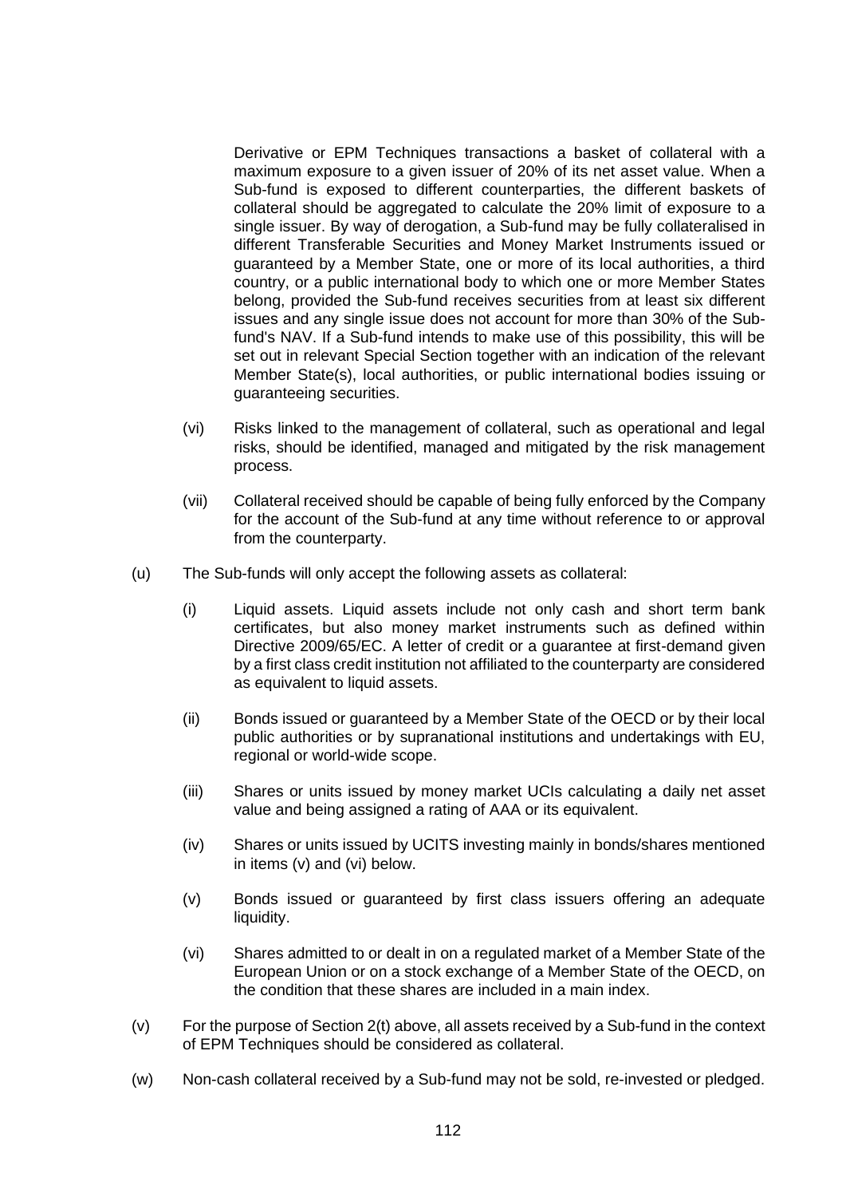Derivative or EPM Techniques transactions a basket of collateral with a maximum exposure to a given issuer of 20% of its net asset value. When a Sub-fund is exposed to different counterparties, the different baskets of collateral should be aggregated to calculate the 20% limit of exposure to a single issuer. By way of derogation, a Sub-fund may be fully collateralised in different Transferable Securities and Money Market Instruments issued or guaranteed by a Member State, one or more of its local authorities, a third country, or a public international body to which one or more Member States belong, provided the Sub-fund receives securities from at least six different issues and any single issue does not account for more than 30% of the Sub-fund's NAV. If a Sub-fund intends to make use of this possibility, this will be set out in relevant Special Section together with an indication of the relevant Member State(s), local authorities, or public international bodies issuing or guaranteeing securities.

(vi) Risks linked to the management of collateral, such as operational and legal risks, should be identified, managed and mitigated by the risk management process.

(vii) Collateral received should be capable of being fully enforced by the Company for the account of the Sub-fund at any time without reference to or approval from the counterparty.

(u) The Sub-funds will only accept the following assets as collateral:

(i) Liquid assets. Liquid assets include not only cash and short term bank certificates, but also money market instruments such as defined within Directive 2009/65/EC. A letter of credit or a guarantee at first-demand given by a first class credit institution not affiliated to the counterparty are considered as equivalent to liquid assets.

(ii) Bonds issued or guaranteed by a Member State of the OECD or by their local public authorities or by supranational institutions and undertakings with EU, regional or world-wide scope.

(iii) Shares or units issued by money market UCIs calculating a daily net asset value and being assigned a rating of AAA or its equivalent.

(iv) Shares or units issued by UCITS investing mainly in bonds/shares mentioned in items (v) and (vi) below.

(v) Bonds issued or guaranteed by first class issuers offering an adequate liquidity.

(vi) Shares admitted to or dealt in on a regulated market of a Member State of the European Union or on a stock exchange of a Member State of the OECD, on the condition that these shares are included in a main index.

(v) For the purpose of Section 2(t) above, all assets received by a Sub-fund in the context of EPM Techniques should be considered as collateral.

(w) Non-cash collateral received by a Sub-fund may not be sold, re-invested or pledged.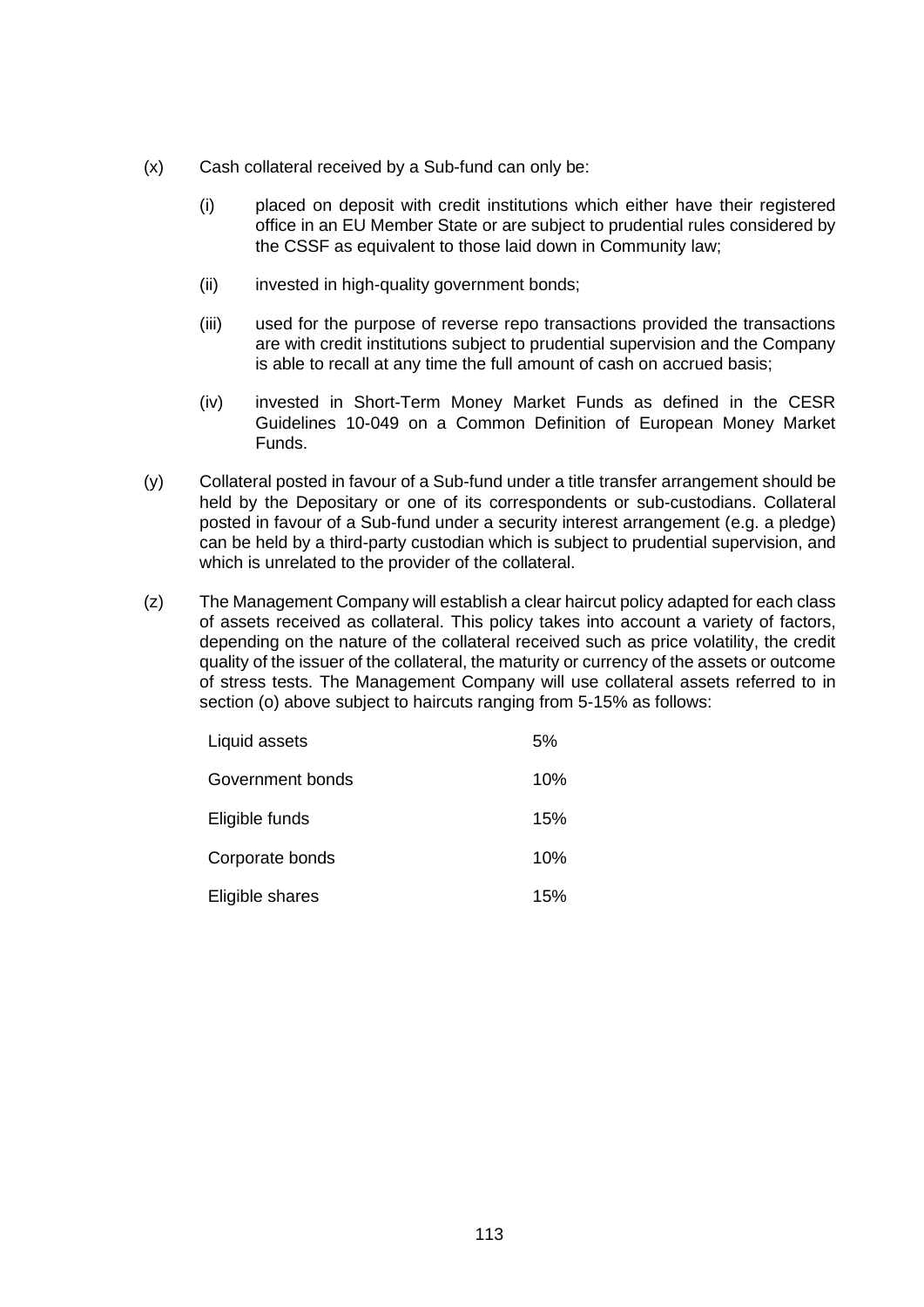(x) Cash collateral received by a Sub-fund can only be:

  (i) placed on deposit with credit institutions which either have their registered office in an EU Member State or are subject to prudential rules considered by the CSSF as equivalent to those laid down in Community law;

  (ii) invested in high-quality government bonds;

  (iii) used for the purpose of reverse repo transactions provided the transactions are with credit institutions subject to prudential supervision and the Company is able to recall at any time the full amount of cash on accrued basis;

  (iv) invested in Short-Term Money Market Funds as defined in the CESR Guidelines 10-049 on a Common Definition of European Money Market Funds.

(y) Collateral posted in favour of a Sub-fund under a title transfer arrangement should be held by the Depositary or one of its correspondents or sub-custodians. Collateral posted in favour of a Sub-fund under a security interest arrangement (e.g. a pledge) can be held by a third-party custodian which is subject to prudential supervision, and which is unrelated to the provider of the collateral.

(z) The Management Company will establish a clear haircut policy adapted for each class of assets received as collateral. This policy takes into account a variety of factors, depending on the nature of the collateral received such as price volatility, the credit quality of the issuer of the collateral, the maturity or currency of the assets or outcome of stress tests. The Management Company will use collateral assets referred to in section (o) above subject to haircuts ranging from 5-15% as follows:

| | |
|---|---|
| Liquid assets | 5% |
| Government bonds | 10% |
| Eligible funds | 15% |
| Corporate bonds | 10% |
| Eligible shares | 15% |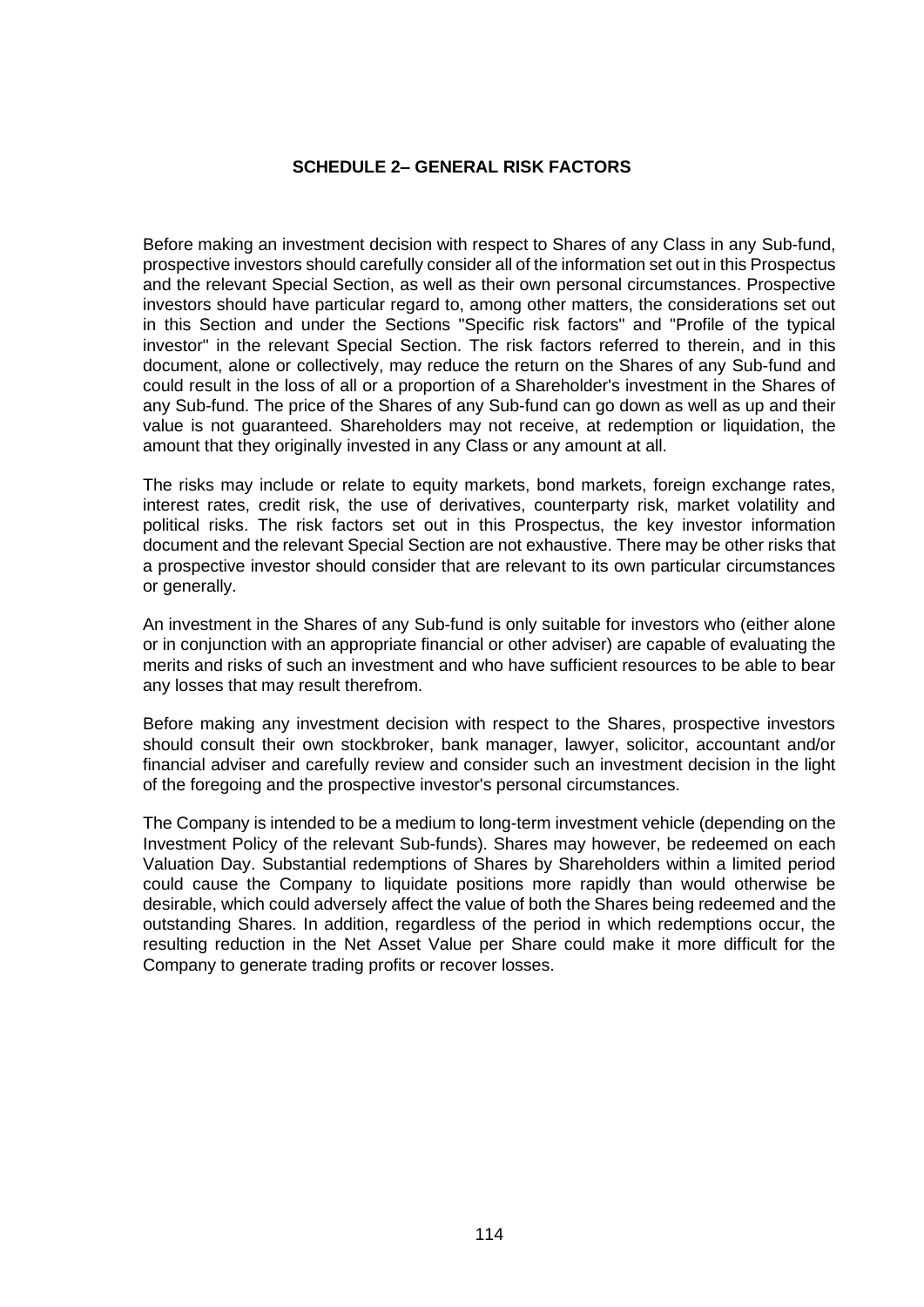# SCHEDULE 2– GENERAL RISK FACTORS

Before making an investment decision with respect to Shares of any Class in any Sub-fund, prospective investors should carefully consider all of the information set out in this Prospectus and the relevant Special Section, as well as their own personal circumstances. Prospective investors should have particular regard to, among other matters, the considerations set out in this Section and under the Sections "Specific risk factors" and "Profile of the typical investor" in the relevant Special Section. The risk factors referred to therein, and in this document, alone or collectively, may reduce the return on the Shares of any Sub-fund and could result in the loss of all or a proportion of a Shareholder's investment in the Shares of any Sub-fund. The price of the Shares of any Sub-fund can go down as well as up and their value is not guaranteed. Shareholders may not receive, at redemption or liquidation, the amount that they originally invested in any Class or any amount at all.

The risks may include or relate to equity markets, bond markets, foreign exchange rates, interest rates, credit risk, the use of derivatives, counterparty risk, market volatility and political risks. The risk factors set out in this Prospectus, the key investor information document and the relevant Special Section are not exhaustive. There may be other risks that a prospective investor should consider that are relevant to its own particular circumstances or generally.

An investment in the Shares of any Sub-fund is only suitable for investors who (either alone or in conjunction with an appropriate financial or other adviser) are capable of evaluating the merits and risks of such an investment and who have sufficient resources to be able to bear any losses that may result therefrom.

Before making any investment decision with respect to the Shares, prospective investors should consult their own stockbroker, bank manager, lawyer, solicitor, accountant and/or financial adviser and carefully review and consider such an investment decision in the light of the foregoing and the prospective investor's personal circumstances.

The Company is intended to be a medium to long-term investment vehicle (depending on the Investment Policy of the relevant Sub-funds). Shares may however, be redeemed on each Valuation Day. Substantial redemptions of Shares by Shareholders within a limited period could cause the Company to liquidate positions more rapidly than would otherwise be desirable, which could adversely affect the value of both the Shares being redeemed and the outstanding Shares. In addition, regardless of the period in which redemptions occur, the resulting reduction in the Net Asset Value per Share could make it more difficult for the Company to generate trading profits or recover losses.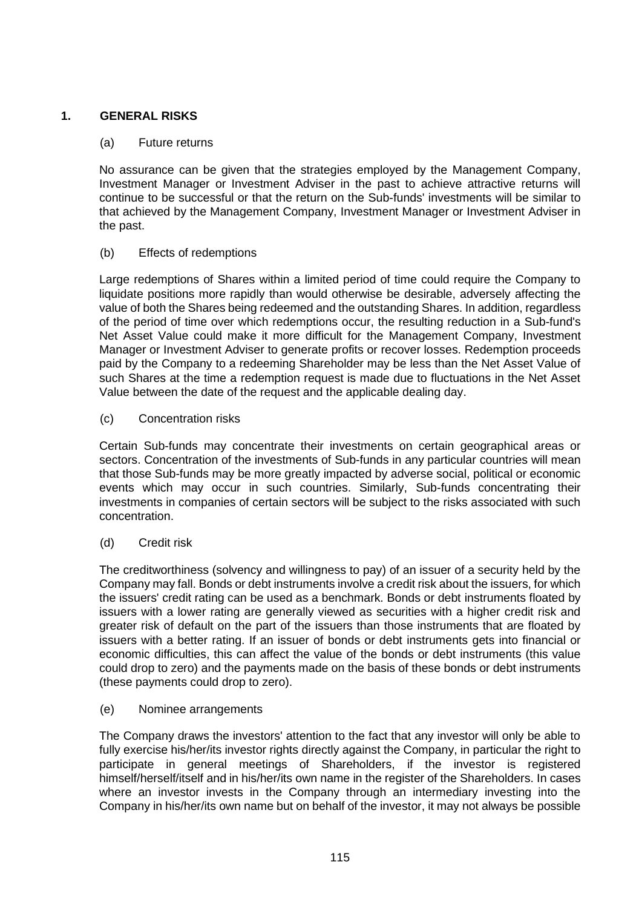## 1. GENERAL RISKS

### (a) Future returns

No assurance can be given that the strategies employed by the Management Company, Investment Manager or Investment Adviser in the past to achieve attractive returns will continue to be successful or that the return on the Sub-funds' investments will be similar to that achieved by the Management Company, Investment Manager or Investment Adviser in the past.

### (b) Effects of redemptions

Large redemptions of Shares within a limited period of time could require the Company to liquidate positions more rapidly than would otherwise be desirable, adversely affecting the value of both the Shares being redeemed and the outstanding Shares. In addition, regardless of the period of time over which redemptions occur, the resulting reduction in a Sub-fund's Net Asset Value could make it more difficult for the Management Company, Investment Manager or Investment Adviser to generate profits or recover losses. Redemption proceeds paid by the Company to a redeeming Shareholder may be less than the Net Asset Value of such Shares at the time a redemption request is made due to fluctuations in the Net Asset Value between the date of the request and the applicable dealing day.

### (c) Concentration risks

Certain Sub-funds may concentrate their investments on certain geographical areas or sectors. Concentration of the investments of Sub-funds in any particular countries will mean that those Sub-funds may be more greatly impacted by adverse social, political or economic events which may occur in such countries. Similarly, Sub-funds concentrating their investments in companies of certain sectors will be subject to the risks associated with such concentration.

### (d) Credit risk

The creditworthiness (solvency and willingness to pay) of an issuer of a security held by the Company may fall. Bonds or debt instruments involve a credit risk about the issuers, for which the issuers' credit rating can be used as a benchmark. Bonds or debt instruments floated by issuers with a lower rating are generally viewed as securities with a higher credit risk and greater risk of default on the part of the issuers than those instruments that are floated by issuers with a better rating. If an issuer of bonds or debt instruments gets into financial or economic difficulties, this can affect the value of the bonds or debt instruments (this value could drop to zero) and the payments made on the basis of these bonds or debt instruments (these payments could drop to zero).

### (e) Nominee arrangements

The Company draws the investors' attention to the fact that any investor will only be able to fully exercise his/her/its investor rights directly against the Company, in particular the right to participate in general meetings of Shareholders, if the investor is registered himself/herself/itself and in his/her/its own name in the register of the Shareholders. In cases where an investor invests in the Company through an intermediary investing into the Company in his/her/its own name but on behalf of the investor, it may not always be possible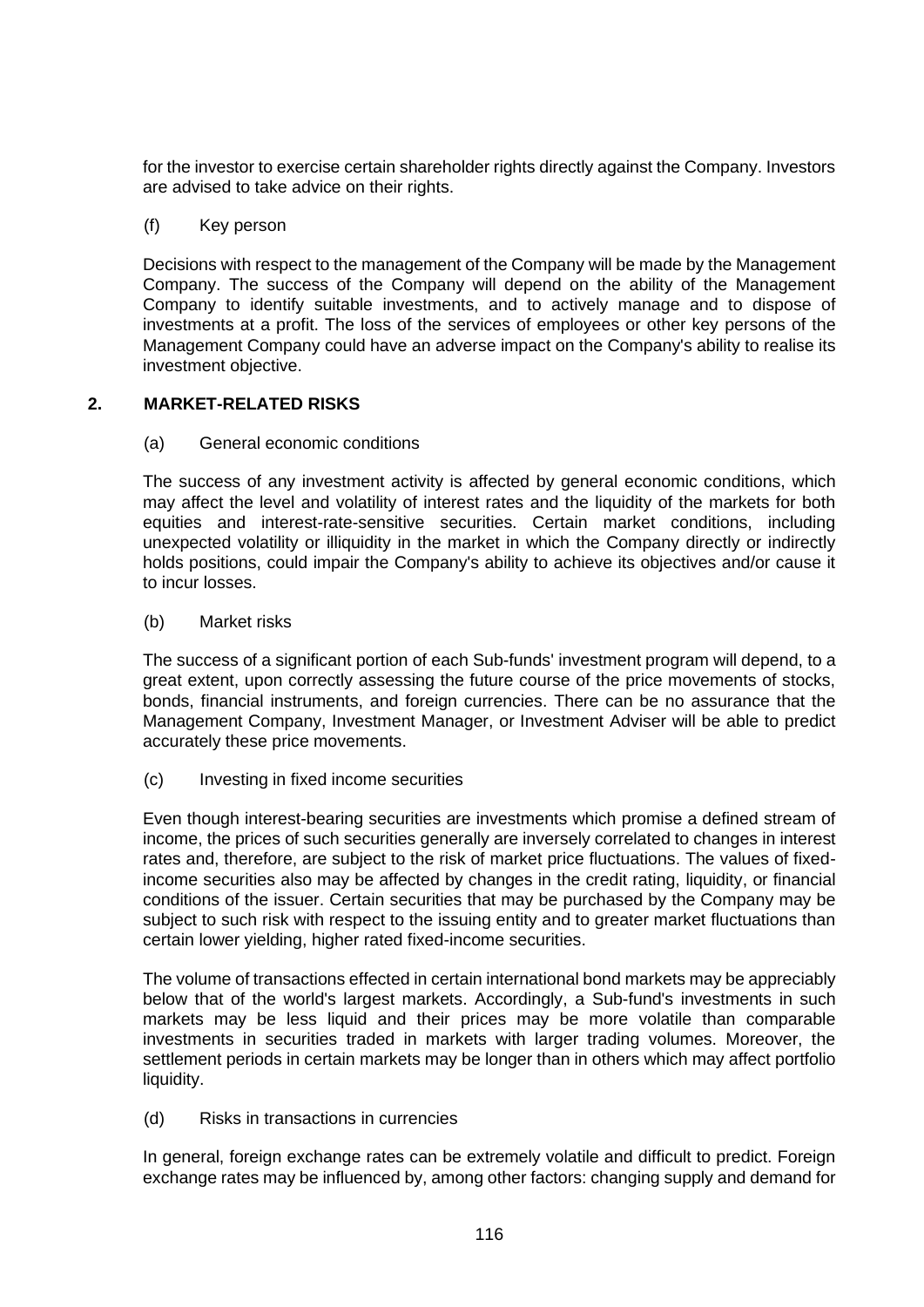for the investor to exercise certain shareholder rights directly against the Company. Investors are advised to take advice on their rights.

(f) Key person

Decisions with respect to the management of the Company will be made by the Management Company. The success of the Company will depend on the ability of the Management Company to identify suitable investments, and to actively manage and to dispose of investments at a profit. The loss of the services of employees or other key persons of the Management Company could have an adverse impact on the Company's ability to realise its investment objective.

## 2. MARKET-RELATED RISKS

(a) General economic conditions

The success of any investment activity is affected by general economic conditions, which may affect the level and volatility of interest rates and the liquidity of the markets for both equities and interest-rate-sensitive securities. Certain market conditions, including unexpected volatility or illiquidity in the market in which the Company directly or indirectly holds positions, could impair the Company's ability to achieve its objectives and/or cause it to incur losses.

(b) Market risks

The success of a significant portion of each Sub-funds' investment program will depend, to a great extent, upon correctly assessing the future course of the price movements of stocks, bonds, financial instruments, and foreign currencies. There can be no assurance that the Management Company, Investment Manager, or Investment Adviser will be able to predict accurately these price movements.

(c) Investing in fixed income securities

Even though interest-bearing securities are investments which promise a defined stream of income, the prices of such securities generally are inversely correlated to changes in interest rates and, therefore, are subject to the risk of market price fluctuations. The values of fixed-income securities also may be affected by changes in the credit rating, liquidity, or financial conditions of the issuer. Certain securities that may be purchased by the Company may be subject to such risk with respect to the issuing entity and to greater market fluctuations than certain lower yielding, higher rated fixed-income securities.

The volume of transactions effected in certain international bond markets may be appreciably below that of the world's largest markets. Accordingly, a Sub-fund's investments in such markets may be less liquid and their prices may be more volatile than comparable investments in securities traded in markets with larger trading volumes. Moreover, the settlement periods in certain markets may be longer than in others which may affect portfolio liquidity.

(d) Risks in transactions in currencies

In general, foreign exchange rates can be extremely volatile and difficult to predict. Foreign exchange rates may be influenced by, among other factors: changing supply and demand for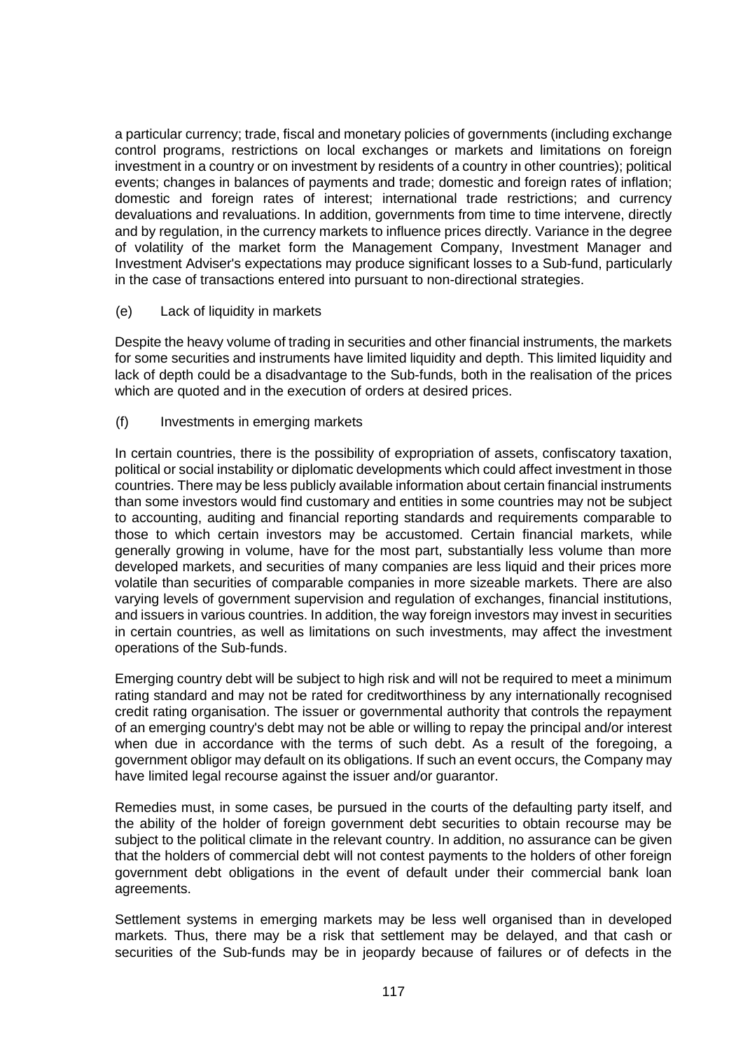a particular currency; trade, fiscal and monetary policies of governments (including exchange control programs, restrictions on local exchanges or markets and limitations on foreign investment in a country or on investment by residents of a country in other countries); political events; changes in balances of payments and trade; domestic and foreign rates of inflation; domestic and foreign rates of interest; international trade restrictions; and currency devaluations and revaluations. In addition, governments from time to time intervene, directly and by regulation, in the currency markets to influence prices directly. Variance in the degree of volatility of the market form the Management Company, Investment Manager and Investment Adviser's expectations may produce significant losses to a Sub-fund, particularly in the case of transactions entered into pursuant to non-directional strategies.

(e) Lack of liquidity in markets

Despite the heavy volume of trading in securities and other financial instruments, the markets for some securities and instruments have limited liquidity and depth. This limited liquidity and lack of depth could be a disadvantage to the Sub-funds, both in the realisation of the prices which are quoted and in the execution of orders at desired prices.

(f) Investments in emerging markets

In certain countries, there is the possibility of expropriation of assets, confiscatory taxation, political or social instability or diplomatic developments which could affect investment in those countries. There may be less publicly available information about certain financial instruments than some investors would find customary and entities in some countries may not be subject to accounting, auditing and financial reporting standards and requirements comparable to those to which certain investors may be accustomed. Certain financial markets, while generally growing in volume, have for the most part, substantially less volume than more developed markets, and securities of many companies are less liquid and their prices more volatile than securities of comparable companies in more sizeable markets. There are also varying levels of government supervision and regulation of exchanges, financial institutions, and issuers in various countries. In addition, the way foreign investors may invest in securities in certain countries, as well as limitations on such investments, may affect the investment operations of the Sub-funds.

Emerging country debt will be subject to high risk and will not be required to meet a minimum rating standard and may not be rated for creditworthiness by any internationally recognised credit rating organisation. The issuer or governmental authority that controls the repayment of an emerging country's debt may not be able or willing to repay the principal and/or interest when due in accordance with the terms of such debt. As a result of the foregoing, a government obligor may default on its obligations. If such an event occurs, the Company may have limited legal recourse against the issuer and/or guarantor.

Remedies must, in some cases, be pursued in the courts of the defaulting party itself, and the ability of the holder of foreign government debt securities to obtain recourse may be subject to the political climate in the relevant country. In addition, no assurance can be given that the holders of commercial debt will not contest payments to the holders of other foreign government debt obligations in the event of default under their commercial bank loan agreements.

Settlement systems in emerging markets may be less well organised than in developed markets. Thus, there may be a risk that settlement may be delayed, and that cash or securities of the Sub-funds may be in jeopardy because of failures or of defects in the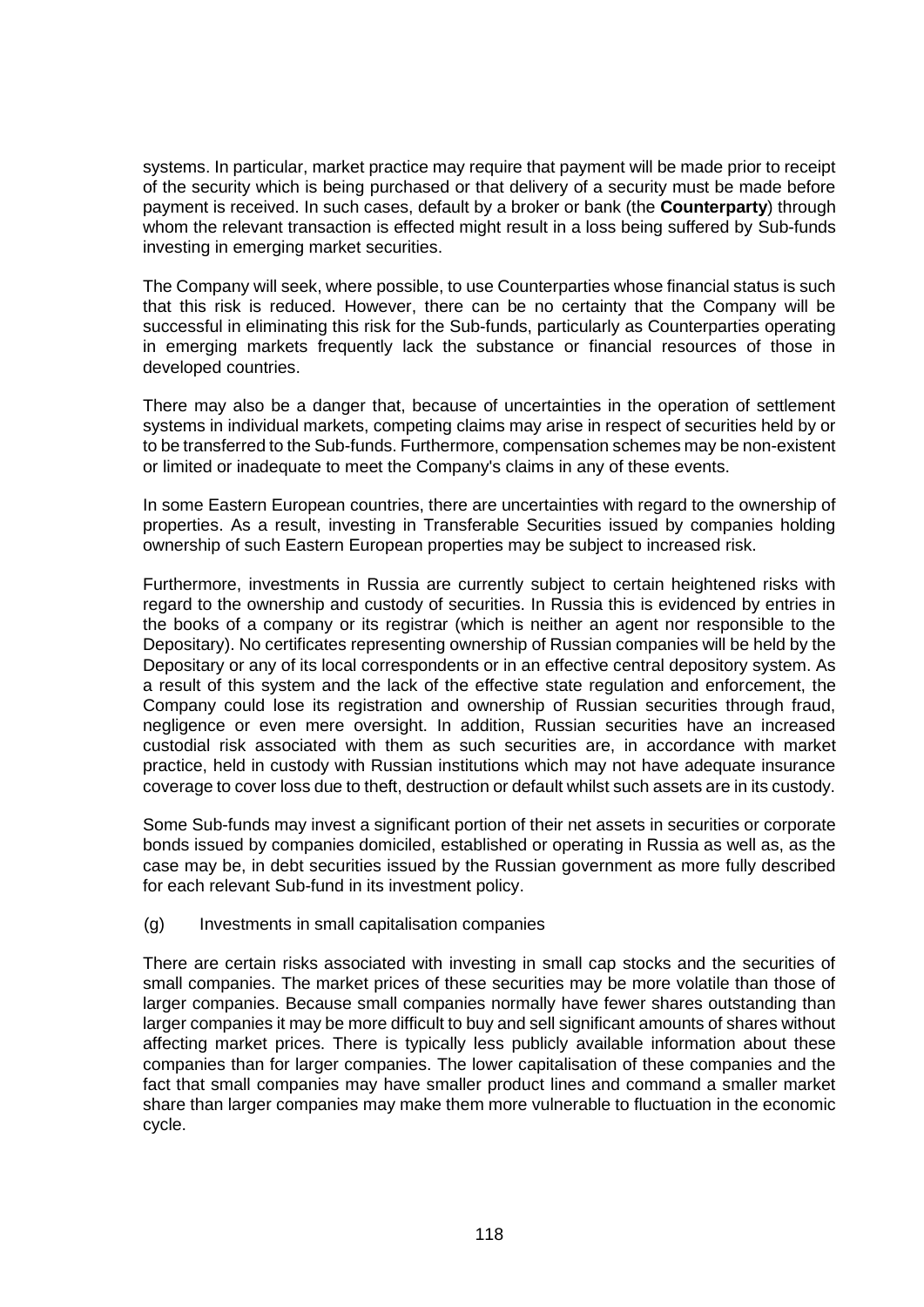systems. In particular, market practice may require that payment will be made prior to receipt of the security which is being purchased or that delivery of a security must be made before payment is received. In such cases, default by a broker or bank (the **Counterparty**) through whom the relevant transaction is effected might result in a loss being suffered by Sub-funds investing in emerging market securities.

The Company will seek, where possible, to use Counterparties whose financial status is such that this risk is reduced. However, there can be no certainty that the Company will be successful in eliminating this risk for the Sub-funds, particularly as Counterparties operating in emerging markets frequently lack the substance or financial resources of those in developed countries.

There may also be a danger that, because of uncertainties in the operation of settlement systems in individual markets, competing claims may arise in respect of securities held by or to be transferred to the Sub-funds. Furthermore, compensation schemes may be non-existent or limited or inadequate to meet the Company's claims in any of these events.

In some Eastern European countries, there are uncertainties with regard to the ownership of properties. As a result, investing in Transferable Securities issued by companies holding ownership of such Eastern European properties may be subject to increased risk.

Furthermore, investments in Russia are currently subject to certain heightened risks with regard to the ownership and custody of securities. In Russia this is evidenced by entries in the books of a company or its registrar (which is neither an agent nor responsible to the Depositary). No certificates representing ownership of Russian companies will be held by the Depositary or any of its local correspondents or in an effective central depository system. As a result of this system and the lack of the effective state regulation and enforcement, the Company could lose its registration and ownership of Russian securities through fraud, negligence or even mere oversight. In addition, Russian securities have an increased custodial risk associated with them as such securities are, in accordance with market practice, held in custody with Russian institutions which may not have adequate insurance coverage to cover loss due to theft, destruction or default whilst such assets are in its custody.

Some Sub-funds may invest a significant portion of their net assets in securities or corporate bonds issued by companies domiciled, established or operating in Russia as well as, as the case may be, in debt securities issued by the Russian government as more fully described for each relevant Sub-fund in its investment policy.

(g) Investments in small capitalisation companies

There are certain risks associated with investing in small cap stocks and the securities of small companies. The market prices of these securities may be more volatile than those of larger companies. Because small companies normally have fewer shares outstanding than larger companies it may be more difficult to buy and sell significant amounts of shares without affecting market prices. There is typically less publicly available information about these companies than for larger companies. The lower capitalisation of these companies and the fact that small companies may have smaller product lines and command a smaller market share than larger companies may make them more vulnerable to fluctuation in the economic cycle.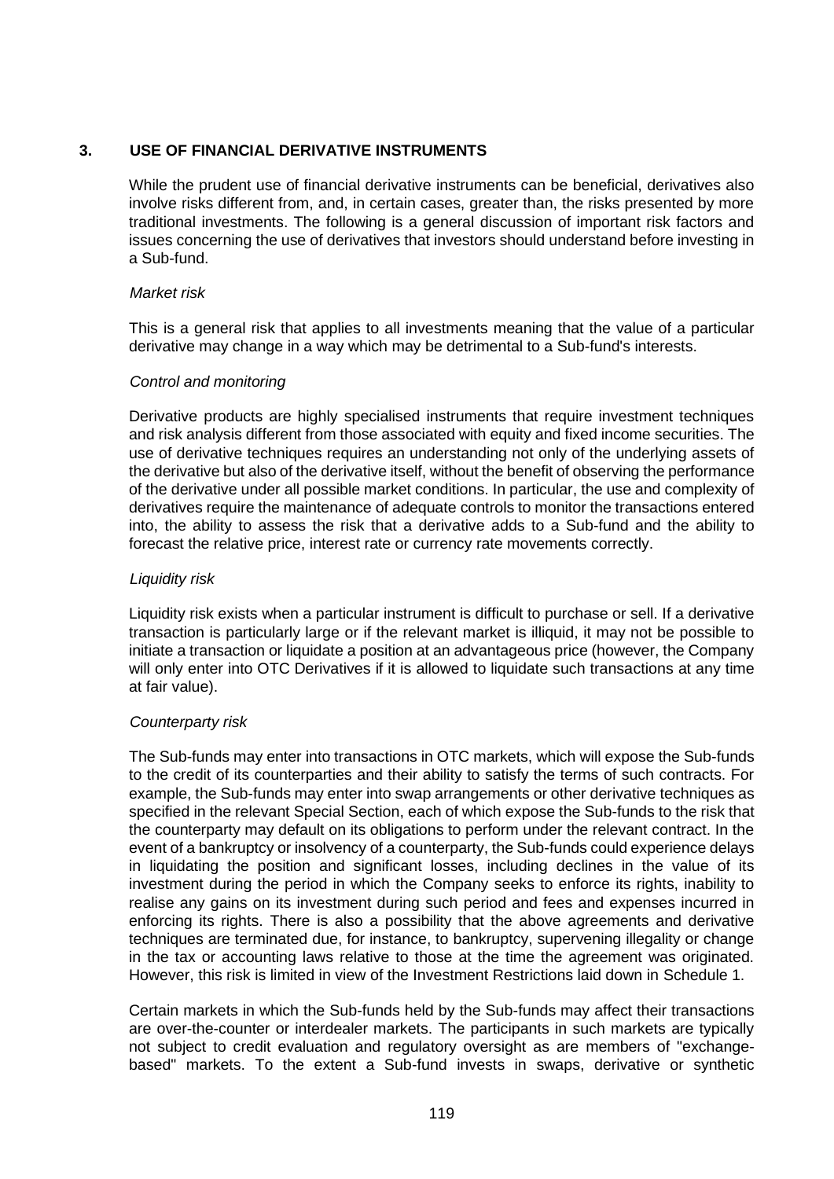## 3. USE OF FINANCIAL DERIVATIVE INSTRUMENTS

While the prudent use of financial derivative instruments can be beneficial, derivatives also involve risks different from, and, in certain cases, greater than, the risks presented by more traditional investments. The following is a general discussion of important risk factors and issues concerning the use of derivatives that investors should understand before investing in a Sub-fund.

*Market risk*

This is a general risk that applies to all investments meaning that the value of a particular derivative may change in a way which may be detrimental to a Sub-fund's interests.

*Control and monitoring*

Derivative products are highly specialised instruments that require investment techniques and risk analysis different from those associated with equity and fixed income securities. The use of derivative techniques requires an understanding not only of the underlying assets of the derivative but also of the derivative itself, without the benefit of observing the performance of the derivative under all possible market conditions. In particular, the use and complexity of derivatives require the maintenance of adequate controls to monitor the transactions entered into, the ability to assess the risk that a derivative adds to a Sub-fund and the ability to forecast the relative price, interest rate or currency rate movements correctly.

*Liquidity risk*

Liquidity risk exists when a particular instrument is difficult to purchase or sell. If a derivative transaction is particularly large or if the relevant market is illiquid, it may not be possible to initiate a transaction or liquidate a position at an advantageous price (however, the Company will only enter into OTC Derivatives if it is allowed to liquidate such transactions at any time at fair value).

*Counterparty risk*

The Sub-funds may enter into transactions in OTC markets, which will expose the Sub-funds to the credit of its counterparties and their ability to satisfy the terms of such contracts. For example, the Sub-funds may enter into swap arrangements or other derivative techniques as specified in the relevant Special Section, each of which expose the Sub-funds to the risk that the counterparty may default on its obligations to perform under the relevant contract. In the event of a bankruptcy or insolvency of a counterparty, the Sub-funds could experience delays in liquidating the position and significant losses, including declines in the value of its investment during the period in which the Company seeks to enforce its rights, inability to realise any gains on its investment during such period and fees and expenses incurred in enforcing its rights. There is also a possibility that the above agreements and derivative techniques are terminated due, for instance, to bankruptcy, supervening illegality or change in the tax or accounting laws relative to those at the time the agreement was originated. However, this risk is limited in view of the Investment Restrictions laid down in Schedule 1.

Certain markets in which the Sub-funds held by the Sub-funds may affect their transactions are over-the-counter or interdealer markets. The participants in such markets are typically not subject to credit evaluation and regulatory oversight as are members of "exchange-based" markets. To the extent a Sub-fund invests in swaps, derivative or synthetic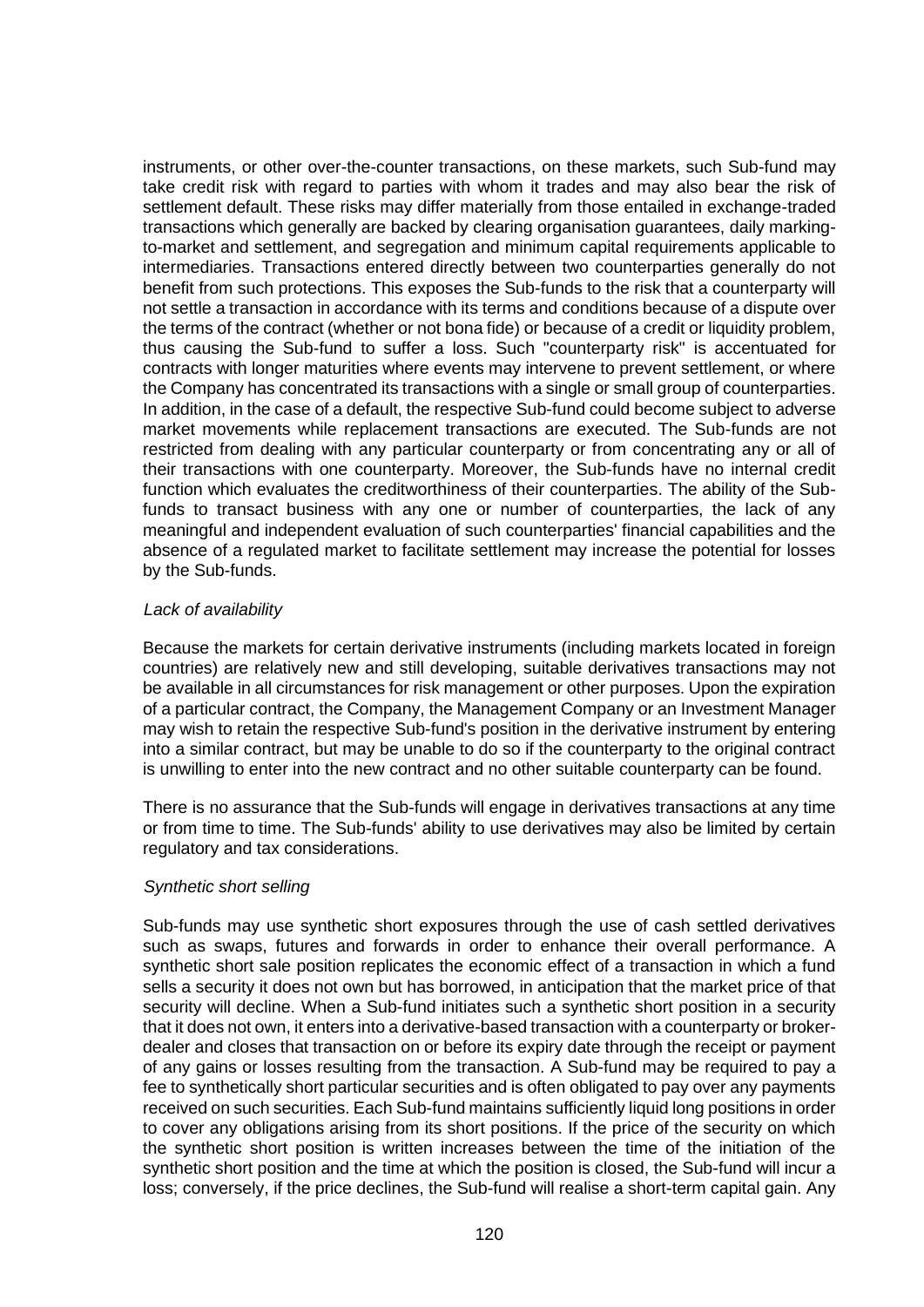instruments, or other over-the-counter transactions, on these markets, such Sub-fund may take credit risk with regard to parties with whom it trades and may also bear the risk of settlement default. These risks may differ materially from those entailed in exchange-traded transactions which generally are backed by clearing organisation guarantees, daily marking-to-market and settlement, and segregation and minimum capital requirements applicable to intermediaries. Transactions entered directly between two counterparties generally do not benefit from such protections. This exposes the Sub-funds to the risk that a counterparty will not settle a transaction in accordance with its terms and conditions because of a dispute over the terms of the contract (whether or not bona fide) or because of a credit or liquidity problem, thus causing the Sub-fund to suffer a loss. Such "counterparty risk" is accentuated for contracts with longer maturities where events may intervene to prevent settlement, or where the Company has concentrated its transactions with a single or small group of counterparties. In addition, in the case of a default, the respective Sub-fund could become subject to adverse market movements while replacement transactions are executed. The Sub-funds are not restricted from dealing with any particular counterparty or from concentrating any or all of their transactions with one counterparty. Moreover, the Sub-funds have no internal credit function which evaluates the creditworthiness of their counterparties. The ability of the Sub-funds to transact business with any one or number of counterparties, the lack of any meaningful and independent evaluation of such counterparties' financial capabilities and the absence of a regulated market to facilitate settlement may increase the potential for losses by the Sub-funds.

*Lack of availability*

Because the markets for certain derivative instruments (including markets located in foreign countries) are relatively new and still developing, suitable derivatives transactions may not be available in all circumstances for risk management or other purposes. Upon the expiration of a particular contract, the Company, the Management Company or an Investment Manager may wish to retain the respective Sub-fund's position in the derivative instrument by entering into a similar contract, but may be unable to do so if the counterparty to the original contract is unwilling to enter into the new contract and no other suitable counterparty can be found.

There is no assurance that the Sub-funds will engage in derivatives transactions at any time or from time to time. The Sub-funds' ability to use derivatives may also be limited by certain regulatory and tax considerations.

*Synthetic short selling*

Sub-funds may use synthetic short exposures through the use of cash settled derivatives such as swaps, futures and forwards in order to enhance their overall performance. A synthetic short sale position replicates the economic effect of a transaction in which a fund sells a security it does not own but has borrowed, in anticipation that the market price of that security will decline. When a Sub-fund initiates such a synthetic short position in a security that it does not own, it enters into a derivative-based transaction with a counterparty or broker-dealer and closes that transaction on or before its expiry date through the receipt or payment of any gains or losses resulting from the transaction. A Sub-fund may be required to pay a fee to synthetically short particular securities and is often obligated to pay over any payments received on such securities. Each Sub-fund maintains sufficiently liquid long positions in order to cover any obligations arising from its short positions. If the price of the security on which the synthetic short position is written increases between the time of the initiation of the synthetic short position and the time at which the position is closed, the Sub-fund will incur a loss; conversely, if the price declines, the Sub-fund will realise a short-term capital gain. Any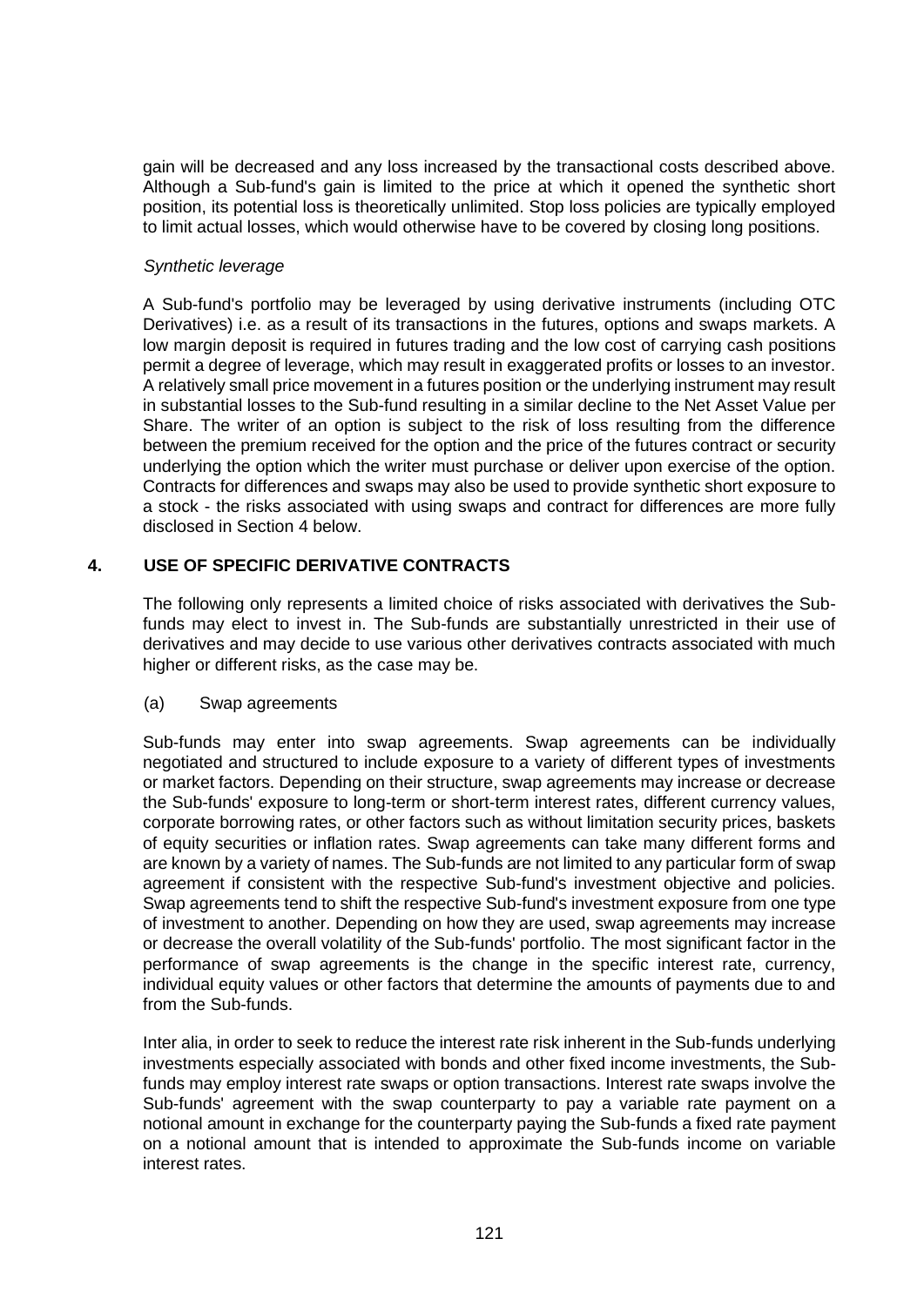gain will be decreased and any loss increased by the transactional costs described above. Although a Sub-fund's gain is limited to the price at which it opened the synthetic short position, its potential loss is theoretically unlimited. Stop loss policies are typically employed to limit actual losses, which would otherwise have to be covered by closing long positions.

*Synthetic leverage*

A Sub-fund's portfolio may be leveraged by using derivative instruments (including OTC Derivatives) i.e. as a result of its transactions in the futures, options and swaps markets. A low margin deposit is required in futures trading and the low cost of carrying cash positions permit a degree of leverage, which may result in exaggerated profits or losses to an investor. A relatively small price movement in a futures position or the underlying instrument may result in substantial losses to the Sub-fund resulting in a similar decline to the Net Asset Value per Share. The writer of an option is subject to the risk of loss resulting from the difference between the premium received for the option and the price of the futures contract or security underlying the option which the writer must purchase or deliver upon exercise of the option. Contracts for differences and swaps may also be used to provide synthetic short exposure to a stock - the risks associated with using swaps and contract for differences are more fully disclosed in Section 4 below.

## 4. USE OF SPECIFIC DERIVATIVE CONTRACTS

The following only represents a limited choice of risks associated with derivatives the Sub-funds may elect to invest in. The Sub-funds are substantially unrestricted in their use of derivatives and may decide to use various other derivatives contracts associated with much higher or different risks, as the case may be.

(a) Swap agreements

Sub-funds may enter into swap agreements. Swap agreements can be individually negotiated and structured to include exposure to a variety of different types of investments or market factors. Depending on their structure, swap agreements may increase or decrease the Sub-funds' exposure to long-term or short-term interest rates, different currency values, corporate borrowing rates, or other factors such as without limitation security prices, baskets of equity securities or inflation rates. Swap agreements can take many different forms and are known by a variety of names. The Sub-funds are not limited to any particular form of swap agreement if consistent with the respective Sub-fund's investment objective and policies. Swap agreements tend to shift the respective Sub-fund's investment exposure from one type of investment to another. Depending on how they are used, swap agreements may increase or decrease the overall volatility of the Sub-funds' portfolio. The most significant factor in the performance of swap agreements is the change in the specific interest rate, currency, individual equity values or other factors that determine the amounts of payments due to and from the Sub-funds.

Inter alia, in order to seek to reduce the interest rate risk inherent in the Sub-funds underlying investments especially associated with bonds and other fixed income investments, the Sub-funds may employ interest rate swaps or option transactions. Interest rate swaps involve the Sub-funds' agreement with the swap counterparty to pay a variable rate payment on a notional amount in exchange for the counterparty paying the Sub-funds a fixed rate payment on a notional amount that is intended to approximate the Sub-funds income on variable interest rates.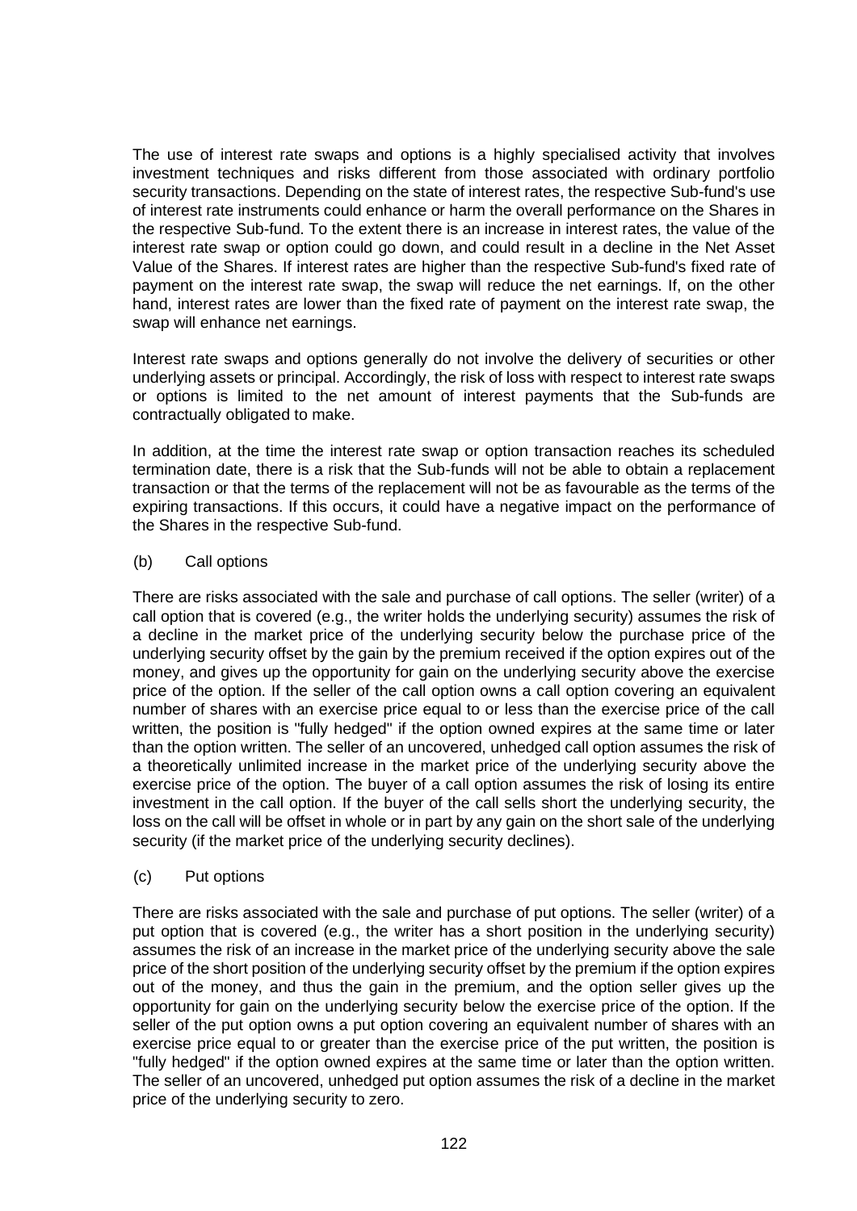The use of interest rate swaps and options is a highly specialised activity that involves investment techniques and risks different from those associated with ordinary portfolio security transactions. Depending on the state of interest rates, the respective Sub-fund's use of interest rate instruments could enhance or harm the overall performance on the Shares in the respective Sub-fund. To the extent there is an increase in interest rates, the value of the interest rate swap or option could go down, and could result in a decline in the Net Asset Value of the Shares. If interest rates are higher than the respective Sub-fund's fixed rate of payment on the interest rate swap, the swap will reduce the net earnings. If, on the other hand, interest rates are lower than the fixed rate of payment on the interest rate swap, the swap will enhance net earnings.

Interest rate swaps and options generally do not involve the delivery of securities or other underlying assets or principal. Accordingly, the risk of loss with respect to interest rate swaps or options is limited to the net amount of interest payments that the Sub-funds are contractually obligated to make.

In addition, at the time the interest rate swap or option transaction reaches its scheduled termination date, there is a risk that the Sub-funds will not be able to obtain a replacement transaction or that the terms of the replacement will not be as favourable as the terms of the expiring transactions. If this occurs, it could have a negative impact on the performance of the Shares in the respective Sub-fund.

(b) Call options

There are risks associated with the sale and purchase of call options. The seller (writer) of a call option that is covered (e.g., the writer holds the underlying security) assumes the risk of a decline in the market price of the underlying security below the purchase price of the underlying security offset by the gain by the premium received if the option expires out of the money, and gives up the opportunity for gain on the underlying security above the exercise price of the option. If the seller of the call option owns a call option covering an equivalent number of shares with an exercise price equal to or less than the exercise price of the call written, the position is "fully hedged" if the option owned expires at the same time or later than the option written. The seller of an uncovered, unhedged call option assumes the risk of a theoretically unlimited increase in the market price of the underlying security above the exercise price of the option. The buyer of a call option assumes the risk of losing its entire investment in the call option. If the buyer of the call sells short the underlying security, the loss on the call will be offset in whole or in part by any gain on the short sale of the underlying security (if the market price of the underlying security declines).

(c) Put options

There are risks associated with the sale and purchase of put options. The seller (writer) of a put option that is covered (e.g., the writer has a short position in the underlying security) assumes the risk of an increase in the market price of the underlying security above the sale price of the short position of the underlying security offset by the premium if the option expires out of the money, and thus the gain in the premium, and the option seller gives up the opportunity for gain on the underlying security below the exercise price of the option. If the seller of the put option owns a put option covering an equivalent number of shares with an exercise price equal to or greater than the exercise price of the put written, the position is "fully hedged" if the option owned expires at the same time or later than the option written. The seller of an uncovered, unhedged put option assumes the risk of a decline in the market price of the underlying security to zero.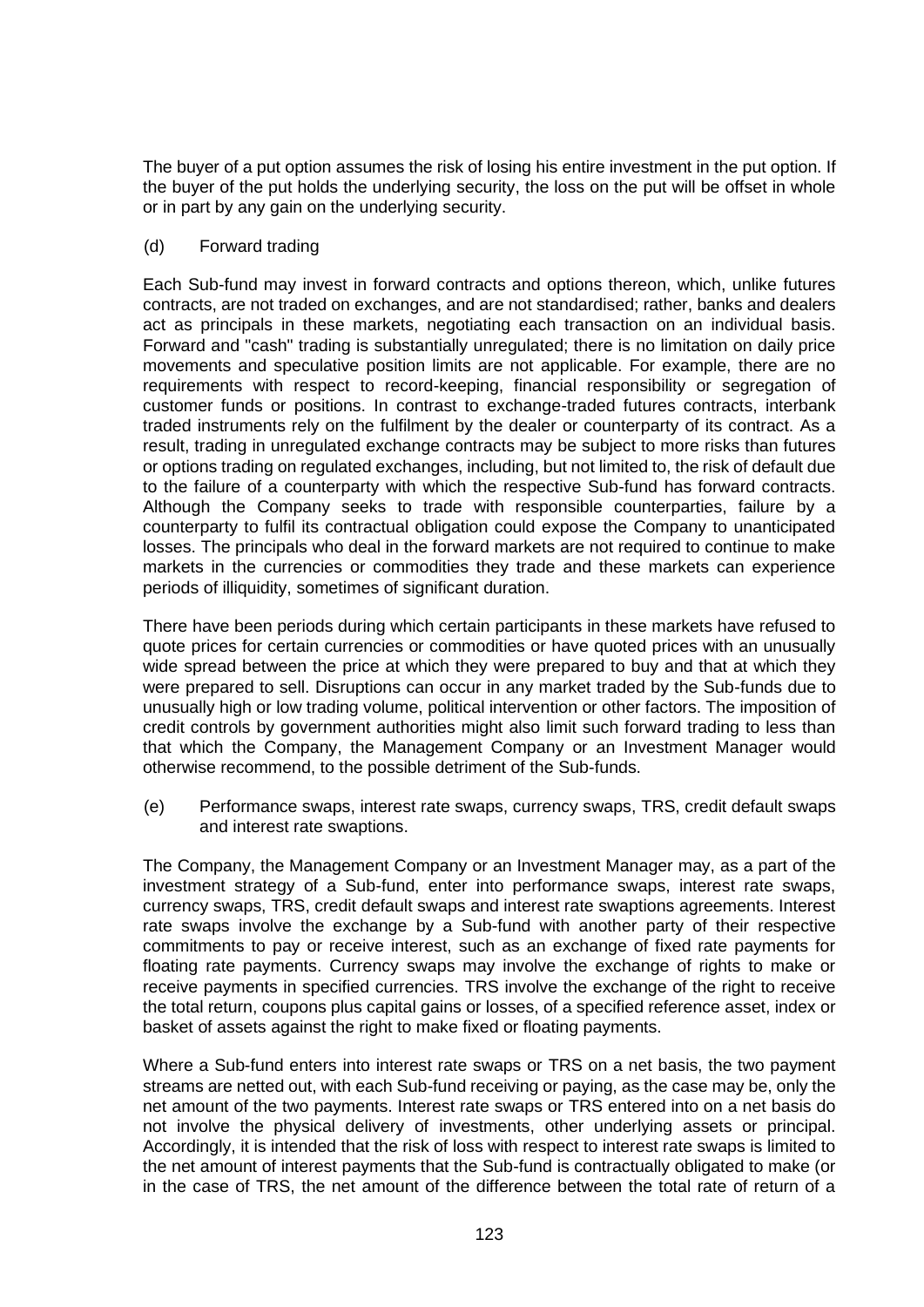The buyer of a put option assumes the risk of losing his entire investment in the put option. If the buyer of the put holds the underlying security, the loss on the put will be offset in whole or in part by any gain on the underlying security.

(d) Forward trading

Each Sub-fund may invest in forward contracts and options thereon, which, unlike futures contracts, are not traded on exchanges, and are not standardised; rather, banks and dealers act as principals in these markets, negotiating each transaction on an individual basis. Forward and "cash" trading is substantially unregulated; there is no limitation on daily price movements and speculative position limits are not applicable. For example, there are no requirements with respect to record-keeping, financial responsibility or segregation of customer funds or positions. In contrast to exchange-traded futures contracts, interbank traded instruments rely on the fulfilment by the dealer or counterparty of its contract. As a result, trading in unregulated exchange contracts may be subject to more risks than futures or options trading on regulated exchanges, including, but not limited to, the risk of default due to the failure of a counterparty with which the respective Sub-fund has forward contracts. Although the Company seeks to trade with responsible counterparties, failure by a counterparty to fulfil its contractual obligation could expose the Company to unanticipated losses. The principals who deal in the forward markets are not required to continue to make markets in the currencies or commodities they trade and these markets can experience periods of illiquidity, sometimes of significant duration.

There have been periods during which certain participants in these markets have refused to quote prices for certain currencies or commodities or have quoted prices with an unusually wide spread between the price at which they were prepared to buy and that at which they were prepared to sell. Disruptions can occur in any market traded by the Sub-funds due to unusually high or low trading volume, political intervention or other factors. The imposition of credit controls by government authorities might also limit such forward trading to less than that which the Company, the Management Company or an Investment Manager would otherwise recommend, to the possible detriment of the Sub-funds.

(e) Performance swaps, interest rate swaps, currency swaps, TRS, credit default swaps and interest rate swaptions.

The Company, the Management Company or an Investment Manager may, as a part of the investment strategy of a Sub-fund, enter into performance swaps, interest rate swaps, currency swaps, TRS, credit default swaps and interest rate swaptions agreements. Interest rate swaps involve the exchange by a Sub-fund with another party of their respective commitments to pay or receive interest, such as an exchange of fixed rate payments for floating rate payments. Currency swaps may involve the exchange of rights to make or receive payments in specified currencies. TRS involve the exchange of the right to receive the total return, coupons plus capital gains or losses, of a specified reference asset, index or basket of assets against the right to make fixed or floating payments.

Where a Sub-fund enters into interest rate swaps or TRS on a net basis, the two payment streams are netted out, with each Sub-fund receiving or paying, as the case may be, only the net amount of the two payments. Interest rate swaps or TRS entered into on a net basis do not involve the physical delivery of investments, other underlying assets or principal. Accordingly, it is intended that the risk of loss with respect to interest rate swaps is limited to the net amount of interest payments that the Sub-fund is contractually obligated to make (or in the case of TRS, the net amount of the difference between the total rate of return of a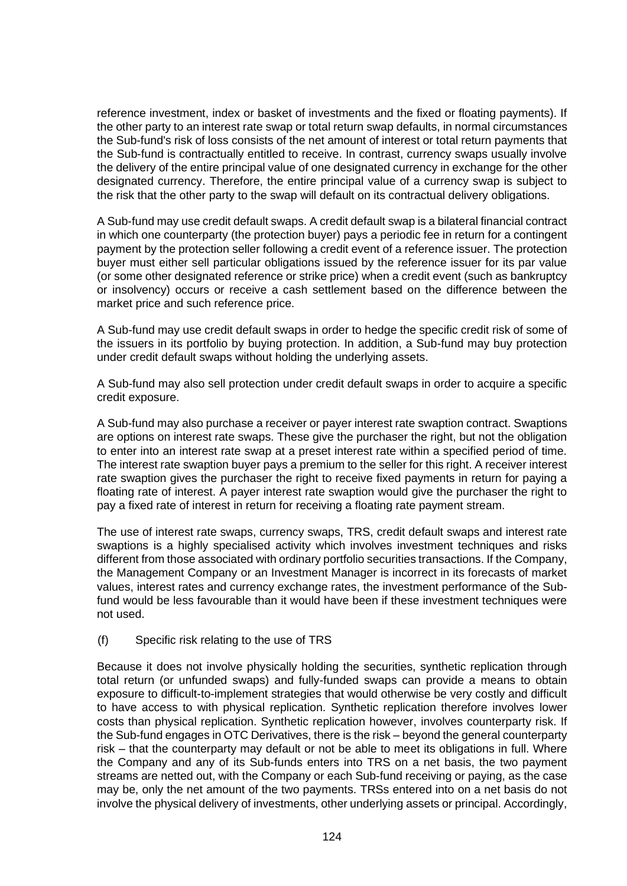reference investment, index or basket of investments and the fixed or floating payments). If the other party to an interest rate swap or total return swap defaults, in normal circumstances the Sub-fund's risk of loss consists of the net amount of interest or total return payments that the Sub-fund is contractually entitled to receive. In contrast, currency swaps usually involve the delivery of the entire principal value of one designated currency in exchange for the other designated currency. Therefore, the entire principal value of a currency swap is subject to the risk that the other party to the swap will default on its contractual delivery obligations.

A Sub-fund may use credit default swaps. A credit default swap is a bilateral financial contract in which one counterparty (the protection buyer) pays a periodic fee in return for a contingent payment by the protection seller following a credit event of a reference issuer. The protection buyer must either sell particular obligations issued by the reference issuer for its par value (or some other designated reference or strike price) when a credit event (such as bankruptcy or insolvency) occurs or receive a cash settlement based on the difference between the market price and such reference price.

A Sub-fund may use credit default swaps in order to hedge the specific credit risk of some of the issuers in its portfolio by buying protection. In addition, a Sub-fund may buy protection under credit default swaps without holding the underlying assets.

A Sub-fund may also sell protection under credit default swaps in order to acquire a specific credit exposure.

A Sub-fund may also purchase a receiver or payer interest rate swaption contract. Swaptions are options on interest rate swaps. These give the purchaser the right, but not the obligation to enter into an interest rate swap at a preset interest rate within a specified period of time. The interest rate swaption buyer pays a premium to the seller for this right. A receiver interest rate swaption gives the purchaser the right to receive fixed payments in return for paying a floating rate of interest. A payer interest rate swaption would give the purchaser the right to pay a fixed rate of interest in return for receiving a floating rate payment stream.

The use of interest rate swaps, currency swaps, TRS, credit default swaps and interest rate swaptions is a highly specialised activity which involves investment techniques and risks different from those associated with ordinary portfolio securities transactions. If the Company, the Management Company or an Investment Manager is incorrect in its forecasts of market values, interest rates and currency exchange rates, the investment performance of the Sub-fund would be less favourable than it would have been if these investment techniques were not used.

(f) Specific risk relating to the use of TRS

Because it does not involve physically holding the securities, synthetic replication through total return (or unfunded swaps) and fully-funded swaps can provide a means to obtain exposure to difficult-to-implement strategies that would otherwise be very costly and difficult to have access to with physical replication. Synthetic replication therefore involves lower costs than physical replication. Synthetic replication however, involves counterparty risk. If the Sub-fund engages in OTC Derivatives, there is the risk – beyond the general counterparty risk – that the counterparty may default or not be able to meet its obligations in full. Where the Company and any of its Sub-funds enters into TRS on a net basis, the two payment streams are netted out, with the Company or each Sub-fund receiving or paying, as the case may be, only the net amount of the two payments. TRSs entered into on a net basis do not involve the physical delivery of investments, other underlying assets or principal. Accordingly,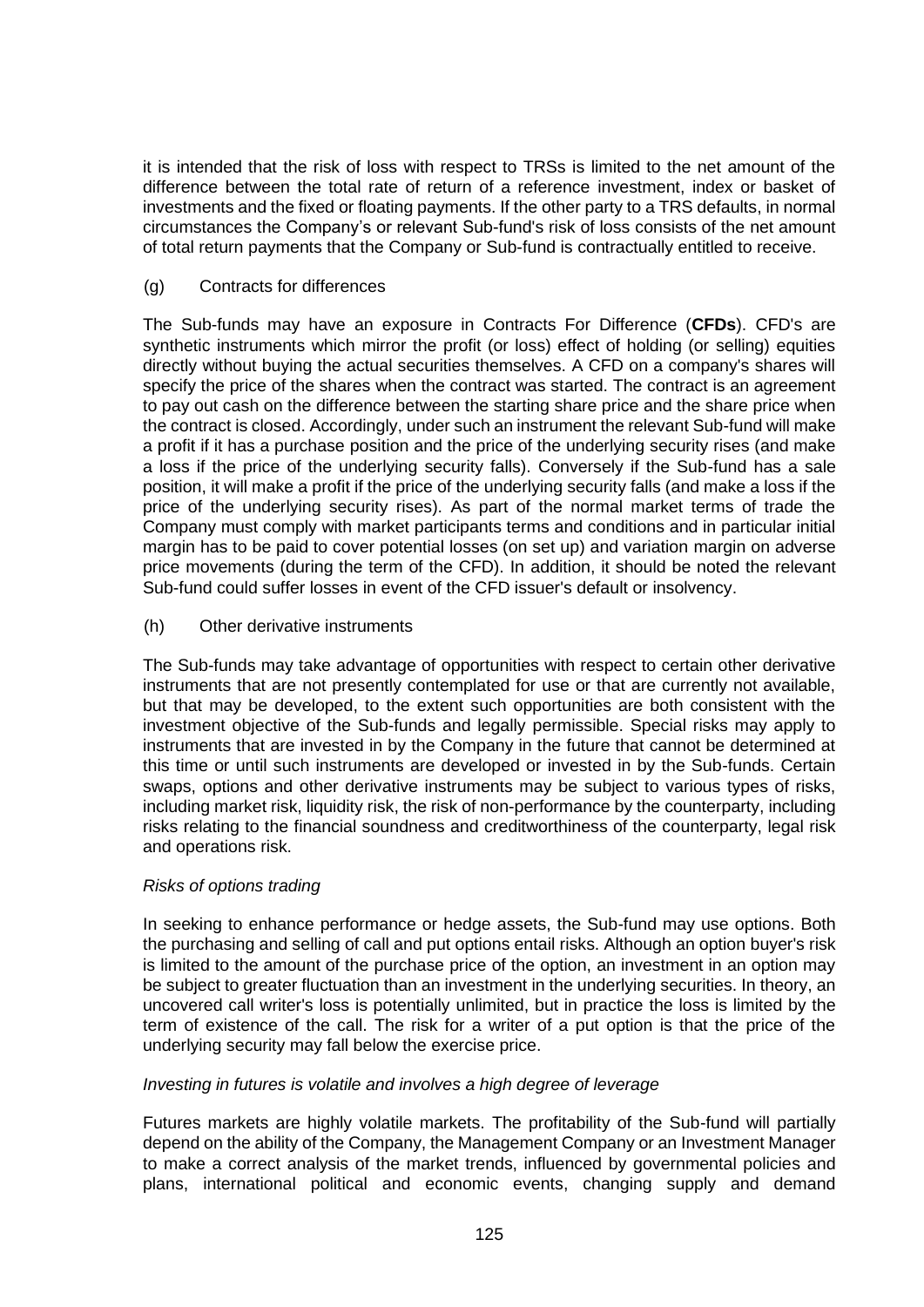it is intended that the risk of loss with respect to TRSs is limited to the net amount of the difference between the total rate of return of a reference investment, index or basket of investments and the fixed or floating payments. If the other party to a TRS defaults, in normal circumstances the Company's or relevant Sub-fund's risk of loss consists of the net amount of total return payments that the Company or Sub-fund is contractually entitled to receive.

(g) Contracts for differences

The Sub-funds may have an exposure in Contracts For Difference (**CFDs**). CFD's are synthetic instruments which mirror the profit (or loss) effect of holding (or selling) equities directly without buying the actual securities themselves. A CFD on a company's shares will specify the price of the shares when the contract was started. The contract is an agreement to pay out cash on the difference between the starting share price and the share price when the contract is closed. Accordingly, under such an instrument the relevant Sub-fund will make a profit if it has a purchase position and the price of the underlying security rises (and make a loss if the price of the underlying security falls). Conversely if the Sub-fund has a sale position, it will make a profit if the price of the underlying security falls (and make a loss if the price of the underlying security rises). As part of the normal market terms of trade the Company must comply with market participants terms and conditions and in particular initial margin has to be paid to cover potential losses (on set up) and variation margin on adverse price movements (during the term of the CFD). In addition, it should be noted the relevant Sub-fund could suffer losses in event of the CFD issuer's default or insolvency.

(h) Other derivative instruments

The Sub-funds may take advantage of opportunities with respect to certain other derivative instruments that are not presently contemplated for use or that are currently not available, but that may be developed, to the extent such opportunities are both consistent with the investment objective of the Sub-funds and legally permissible. Special risks may apply to instruments that are invested in by the Company in the future that cannot be determined at this time or until such instruments are developed or invested in by the Sub-funds. Certain swaps, options and other derivative instruments may be subject to various types of risks, including market risk, liquidity risk, the risk of non-performance by the counterparty, including risks relating to the financial soundness and creditworthiness of the counterparty, legal risk and operations risk.

*Risks of options trading*

In seeking to enhance performance or hedge assets, the Sub-fund may use options. Both the purchasing and selling of call and put options entail risks. Although an option buyer's risk is limited to the amount of the purchase price of the option, an investment in an option may be subject to greater fluctuation than an investment in the underlying securities. In theory, an uncovered call writer's loss is potentially unlimited, but in practice the loss is limited by the term of existence of the call. The risk for a writer of a put option is that the price of the underlying security may fall below the exercise price.

*Investing in futures is volatile and involves a high degree of leverage*

Futures markets are highly volatile markets. The profitability of the Sub-fund will partially depend on the ability of the Company, the Management Company or an Investment Manager to make a correct analysis of the market trends, influenced by governmental policies and plans, international political and economic events, changing supply and demand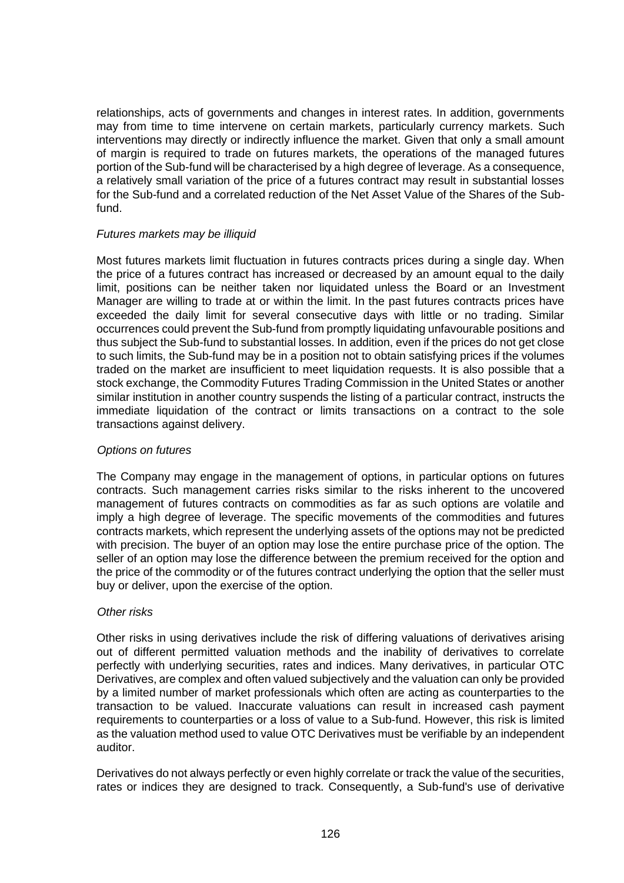relationships, acts of governments and changes in interest rates. In addition, governments may from time to time intervene on certain markets, particularly currency markets. Such interventions may directly or indirectly influence the market. Given that only a small amount of margin is required to trade on futures markets, the operations of the managed futures portion of the Sub-fund will be characterised by a high degree of leverage. As a consequence, a relatively small variation of the price of a futures contract may result in substantial losses for the Sub-fund and a correlated reduction of the Net Asset Value of the Shares of the Sub-fund.

*Futures markets may be illiquid*

Most futures markets limit fluctuation in futures contracts prices during a single day. When the price of a futures contract has increased or decreased by an amount equal to the daily limit, positions can be neither taken nor liquidated unless the Board or an Investment Manager are willing to trade at or within the limit. In the past futures contracts prices have exceeded the daily limit for several consecutive days with little or no trading. Similar occurrences could prevent the Sub-fund from promptly liquidating unfavourable positions and thus subject the Sub-fund to substantial losses. In addition, even if the prices do not get close to such limits, the Sub-fund may be in a position not to obtain satisfying prices if the volumes traded on the market are insufficient to meet liquidation requests. It is also possible that a stock exchange, the Commodity Futures Trading Commission in the United States or another similar institution in another country suspends the listing of a particular contract, instructs the immediate liquidation of the contract or limits transactions on a contract to the sole transactions against delivery.

*Options on futures*

The Company may engage in the management of options, in particular options on futures contracts. Such management carries risks similar to the risks inherent to the uncovered management of futures contracts on commodities as far as such options are volatile and imply a high degree of leverage. The specific movements of the commodities and futures contracts markets, which represent the underlying assets of the options may not be predicted with precision. The buyer of an option may lose the entire purchase price of the option. The seller of an option may lose the difference between the premium received for the option and the price of the commodity or of the futures contract underlying the option that the seller must buy or deliver, upon the exercise of the option.

*Other risks*

Other risks in using derivatives include the risk of differing valuations of derivatives arising out of different permitted valuation methods and the inability of derivatives to correlate perfectly with underlying securities, rates and indices. Many derivatives, in particular OTC Derivatives, are complex and often valued subjectively and the valuation can only be provided by a limited number of market professionals which often are acting as counterparties to the transaction to be valued. Inaccurate valuations can result in increased cash payment requirements to counterparties or a loss of value to a Sub-fund. However, this risk is limited as the valuation method used to value OTC Derivatives must be verifiable by an independent auditor.

Derivatives do not always perfectly or even highly correlate or track the value of the securities, rates or indices they are designed to track. Consequently, a Sub-fund's use of derivative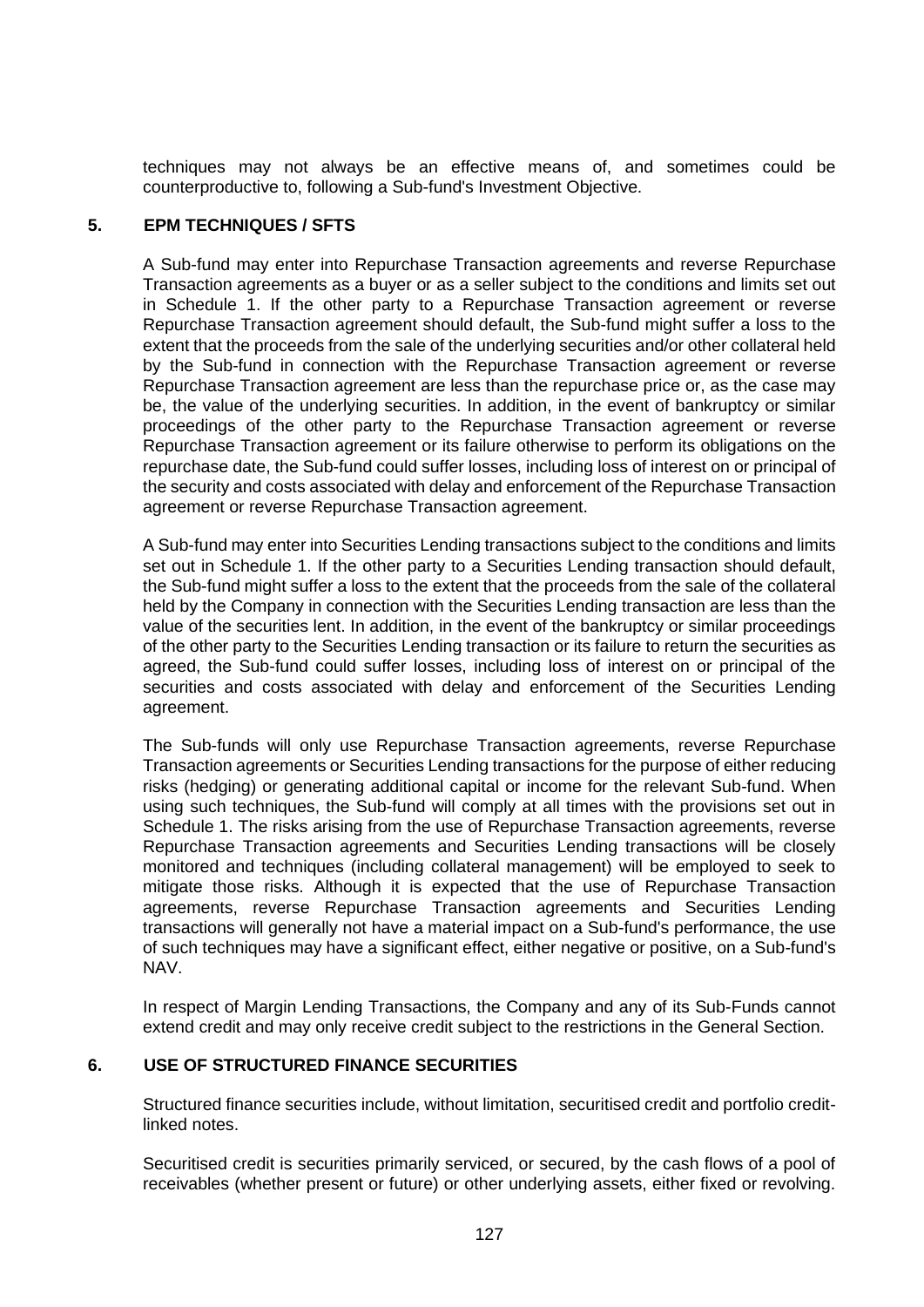techniques may not always be an effective means of, and sometimes could be counterproductive to, following a Sub-fund's Investment Objective.

## 5. EPM TECHNIQUES / SFTS

A Sub-fund may enter into Repurchase Transaction agreements and reverse Repurchase Transaction agreements as a buyer or as a seller subject to the conditions and limits set out in Schedule 1. If the other party to a Repurchase Transaction agreement or reverse Repurchase Transaction agreement should default, the Sub-fund might suffer a loss to the extent that the proceeds from the sale of the underlying securities and/or other collateral held by the Sub-fund in connection with the Repurchase Transaction agreement or reverse Repurchase Transaction agreement are less than the repurchase price or, as the case may be, the value of the underlying securities. In addition, in the event of bankruptcy or similar proceedings of the other party to the Repurchase Transaction agreement or reverse Repurchase Transaction agreement or its failure otherwise to perform its obligations on the repurchase date, the Sub-fund could suffer losses, including loss of interest on or principal of the security and costs associated with delay and enforcement of the Repurchase Transaction agreement or reverse Repurchase Transaction agreement.

A Sub-fund may enter into Securities Lending transactions subject to the conditions and limits set out in Schedule 1. If the other party to a Securities Lending transaction should default, the Sub-fund might suffer a loss to the extent that the proceeds from the sale of the collateral held by the Company in connection with the Securities Lending transaction are less than the value of the securities lent. In addition, in the event of the bankruptcy or similar proceedings of the other party to the Securities Lending transaction or its failure to return the securities as agreed, the Sub-fund could suffer losses, including loss of interest on or principal of the securities and costs associated with delay and enforcement of the Securities Lending agreement.

The Sub-funds will only use Repurchase Transaction agreements, reverse Repurchase Transaction agreements or Securities Lending transactions for the purpose of either reducing risks (hedging) or generating additional capital or income for the relevant Sub-fund. When using such techniques, the Sub-fund will comply at all times with the provisions set out in Schedule 1. The risks arising from the use of Repurchase Transaction agreements, reverse Repurchase Transaction agreements and Securities Lending transactions will be closely monitored and techniques (including collateral management) will be employed to seek to mitigate those risks. Although it is expected that the use of Repurchase Transaction agreements, reverse Repurchase Transaction agreements and Securities Lending transactions will generally not have a material impact on a Sub-fund's performance, the use of such techniques may have a significant effect, either negative or positive, on a Sub-fund's NAV.

In respect of Margin Lending Transactions, the Company and any of its Sub-Funds cannot extend credit and may only receive credit subject to the restrictions in the General Section.

## 6. USE OF STRUCTURED FINANCE SECURITIES

Structured finance securities include, without limitation, securitised credit and portfolio credit-linked notes.

Securitised credit is securities primarily serviced, or secured, by the cash flows of a pool of receivables (whether present or future) or other underlying assets, either fixed or revolving.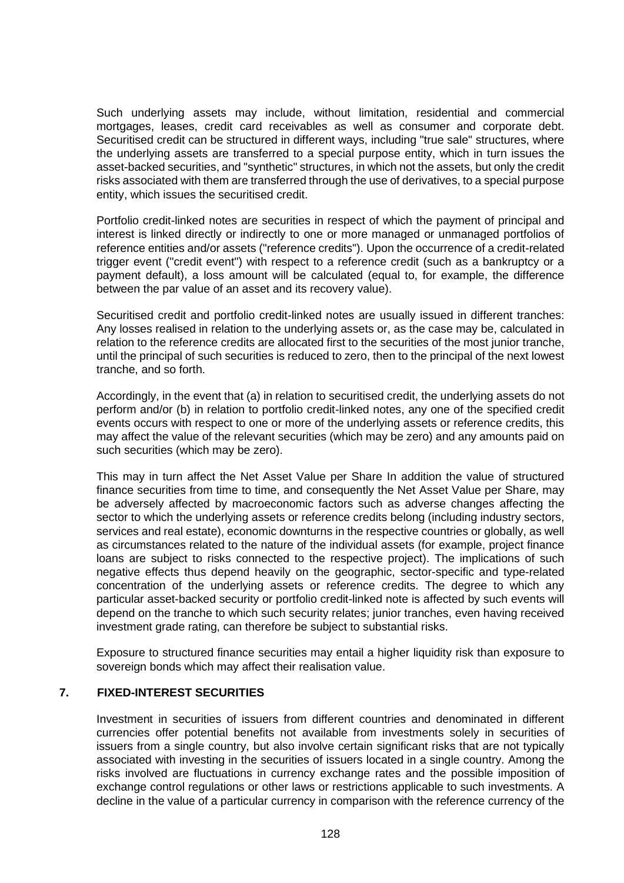Such underlying assets may include, without limitation, residential and commercial mortgages, leases, credit card receivables as well as consumer and corporate debt. Securitised credit can be structured in different ways, including "true sale" structures, where the underlying assets are transferred to a special purpose entity, which in turn issues the asset-backed securities, and "synthetic" structures, in which not the assets, but only the credit risks associated with them are transferred through the use of derivatives, to a special purpose entity, which issues the securitised credit.

Portfolio credit-linked notes are securities in respect of which the payment of principal and interest is linked directly or indirectly to one or more managed or unmanaged portfolios of reference entities and/or assets ("reference credits"). Upon the occurrence of a credit-related trigger event ("credit event") with respect to a reference credit (such as a bankruptcy or a payment default), a loss amount will be calculated (equal to, for example, the difference between the par value of an asset and its recovery value).

Securitised credit and portfolio credit-linked notes are usually issued in different tranches: Any losses realised in relation to the underlying assets or, as the case may be, calculated in relation to the reference credits are allocated first to the securities of the most junior tranche, until the principal of such securities is reduced to zero, then to the principal of the next lowest tranche, and so forth.

Accordingly, in the event that (a) in relation to securitised credit, the underlying assets do not perform and/or (b) in relation to portfolio credit-linked notes, any one of the specified credit events occurs with respect to one or more of the underlying assets or reference credits, this may affect the value of the relevant securities (which may be zero) and any amounts paid on such securities (which may be zero).

This may in turn affect the Net Asset Value per Share In addition the value of structured finance securities from time to time, and consequently the Net Asset Value per Share, may be adversely affected by macroeconomic factors such as adverse changes affecting the sector to which the underlying assets or reference credits belong (including industry sectors, services and real estate), economic downturns in the respective countries or globally, as well as circumstances related to the nature of the individual assets (for example, project finance loans are subject to risks connected to the respective project). The implications of such negative effects thus depend heavily on the geographic, sector-specific and type-related concentration of the underlying assets or reference credits. The degree to which any particular asset-backed security or portfolio credit-linked note is affected by such events will depend on the tranche to which such security relates; junior tranches, even having received investment grade rating, can therefore be subject to substantial risks.

Exposure to structured finance securities may entail a higher liquidity risk than exposure to sovereign bonds which may affect their realisation value.

## 7. FIXED-INTEREST SECURITIES

Investment in securities of issuers from different countries and denominated in different currencies offer potential benefits not available from investments solely in securities of issuers from a single country, but also involve certain significant risks that are not typically associated with investing in the securities of issuers located in a single country. Among the risks involved are fluctuations in currency exchange rates and the possible imposition of exchange control regulations or other laws or restrictions applicable to such investments. A decline in the value of a particular currency in comparison with the reference currency of the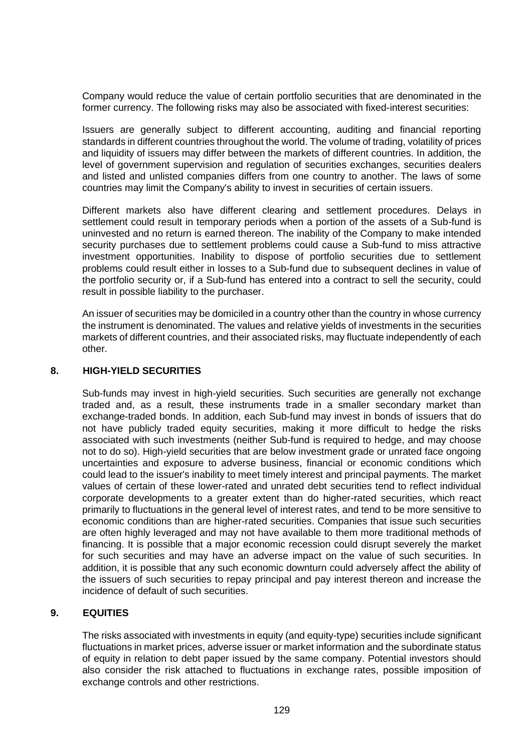Company would reduce the value of certain portfolio securities that are denominated in the former currency. The following risks may also be associated with fixed-interest securities:

Issuers are generally subject to different accounting, auditing and financial reporting standards in different countries throughout the world. The volume of trading, volatility of prices and liquidity of issuers may differ between the markets of different countries. In addition, the level of government supervision and regulation of securities exchanges, securities dealers and listed and unlisted companies differs from one country to another. The laws of some countries may limit the Company's ability to invest in securities of certain issuers.

Different markets also have different clearing and settlement procedures. Delays in settlement could result in temporary periods when a portion of the assets of a Sub-fund is uninvested and no return is earned thereon. The inability of the Company to make intended security purchases due to settlement problems could cause a Sub-fund to miss attractive investment opportunities. Inability to dispose of portfolio securities due to settlement problems could result either in losses to a Sub-fund due to subsequent declines in value of the portfolio security or, if a Sub-fund has entered into a contract to sell the security, could result in possible liability to the purchaser.

An issuer of securities may be domiciled in a country other than the country in whose currency the instrument is denominated. The values and relative yields of investments in the securities markets of different countries, and their associated risks, may fluctuate independently of each other.

## 8. HIGH-YIELD SECURITIES

Sub-funds may invest in high-yield securities. Such securities are generally not exchange traded and, as a result, these instruments trade in a smaller secondary market than exchange-traded bonds. In addition, each Sub-fund may invest in bonds of issuers that do not have publicly traded equity securities, making it more difficult to hedge the risks associated with such investments (neither Sub-fund is required to hedge, and may choose not to do so). High-yield securities that are below investment grade or unrated face ongoing uncertainties and exposure to adverse business, financial or economic conditions which could lead to the issuer's inability to meet timely interest and principal payments. The market values of certain of these lower-rated and unrated debt securities tend to reflect individual corporate developments to a greater extent than do higher-rated securities, which react primarily to fluctuations in the general level of interest rates, and tend to be more sensitive to economic conditions than are higher-rated securities. Companies that issue such securities are often highly leveraged and may not have available to them more traditional methods of financing. It is possible that a major economic recession could disrupt severely the market for such securities and may have an adverse impact on the value of such securities. In addition, it is possible that any such economic downturn could adversely affect the ability of the issuers of such securities to repay principal and pay interest thereon and increase the incidence of default of such securities.

## 9. EQUITIES

The risks associated with investments in equity (and equity-type) securities include significant fluctuations in market prices, adverse issuer or market information and the subordinate status of equity in relation to debt paper issued by the same company. Potential investors should also consider the risk attached to fluctuations in exchange rates, possible imposition of exchange controls and other restrictions.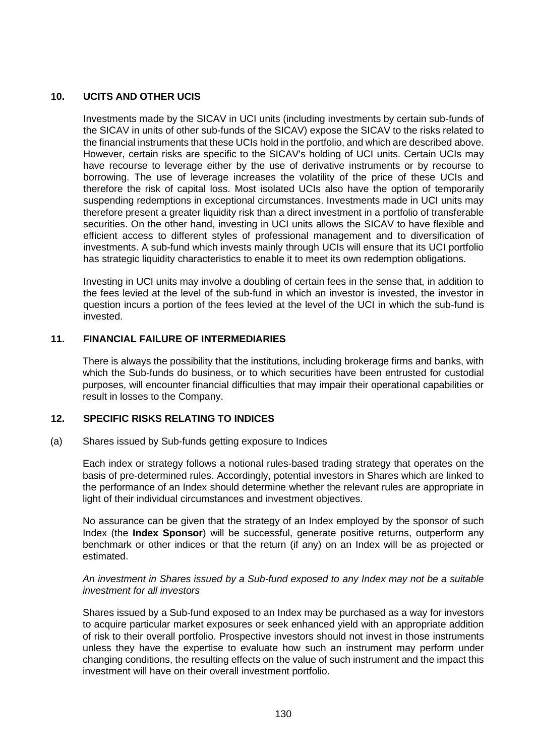## 10. UCITS AND OTHER UCIS

Investments made by the SICAV in UCI units (including investments by certain sub-funds of the SICAV in units of other sub-funds of the SICAV) expose the SICAV to the risks related to the financial instruments that these UCIs hold in the portfolio, and which are described above. However, certain risks are specific to the SICAV's holding of UCI units. Certain UCIs may have recourse to leverage either by the use of derivative instruments or by recourse to borrowing. The use of leverage increases the volatility of the price of these UCIs and therefore the risk of capital loss. Most isolated UCIs also have the option of temporarily suspending redemptions in exceptional circumstances. Investments made in UCI units may therefore present a greater liquidity risk than a direct investment in a portfolio of transferable securities. On the other hand, investing in UCI units allows the SICAV to have flexible and efficient access to different styles of professional management and to diversification of investments. A sub-fund which invests mainly through UCIs will ensure that its UCI portfolio has strategic liquidity characteristics to enable it to meet its own redemption obligations.

Investing in UCI units may involve a doubling of certain fees in the sense that, in addition to the fees levied at the level of the sub-fund in which an investor is invested, the investor in question incurs a portion of the fees levied at the level of the UCI in which the sub-fund is invested.

## 11. FINANCIAL FAILURE OF INTERMEDIARIES

There is always the possibility that the institutions, including brokerage firms and banks, with which the Sub-funds do business, or to which securities have been entrusted for custodial purposes, will encounter financial difficulties that may impair their operational capabilities or result in losses to the Company.

## 12. SPECIFIC RISKS RELATING TO INDICES

(a) Shares issued by Sub-funds getting exposure to Indices

Each index or strategy follows a notional rules-based trading strategy that operates on the basis of pre-determined rules. Accordingly, potential investors in Shares which are linked to the performance of an Index should determine whether the relevant rules are appropriate in light of their individual circumstances and investment objectives.

No assurance can be given that the strategy of an Index employed by the sponsor of such Index (the **Index Sponsor**) will be successful, generate positive returns, outperform any benchmark or other indices or that the return (if any) on an Index will be as projected or estimated.

*An investment in Shares issued by a Sub-fund exposed to any Index may not be a suitable investment for all investors*

Shares issued by a Sub-fund exposed to an Index may be purchased as a way for investors to acquire particular market exposures or seek enhanced yield with an appropriate addition of risk to their overall portfolio. Prospective investors should not invest in those instruments unless they have the expertise to evaluate how such an instrument may perform under changing conditions, the resulting effects on the value of such instrument and the impact this investment will have on their overall investment portfolio.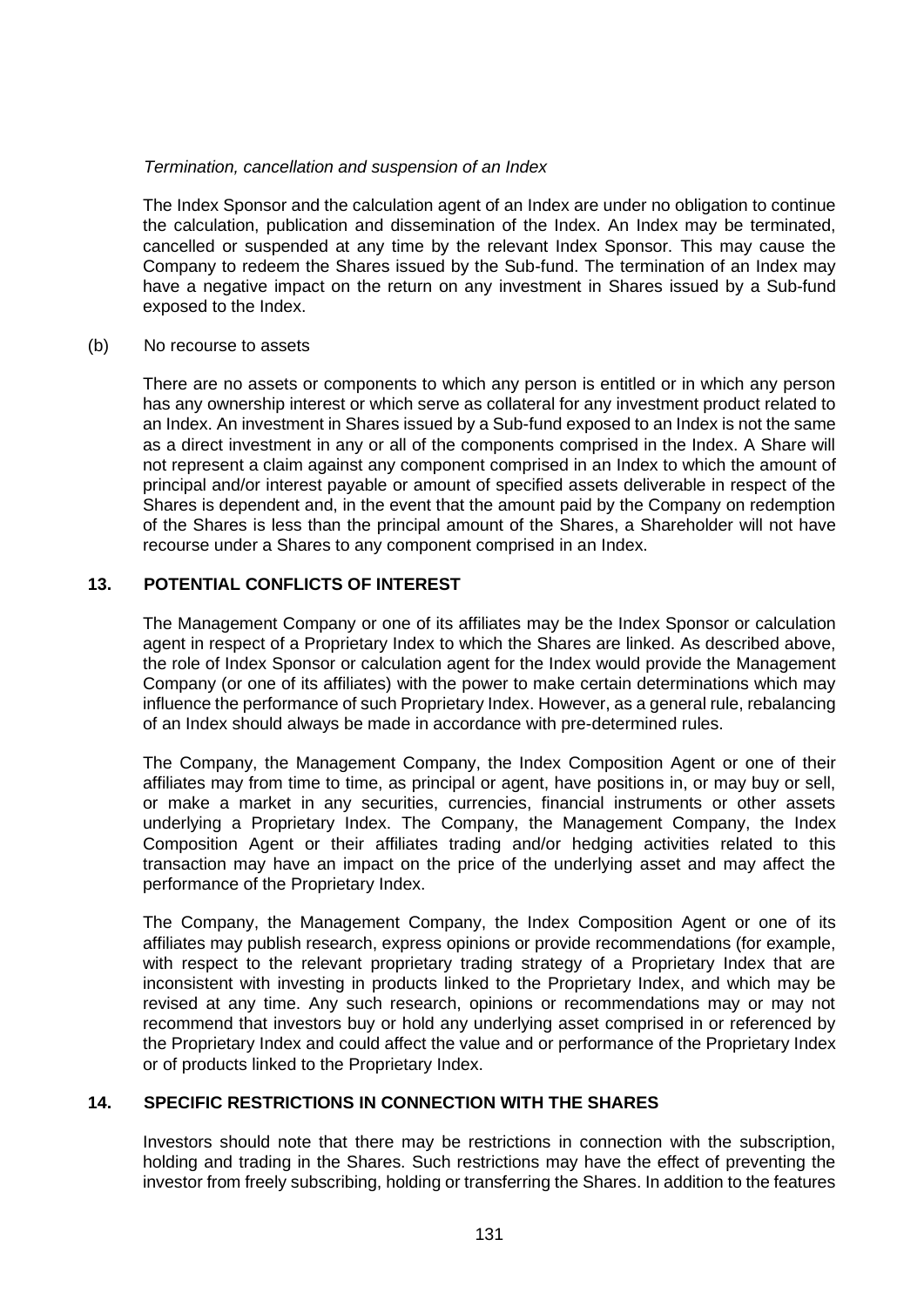*Termination, cancellation and suspension of an Index*

The Index Sponsor and the calculation agent of an Index are under no obligation to continue the calculation, publication and dissemination of the Index. An Index may be terminated, cancelled or suspended at any time by the relevant Index Sponsor. This may cause the Company to redeem the Shares issued by the Sub-fund. The termination of an Index may have a negative impact on the return on any investment in Shares issued by a Sub-fund exposed to the Index.

(b) No recourse to assets

There are no assets or components to which any person is entitled or in which any person has any ownership interest or which serve as collateral for any investment product related to an Index. An investment in Shares issued by a Sub-fund exposed to an Index is not the same as a direct investment in any or all of the components comprised in the Index. A Share will not represent a claim against any component comprised in an Index to which the amount of principal and/or interest payable or amount of specified assets deliverable in respect of the Shares is dependent and, in the event that the amount paid by the Company on redemption of the Shares is less than the principal amount of the Shares, a Shareholder will not have recourse under a Shares to any component comprised in an Index.

## 13. POTENTIAL CONFLICTS OF INTEREST

The Management Company or one of its affiliates may be the Index Sponsor or calculation agent in respect of a Proprietary Index to which the Shares are linked. As described above, the role of Index Sponsor or calculation agent for the Index would provide the Management Company (or one of its affiliates) with the power to make certain determinations which may influence the performance of such Proprietary Index. However, as a general rule, rebalancing of an Index should always be made in accordance with pre-determined rules.

The Company, the Management Company, the Index Composition Agent or one of their affiliates may from time to time, as principal or agent, have positions in, or may buy or sell, or make a market in any securities, currencies, financial instruments or other assets underlying a Proprietary Index. The Company, the Management Company, the Index Composition Agent or their affiliates trading and/or hedging activities related to this transaction may have an impact on the price of the underlying asset and may affect the performance of the Proprietary Index.

The Company, the Management Company, the Index Composition Agent or one of its affiliates may publish research, express opinions or provide recommendations (for example, with respect to the relevant proprietary trading strategy of a Proprietary Index that are inconsistent with investing in products linked to the Proprietary Index, and which may be revised at any time. Any such research, opinions or recommendations may or may not recommend that investors buy or hold any underlying asset comprised in or referenced by the Proprietary Index and could affect the value and or performance of the Proprietary Index or of products linked to the Proprietary Index.

## 14. SPECIFIC RESTRICTIONS IN CONNECTION WITH THE SHARES

Investors should note that there may be restrictions in connection with the subscription, holding and trading in the Shares. Such restrictions may have the effect of preventing the investor from freely subscribing, holding or transferring the Shares. In addition to the features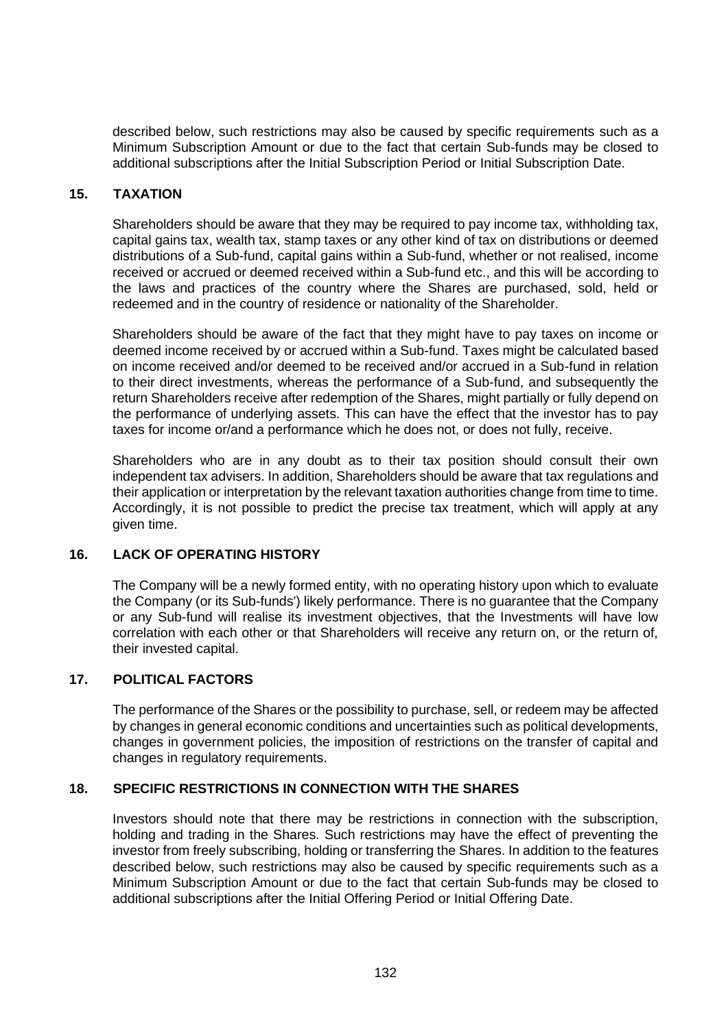described below, such restrictions may also be caused by specific requirements such as a Minimum Subscription Amount or due to the fact that certain Sub-funds may be closed to additional subscriptions after the Initial Subscription Period or Initial Subscription Date.

## 15. TAXATION

Shareholders should be aware that they may be required to pay income tax, withholding tax, capital gains tax, wealth tax, stamp taxes or any other kind of tax on distributions or deemed distributions of a Sub-fund, capital gains within a Sub-fund, whether or not realised, income received or accrued or deemed received within a Sub-fund etc., and this will be according to the laws and practices of the country where the Shares are purchased, sold, held or redeemed and in the country of residence or nationality of the Shareholder.

Shareholders should be aware of the fact that they might have to pay taxes on income or deemed income received by or accrued within a Sub-fund. Taxes might be calculated based on income received and/or deemed to be received and/or accrued in a Sub-fund in relation to their direct investments, whereas the performance of a Sub-fund, and subsequently the return Shareholders receive after redemption of the Shares, might partially or fully depend on the performance of underlying assets. This can have the effect that the investor has to pay taxes for income or/and a performance which he does not, or does not fully, receive.

Shareholders who are in any doubt as to their tax position should consult their own independent tax advisers. In addition, Shareholders should be aware that tax regulations and their application or interpretation by the relevant taxation authorities change from time to time. Accordingly, it is not possible to predict the precise tax treatment, which will apply at any given time.

## 16. LACK OF OPERATING HISTORY

The Company will be a newly formed entity, with no operating history upon which to evaluate the Company (or its Sub-funds') likely performance. There is no guarantee that the Company or any Sub-fund will realise its investment objectives, that the Investments will have low correlation with each other or that Shareholders will receive any return on, or the return of, their invested capital.

## 17. POLITICAL FACTORS

The performance of the Shares or the possibility to purchase, sell, or redeem may be affected by changes in general economic conditions and uncertainties such as political developments, changes in government policies, the imposition of restrictions on the transfer of capital and changes in regulatory requirements.

## 18. SPECIFIC RESTRICTIONS IN CONNECTION WITH THE SHARES

Investors should note that there may be restrictions in connection with the subscription, holding and trading in the Shares. Such restrictions may have the effect of preventing the investor from freely subscribing, holding or transferring the Shares. In addition to the features described below, such restrictions may also be caused by specific requirements such as a Minimum Subscription Amount or due to the fact that certain Sub-funds may be closed to additional subscriptions after the Initial Offering Period or Initial Offering Date.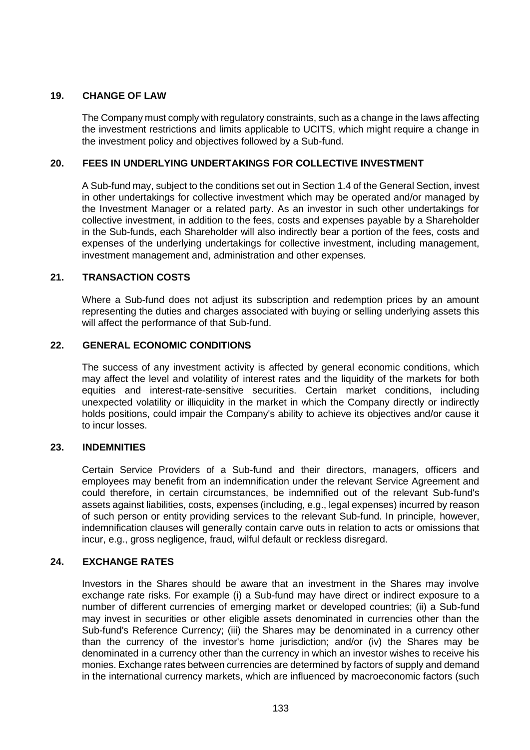## 19. CHANGE OF LAW

The Company must comply with regulatory constraints, such as a change in the laws affecting the investment restrictions and limits applicable to UCITS, which might require a change in the investment policy and objectives followed by a Sub-fund.

## 20. FEES IN UNDERLYING UNDERTAKINGS FOR COLLECTIVE INVESTMENT

A Sub-fund may, subject to the conditions set out in Section 1.4 of the General Section, invest in other undertakings for collective investment which may be operated and/or managed by the Investment Manager or a related party. As an investor in such other undertakings for collective investment, in addition to the fees, costs and expenses payable by a Shareholder in the Sub-funds, each Shareholder will also indirectly bear a portion of the fees, costs and expenses of the underlying undertakings for collective investment, including management, investment management and, administration and other expenses.

## 21. TRANSACTION COSTS

Where a Sub-fund does not adjust its subscription and redemption prices by an amount representing the duties and charges associated with buying or selling underlying assets this will affect the performance of that Sub-fund.

## 22. GENERAL ECONOMIC CONDITIONS

The success of any investment activity is affected by general economic conditions, which may affect the level and volatility of interest rates and the liquidity of the markets for both equities and interest-rate-sensitive securities. Certain market conditions, including unexpected volatility or illiquidity in the market in which the Company directly or indirectly holds positions, could impair the Company's ability to achieve its objectives and/or cause it to incur losses.

## 23. INDEMNITIES

Certain Service Providers of a Sub-fund and their directors, managers, officers and employees may benefit from an indemnification under the relevant Service Agreement and could therefore, in certain circumstances, be indemnified out of the relevant Sub-fund's assets against liabilities, costs, expenses (including, e.g., legal expenses) incurred by reason of such person or entity providing services to the relevant Sub-fund. In principle, however, indemnification clauses will generally contain carve outs in relation to acts or omissions that incur, e.g., gross negligence, fraud, wilful default or reckless disregard.

## 24. EXCHANGE RATES

Investors in the Shares should be aware that an investment in the Shares may involve exchange rate risks. For example (i) a Sub-fund may have direct or indirect exposure to a number of different currencies of emerging market or developed countries; (ii) a Sub-fund may invest in securities or other eligible assets denominated in currencies other than the Sub-fund's Reference Currency; (iii) the Shares may be denominated in a currency other than the currency of the investor's home jurisdiction; and/or (iv) the Shares may be denominated in a currency other than the currency in which an investor wishes to receive his monies. Exchange rates between currencies are determined by factors of supply and demand in the international currency markets, which are influenced by macroeconomic factors (such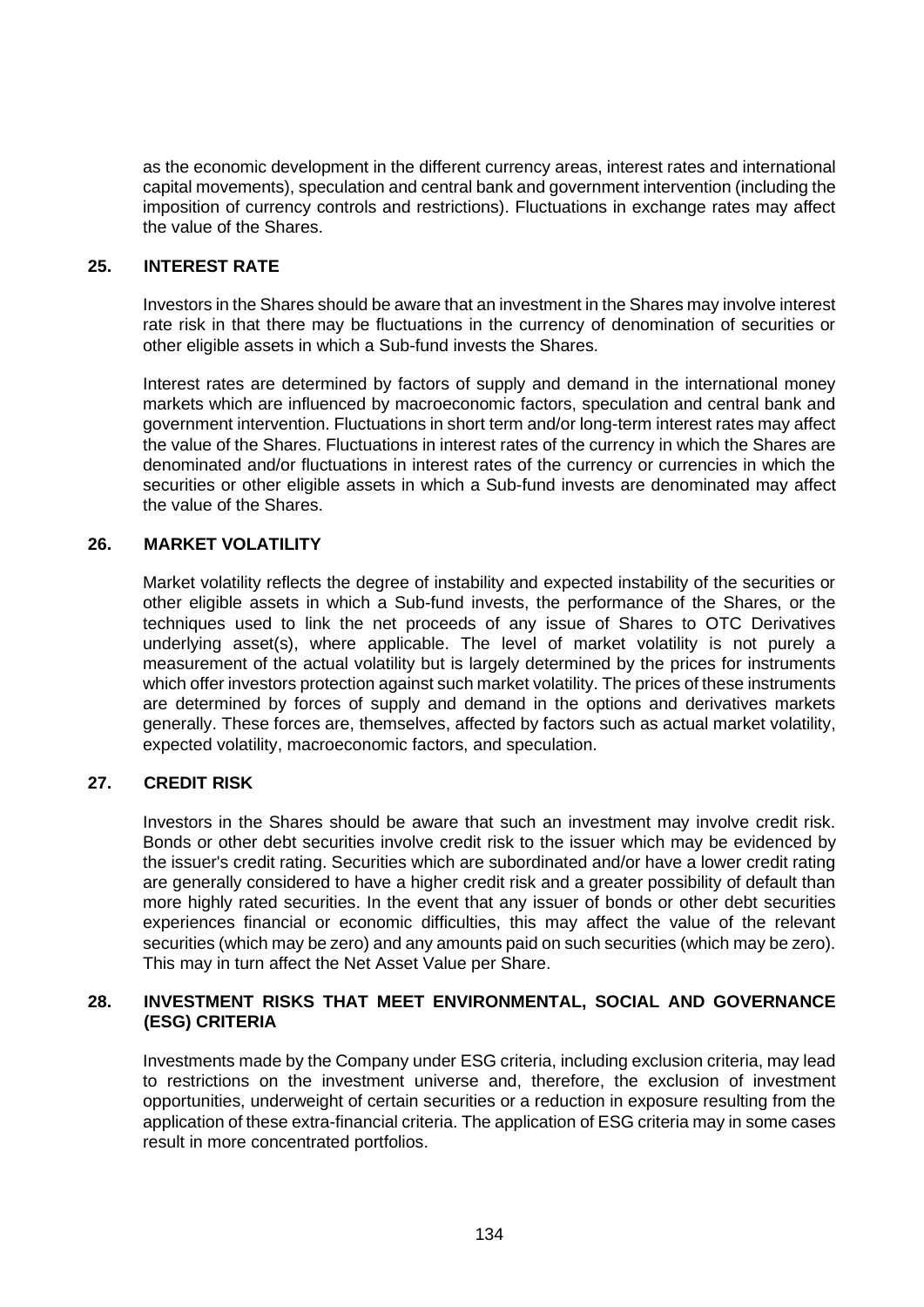as the economic development in the different currency areas, interest rates and international capital movements), speculation and central bank and government intervention (including the imposition of currency controls and restrictions). Fluctuations in exchange rates may affect the value of the Shares.

## 25. INTEREST RATE

Investors in the Shares should be aware that an investment in the Shares may involve interest rate risk in that there may be fluctuations in the currency of denomination of securities or other eligible assets in which a Sub-fund invests the Shares.

Interest rates are determined by factors of supply and demand in the international money markets which are influenced by macroeconomic factors, speculation and central bank and government intervention. Fluctuations in short term and/or long-term interest rates may affect the value of the Shares. Fluctuations in interest rates of the currency in which the Shares are denominated and/or fluctuations in interest rates of the currency or currencies in which the securities or other eligible assets in which a Sub-fund invests are denominated may affect the value of the Shares.

## 26. MARKET VOLATILITY

Market volatility reflects the degree of instability and expected instability of the securities or other eligible assets in which a Sub-fund invests, the performance of the Shares, or the techniques used to link the net proceeds of any issue of Shares to OTC Derivatives underlying asset(s), where applicable. The level of market volatility is not purely a measurement of the actual volatility but is largely determined by the prices for instruments which offer investors protection against such market volatility. The prices of these instruments are determined by forces of supply and demand in the options and derivatives markets generally. These forces are, themselves, affected by factors such as actual market volatility, expected volatility, macroeconomic factors, and speculation.

## 27. CREDIT RISK

Investors in the Shares should be aware that such an investment may involve credit risk. Bonds or other debt securities involve credit risk to the issuer which may be evidenced by the issuer's credit rating. Securities which are subordinated and/or have a lower credit rating are generally considered to have a higher credit risk and a greater possibility of default than more highly rated securities. In the event that any issuer of bonds or other debt securities experiences financial or economic difficulties, this may affect the value of the relevant securities (which may be zero) and any amounts paid on such securities (which may be zero). This may in turn affect the Net Asset Value per Share.

## 28. INVESTMENT RISKS THAT MEET ENVIRONMENTAL, SOCIAL AND GOVERNANCE (ESG) CRITERIA

Investments made by the Company under ESG criteria, including exclusion criteria, may lead to restrictions on the investment universe and, therefore, the exclusion of investment opportunities, underweight of certain securities or a reduction in exposure resulting from the application of these extra-financial criteria. The application of ESG criteria may in some cases result in more concentrated portfolios.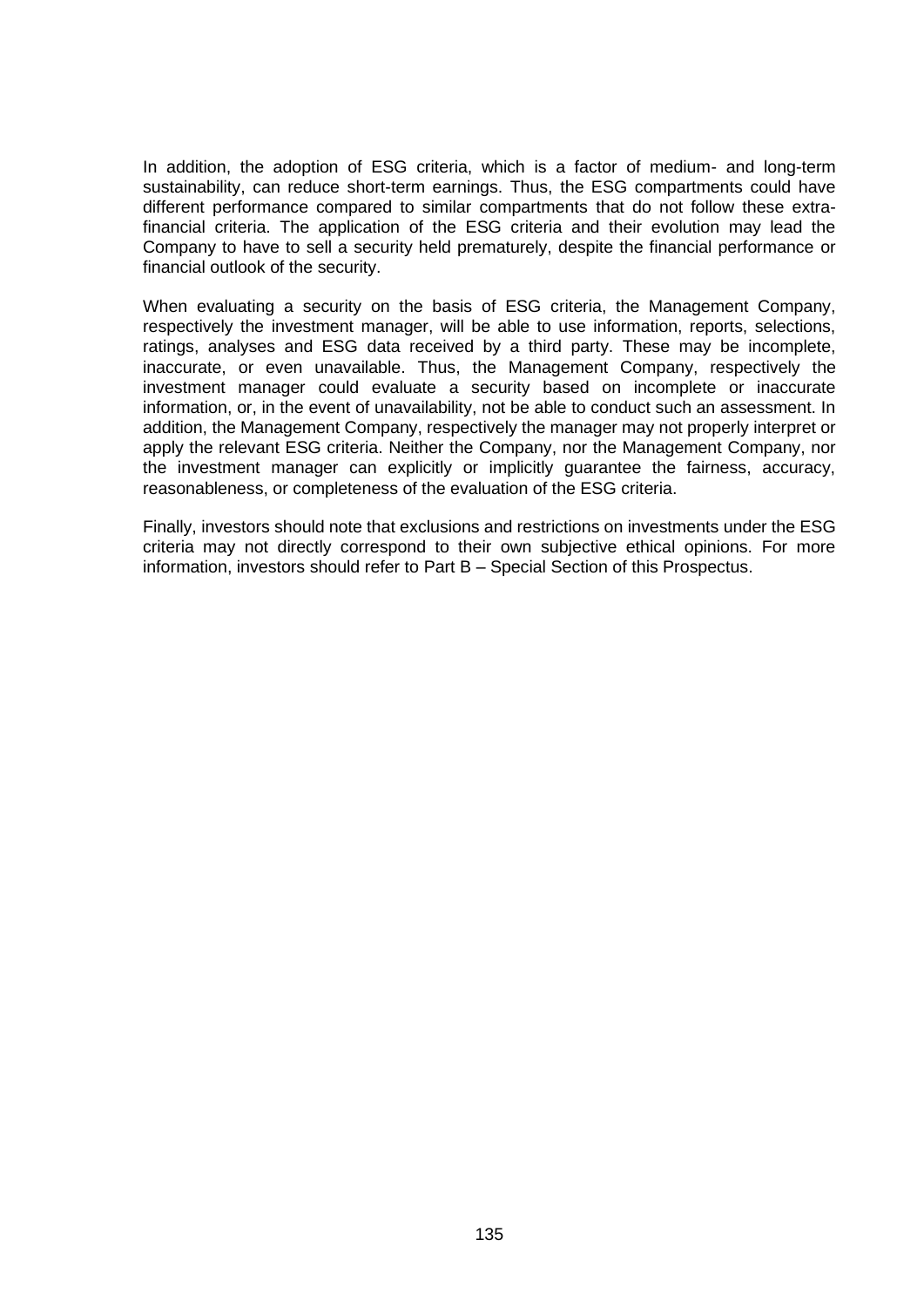In addition, the adoption of ESG criteria, which is a factor of medium- and long-term sustainability, can reduce short-term earnings. Thus, the ESG compartments could have different performance compared to similar compartments that do not follow these extra-financial criteria. The application of the ESG criteria and their evolution may lead the Company to have to sell a security held prematurely, despite the financial performance or financial outlook of the security.

When evaluating a security on the basis of ESG criteria, the Management Company, respectively the investment manager, will be able to use information, reports, selections, ratings, analyses and ESG data received by a third party. These may be incomplete, inaccurate, or even unavailable. Thus, the Management Company, respectively the investment manager could evaluate a security based on incomplete or inaccurate information, or, in the event of unavailability, not be able to conduct such an assessment. In addition, the Management Company, respectively the manager may not properly interpret or apply the relevant ESG criteria. Neither the Company, nor the Management Company, nor the investment manager can explicitly or implicitly guarantee the fairness, accuracy, reasonableness, or completeness of the evaluation of the ESG criteria.

Finally, investors should note that exclusions and restrictions on investments under the ESG criteria may not directly correspond to their own subjective ethical opinions. For more information, investors should refer to Part B – Special Section of this Prospectus.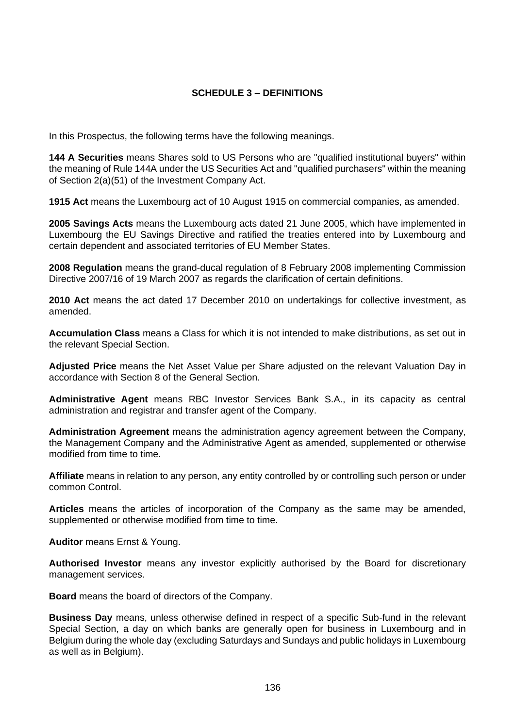## SCHEDULE 3 – DEFINITIONS

In this Prospectus, the following terms have the following meanings.

**144 A Securities** means Shares sold to US Persons who are "qualified institutional buyers" within the meaning of Rule 144A under the US Securities Act and "qualified purchasers" within the meaning of Section 2(a)(51) of the Investment Company Act.

**1915 Act** means the Luxembourg act of 10 August 1915 on commercial companies, as amended.

**2005 Savings Acts** means the Luxembourg acts dated 21 June 2005, which have implemented in Luxembourg the EU Savings Directive and ratified the treaties entered into by Luxembourg and certain dependent and associated territories of EU Member States.

**2008 Regulation** means the grand-ducal regulation of 8 February 2008 implementing Commission Directive 2007/16 of 19 March 2007 as regards the clarification of certain definitions.

**2010 Act** means the act dated 17 December 2010 on undertakings for collective investment, as amended.

**Accumulation Class** means a Class for which it is not intended to make distributions, as set out in the relevant Special Section.

**Adjusted Price** means the Net Asset Value per Share adjusted on the relevant Valuation Day in accordance with Section 8 of the General Section.

**Administrative Agent** means RBC Investor Services Bank S.A., in its capacity as central administration and registrar and transfer agent of the Company.

**Administration Agreement** means the administration agency agreement between the Company, the Management Company and the Administrative Agent as amended, supplemented or otherwise modified from time to time.

**Affiliate** means in relation to any person, any entity controlled by or controlling such person or under common Control.

**Articles** means the articles of incorporation of the Company as the same may be amended, supplemented or otherwise modified from time to time.

**Auditor** means Ernst & Young.

**Authorised Investor** means any investor explicitly authorised by the Board for discretionary management services.

**Board** means the board of directors of the Company.

**Business Day** means, unless otherwise defined in respect of a specific Sub-fund in the relevant Special Section, a day on which banks are generally open for business in Luxembourg and in Belgium during the whole day (excluding Saturdays and Sundays and public holidays in Luxembourg as well as in Belgium).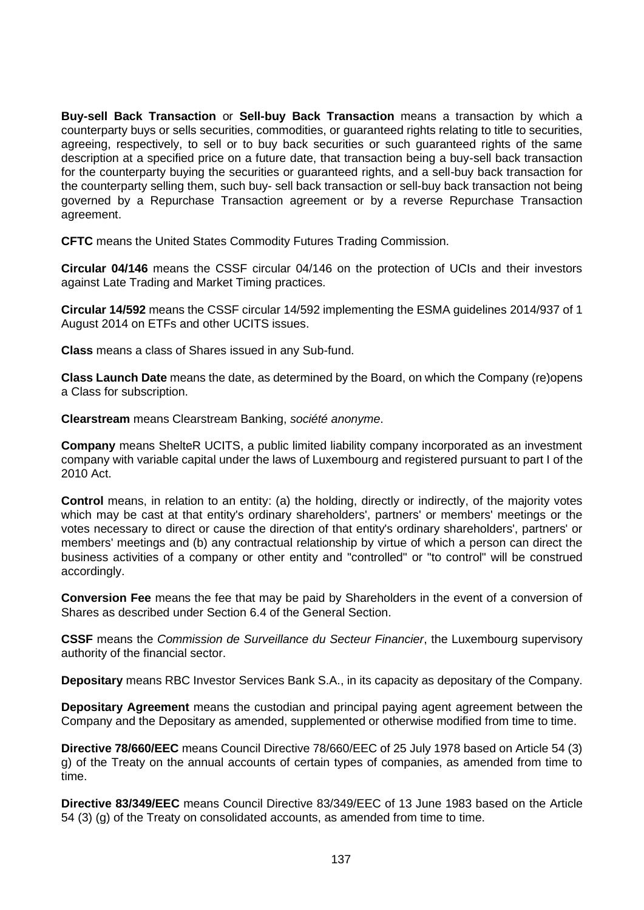**Buy-sell Back Transaction** or **Sell-buy Back Transaction** means a transaction by which a counterparty buys or sells securities, commodities, or guaranteed rights relating to title to securities, agreeing, respectively, to sell or to buy back securities or such guaranteed rights of the same description at a specified price on a future date, that transaction being a buy-sell back transaction for the counterparty buying the securities or guaranteed rights, and a sell-buy back transaction for the counterparty selling them, such buy- sell back transaction or sell-buy back transaction not being governed by a Repurchase Transaction agreement or by a reverse Repurchase Transaction agreement.

**CFTC** means the United States Commodity Futures Trading Commission.

**Circular 04/146** means the CSSF circular 04/146 on the protection of UCIs and their investors against Late Trading and Market Timing practices.

**Circular 14/592** means the CSSF circular 14/592 implementing the ESMA guidelines 2014/937 of 1 August 2014 on ETFs and other UCITS issues.

**Class** means a class of Shares issued in any Sub-fund.

**Class Launch Date** means the date, as determined by the Board, on which the Company (re)opens a Class for subscription.

**Clearstream** means Clearstream Banking, *société anonyme*.

**Company** means ShelteR UCITS, a public limited liability company incorporated as an investment company with variable capital under the laws of Luxembourg and registered pursuant to part I of the 2010 Act.

**Control** means, in relation to an entity: (a) the holding, directly or indirectly, of the majority votes which may be cast at that entity's ordinary shareholders', partners' or members' meetings or the votes necessary to direct or cause the direction of that entity's ordinary shareholders', partners' or members' meetings and (b) any contractual relationship by virtue of which a person can direct the business activities of a company or other entity and "controlled" or "to control" will be construed accordingly.

**Conversion Fee** means the fee that may be paid by Shareholders in the event of a conversion of Shares as described under Section 6.4 of the General Section.

**CSSF** means the *Commission de Surveillance du Secteur Financier*, the Luxembourg supervisory authority of the financial sector.

**Depositary** means RBC Investor Services Bank S.A., in its capacity as depositary of the Company.

**Depositary Agreement** means the custodian and principal paying agent agreement between the Company and the Depositary as amended, supplemented or otherwise modified from time to time.

**Directive 78/660/EEC** means Council Directive 78/660/EEC of 25 July 1978 based on Article 54 (3) g) of the Treaty on the annual accounts of certain types of companies, as amended from time to time.

**Directive 83/349/EEC** means Council Directive 83/349/EEC of 13 June 1983 based on the Article 54 (3) (g) of the Treaty on consolidated accounts, as amended from time to time.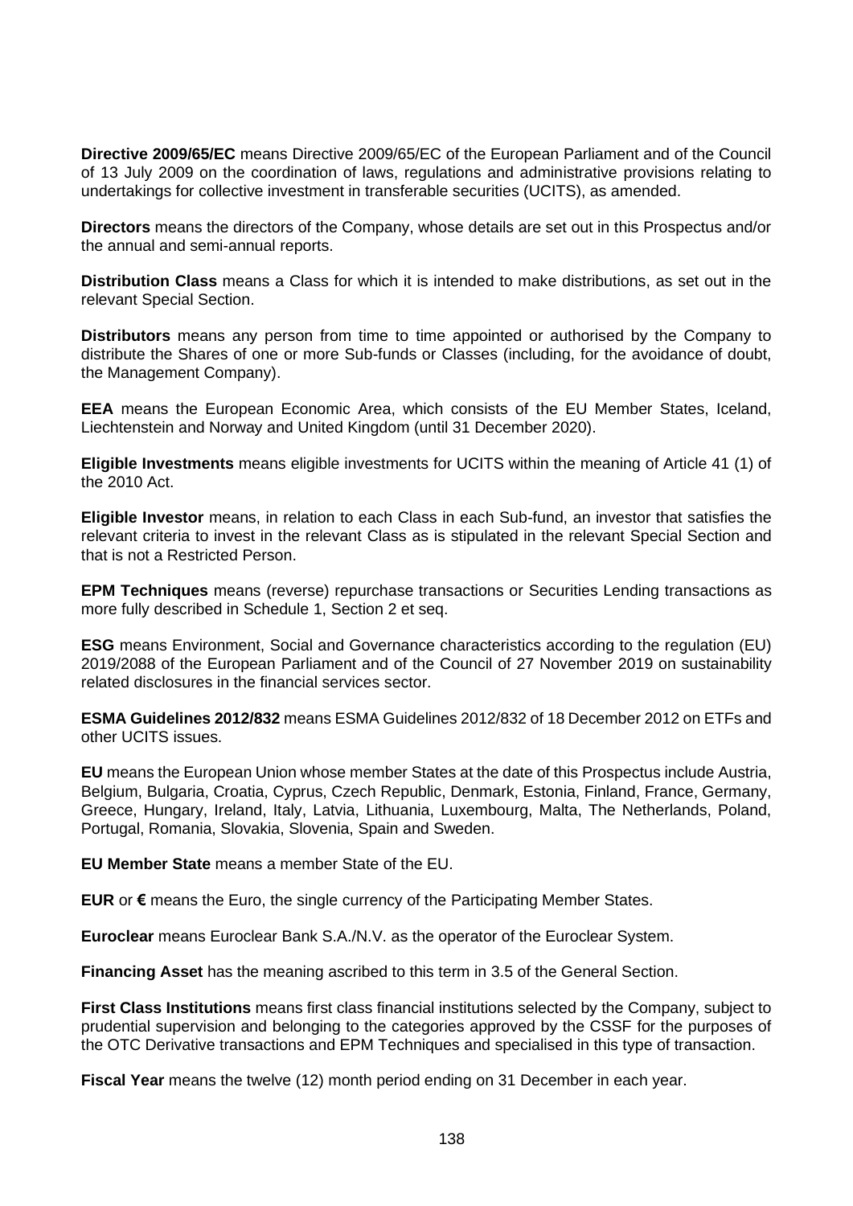**Directive 2009/65/EC** means Directive 2009/65/EC of the European Parliament and of the Council of 13 July 2009 on the coordination of laws, regulations and administrative provisions relating to undertakings for collective investment in transferable securities (UCITS), as amended.

**Directors** means the directors of the Company, whose details are set out in this Prospectus and/or the annual and semi-annual reports.

**Distribution Class** means a Class for which it is intended to make distributions, as set out in the relevant Special Section.

**Distributors** means any person from time to time appointed or authorised by the Company to distribute the Shares of one or more Sub-funds or Classes (including, for the avoidance of doubt, the Management Company).

**EEA** means the European Economic Area, which consists of the EU Member States, Iceland, Liechtenstein and Norway and United Kingdom (until 31 December 2020).

**Eligible Investments** means eligible investments for UCITS within the meaning of Article 41 (1) of the 2010 Act.

**Eligible Investor** means, in relation to each Class in each Sub-fund, an investor that satisfies the relevant criteria to invest in the relevant Class as is stipulated in the relevant Special Section and that is not a Restricted Person.

**EPM Techniques** means (reverse) repurchase transactions or Securities Lending transactions as more fully described in Schedule 1, Section 2 et seq.

**ESG** means Environment, Social and Governance characteristics according to the regulation (EU) 2019/2088 of the European Parliament and of the Council of 27 November 2019 on sustainability related disclosures in the financial services sector.

**ESMA Guidelines 2012/832** means ESMA Guidelines 2012/832 of 18 December 2012 on ETFs and other UCITS issues.

**EU** means the European Union whose member States at the date of this Prospectus include Austria, Belgium, Bulgaria, Croatia, Cyprus, Czech Republic, Denmark, Estonia, Finland, France, Germany, Greece, Hungary, Ireland, Italy, Latvia, Lithuania, Luxembourg, Malta, The Netherlands, Poland, Portugal, Romania, Slovakia, Slovenia, Spain and Sweden.

**EU Member State** means a member State of the EU.

**EUR** or **€** means the Euro, the single currency of the Participating Member States.

**Euroclear** means Euroclear Bank S.A./N.V. as the operator of the Euroclear System.

**Financing Asset** has the meaning ascribed to this term in 3.5 of the General Section.

**First Class Institutions** means first class financial institutions selected by the Company, subject to prudential supervision and belonging to the categories approved by the CSSF for the purposes of the OTC Derivative transactions and EPM Techniques and specialised in this type of transaction.

**Fiscal Year** means the twelve (12) month period ending on 31 December in each year.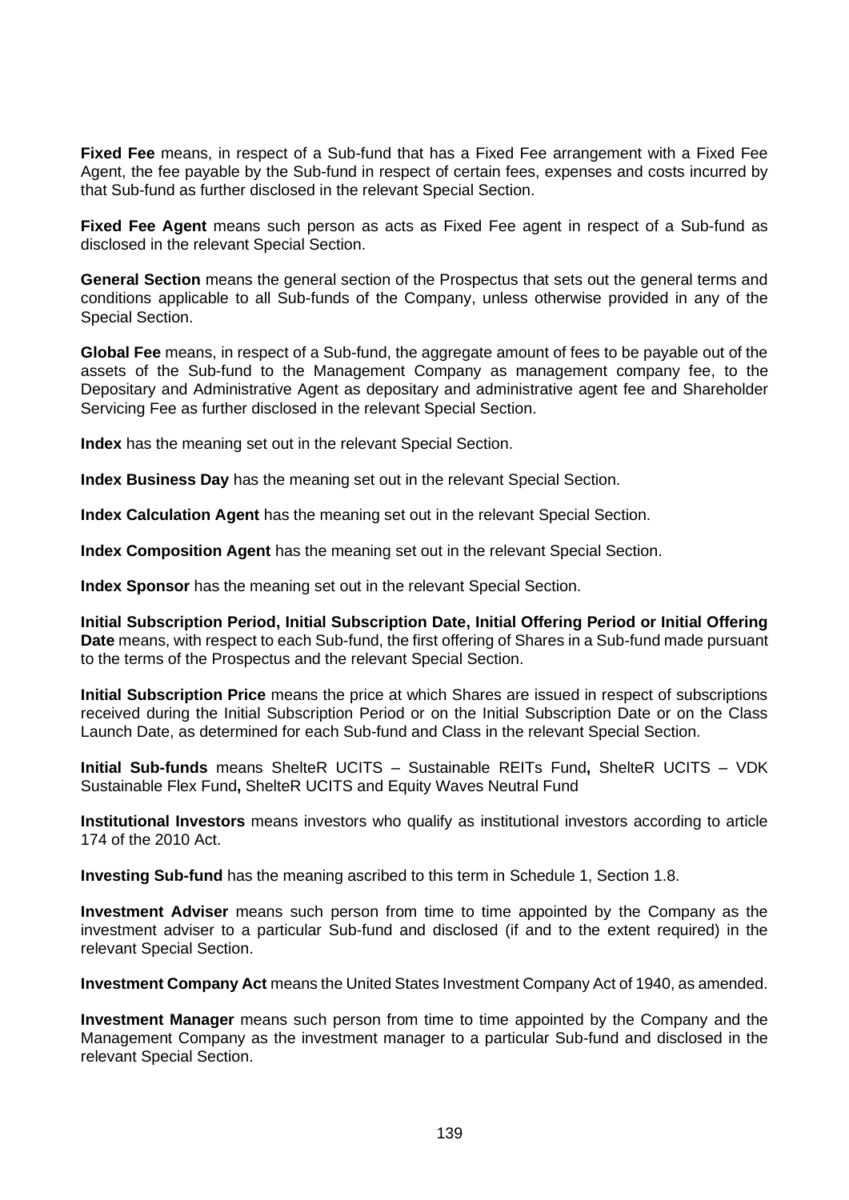**Fixed Fee** means, in respect of a Sub-fund that has a Fixed Fee arrangement with a Fixed Fee Agent, the fee payable by the Sub-fund in respect of certain fees, expenses and costs incurred by that Sub-fund as further disclosed in the relevant Special Section.

**Fixed Fee Agent** means such person as acts as Fixed Fee agent in respect of a Sub-fund as disclosed in the relevant Special Section.

**General Section** means the general section of the Prospectus that sets out the general terms and conditions applicable to all Sub-funds of the Company, unless otherwise provided in any of the Special Section.

**Global Fee** means, in respect of a Sub-fund, the aggregate amount of fees to be payable out of the assets of the Sub-fund to the Management Company as management company fee, to the Depositary and Administrative Agent as depositary and administrative agent fee and Shareholder Servicing Fee as further disclosed in the relevant Special Section.

**Index** has the meaning set out in the relevant Special Section.

**Index Business Day** has the meaning set out in the relevant Special Section.

**Index Calculation Agent** has the meaning set out in the relevant Special Section.

**Index Composition Agent** has the meaning set out in the relevant Special Section.

**Index Sponsor** has the meaning set out in the relevant Special Section.

**Initial Subscription Period, Initial Subscription Date, Initial Offering Period or Initial Offering Date** means, with respect to each Sub-fund, the first offering of Shares in a Sub-fund made pursuant to the terms of the Prospectus and the relevant Special Section.

**Initial Subscription Price** means the price at which Shares are issued in respect of subscriptions received during the Initial Subscription Period or on the Initial Subscription Date or on the Class Launch Date, as determined for each Sub-fund and Class in the relevant Special Section.

**Initial Sub-funds** means ShelteR UCITS – Sustainable REITs Fund**,** ShelteR UCITS – VDK Sustainable Flex Fund**,** ShelteR UCITS and Equity Waves Neutral Fund

**Institutional Investors** means investors who qualify as institutional investors according to article 174 of the 2010 Act.

**Investing Sub-fund** has the meaning ascribed to this term in Schedule 1, Section 1.8.

**Investment Adviser** means such person from time to time appointed by the Company as the investment adviser to a particular Sub-fund and disclosed (if and to the extent required) in the relevant Special Section.

**Investment Company Act** means the United States Investment Company Act of 1940, as amended.

**Investment Manager** means such person from time to time appointed by the Company and the Management Company as the investment manager to a particular Sub-fund and disclosed in the relevant Special Section.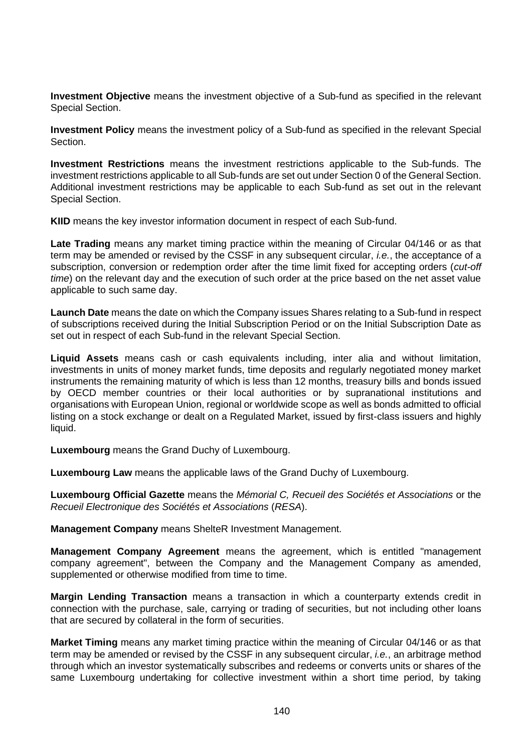**Investment Objective** means the investment objective of a Sub-fund as specified in the relevant Special Section.

**Investment Policy** means the investment policy of a Sub-fund as specified in the relevant Special Section.

**Investment Restrictions** means the investment restrictions applicable to the Sub-funds. The investment restrictions applicable to all Sub-funds are set out under Section 0 of the General Section. Additional investment restrictions may be applicable to each Sub-fund as set out in the relevant Special Section.

**KIID** means the key investor information document in respect of each Sub-fund.

**Late Trading** means any market timing practice within the meaning of Circular 04/146 or as that term may be amended or revised by the CSSF in any subsequent circular, *i.e.*, the acceptance of a subscription, conversion or redemption order after the time limit fixed for accepting orders (*cut-off time*) on the relevant day and the execution of such order at the price based on the net asset value applicable to such same day.

**Launch Date** means the date on which the Company issues Shares relating to a Sub-fund in respect of subscriptions received during the Initial Subscription Period or on the Initial Subscription Date as set out in respect of each Sub-fund in the relevant Special Section.

**Liquid Assets** means cash or cash equivalents including, inter alia and without limitation, investments in units of money market funds, time deposits and regularly negotiated money market instruments the remaining maturity of which is less than 12 months, treasury bills and bonds issued by OECD member countries or their local authorities or by supranational institutions and organisations with European Union, regional or worldwide scope as well as bonds admitted to official listing on a stock exchange or dealt on a Regulated Market, issued by first-class issuers and highly liquid.

**Luxembourg** means the Grand Duchy of Luxembourg.

**Luxembourg Law** means the applicable laws of the Grand Duchy of Luxembourg.

**Luxembourg Official Gazette** means the *Mémorial C, Recueil des Sociétés et Associations* or the *Recueil Electronique des Sociétés et Associations* (*RESA*).

**Management Company** means ShelteR Investment Management.

**Management Company Agreement** means the agreement, which is entitled "management company agreement", between the Company and the Management Company as amended, supplemented or otherwise modified from time to time.

**Margin Lending Transaction** means a transaction in which a counterparty extends credit in connection with the purchase, sale, carrying or trading of securities, but not including other loans that are secured by collateral in the form of securities.

**Market Timing** means any market timing practice within the meaning of Circular 04/146 or as that term may be amended or revised by the CSSF in any subsequent circular, *i.e.*, an arbitrage method through which an investor systematically subscribes and redeems or converts units or shares of the same Luxembourg undertaking for collective investment within a short time period, by taking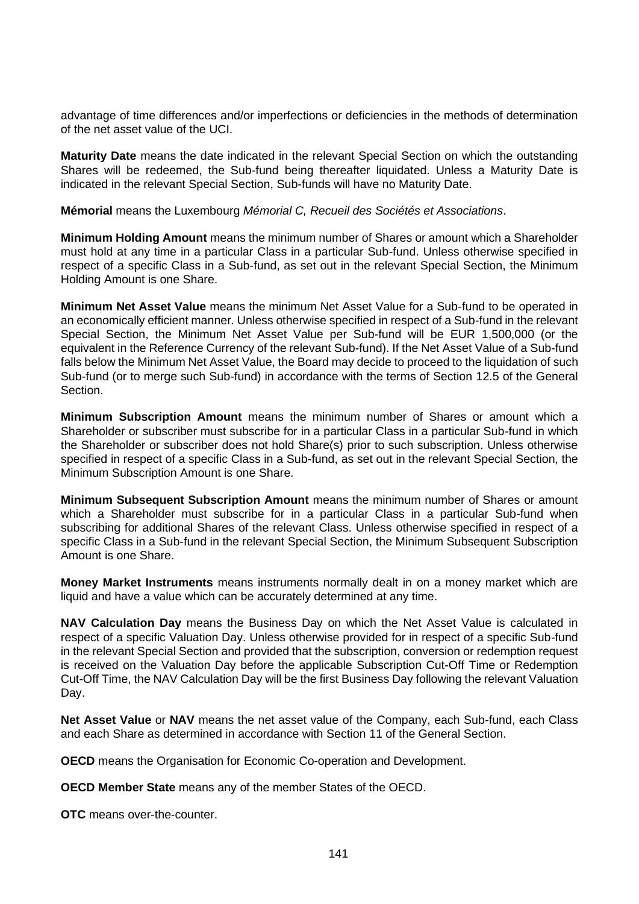advantage of time differences and/or imperfections or deficiencies in the methods of determination of the net asset value of the UCI.

**Maturity Date** means the date indicated in the relevant Special Section on which the outstanding Shares will be redeemed, the Sub-fund being thereafter liquidated. Unless a Maturity Date is indicated in the relevant Special Section, Sub-funds will have no Maturity Date.

**Mémorial** means the Luxembourg *Mémorial C, Recueil des Sociétés et Associations*.

**Minimum Holding Amount** means the minimum number of Shares or amount which a Shareholder must hold at any time in a particular Class in a particular Sub-fund. Unless otherwise specified in respect of a specific Class in a Sub-fund, as set out in the relevant Special Section, the Minimum Holding Amount is one Share.

**Minimum Net Asset Value** means the minimum Net Asset Value for a Sub-fund to be operated in an economically efficient manner. Unless otherwise specified in respect of a Sub-fund in the relevant Special Section, the Minimum Net Asset Value per Sub-fund will be EUR 1,500,000 (or the equivalent in the Reference Currency of the relevant Sub-fund). If the Net Asset Value of a Sub-fund falls below the Minimum Net Asset Value, the Board may decide to proceed to the liquidation of such Sub-fund (or to merge such Sub-fund) in accordance with the terms of Section 12.5 of the General Section.

**Minimum Subscription Amount** means the minimum number of Shares or amount which a Shareholder or subscriber must subscribe for in a particular Class in a particular Sub-fund in which the Shareholder or subscriber does not hold Share(s) prior to such subscription. Unless otherwise specified in respect of a specific Class in a Sub-fund, as set out in the relevant Special Section, the Minimum Subscription Amount is one Share.

**Minimum Subsequent Subscription Amount** means the minimum number of Shares or amount which a Shareholder must subscribe for in a particular Class in a particular Sub-fund when subscribing for additional Shares of the relevant Class. Unless otherwise specified in respect of a specific Class in a Sub-fund in the relevant Special Section, the Minimum Subsequent Subscription Amount is one Share.

**Money Market Instruments** means instruments normally dealt in on a money market which are liquid and have a value which can be accurately determined at any time.

**NAV Calculation Day** means the Business Day on which the Net Asset Value is calculated in respect of a specific Valuation Day. Unless otherwise provided for in respect of a specific Sub-fund in the relevant Special Section and provided that the subscription, conversion or redemption request is received on the Valuation Day before the applicable Subscription Cut-Off Time or Redemption Cut-Off Time, the NAV Calculation Day will be the first Business Day following the relevant Valuation Day.

**Net Asset Value** or **NAV** means the net asset value of the Company, each Sub-fund, each Class and each Share as determined in accordance with Section 11 of the General Section.

**OECD** means the Organisation for Economic Co-operation and Development.

**OECD Member State** means any of the member States of the OECD.

**OTC** means over-the-counter.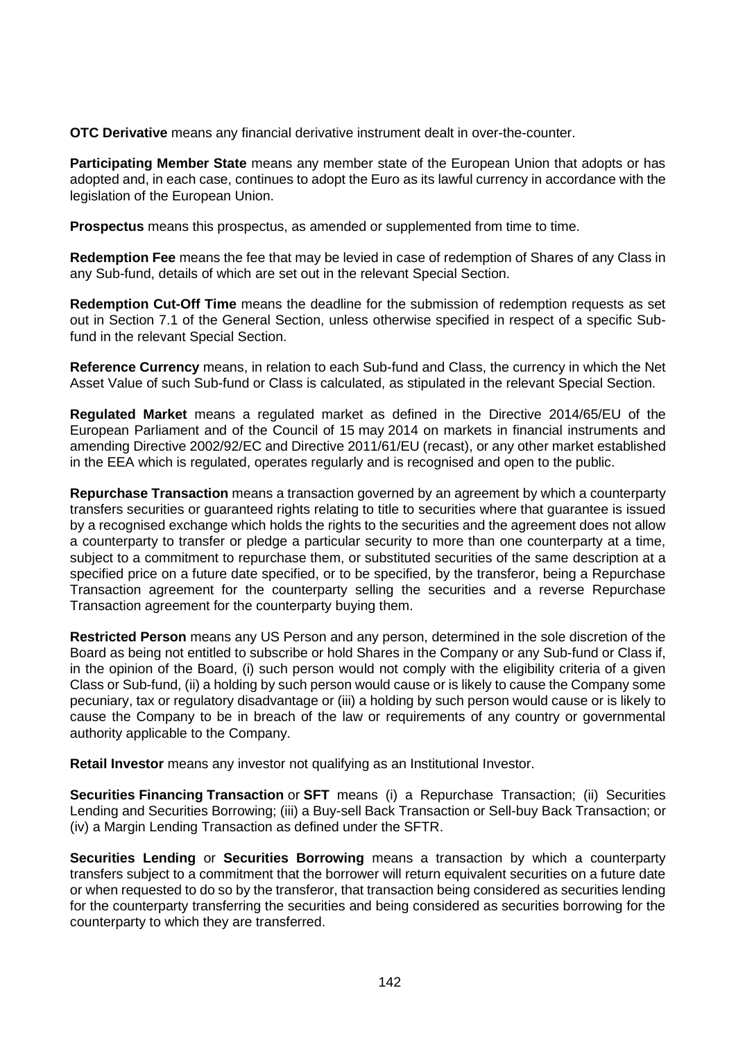**OTC Derivative** means any financial derivative instrument dealt in over-the-counter.

**Participating Member State** means any member state of the European Union that adopts or has adopted and, in each case, continues to adopt the Euro as its lawful currency in accordance with the legislation of the European Union.

**Prospectus** means this prospectus, as amended or supplemented from time to time.

**Redemption Fee** means the fee that may be levied in case of redemption of Shares of any Class in any Sub-fund, details of which are set out in the relevant Special Section.

**Redemption Cut-Off Time** means the deadline for the submission of redemption requests as set out in Section 7.1 of the General Section, unless otherwise specified in respect of a specific Sub-fund in the relevant Special Section.

**Reference Currency** means, in relation to each Sub-fund and Class, the currency in which the Net Asset Value of such Sub-fund or Class is calculated, as stipulated in the relevant Special Section.

**Regulated Market** means a regulated market as defined in the Directive 2014/65/EU of the European Parliament and of the Council of 15 may 2014 on markets in financial instruments and amending Directive 2002/92/EC and Directive 2011/61/EU (recast), or any other market established in the EEA which is regulated, operates regularly and is recognised and open to the public.

**Repurchase Transaction** means a transaction governed by an agreement by which a counterparty transfers securities or guaranteed rights relating to title to securities where that guarantee is issued by a recognised exchange which holds the rights to the securities and the agreement does not allow a counterparty to transfer or pledge a particular security to more than one counterparty at a time, subject to a commitment to repurchase them, or substituted securities of the same description at a specified price on a future date specified, or to be specified, by the transferor, being a Repurchase Transaction agreement for the counterparty selling the securities and a reverse Repurchase Transaction agreement for the counterparty buying them.

**Restricted Person** means any US Person and any person, determined in the sole discretion of the Board as being not entitled to subscribe or hold Shares in the Company or any Sub-fund or Class if, in the opinion of the Board, (i) such person would not comply with the eligibility criteria of a given Class or Sub-fund, (ii) a holding by such person would cause or is likely to cause the Company some pecuniary, tax or regulatory disadvantage or (iii) a holding by such person would cause or is likely to cause the Company to be in breach of the law or requirements of any country or governmental authority applicable to the Company.

**Retail Investor** means any investor not qualifying as an Institutional Investor.

**Securities Financing Transaction** or **SFT** means (i) a Repurchase Transaction; (ii) Securities Lending and Securities Borrowing; (iii) a Buy-sell Back Transaction or Sell-buy Back Transaction; or (iv) a Margin Lending Transaction as defined under the SFTR.

**Securities Lending** or **Securities Borrowing** means a transaction by which a counterparty transfers subject to a commitment that the borrower will return equivalent securities on a future date or when requested to do so by the transferor, that transaction being considered as securities lending for the counterparty transferring the securities and being considered as securities borrowing for the counterparty to which they are transferred.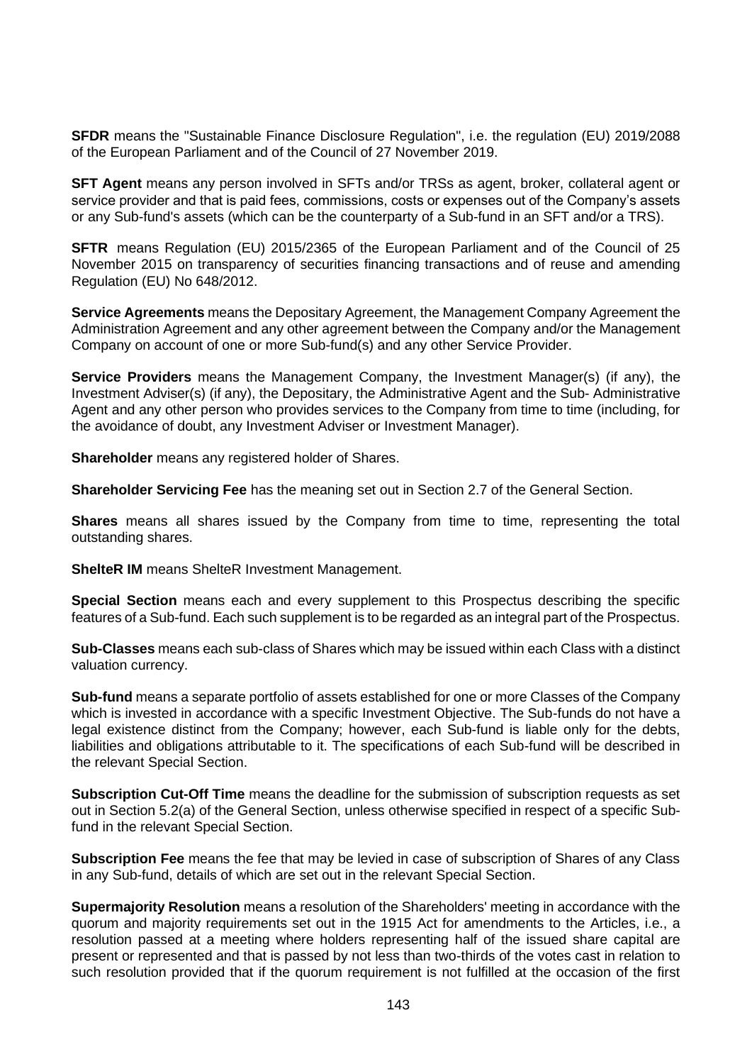**SFDR** means the "Sustainable Finance Disclosure Regulation", i.e. the regulation (EU) 2019/2088 of the European Parliament and of the Council of 27 November 2019.

**SFT Agent** means any person involved in SFTs and/or TRSs as agent, broker, collateral agent or service provider and that is paid fees, commissions, costs or expenses out of the Company's assets or any Sub-fund's assets (which can be the counterparty of a Sub-fund in an SFT and/or a TRS).

**SFTR** means Regulation (EU) 2015/2365 of the European Parliament and of the Council of 25 November 2015 on transparency of securities financing transactions and of reuse and amending Regulation (EU) No 648/2012.

**Service Agreements** means the Depositary Agreement, the Management Company Agreement the Administration Agreement and any other agreement between the Company and/or the Management Company on account of one or more Sub-fund(s) and any other Service Provider.

**Service Providers** means the Management Company, the Investment Manager(s) (if any), the Investment Adviser(s) (if any), the Depositary, the Administrative Agent and the Sub- Administrative Agent and any other person who provides services to the Company from time to time (including, for the avoidance of doubt, any Investment Adviser or Investment Manager).

**Shareholder** means any registered holder of Shares.

**Shareholder Servicing Fee** has the meaning set out in Section 2.7 of the General Section.

**Shares** means all shares issued by the Company from time to time, representing the total outstanding shares.

**ShelteR IM** means ShelteR Investment Management.

**Special Section** means each and every supplement to this Prospectus describing the specific features of a Sub-fund. Each such supplement is to be regarded as an integral part of the Prospectus.

**Sub-Classes** means each sub-class of Shares which may be issued within each Class with a distinct valuation currency.

**Sub-fund** means a separate portfolio of assets established for one or more Classes of the Company which is invested in accordance with a specific Investment Objective. The Sub-funds do not have a legal existence distinct from the Company; however, each Sub-fund is liable only for the debts, liabilities and obligations attributable to it. The specifications of each Sub-fund will be described in the relevant Special Section.

**Subscription Cut-Off Time** means the deadline for the submission of subscription requests as set out in Section 5.2(a) of the General Section, unless otherwise specified in respect of a specific Sub-fund in the relevant Special Section.

**Subscription Fee** means the fee that may be levied in case of subscription of Shares of any Class in any Sub-fund, details of which are set out in the relevant Special Section.

**Supermajority Resolution** means a resolution of the Shareholders' meeting in accordance with the quorum and majority requirements set out in the 1915 Act for amendments to the Articles, i.e., a resolution passed at a meeting where holders representing half of the issued share capital are present or represented and that is passed by not less than two-thirds of the votes cast in relation to such resolution provided that if the quorum requirement is not fulfilled at the occasion of the first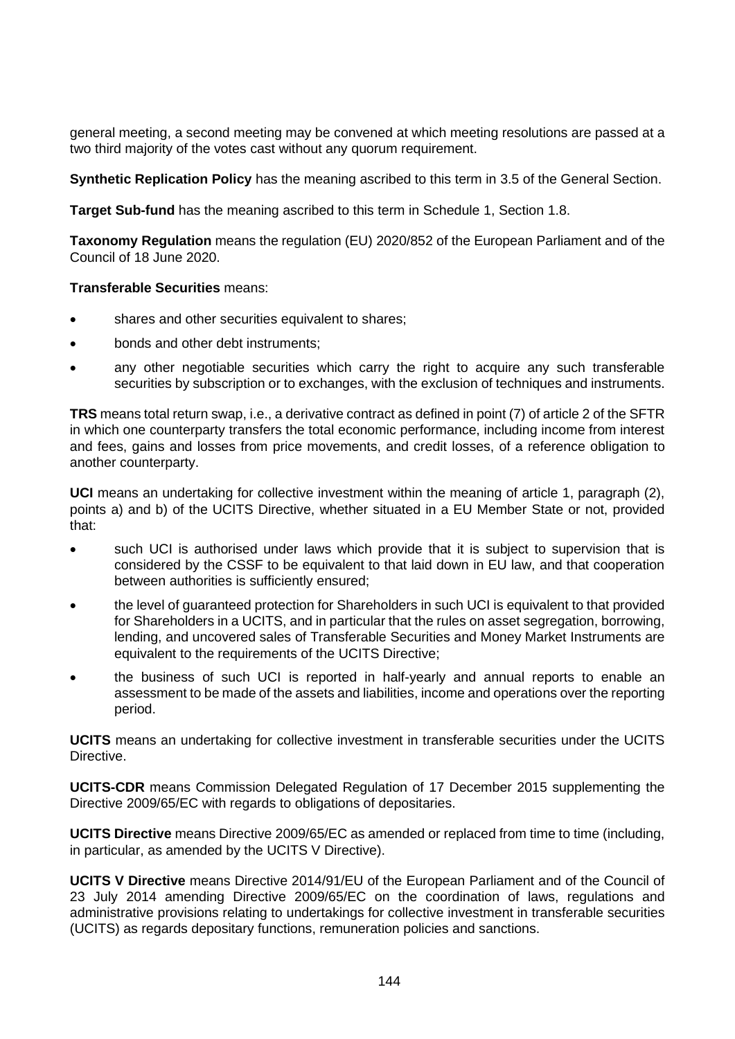general meeting, a second meeting may be convened at which meeting resolutions are passed at a two third majority of the votes cast without any quorum requirement.

**Synthetic Replication Policy** has the meaning ascribed to this term in 3.5 of the General Section.

**Target Sub-fund** has the meaning ascribed to this term in Schedule 1, Section 1.8.

**Taxonomy Regulation** means the regulation (EU) 2020/852 of the European Parliament and of the Council of 18 June 2020.

**Transferable Securities** means:

- shares and other securities equivalent to shares;
- bonds and other debt instruments;
- any other negotiable securities which carry the right to acquire any such transferable securities by subscription or to exchanges, with the exclusion of techniques and instruments.

**TRS** means total return swap, i.e., a derivative contract as defined in point (7) of article 2 of the SFTR in which one counterparty transfers the total economic performance, including income from interest and fees, gains and losses from price movements, and credit losses, of a reference obligation to another counterparty.

**UCI** means an undertaking for collective investment within the meaning of article 1, paragraph (2), points a) and b) of the UCITS Directive, whether situated in a EU Member State or not, provided that:

- such UCI is authorised under laws which provide that it is subject to supervision that is considered by the CSSF to be equivalent to that laid down in EU law, and that cooperation between authorities is sufficiently ensured;
- the level of guaranteed protection for Shareholders in such UCI is equivalent to that provided for Shareholders in a UCITS, and in particular that the rules on asset segregation, borrowing, lending, and uncovered sales of Transferable Securities and Money Market Instruments are equivalent to the requirements of the UCITS Directive;
- the business of such UCI is reported in half-yearly and annual reports to enable an assessment to be made of the assets and liabilities, income and operations over the reporting period.

**UCITS** means an undertaking for collective investment in transferable securities under the UCITS Directive.

**UCITS-CDR** means Commission Delegated Regulation of 17 December 2015 supplementing the Directive 2009/65/EC with regards to obligations of depositaries.

**UCITS Directive** means Directive 2009/65/EC as amended or replaced from time to time (including, in particular, as amended by the UCITS V Directive).

**UCITS V Directive** means Directive 2014/91/EU of the European Parliament and of the Council of 23 July 2014 amending Directive 2009/65/EC on the coordination of laws, regulations and administrative provisions relating to undertakings for collective investment in transferable securities (UCITS) as regards depositary functions, remuneration policies and sanctions.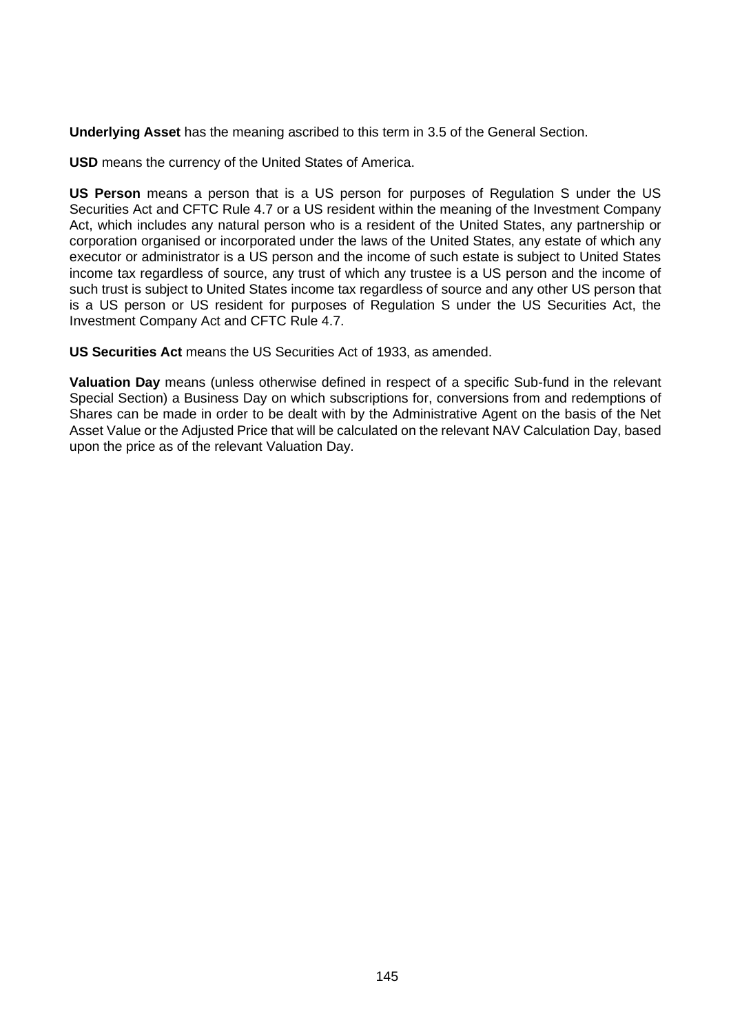**Underlying Asset** has the meaning ascribed to this term in 3.5 of the General Section.

**USD** means the currency of the United States of America.

**US Person** means a person that is a US person for purposes of Regulation S under the US Securities Act and CFTC Rule 4.7 or a US resident within the meaning of the Investment Company Act, which includes any natural person who is a resident of the United States, any partnership or corporation organised or incorporated under the laws of the United States, any estate of which any executor or administrator is a US person and the income of such estate is subject to United States income tax regardless of source, any trust of which any trustee is a US person and the income of such trust is subject to United States income tax regardless of source and any other US person that is a US person or US resident for purposes of Regulation S under the US Securities Act, the Investment Company Act and CFTC Rule 4.7.

**US Securities Act** means the US Securities Act of 1933, as amended.

**Valuation Day** means (unless otherwise defined in respect of a specific Sub-fund in the relevant Special Section) a Business Day on which subscriptions for, conversions from and redemptions of Shares can be made in order to be dealt with by the Administrative Agent on the basis of the Net Asset Value or the Adjusted Price that will be calculated on the relevant NAV Calculation Day, based upon the price as of the relevant Valuation Day.